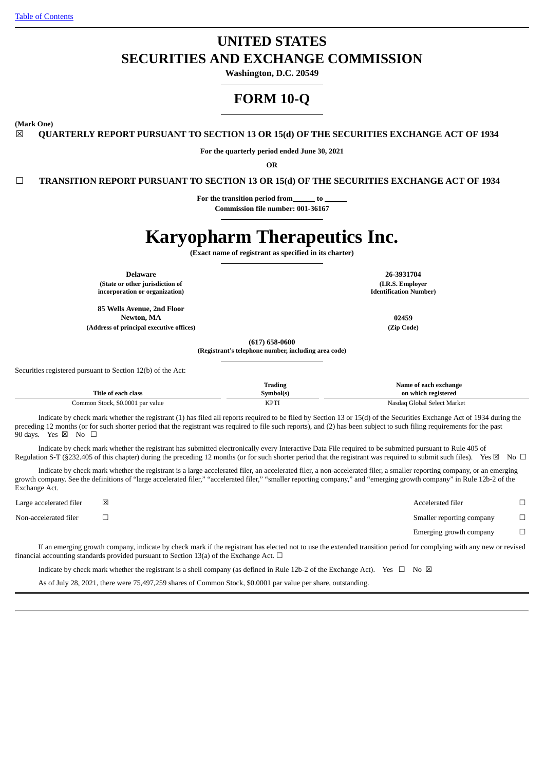Table of Contents

# UNITED STATES
# SECURITIES AND EXCHANGE COMMISSION

**Washington, D.C. 20549**

# FORM 10-Q

**(Mark One)**

☒ **QUARTERLY REPORT PURSUANT TO SECTION 13 OR 15(d) OF THE SECURITIES EXCHANGE ACT OF 1934**

**For the quarterly period ended June 30, 2021**

**OR**

☐ **TRANSITION REPORT PURSUANT TO SECTION 13 OR 15(d) OF THE SECURITIES EXCHANGE ACT OF 1934**

**For the transition period from\_\_\_\_\_\_ to \_\_\_\_\_\_**

**Commission file number: 001-36167**

# Karyopharm Therapeutics Inc.

**(Exact name of registrant as specified in its charter)**

| | |
|---|---|
| **Delaware** | **26-3931704** |
| **(State or other jurisdiction of incorporation or organization)** | **(I.R.S. Employer Identification Number)** |
| **85 Wells Avenue, 2nd Floor Newton, MA** | **02459** |
| **(Address of principal executive offices)** | **(Zip Code)** |

**(617) 658-0600**

**(Registrant's telephone number, including area code)**

Securities registered pursuant to Section 12(b) of the Act:

| Title of each class | Trading Symbol(s) | Name of each exchange on which registered |
|---|---|---|
| Common Stock, $0.0001 par value | KPTI | Nasdaq Global Select Market |

Indicate by check mark whether the registrant (1) has filed all reports required to be filed by Section 13 or 15(d) of the Securities Exchange Act of 1934 during the preceding 12 months (or for such shorter period that the registrant was required to file such reports), and (2) has been subject to such filing requirements for the past 90 days. Yes ☒ No ☐

Indicate by check mark whether the registrant has submitted electronically every Interactive Data File required to be submitted pursuant to Rule 405 of Regulation S-T (§232.405 of this chapter) during the preceding 12 months (or for such shorter period that the registrant was required to submit such files). Yes ☒ No ☐

Indicate by check mark whether the registrant is a large accelerated filer, an accelerated filer, a non-accelerated filer, a smaller reporting company, or an emerging growth company. See the definitions of "large accelerated filer," "accelerated filer," "smaller reporting company," and "emerging growth company" in Rule 12b-2 of the Exchange Act.

| | | | |
|---|---|---|---|
| Large accelerated filer | ☒ | Accelerated filer | ☐ |
| Non-accelerated filer | ☐ | Smaller reporting company | ☐ |
| | | Emerging growth company | ☐ |

If an emerging growth company, indicate by check mark if the registrant has elected not to use the extended transition period for complying with any new or revised financial accounting standards provided pursuant to Section 13(a) of the Exchange Act. ☐

Indicate by check mark whether the registrant is a shell company (as defined in Rule 12b-2 of the Exchange Act). Yes ☐ No ☒

As of July 28, 2021, there were 75,497,259 shares of Common Stock, $0.0001 par value per share, outstanding.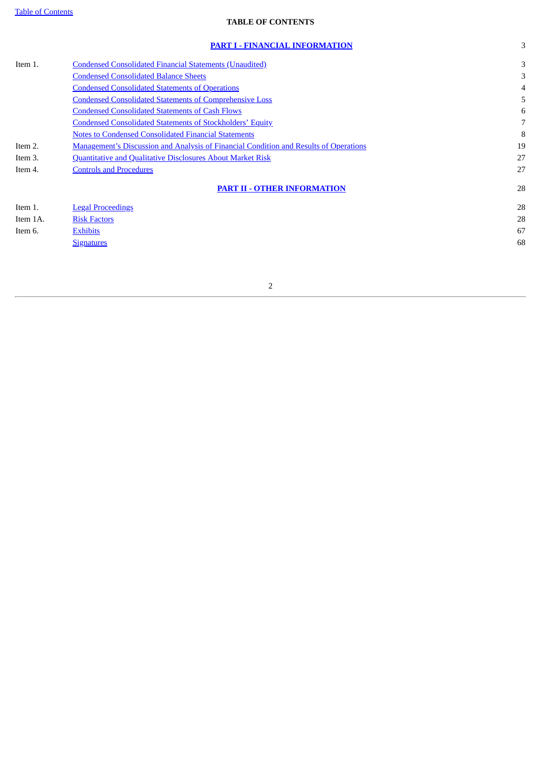## TABLE OF CONTENTS

| | | |
|---|---|---|
| | **PART I - FINANCIAL INFORMATION** | 3 |
| Item 1. | Condensed Consolidated Financial Statements (Unaudited) | 3 |
| | Condensed Consolidated Balance Sheets | 3 |
| | Condensed Consolidated Statements of Operations | 4 |
| | Condensed Consolidated Statements of Comprehensive Loss | 5 |
| | Condensed Consolidated Statements of Cash Flows | 6 |
| | Condensed Consolidated Statements of Stockholders' Equity | 7 |
| | Notes to Condensed Consolidated Financial Statements | 8 |
| Item 2. | Management's Discussion and Analysis of Financial Condition and Results of Operations | 19 |
| Item 3. | Quantitative and Qualitative Disclosures About Market Risk | 27 |
| Item 4. | Controls and Procedures | 27 |
| | **PART II - OTHER INFORMATION** | 28 |
| Item 1. | Legal Proceedings | 28 |
| Item 1A. | Risk Factors | 28 |
| Item 6. | Exhibits | 67 |
| | Signatures | 68 |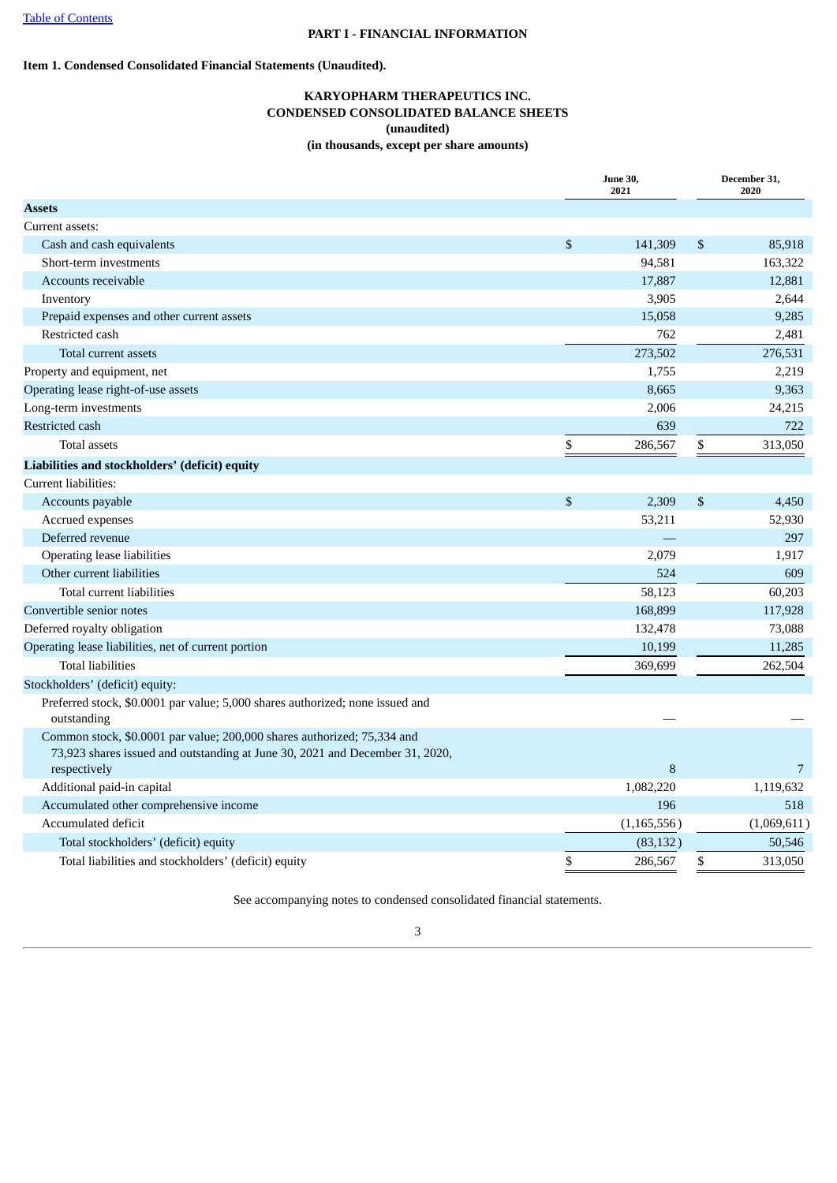# PART I - FINANCIAL INFORMATION

## Item 1. Condensed Consolidated Financial Statements (Unaudited).

### KARYOPHARM THERAPEUTICS INC.
### CONDENSED CONSOLIDATED BALANCE SHEETS
### (unaudited)
### (in thousands, except per share amounts)

| | June 30, 2021 | December 31, 2020 |
|---|---|---|
| **Assets** | | |
| Current assets: | | |
| Cash and cash equivalents | $ 141,309 | $ 85,918 |
| Short-term investments | 94,581 | 163,322 |
| Accounts receivable | 17,887 | 12,881 |
| Inventory | 3,905 | 2,644 |
| Prepaid expenses and other current assets | 15,058 | 9,285 |
| Restricted cash | 762 | 2,481 |
| Total current assets | 273,502 | 276,531 |
| Property and equipment, net | 1,755 | 2,219 |
| Operating lease right-of-use assets | 8,665 | 9,363 |
| Long-term investments | 2,006 | 24,215 |
| Restricted cash | 639 | 722 |
| Total assets | $ 286,567 | $ 313,050 |
| **Liabilities and stockholders' (deficit) equity** | | |
| Current liabilities: | | |
| Accounts payable | $ 2,309 | $ 4,450 |
| Accrued expenses | 53,211 | 52,930 |
| Deferred revenue | — | 297 |
| Operating lease liabilities | 2,079 | 1,917 |
| Other current liabilities | 524 | 609 |
| Total current liabilities | 58,123 | 60,203 |
| Convertible senior notes | 168,899 | 117,928 |
| Deferred royalty obligation | 132,478 | 73,088 |
| Operating lease liabilities, net of current portion | 10,199 | 11,285 |
| Total liabilities | 369,699 | 262,504 |
| Stockholders' (deficit) equity: | | |
| Preferred stock, $0.0001 par value; 5,000 shares authorized; none issued and outstanding | — | — |
| Common stock, $0.0001 par value; 200,000 shares authorized; 75,334 and 73,923 shares issued and outstanding at June 30, 2021 and December 31, 2020, respectively | 8 | 7 |
| Additional paid-in capital | 1,082,220 | 1,119,632 |
| Accumulated other comprehensive income | 196 | 518 |
| Accumulated deficit | (1,165,556) | (1,069,611) |
| Total stockholders' (deficit) equity | (83,132) | 50,546 |
| Total liabilities and stockholders' (deficit) equity | $ 286,567 | $ 313,050 |

See accompanying notes to condensed consolidated financial statements.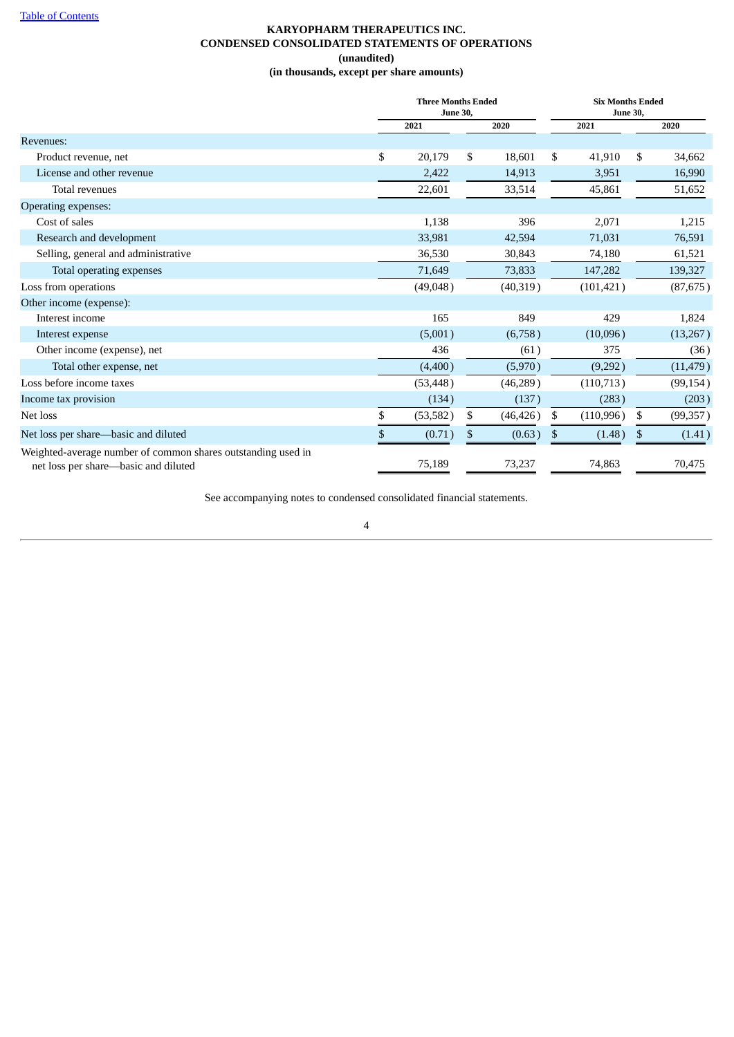[Table of Contents](#)

**KARYOPHARM THERAPEUTICS INC.**
**CONDENSED CONSOLIDATED STATEMENTS OF OPERATIONS**
**(unaudited)**
**(in thousands, except per share amounts)**

| | Three Months Ended June 30, | | Six Months Ended June 30, | |
|---|---|---|---|---|
| | 2021 | 2020 | 2021 | 2020 |
| Revenues: | | | | |
| Product revenue, net | $ 20,179 | $ 18,601 | $ 41,910 | $ 34,662 |
| License and other revenue | 2,422 | 14,913 | 3,951 | 16,990 |
| Total revenues | 22,601 | 33,514 | 45,861 | 51,652 |
| Operating expenses: | | | | |
| Cost of sales | 1,138 | 396 | 2,071 | 1,215 |
| Research and development | 33,981 | 42,594 | 71,031 | 76,591 |
| Selling, general and administrative | 36,530 | 30,843 | 74,180 | 61,521 |
| Total operating expenses | 71,649 | 73,833 | 147,282 | 139,327 |
| Loss from operations | (49,048) | (40,319) | (101,421) | (87,675) |
| Other income (expense): | | | | |
| Interest income | 165 | 849 | 429 | 1,824 |
| Interest expense | (5,001) | (6,758) | (10,096) | (13,267) |
| Other income (expense), net | 436 | (61) | 375 | (36) |
| Total other expense, net | (4,400) | (5,970) | (9,292) | (11,479) |
| Loss before income taxes | (53,448) | (46,289) | (110,713) | (99,154) |
| Income tax provision | (134) | (137) | (283) | (203) |
| Net loss | $ (53,582) | $ (46,426) | $ (110,996) | $ (99,357) |
| Net loss per share—basic and diluted | $ (0.71) | $ (0.63) | $ (1.48) | $ (1.41) |
| Weighted-average number of common shares outstanding used in net loss per share—basic and diluted | 75,189 | 73,237 | 74,863 | 70,475 |

See accompanying notes to condensed consolidated financial statements.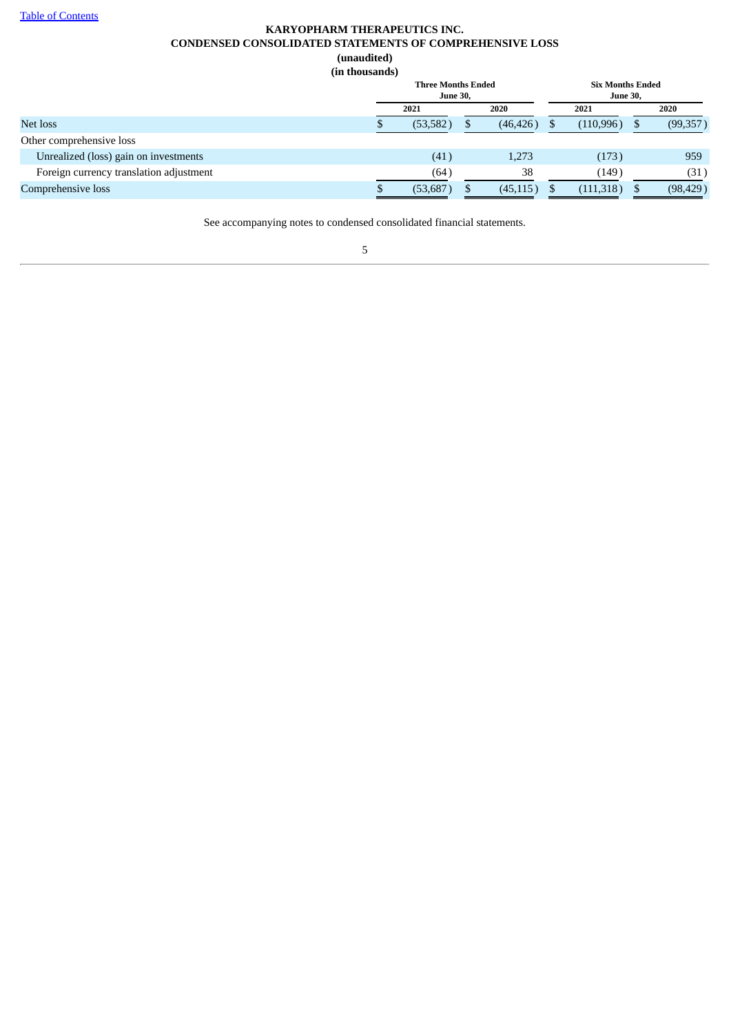Table of Contents

**KARYOPHARM THERAPEUTICS INC.**
**CONDENSED CONSOLIDATED STATEMENTS OF COMPREHENSIVE LOSS**
**(unaudited)**
**(in thousands)**

| | Three Months Ended June 30, | | Six Months Ended June 30, | |
|---|---|---|---|---|
| | 2021 | 2020 | 2021 | 2020 |
| Net loss | $ (53,582) | $ (46,426) | $ (110,996) | $ (99,357) |
| Other comprehensive loss | | | | |
| Unrealized (loss) gain on investments | (41) | 1,273 | (173) | 959 |
| Foreign currency translation adjustment | (64) | 38 | (149) | (31) |
| Comprehensive loss | $ (53,687) | $ (45,115) | $ (111,318) | $ (98,429) |

See accompanying notes to condensed consolidated financial statements.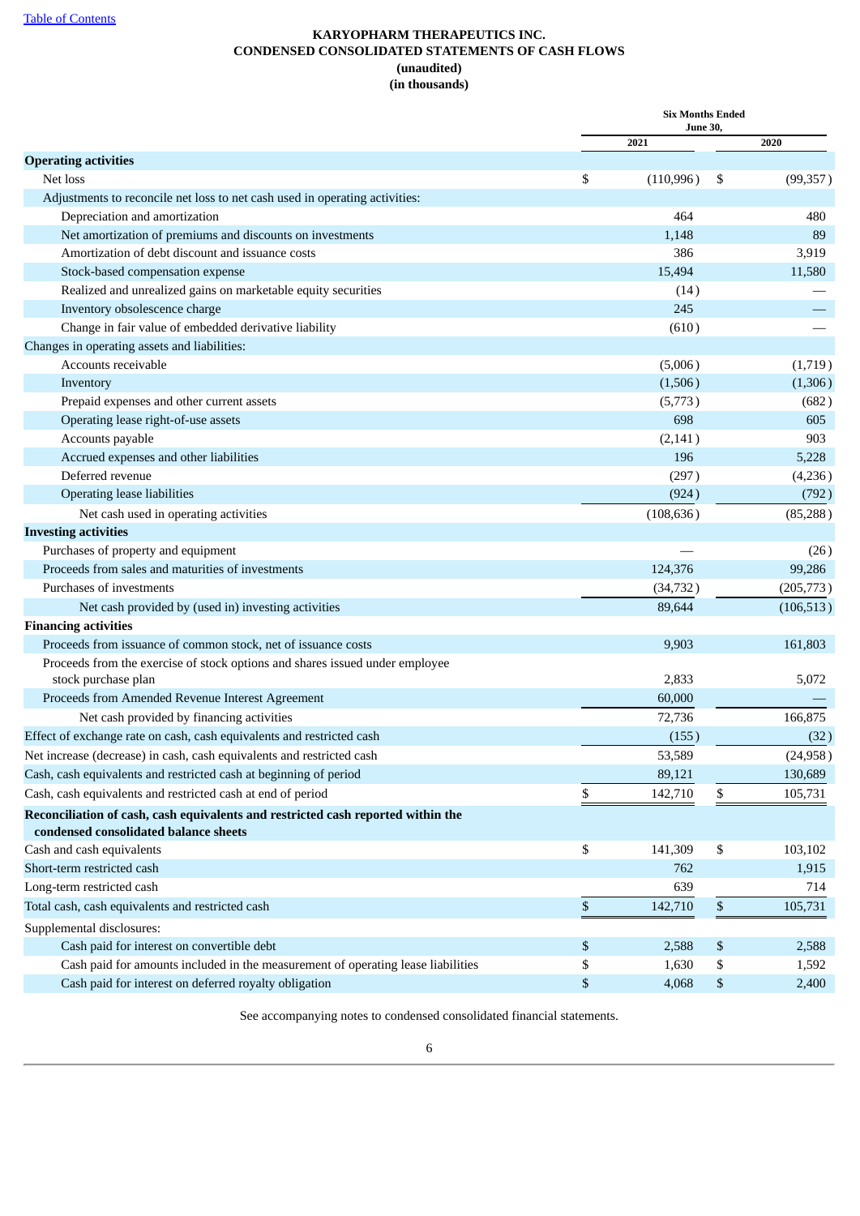Table of Contents

**KARYOPHARM THERAPEUTICS INC.**
**CONDENSED CONSOLIDATED STATEMENTS OF CASH FLOWS**
**(unaudited)**
**(in thousands)**

| | Six Months Ended June 30, | |
|---|---|---|
| | 2021 | 2020 |
| **Operating activities** | | |
| Net loss | $ (110,996) | $ (99,357) |
| Adjustments to reconcile net loss to net cash used in operating activities: | | |
| Depreciation and amortization | 464 | 480 |
| Net amortization of premiums and discounts on investments | 1,148 | 89 |
| Amortization of debt discount and issuance costs | 386 | 3,919 |
| Stock-based compensation expense | 15,494 | 11,580 |
| Realized and unrealized gains on marketable equity securities | (14) | — |
| Inventory obsolescence charge | 245 | — |
| Change in fair value of embedded derivative liability | (610) | — |
| Changes in operating assets and liabilities: | | |
| Accounts receivable | (5,006) | (1,719) |
| Inventory | (1,506) | (1,306) |
| Prepaid expenses and other current assets | (5,773) | (682) |
| Operating lease right-of-use assets | 698 | 605 |
| Accounts payable | (2,141) | 903 |
| Accrued expenses and other liabilities | 196 | 5,228 |
| Deferred revenue | (297) | (4,236) |
| Operating lease liabilities | (924) | (792) |
| Net cash used in operating activities | (108,636) | (85,288) |
| **Investing activities** | | |
| Purchases of property and equipment | — | (26) |
| Proceeds from sales and maturities of investments | 124,376 | 99,286 |
| Purchases of investments | (34,732) | (205,773) |
| Net cash provided by (used in) investing activities | 89,644 | (106,513) |
| **Financing activities** | | |
| Proceeds from issuance of common stock, net of issuance costs | 9,903 | 161,803 |
| Proceeds from the exercise of stock options and shares issued under employee stock purchase plan | 2,833 | 5,072 |
| Proceeds from Amended Revenue Interest Agreement | 60,000 | — |
| Net cash provided by financing activities | 72,736 | 166,875 |
| Effect of exchange rate on cash, cash equivalents and restricted cash | (155) | (32) |
| Net increase (decrease) in cash, cash equivalents and restricted cash | 53,589 | (24,958) |
| Cash, cash equivalents and restricted cash at beginning of period | 89,121 | 130,689 |
| Cash, cash equivalents and restricted cash at end of period | $ 142,710 | $ 105,731 |
| **Reconciliation of cash, cash equivalents and restricted cash reported within the condensed consolidated balance sheets** | | |
| Cash and cash equivalents | $ 141,309 | $ 103,102 |
| Short-term restricted cash | 762 | 1,915 |
| Long-term restricted cash | 639 | 714 |
| Total cash, cash equivalents and restricted cash | $ 142,710 | $ 105,731 |
| Supplemental disclosures: | | |
| Cash paid for interest on convertible debt | $ 2,588 | $ 2,588 |
| Cash paid for amounts included in the measurement of operating lease liabilities | $ 1,630 | $ 1,592 |
| Cash paid for interest on deferred royalty obligation | $ 4,068 | $ 2,400 |

See accompanying notes to condensed consolidated financial statements.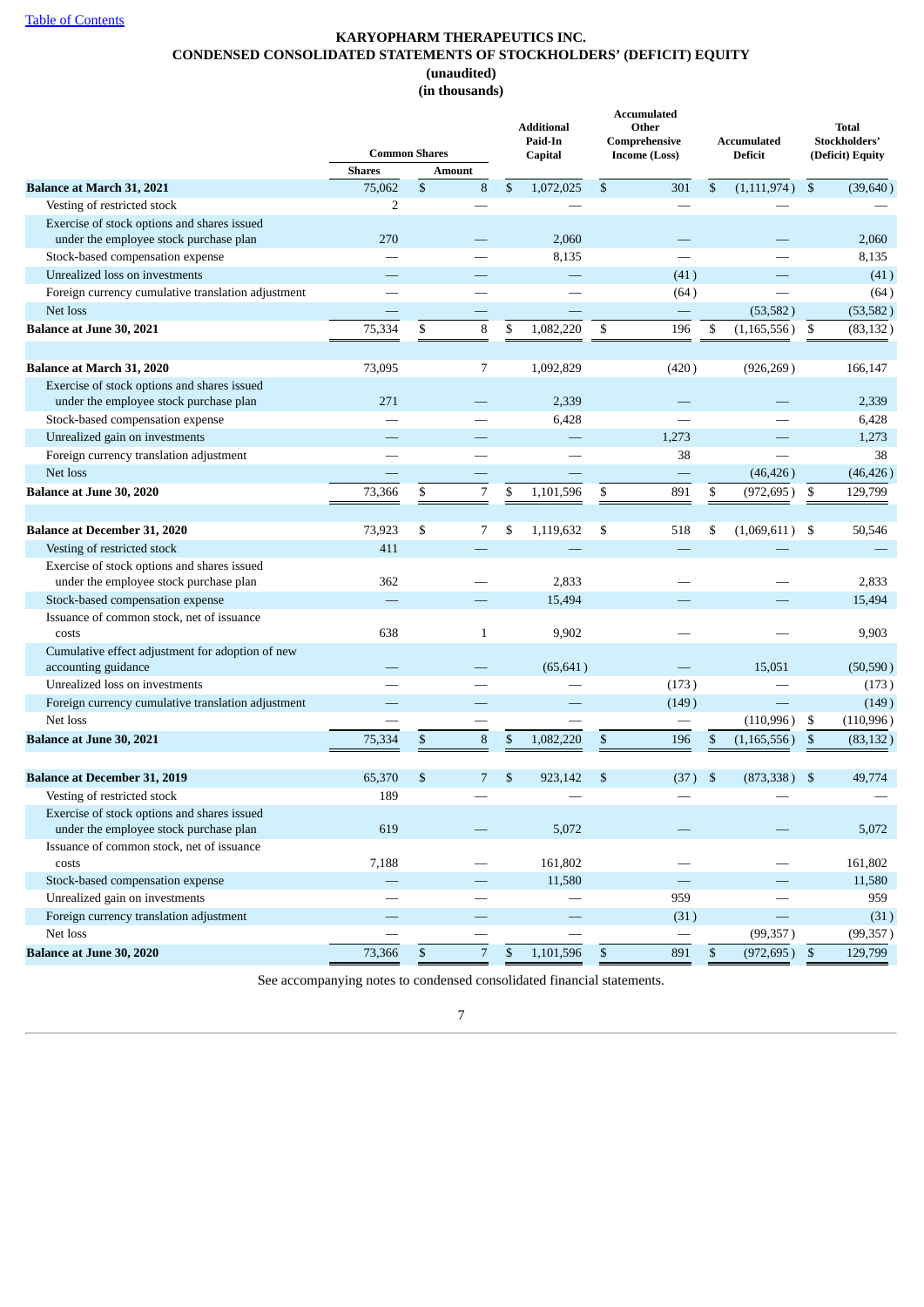# KARYOPHARM THERAPEUTICS INC.
## CONDENSED CONSOLIDATED STATEMENTS OF STOCKHOLDERS' (DEFICIT) EQUITY
### (unaudited)
### (in thousands)

| | Common Shares | | Additional Paid-In Capital | Accumulated Other Comprehensive Income (Loss) | Accumulated Deficit | Total Stockholders' (Deficit) Equity |
|---|---|---|---|---|---|---|
| | Shares | Amount | | | | |
| **Balance at March 31, 2021** | 75,062 | $ 8 | $ 1,072,025 | $ 301 | $ (1,111,974) | $ (39,640) |
| Vesting of restricted stock | 2 | — | — | — | — | — |
| Exercise of stock options and shares issued under the employee stock purchase plan | 270 | — | 2,060 | — | — | 2,060 |
| Stock-based compensation expense | — | — | 8,135 | — | — | 8,135 |
| Unrealized loss on investments | — | — | — | (41) | — | (41) |
| Foreign currency cumulative translation adjustment | — | — | — | (64) | — | (64) |
| Net loss | — | — | — | — | (53,582) | (53,582) |
| **Balance at June 30, 2021** | 75,334 | $ 8 | $ 1,082,220 | $ 196 | $ (1,165,556) | $ (83,132) |
| | | | | | | |
| **Balance at March 31, 2020** | 73,095 | 7 | 1,092,829 | (420) | (926,269) | 166,147 |
| Exercise of stock options and shares issued under the employee stock purchase plan | 271 | — | 2,339 | — | — | 2,339 |
| Stock-based compensation expense | — | — | 6,428 | — | — | 6,428 |
| Unrealized gain on investments | — | — | — | 1,273 | — | 1,273 |
| Foreign currency translation adjustment | — | — | — | 38 | — | 38 |
| Net loss | — | — | — | — | (46,426) | (46,426) |
| **Balance at June 30, 2020** | 73,366 | $ 7 | $ 1,101,596 | $ 891 | $ (972,695) | $ 129,799 |
| | | | | | | |
| **Balance at December 31, 2020** | 73,923 | $ 7 | $ 1,119,632 | $ 518 | $ (1,069,611) | $ 50,546 |
| Vesting of restricted stock | 411 | — | — | — | — | — |
| Exercise of stock options and shares issued under the employee stock purchase plan | 362 | — | 2,833 | — | — | 2,833 |
| Stock-based compensation expense | — | — | 15,494 | — | — | 15,494 |
| Issuance of common stock, net of issuance costs | 638 | 1 | 9,902 | — | — | 9,903 |
| Cumulative effect adjustment for adoption of new accounting guidance | — | — | (65,641) | — | 15,051 | (50,590) |
| Unrealized loss on investments | — | — | — | (173) | — | (173) |
| Foreign currency cumulative translation adjustment | — | — | — | (149) | — | (149) |
| Net loss | — | — | — | — | (110,996) | $ (110,996) |
| **Balance at June 30, 2021** | 75,334 | $ 8 | $ 1,082,220 | $ 196 | $ (1,165,556) | $ (83,132) |
| | | | | | | |
| **Balance at December 31, 2019** | 65,370 | $ 7 | $ 923,142 | $ (37) | $ (873,338) | $ 49,774 |
| Vesting of restricted stock | 189 | — | — | — | — | — |
| Exercise of stock options and shares issued under the employee stock purchase plan | 619 | — | 5,072 | — | — | 5,072 |
| Issuance of common stock, net of issuance costs | 7,188 | — | 161,802 | — | — | 161,802 |
| Stock-based compensation expense | — | — | 11,580 | — | — | 11,580 |
| Unrealized gain on investments | — | — | — | 959 | — | 959 |
| Foreign currency translation adjustment | — | — | — | (31) | — | (31) |
| Net loss | — | — | — | — | (99,357) | (99,357) |
| **Balance at June 30, 2020** | 73,366 | $ 7 | $ 1,101,596 | $ 891 | $ (972,695) | $ 129,799 |

See accompanying notes to condensed consolidated financial statements.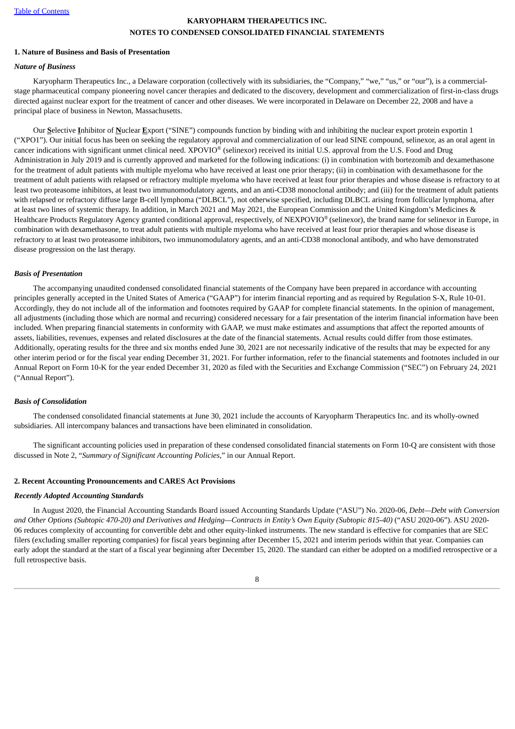**KARYOPHARM THERAPEUTICS INC.**

**NOTES TO CONDENSED CONSOLIDATED FINANCIAL STATEMENTS**

**1. Nature of Business and Basis of Presentation**

***Nature of Business***

Karyopharm Therapeutics Inc., a Delaware corporation (collectively with its subsidiaries, the "Company," "we," "us," or "our"), is a commercial-stage pharmaceutical company pioneering novel cancer therapies and dedicated to the discovery, development and commercialization of first-in-class drugs directed against nuclear export for the treatment of cancer and other diseases. We were incorporated in Delaware on December 22, 2008 and have a principal place of business in Newton, Massachusetts.

Our **S**elective **I**nhibitor of **N**uclear **E**xport ("SINE") compounds function by binding with and inhibiting the nuclear export protein exportin 1 ("XPO1"). Our initial focus has been on seeking the regulatory approval and commercialization of our lead SINE compound, selinexor, as an oral agent in cancer indications with significant unmet clinical need. XPOVIO® (selinexor) received its initial U.S. approval from the U.S. Food and Drug Administration in July 2019 and is currently approved and marketed for the following indications: (i) in combination with bortezomib and dexamethasone for the treatment of adult patients with multiple myeloma who have received at least one prior therapy; (ii) in combination with dexamethasone for the treatment of adult patients with relapsed or refractory multiple myeloma who have received at least four prior therapies and whose disease is refractory to at least two proteasome inhibitors, at least two immunomodulatory agents, and an anti-CD38 monoclonal antibody; and (iii) for the treatment of adult patients with relapsed or refractory diffuse large B-cell lymphoma ("DLBCL"), not otherwise specified, including DLBCL arising from follicular lymphoma, after at least two lines of systemic therapy. In addition, in March 2021 and May 2021, the European Commission and the United Kingdom's Medicines & Healthcare Products Regulatory Agency granted conditional approval, respectively, of NEXPOVIO® (selinexor), the brand name for selinexor in Europe, in combination with dexamethasone, to treat adult patients with multiple myeloma who have received at least four prior therapies and whose disease is refractory to at least two proteasome inhibitors, two immunomodulatory agents, and an anti-CD38 monoclonal antibody, and who have demonstrated disease progression on the last therapy.

***Basis of Presentation***

The accompanying unaudited condensed consolidated financial statements of the Company have been prepared in accordance with accounting principles generally accepted in the United States of America ("GAAP") for interim financial reporting and as required by Regulation S-X, Rule 10-01. Accordingly, they do not include all of the information and footnotes required by GAAP for complete financial statements. In the opinion of management, all adjustments (including those which are normal and recurring) considered necessary for a fair presentation of the interim financial information have been included. When preparing financial statements in conformity with GAAP, we must make estimates and assumptions that affect the reported amounts of assets, liabilities, revenues, expenses and related disclosures at the date of the financial statements. Actual results could differ from those estimates. Additionally, operating results for the three and six months ended June 30, 2021 are not necessarily indicative of the results that may be expected for any other interim period or for the fiscal year ending December 31, 2021. For further information, refer to the financial statements and footnotes included in our Annual Report on Form 10-K for the year ended December 31, 2020 as filed with the Securities and Exchange Commission ("SEC") on February 24, 2021 ("Annual Report").

***Basis of Consolidation***

The condensed consolidated financial statements at June 30, 2021 include the accounts of Karyopharm Therapeutics Inc. and its wholly-owned subsidiaries. All intercompany balances and transactions have been eliminated in consolidation.

The significant accounting policies used in preparation of these condensed consolidated financial statements on Form 10-Q are consistent with those discussed in Note 2, "*Summary of Significant Accounting Policies*," in our Annual Report.

**2. Recent Accounting Pronouncements and CARES Act Provisions**

***Recently Adopted Accounting Standards***

In August 2020, the Financial Accounting Standards Board issued Accounting Standards Update ("ASU") No. 2020-06, *Debt—Debt with Conversion and Other Options (Subtopic 470-20) and Derivatives and Hedging—Contracts in Entity's Own Equity (Subtopic 815-40)* ("ASU 2020-06"). ASU 2020-06 reduces complexity of accounting for convertible debt and other equity-linked instruments. The new standard is effective for companies that are SEC filers (excluding smaller reporting companies) for fiscal years beginning after December 15, 2021 and interim periods within that year. Companies can early adopt the standard at the start of a fiscal year beginning after December 15, 2020. The standard can either be adopted on a modified retrospective or a full retrospective basis.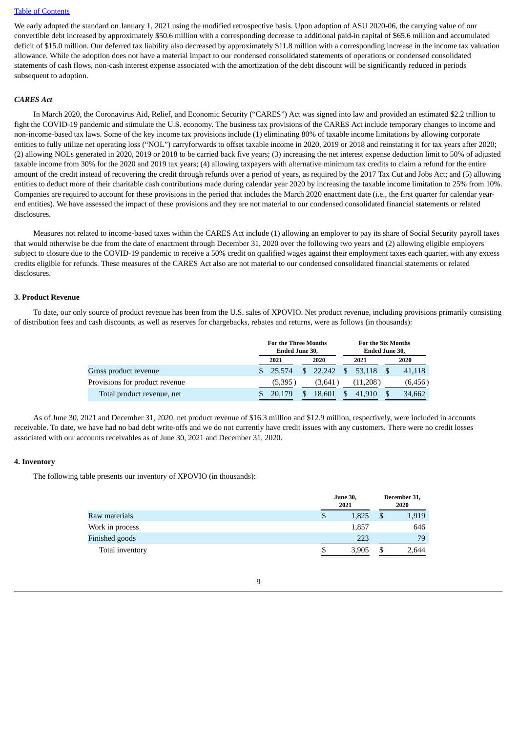We early adopted the standard on January 1, 2021 using the modified retrospective basis. Upon adoption of ASU 2020-06, the carrying value of our convertible debt increased by approximately $50.6 million with a corresponding decrease to additional paid-in capital of $65.6 million and accumulated deficit of $15.0 million. Our deferred tax liability also decreased by approximately $11.8 million with a corresponding increase in the income tax valuation allowance. While the adoption does not have a material impact to our condensed consolidated statements of operations or condensed consolidated statements of cash flows, non-cash interest expense associated with the amortization of the debt discount will be significantly reduced in periods subsequent to adoption.

***CARES Act***

In March 2020, the Coronavirus Aid, Relief, and Economic Security ("CARES") Act was signed into law and provided an estimated $2.2 trillion to fight the COVID-19 pandemic and stimulate the U.S. economy. The business tax provisions of the CARES Act include temporary changes to income and non-income-based tax laws. Some of the key income tax provisions include (1) eliminating 80% of taxable income limitations by allowing corporate entities to fully utilize net operating loss ("NOL") carryforwards to offset taxable income in 2020, 2019 or 2018 and reinstating it for tax years after 2020; (2) allowing NOLs generated in 2020, 2019 or 2018 to be carried back five years; (3) increasing the net interest expense deduction limit to 50% of adjusted taxable income from 30% for the 2020 and 2019 tax years; (4) allowing taxpayers with alternative minimum tax credits to claim a refund for the entire amount of the credit instead of recovering the credit through refunds over a period of years, as required by the 2017 Tax Cut and Jobs Act; and (5) allowing entities to deduct more of their charitable cash contributions made during calendar year 2020 by increasing the taxable income limitation to 25% from 10%. Companies are required to account for these provisions in the period that includes the March 2020 enactment date (i.e., the first quarter for calendar year-end entities). We have assessed the impact of these provisions and they are not material to our condensed consolidated financial statements or related disclosures.

Measures not related to income-based taxes within the CARES Act include (1) allowing an employer to pay its share of Social Security payroll taxes that would otherwise be due from the date of enactment through December 31, 2020 over the following two years and (2) allowing eligible employers subject to closure due to the COVID-19 pandemic to receive a 50% credit on qualified wages against their employment taxes each quarter, with any excess credits eligible for refunds. These measures of the CARES Act also are not material to our condensed consolidated financial statements or related disclosures.

**3. Product Revenue**

To date, our only source of product revenue has been from the U.S. sales of XPOVIO. Net product revenue, including provisions primarily consisting of distribution fees and cash discounts, as well as reserves for chargebacks, rebates and returns, were as follows (in thousands):

| | For the Three Months Ended June 30, | | For the Six Months Ended June 30, | |
|---|---|---|---|---|
| | 2021 | 2020 | 2021 | 2020 |
| Gross product revenue | $ 25,574 | $ 22,242 | $ 53,118 | $ 41,118 |
| Provisions for product revenue | (5,395) | (3,641) | (11,208) | (6,456) |
| Total product revenue, net | $ 20,179 | $ 18,601 | $ 41,910 | $ 34,662 |

As of June 30, 2021 and December 31, 2020, net product revenue of $16.3 million and $12.9 million, respectively, were included in accounts receivable. To date, we have had no bad debt write-offs and we do not currently have credit issues with any customers. There were no credit losses associated with our accounts receivables as of June 30, 2021 and December 31, 2020.

**4. Inventory**

The following table presents our inventory of XPOVIO (in thousands):

| | June 30, 2021 | December 31, 2020 |
|---|---|---|
| Raw materials | $ 1,825 | $ 1,919 |
| Work in process | 1,857 | 646 |
| Finished goods | 223 | 79 |
| Total inventory | $ 3,905 | $ 2,644 |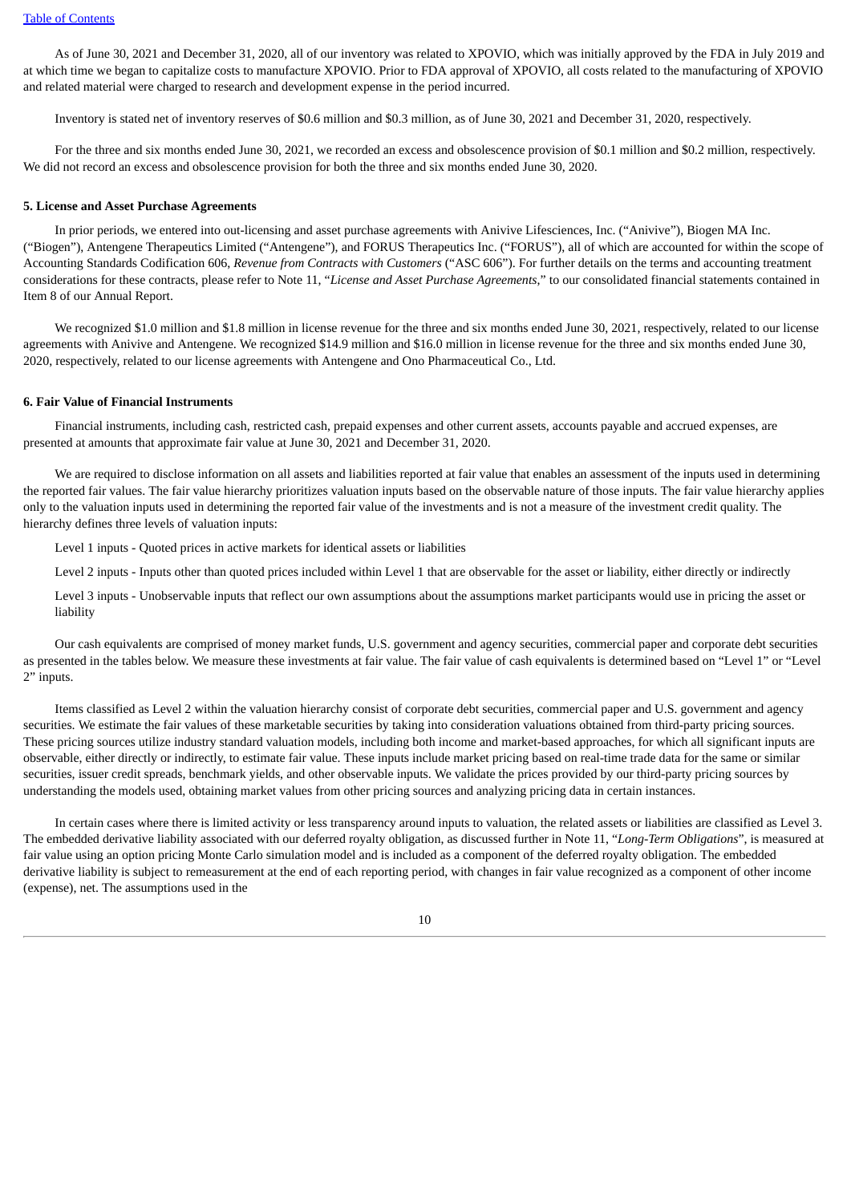As of June 30, 2021 and December 31, 2020, all of our inventory was related to XPOVIO, which was initially approved by the FDA in July 2019 and at which time we began to capitalize costs to manufacture XPOVIO. Prior to FDA approval of XPOVIO, all costs related to the manufacturing of XPOVIO and related material were charged to research and development expense in the period incurred.

Inventory is stated net of inventory reserves of $0.6 million and $0.3 million, as of June 30, 2021 and December 31, 2020, respectively.

For the three and six months ended June 30, 2021, we recorded an excess and obsolescence provision of $0.1 million and $0.2 million, respectively. We did not record an excess and obsolescence provision for both the three and six months ended June 30, 2020.

**5. License and Asset Purchase Agreements**

In prior periods, we entered into out-licensing and asset purchase agreements with Anivive Lifesciences, Inc. ("Anivive"), Biogen MA Inc. ("Biogen"), Antengene Therapeutics Limited ("Antengene"), and FORUS Therapeutics Inc. ("FORUS"), all of which are accounted for within the scope of Accounting Standards Codification 606, *Revenue from Contracts with Customers* ("ASC 606"). For further details on the terms and accounting treatment considerations for these contracts, please refer to Note 11, "*License and Asset Purchase Agreements*," to our consolidated financial statements contained in Item 8 of our Annual Report.

We recognized $1.0 million and $1.8 million in license revenue for the three and six months ended June 30, 2021, respectively, related to our license agreements with Anivive and Antengene. We recognized $14.9 million and $16.0 million in license revenue for the three and six months ended June 30, 2020, respectively, related to our license agreements with Antengene and Ono Pharmaceutical Co., Ltd.

**6. Fair Value of Financial Instruments**

Financial instruments, including cash, restricted cash, prepaid expenses and other current assets, accounts payable and accrued expenses, are presented at amounts that approximate fair value at June 30, 2021 and December 31, 2020.

We are required to disclose information on all assets and liabilities reported at fair value that enables an assessment of the inputs used in determining the reported fair values. The fair value hierarchy prioritizes valuation inputs based on the observable nature of those inputs. The fair value hierarchy applies only to the valuation inputs used in determining the reported fair value of the investments and is not a measure of the investment credit quality. The hierarchy defines three levels of valuation inputs:

Level 1 inputs - Quoted prices in active markets for identical assets or liabilities

Level 2 inputs - Inputs other than quoted prices included within Level 1 that are observable for the asset or liability, either directly or indirectly

Level 3 inputs - Unobservable inputs that reflect our own assumptions about the assumptions market participants would use in pricing the asset or liability

Our cash equivalents are comprised of money market funds, U.S. government and agency securities, commercial paper and corporate debt securities as presented in the tables below. We measure these investments at fair value. The fair value of cash equivalents is determined based on "Level 1" or "Level 2" inputs.

Items classified as Level 2 within the valuation hierarchy consist of corporate debt securities, commercial paper and U.S. government and agency securities. We estimate the fair values of these marketable securities by taking into consideration valuations obtained from third-party pricing sources. These pricing sources utilize industry standard valuation models, including both income and market-based approaches, for which all significant inputs are observable, either directly or indirectly, to estimate fair value. These inputs include market pricing based on real-time trade data for the same or similar securities, issuer credit spreads, benchmark yields, and other observable inputs. We validate the prices provided by our third-party pricing sources by understanding the models used, obtaining market values from other pricing sources and analyzing pricing data in certain instances.

In certain cases where there is limited activity or less transparency around inputs to valuation, the related assets or liabilities are classified as Level 3. The embedded derivative liability associated with our deferred royalty obligation, as discussed further in Note 11, "*Long-Term Obligations*", is measured at fair value using an option pricing Monte Carlo simulation model and is included as a component of the deferred royalty obligation. The embedded derivative liability is subject to remeasurement at the end of each reporting period, with changes in fair value recognized as a component of other income (expense), net. The assumptions used in the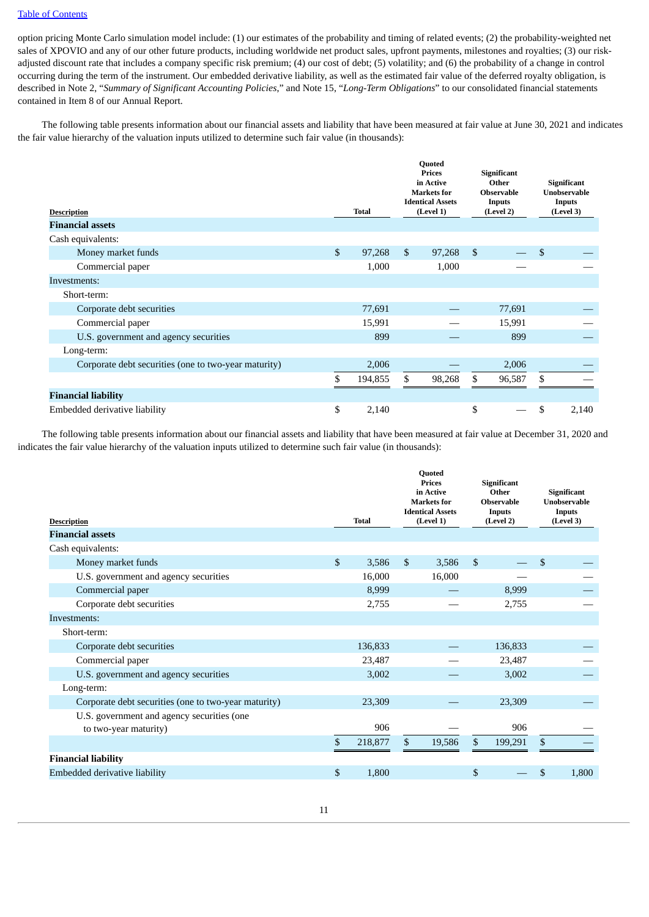option pricing Monte Carlo simulation model include: (1) our estimates of the probability and timing of related events; (2) the probability-weighted net sales of XPOVIO and any of our other future products, including worldwide net product sales, upfront payments, milestones and royalties; (3) our risk-adjusted discount rate that includes a company specific risk premium; (4) our cost of debt; (5) volatility; and (6) the probability of a change in control occurring during the term of the instrument. Our embedded derivative liability, as well as the estimated fair value of the deferred royalty obligation, is described in Note 2, "*Summary of Significant Accounting Policies*," and Note 15, "*Long-Term Obligations*" to our consolidated financial statements contained in Item 8 of our Annual Report.

The following table presents information about our financial assets and liability that have been measured at fair value at June 30, 2021 and indicates the fair value hierarchy of the valuation inputs utilized to determine such fair value (in thousands):

| Description | Total | Quoted Prices in Active Markets for Identical Assets (Level 1) | Significant Other Observable Inputs (Level 2) | Significant Unobservable Inputs (Level 3) |
|---|---|---|---|---|
| **Financial assets** | | | | |
| Cash equivalents: | | | | |
| Money market funds | $ 97,268 | $ 97,268 | $ — | $ — |
| Commercial paper | 1,000 | 1,000 | — | — |
| Investments: | | | | |
| Short-term: | | | | |
| Corporate debt securities | 77,691 | — | 77,691 | — |
| Commercial paper | 15,991 | — | 15,991 | — |
| U.S. government and agency securities | 899 | — | 899 | — |
| Long-term: | | | | |
| Corporate debt securities (one to two-year maturity) | 2,006 | — | 2,006 | — |
| | $ 194,855 | $ 98,268 | $ 96,587 | $ — |
| **Financial liability** | | | | |
| Embedded derivative liability | $ 2,140 | | $ — | $ 2,140 |

The following table presents information about our financial assets and liability that have been measured at fair value at December 31, 2020 and indicates the fair value hierarchy of the valuation inputs utilized to determine such fair value (in thousands):

| Description | Total | Quoted Prices in Active Markets for Identical Assets (Level 1) | Significant Other Observable Inputs (Level 2) | Significant Unobservable Inputs (Level 3) |
|---|---|---|---|---|
| **Financial assets** | | | | |
| Cash equivalents: | | | | |
| Money market funds | $ 3,586 | $ 3,586 | $ — | $ — |
| U.S. government and agency securities | 16,000 | 16,000 | — | — |
| Commercial paper | 8,999 | — | 8,999 | — |
| Corporate debt securities | 2,755 | — | 2,755 | — |
| Investments: | | | | |
| Short-term: | | | | |
| Corporate debt securities | 136,833 | — | 136,833 | — |
| Commercial paper | 23,487 | — | 23,487 | — |
| U.S. government and agency securities | 3,002 | — | 3,002 | — |
| Long-term: | | | | |
| Corporate debt securities (one to two-year maturity) | 23,309 | — | 23,309 | — |
| U.S. government and agency securities (one to two-year maturity) | 906 | — | 906 | — |
| | $ 218,877 | $ 19,586 | $ 199,291 | $ — |
| **Financial liability** | | | | |
| Embedded derivative liability | $ 1,800 | | $ — | $ 1,800 |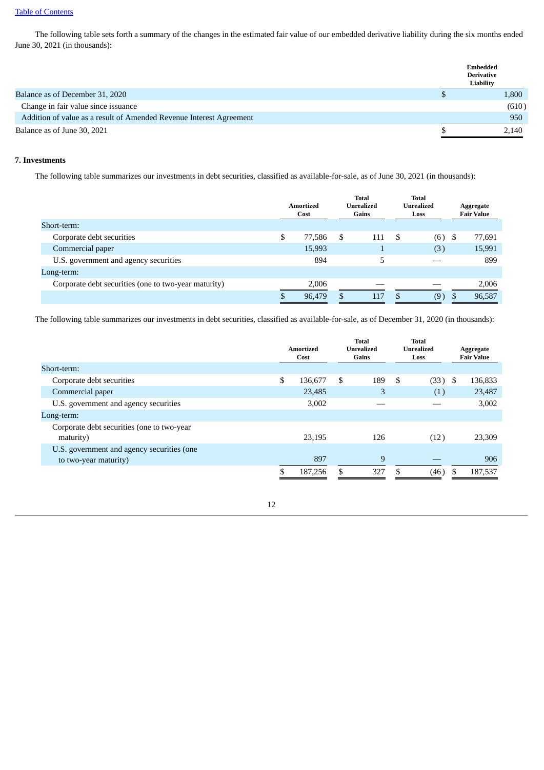The following table sets forth a summary of the changes in the estimated fair value of our embedded derivative liability during the six months ended June 30, 2021 (in thousands):

| | Embedded Derivative Liability |
|---|---|
| Balance as of December 31, 2020 | $ 1,800 |
| Change in fair value since issuance | (610) |
| Addition of value as a result of Amended Revenue Interest Agreement | 950 |
| Balance as of June 30, 2021 | $ 2,140 |

**7. Investments**

The following table summarizes our investments in debt securities, classified as available-for-sale, as of June 30, 2021 (in thousands):

| | Amortized Cost | Total Unrealized Gains | Total Unrealized Loss | Aggregate Fair Value |
|---|---|---|---|---|
| Short-term: | | | | |
| Corporate debt securities | $ 77,586 | $ 111 | $ (6) | $ 77,691 |
| Commercial paper | 15,993 | 1 | (3) | 15,991 |
| U.S. government and agency securities | 894 | 5 | — | 899 |
| Long-term: | | | | |
| Corporate debt securities (one to two-year maturity) | 2,006 | — | — | 2,006 |
| | $ 96,479 | $ 117 | $ (9) | $ 96,587 |

The following table summarizes our investments in debt securities, classified as available-for-sale, as of December 31, 2020 (in thousands):

| | Amortized Cost | Total Unrealized Gains | Total Unrealized Loss | Aggregate Fair Value |
|---|---|---|---|---|
| Short-term: | | | | |
| Corporate debt securities | $ 136,677 | $ 189 | $ (33) | $ 136,833 |
| Commercial paper | 23,485 | 3 | (1) | 23,487 |
| U.S. government and agency securities | 3,002 | — | — | 3,002 |
| Long-term: | | | | |
| Corporate debt securities (one to two-year maturity) | 23,195 | 126 | (12) | 23,309 |
| U.S. government and agency securities (one to two-year maturity) | 897 | 9 | — | 906 |
| | $ 187,256 | $ 327 | $ (46) | $ 187,537 |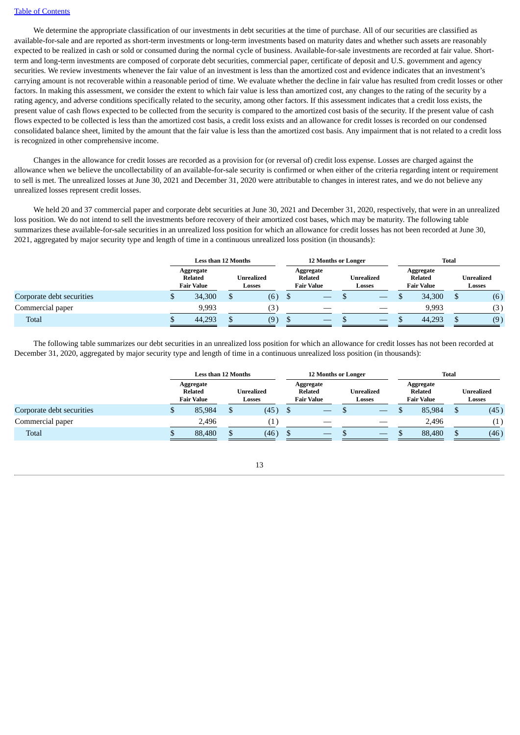We determine the appropriate classification of our investments in debt securities at the time of purchase. All of our securities are classified as available-for-sale and are reported as short-term investments or long-term investments based on maturity dates and whether such assets are reasonably expected to be realized in cash or sold or consumed during the normal cycle of business. Available-for-sale investments are recorded at fair value. Short-term and long-term investments are composed of corporate debt securities, commercial paper, certificate of deposit and U.S. government and agency securities. We review investments whenever the fair value of an investment is less than the amortized cost and evidence indicates that an investment's carrying amount is not recoverable within a reasonable period of time. We evaluate whether the decline in fair value has resulted from credit losses or other factors. In making this assessment, we consider the extent to which fair value is less than amortized cost, any changes to the rating of the security by a rating agency, and adverse conditions specifically related to the security, among other factors. If this assessment indicates that a credit loss exists, the present value of cash flows expected to be collected from the security is compared to the amortized cost basis of the security. If the present value of cash flows expected to be collected is less than the amortized cost basis, a credit loss exists and an allowance for credit losses is recorded on our condensed consolidated balance sheet, limited by the amount that the fair value is less than the amortized cost basis. Any impairment that is not related to a credit loss is recognized in other comprehensive income.

Changes in the allowance for credit losses are recorded as a provision for (or reversal of) credit loss expense. Losses are charged against the allowance when we believe the uncollectability of an available-for-sale security is confirmed or when either of the criteria regarding intent or requirement to sell is met. The unrealized losses at June 30, 2021 and December 31, 2020 were attributable to changes in interest rates, and we do not believe any unrealized losses represent credit losses.

We held 20 and 37 commercial paper and corporate debt securities at June 30, 2021 and December 31, 2020, respectively, that were in an unrealized loss position. We do not intend to sell the investments before recovery of their amortized cost bases, which may be maturity. The following table summarizes these available-for-sale securities in an unrealized loss position for which an allowance for credit losses has not been recorded at June 30, 2021, aggregated by major security type and length of time in a continuous unrealized loss position (in thousands):

| | Less than 12 Months | | 12 Months or Longer | | Total | |
|---|---|---|---|---|---|---|
| | Aggregate Related Fair Value | Unrealized Losses | Aggregate Related Fair Value | Unrealized Losses | Aggregate Related Fair Value | Unrealized Losses |
| Corporate debt securities | $ 34,300 | $ (6) | $ — | $ — | $ 34,300 | $ (6) |
| Commercial paper | 9,993 | (3) | — | — | 9,993 | (3) |
| Total | $ 44,293 | $ (9) | $ — | $ — | $ 44,293 | $ (9) |

The following table summarizes our debt securities in an unrealized loss position for which an allowance for credit losses has not been recorded at December 31, 2020, aggregated by major security type and length of time in a continuous unrealized loss position (in thousands):

| | Less than 12 Months | | 12 Months or Longer | | Total | |
|---|---|---|---|---|---|---|
| | Aggregate Related Fair Value | Unrealized Losses | Aggregate Related Fair Value | Unrealized Losses | Aggregate Related Fair Value | Unrealized Losses |
| Corporate debt securities | $ 85,984 | $ (45) | $ — | $ — | $ 85,984 | $ (45) |
| Commercial paper | 2,496 | (1) | — | — | 2,496 | (1) |
| Total | $ 88,480 | $ (46) | $ — | $ — | $ 88,480 | $ (46) |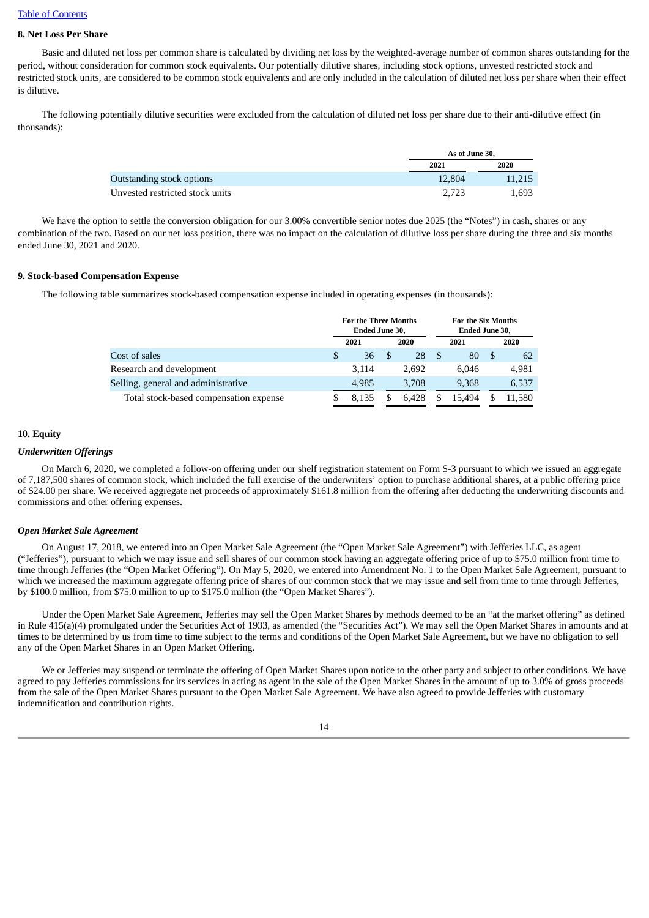## 8. Net Loss Per Share

Basic and diluted net loss per common share is calculated by dividing net loss by the weighted-average number of common shares outstanding for the period, without consideration for common stock equivalents. Our potentially dilutive shares, including stock options, unvested restricted stock and restricted stock units, are considered to be common stock equivalents and are only included in the calculation of diluted net loss per share when their effect is dilutive.

The following potentially dilutive securities were excluded from the calculation of diluted net loss per share due to their anti-dilutive effect (in thousands):

| | As of June 30, | |
|---|---|---|
| | 2021 | 2020 |
| Outstanding stock options | 12,804 | 11,215 |
| Unvested restricted stock units | 2,723 | 1,693 |

We have the option to settle the conversion obligation for our 3.00% convertible senior notes due 2025 (the "Notes") in cash, shares or any combination of the two. Based on our net loss position, there was no impact on the calculation of dilutive loss per share during the three and six months ended June 30, 2021 and 2020.

## 9. Stock-based Compensation Expense

The following table summarizes stock-based compensation expense included in operating expenses (in thousands):

| | For the Three Months Ended June 30, | | For the Six Months Ended June 30, | |
|---|---|---|---|---|
| | 2021 | 2020 | 2021 | 2020 |
| Cost of sales | $ 36 | $ 28 | $ 80 | $ 62 |
| Research and development | 3,114 | 2,692 | 6,046 | 4,981 |
| Selling, general and administrative | 4,985 | 3,708 | 9,368 | 6,537 |
| Total stock-based compensation expense | $ 8,135 | $ 6,428 | $ 15,494 | $ 11,580 |

## 10. Equity

### *Underwritten Offerings*

On March 6, 2020, we completed a follow-on offering under our shelf registration statement on Form S-3 pursuant to which we issued an aggregate of 7,187,500 shares of common stock, which included the full exercise of the underwriters' option to purchase additional shares, at a public offering price of $24.00 per share. We received aggregate net proceeds of approximately $161.8 million from the offering after deducting the underwriting discounts and commissions and other offering expenses.

### *Open Market Sale Agreement*

On August 17, 2018, we entered into an Open Market Sale Agreement (the "Open Market Sale Agreement") with Jefferies LLC, as agent ("Jefferies"), pursuant to which we may issue and sell shares of our common stock having an aggregate offering price of up to $75.0 million from time to time through Jefferies (the "Open Market Offering"). On May 5, 2020, we entered into Amendment No. 1 to the Open Market Sale Agreement, pursuant to which we increased the maximum aggregate offering price of shares of our common stock that we may issue and sell from time to time through Jefferies, by $100.0 million, from $75.0 million to up to $175.0 million (the "Open Market Shares").

Under the Open Market Sale Agreement, Jefferies may sell the Open Market Shares by methods deemed to be an "at the market offering" as defined in Rule 415(a)(4) promulgated under the Securities Act of 1933, as amended (the "Securities Act"). We may sell the Open Market Shares in amounts and at times to be determined by us from time to time subject to the terms and conditions of the Open Market Sale Agreement, but we have no obligation to sell any of the Open Market Shares in an Open Market Offering.

We or Jefferies may suspend or terminate the offering of Open Market Shares upon notice to the other party and subject to other conditions. We have agreed to pay Jefferies commissions for its services in acting as agent in the sale of the Open Market Shares in the amount of up to 3.0% of gross proceeds from the sale of the Open Market Shares pursuant to the Open Market Sale Agreement. We have also agreed to provide Jefferies with customary indemnification and contribution rights.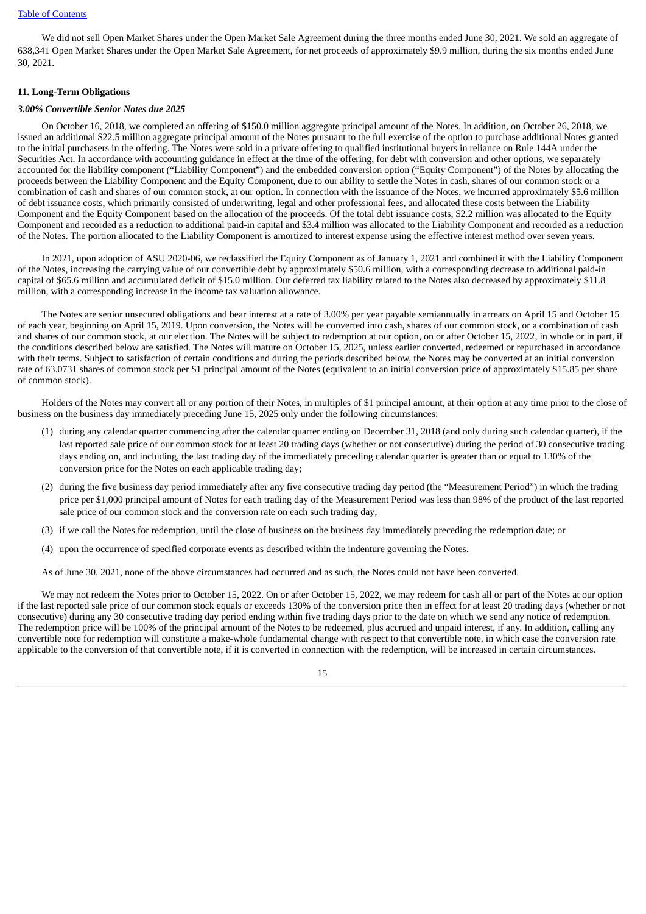We did not sell Open Market Shares under the Open Market Sale Agreement during the three months ended June 30, 2021. We sold an aggregate of 638,341 Open Market Shares under the Open Market Sale Agreement, for net proceeds of approximately $9.9 million, during the six months ended June 30, 2021.

**11. Long-Term Obligations**

***3.00% Convertible Senior Notes due 2025***

On October 16, 2018, we completed an offering of $150.0 million aggregate principal amount of the Notes. In addition, on October 26, 2018, we issued an additional $22.5 million aggregate principal amount of the Notes pursuant to the full exercise of the option to purchase additional Notes granted to the initial purchasers in the offering. The Notes were sold in a private offering to qualified institutional buyers in reliance on Rule 144A under the Securities Act. In accordance with accounting guidance in effect at the time of the offering, for debt with conversion and other options, we separately accounted for the liability component ("Liability Component") and the embedded conversion option ("Equity Component") of the Notes by allocating the proceeds between the Liability Component and the Equity Component, due to our ability to settle the Notes in cash, shares of our common stock or a combination of cash and shares of our common stock, at our option. In connection with the issuance of the Notes, we incurred approximately $5.6 million of debt issuance costs, which primarily consisted of underwriting, legal and other professional fees, and allocated these costs between the Liability Component and the Equity Component based on the allocation of the proceeds. Of the total debt issuance costs, $2.2 million was allocated to the Equity Component and recorded as a reduction to additional paid-in capital and $3.4 million was allocated to the Liability Component and recorded as a reduction of the Notes. The portion allocated to the Liability Component is amortized to interest expense using the effective interest method over seven years.

In 2021, upon adoption of ASU 2020-06, we reclassified the Equity Component as of January 1, 2021 and combined it with the Liability Component of the Notes, increasing the carrying value of our convertible debt by approximately $50.6 million, with a corresponding decrease to additional paid-in capital of $65.6 million and accumulated deficit of $15.0 million. Our deferred tax liability related to the Notes also decreased by approximately $11.8 million, with a corresponding increase in the income tax valuation allowance.

The Notes are senior unsecured obligations and bear interest at a rate of 3.00% per year payable semiannually in arrears on April 15 and October 15 of each year, beginning on April 15, 2019. Upon conversion, the Notes will be converted into cash, shares of our common stock, or a combination of cash and shares of our common stock, at our election. The Notes will be subject to redemption at our option, on or after October 15, 2022, in whole or in part, if the conditions described below are satisfied. The Notes will mature on October 15, 2025, unless earlier converted, redeemed or repurchased in accordance with their terms. Subject to satisfaction of certain conditions and during the periods described below, the Notes may be converted at an initial conversion rate of 63.0731 shares of common stock per $1 principal amount of the Notes (equivalent to an initial conversion price of approximately $15.85 per share of common stock).

Holders of the Notes may convert all or any portion of their Notes, in multiples of $1 principal amount, at their option at any time prior to the close of business on the business day immediately preceding June 15, 2025 only under the following circumstances:

(1) during any calendar quarter commencing after the calendar quarter ending on December 31, 2018 (and only during such calendar quarter), if the last reported sale price of our common stock for at least 20 trading days (whether or not consecutive) during the period of 30 consecutive trading days ending on, and including, the last trading day of the immediately preceding calendar quarter is greater than or equal to 130% of the conversion price for the Notes on each applicable trading day;

(2) during the five business day period immediately after any five consecutive trading day period (the "Measurement Period") in which the trading price per $1,000 principal amount of Notes for each trading day of the Measurement Period was less than 98% of the product of the last reported sale price of our common stock and the conversion rate on each such trading day;

(3) if we call the Notes for redemption, until the close of business on the business day immediately preceding the redemption date; or

(4) upon the occurrence of specified corporate events as described within the indenture governing the Notes.

As of June 30, 2021, none of the above circumstances had occurred and as such, the Notes could not have been converted.

We may not redeem the Notes prior to October 15, 2022. On or after October 15, 2022, we may redeem for cash all or part of the Notes at our option if the last reported sale price of our common stock equals or exceeds 130% of the conversion price then in effect for at least 20 trading days (whether or not consecutive) during any 30 consecutive trading day period ending within five trading days prior to the date on which we send any notice of redemption. The redemption price will be 100% of the principal amount of the Notes to be redeemed, plus accrued and unpaid interest, if any. In addition, calling any convertible note for redemption will constitute a make-whole fundamental change with respect to that convertible note, in which case the conversion rate applicable to the conversion of that convertible note, if it is converted in connection with the redemption, will be increased in certain circumstances.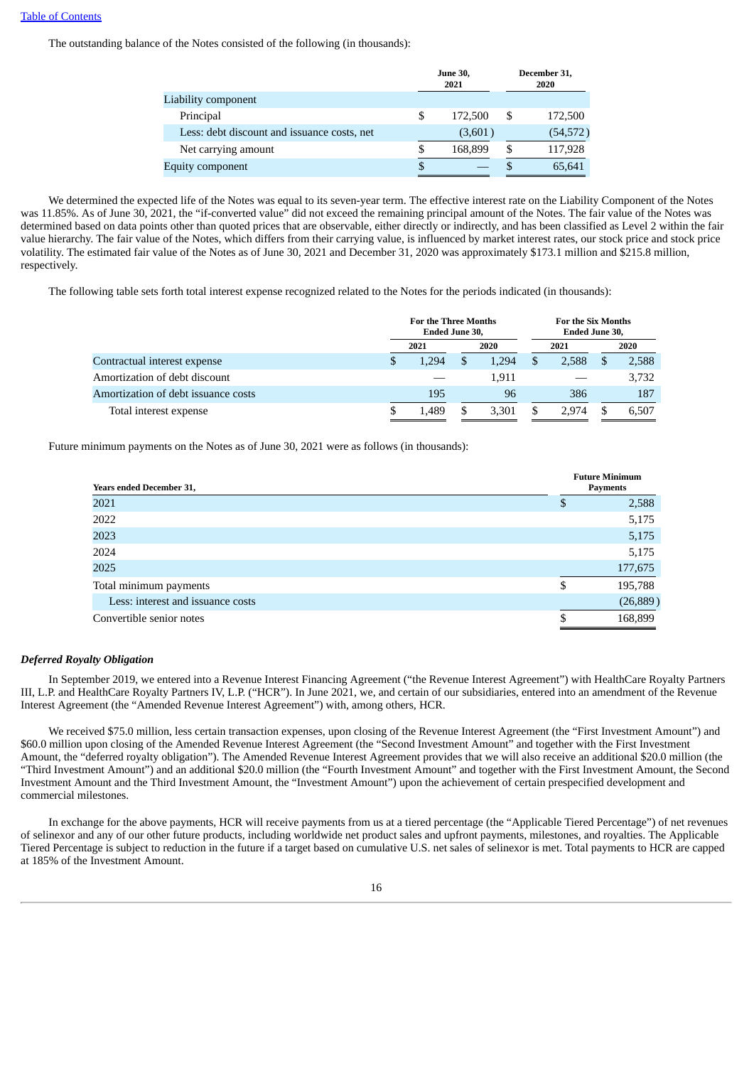The outstanding balance of the Notes consisted of the following (in thousands):

| | June 30, 2021 | December 31, 2020 |
|---|---|---|
| Liability component | | |
| Principal | $ 172,500 | $ 172,500 |
| Less: debt discount and issuance costs, net | (3,601) | (54,572) |
| Net carrying amount | $ 168,899 | $ 117,928 |
| Equity component | $ — | $ 65,641 |

We determined the expected life of the Notes was equal to its seven-year term. The effective interest rate on the Liability Component of the Notes was 11.85%. As of June 30, 2021, the "if-converted value" did not exceed the remaining principal amount of the Notes. The fair value of the Notes was determined based on data points other than quoted prices that are observable, either directly or indirectly, and has been classified as Level 2 within the fair value hierarchy. The fair value of the Notes, which differs from their carrying value, is influenced by market interest rates, our stock price and stock price volatility. The estimated fair value of the Notes as of June 30, 2021 and December 31, 2020 was approximately $173.1 million and $215.8 million, respectively.

The following table sets forth total interest expense recognized related to the Notes for the periods indicated (in thousands):

| | For the Three Months Ended June 30, | | For the Six Months Ended June 30, | |
|---|---|---|---|---|
| | 2021 | 2020 | 2021 | 2020 |
| Contractual interest expense | $ 1,294 | $ 1,294 | $ 2,588 | $ 2,588 |
| Amortization of debt discount | — | 1,911 | — | 3,732 |
| Amortization of debt issuance costs | 195 | 96 | 386 | 187 |
| Total interest expense | $ 1,489 | $ 3,301 | $ 2,974 | $ 6,507 |

Future minimum payments on the Notes as of June 30, 2021 were as follows (in thousands):

| Years ended December 31, | Future Minimum Payments |
|---|---|
| 2021 | $ 2,588 |
| 2022 | 5,175 |
| 2023 | 5,175 |
| 2024 | 5,175 |
| 2025 | 177,675 |
| Total minimum payments | $ 195,788 |
| Less: interest and issuance costs | (26,889) |
| Convertible senior notes | $ 168,899 |

***Deferred Royalty Obligation***

In September 2019, we entered into a Revenue Interest Financing Agreement ("the Revenue Interest Agreement") with HealthCare Royalty Partners III, L.P. and HealthCare Royalty Partners IV, L.P. ("HCR"). In June 2021, we, and certain of our subsidiaries, entered into an amendment of the Revenue Interest Agreement (the "Amended Revenue Interest Agreement") with, among others, HCR.

We received $75.0 million, less certain transaction expenses, upon closing of the Revenue Interest Agreement (the "First Investment Amount") and $60.0 million upon closing of the Amended Revenue Interest Agreement (the "Second Investment Amount" and together with the First Investment Amount, the "deferred royalty obligation"). The Amended Revenue Interest Agreement provides that we will also receive an additional $20.0 million (the "Third Investment Amount") and an additional $20.0 million (the "Fourth Investment Amount" and together with the First Investment Amount, the Second Investment Amount and the Third Investment Amount, the "Investment Amount") upon the achievement of certain prespecified development and commercial milestones.

In exchange for the above payments, HCR will receive payments from us at a tiered percentage (the "Applicable Tiered Percentage") of net revenues of selinexor and any of our other future products, including worldwide net product sales and upfront payments, milestones, and royalties. The Applicable Tiered Percentage is subject to reduction in the future if a target based on cumulative U.S. net sales of selinexor is met. Total payments to HCR are capped at 185% of the Investment Amount.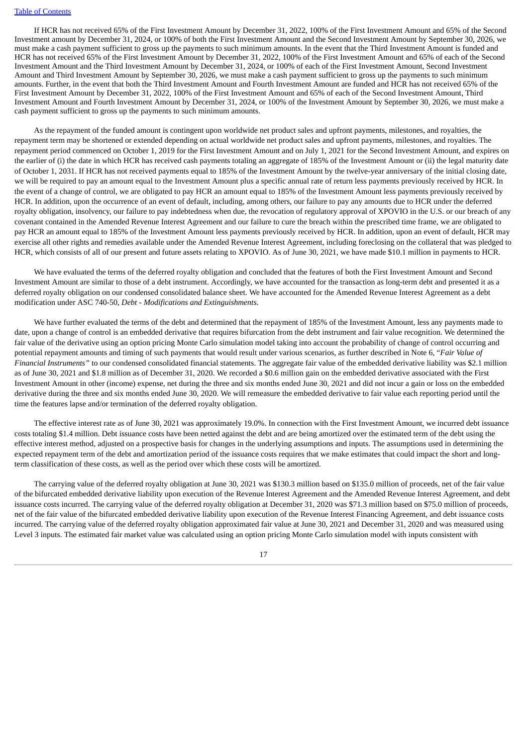If HCR has not received 65% of the First Investment Amount by December 31, 2022, 100% of the First Investment Amount and 65% of the Second Investment amount by December 31, 2024, or 100% of both the First Investment Amount and the Second Investment Amount by September 30, 2026, we must make a cash payment sufficient to gross up the payments to such minimum amounts. In the event that the Third Investment Amount is funded and HCR has not received 65% of the First Investment Amount by December 31, 2022, 100% of the First Investment Amount and 65% of each of the Second Investment Amount and the Third Investment Amount by December 31, 2024, or 100% of each of the First Investment Amount, Second Investment Amount and Third Investment Amount by September 30, 2026, we must make a cash payment sufficient to gross up the payments to such minimum amounts. Further, in the event that both the Third Investment Amount and Fourth Investment Amount are funded and HCR has not received 65% of the First Investment Amount by December 31, 2022, 100% of the First Investment Amount and 65% of each of the Second Investment Amount, Third Investment Amount and Fourth Investment Amount by December 31, 2024, or 100% of the Investment Amount by September 30, 2026, we must make a cash payment sufficient to gross up the payments to such minimum amounts.

As the repayment of the funded amount is contingent upon worldwide net product sales and upfront payments, milestones, and royalties, the repayment term may be shortened or extended depending on actual worldwide net product sales and upfront payments, milestones, and royalties. The repayment period commenced on October 1, 2019 for the First Investment Amount and on July 1, 2021 for the Second Investment Amount, and expires on the earlier of (i) the date in which HCR has received cash payments totaling an aggregate of 185% of the Investment Amount or (ii) the legal maturity date of October 1, 2031. If HCR has not received payments equal to 185% of the Investment Amount by the twelve-year anniversary of the initial closing date, we will be required to pay an amount equal to the Investment Amount plus a specific annual rate of return less payments previously received by HCR. In the event of a change of control, we are obligated to pay HCR an amount equal to 185% of the Investment Amount less payments previously received by HCR. In addition, upon the occurrence of an event of default, including, among others, our failure to pay any amounts due to HCR under the deferred royalty obligation, insolvency, our failure to pay indebtedness when due, the revocation of regulatory approval of XPOVIO in the U.S. or our breach of any covenant contained in the Amended Revenue Interest Agreement and our failure to cure the breach within the prescribed time frame, we are obligated to pay HCR an amount equal to 185% of the Investment Amount less payments previously received by HCR. In addition, upon an event of default, HCR may exercise all other rights and remedies available under the Amended Revenue Interest Agreement, including foreclosing on the collateral that was pledged to HCR, which consists of all of our present and future assets relating to XPOVIO. As of June 30, 2021, we have made $10.1 million in payments to HCR.

We have evaluated the terms of the deferred royalty obligation and concluded that the features of both the First Investment Amount and Second Investment Amount are similar to those of a debt instrument. Accordingly, we have accounted for the transaction as long-term debt and presented it as a deferred royalty obligation on our condensed consolidated balance sheet. We have accounted for the Amended Revenue Interest Agreement as a debt modification under ASC 740-50, *Debt - Modifications and Extinguishments*.

We have further evaluated the terms of the debt and determined that the repayment of 185% of the Investment Amount, less any payments made to date, upon a change of control is an embedded derivative that requires bifurcation from the debt instrument and fair value recognition. We determined the fair value of the derivative using an option pricing Monte Carlo simulation model taking into account the probability of change of control occurring and potential repayment amounts and timing of such payments that would result under various scenarios, as further described in Note 6, "*Fair Value of Financial Instruments"* to our condensed consolidated financial statements. The aggregate fair value of the embedded derivative liability was $2.1 million as of June 30, 2021 and $1.8 million as of December 31, 2020. We recorded a $0.6 million gain on the embedded derivative associated with the First Investment Amount in other (income) expense, net during the three and six months ended June 30, 2021 and did not incur a gain or loss on the embedded derivative during the three and six months ended June 30, 2020. We will remeasure the embedded derivative to fair value each reporting period until the time the features lapse and/or termination of the deferred royalty obligation.

The effective interest rate as of June 30, 2021 was approximately 19.0%. In connection with the First Investment Amount, we incurred debt issuance costs totaling $1.4 million. Debt issuance costs have been netted against the debt and are being amortized over the estimated term of the debt using the effective interest method, adjusted on a prospective basis for changes in the underlying assumptions and inputs. The assumptions used in determining the expected repayment term of the debt and amortization period of the issuance costs requires that we make estimates that could impact the short and long-term classification of these costs, as well as the period over which these costs will be amortized.

The carrying value of the deferred royalty obligation at June 30, 2021 was $130.3 million based on $135.0 million of proceeds, net of the fair value of the bifurcated embedded derivative liability upon execution of the Revenue Interest Agreement and the Amended Revenue Interest Agreement, and debt issuance costs incurred. The carrying value of the deferred royalty obligation at December 31, 2020 was $71.3 million based on $75.0 million of proceeds, net of the fair value of the bifurcated embedded derivative liability upon execution of the Revenue Interest Financing Agreement, and debt issuance costs incurred. The carrying value of the deferred royalty obligation approximated fair value at June 30, 2021 and December 31, 2020 and was measured using Level 3 inputs. The estimated fair market value was calculated using an option pricing Monte Carlo simulation model with inputs consistent with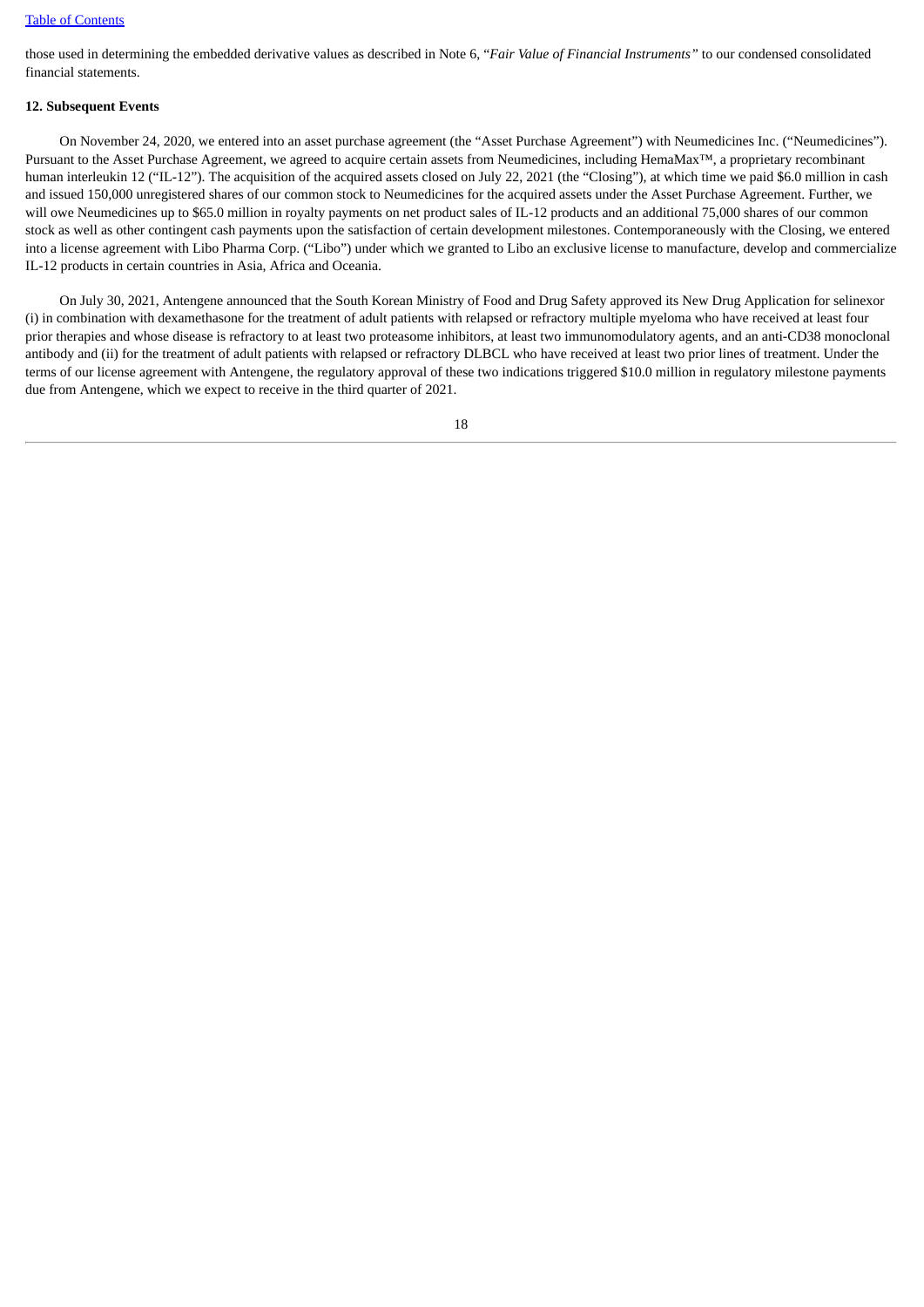those used in determining the embedded derivative values as described in Note 6, "*Fair Value of Financial Instruments"* to our condensed consolidated financial statements.

**12. Subsequent Events**

On November 24, 2020, we entered into an asset purchase agreement (the "Asset Purchase Agreement") with Neumedicines Inc. ("Neumedicines"). Pursuant to the Asset Purchase Agreement, we agreed to acquire certain assets from Neumedicines, including HemaMax™, a proprietary recombinant human interleukin 12 ("IL-12"). The acquisition of the acquired assets closed on July 22, 2021 (the "Closing"), at which time we paid $6.0 million in cash and issued 150,000 unregistered shares of our common stock to Neumedicines for the acquired assets under the Asset Purchase Agreement. Further, we will owe Neumedicines up to $65.0 million in royalty payments on net product sales of IL-12 products and an additional 75,000 shares of our common stock as well as other contingent cash payments upon the satisfaction of certain development milestones. Contemporaneously with the Closing, we entered into a license agreement with Libo Pharma Corp. ("Libo") under which we granted to Libo an exclusive license to manufacture, develop and commercialize IL-12 products in certain countries in Asia, Africa and Oceania.

On July 30, 2021, Antengene announced that the South Korean Ministry of Food and Drug Safety approved its New Drug Application for selinexor (i) in combination with dexamethasone for the treatment of adult patients with relapsed or refractory multiple myeloma who have received at least four prior therapies and whose disease is refractory to at least two proteasome inhibitors, at least two immunomodulatory agents, and an anti-CD38 monoclonal antibody and (ii) for the treatment of adult patients with relapsed or refractory DLBCL who have received at least two prior lines of treatment. Under the terms of our license agreement with Antengene, the regulatory approval of these two indications triggered $10.0 million in regulatory milestone payments due from Antengene, which we expect to receive in the third quarter of 2021.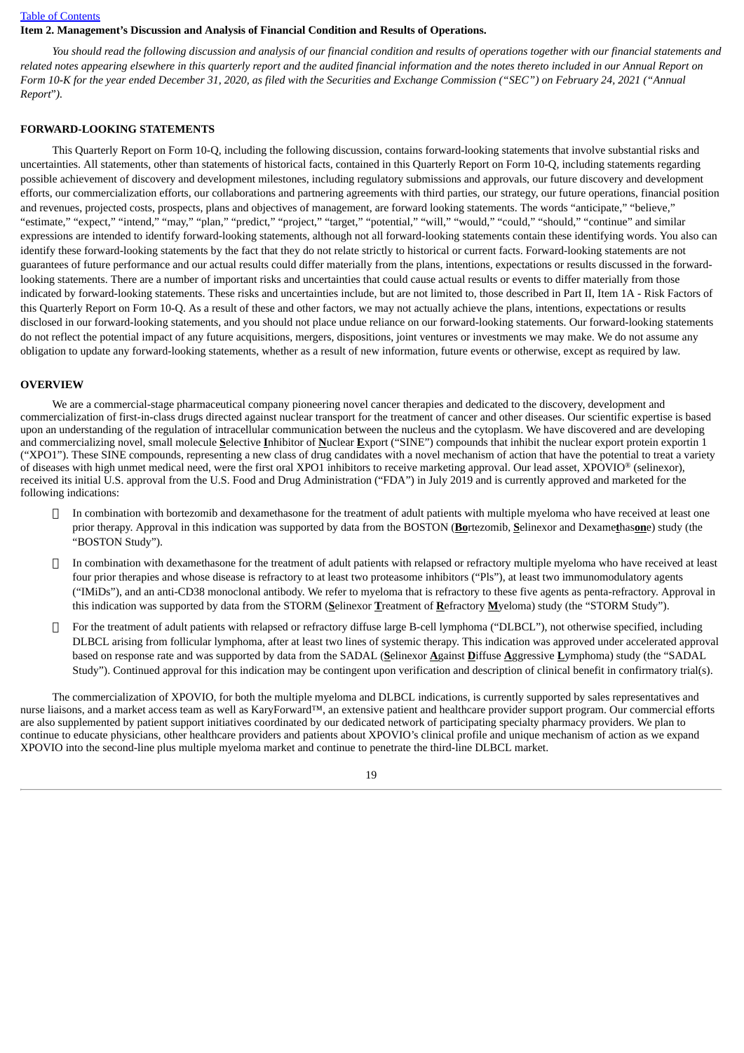**Item 2. Management's Discussion and Analysis of Financial Condition and Results of Operations.**

*You should read the following discussion and analysis of our financial condition and results of operations together with our financial statements and related notes appearing elsewhere in this quarterly report and the audited financial information and the notes thereto included in our Annual Report on Form 10-K for the year ended December 31, 2020, as filed with the Securities and Exchange Commission ("SEC") on February 24, 2021 ("Annual Report").*

## FORWARD-LOOKING STATEMENTS

This Quarterly Report on Form 10-Q, including the following discussion, contains forward-looking statements that involve substantial risks and uncertainties. All statements, other than statements of historical facts, contained in this Quarterly Report on Form 10-Q, including statements regarding possible achievement of discovery and development milestones, including regulatory submissions and approvals, our future discovery and development efforts, our commercialization efforts, our collaborations and partnering agreements with third parties, our strategy, our future operations, financial position and revenues, projected costs, prospects, plans and objectives of management, are forward looking statements. The words "anticipate," "believe," "estimate," "expect," "intend," "may," "plan," "predict," "project," "target," "potential," "will," "would," "could," "should," "continue" and similar expressions are intended to identify forward-looking statements, although not all forward-looking statements contain these identifying words. You also can identify these forward-looking statements by the fact that they do not relate strictly to historical or current facts. Forward-looking statements are not guarantees of future performance and our actual results could differ materially from the plans, intentions, expectations or results discussed in the forward-looking statements. There are a number of important risks and uncertainties that could cause actual results or events to differ materially from those indicated by forward-looking statements. These risks and uncertainties include, but are not limited to, those described in Part II, Item 1A - Risk Factors of this Quarterly Report on Form 10-Q. As a result of these and other factors, we may not actually achieve the plans, intentions, expectations or results disclosed in our forward-looking statements, and you should not place undue reliance on our forward-looking statements. Our forward-looking statements do not reflect the potential impact of any future acquisitions, mergers, dispositions, joint ventures or investments we may make. We do not assume any obligation to update any forward-looking statements, whether as a result of new information, future events or otherwise, except as required by law.

## OVERVIEW

We are a commercial-stage pharmaceutical company pioneering novel cancer therapies and dedicated to the discovery, development and commercialization of first-in-class drugs directed against nuclear transport for the treatment of cancer and other diseases. Our scientific expertise is based upon an understanding of the regulation of intracellular communication between the nucleus and the cytoplasm. We have discovered and are developing and commercializing novel, small molecule **S**elective **I**nhibitor of **N**uclear **E**xport ("SINE") compounds that inhibit the nuclear export protein exportin 1 ("XPO1"). These SINE compounds, representing a new class of drug candidates with a novel mechanism of action that have the potential to treat a variety of diseases with high unmet medical need, were the first oral XPO1 inhibitors to receive marketing approval. Our lead asset, XPOVIO® (selinexor), received its initial U.S. approval from the U.S. Food and Drug Administration ("FDA") in July 2019 and is currently approved and marketed for the following indications:

- In combination with bortezomib and dexamethasone for the treatment of adult patients with multiple myeloma who have received at least one prior therapy. Approval in this indication was supported by data from the BOSTON (**Bo**rtezomib, **S**elinexor and Dexame**t**has**on**e) study (the "BOSTON Study").
- In combination with dexamethasone for the treatment of adult patients with relapsed or refractory multiple myeloma who have received at least four prior therapies and whose disease is refractory to at least two proteasome inhibitors ("PIs"), at least two immunomodulatory agents ("IMiDs"), and an anti-CD38 monoclonal antibody. We refer to myeloma that is refractory to these five agents as penta-refractory. Approval in this indication was supported by data from the STORM (**S**elinexor **T**reatment of **R**efractory **M**yeloma) study (the "STORM Study").
- For the treatment of adult patients with relapsed or refractory diffuse large B-cell lymphoma ("DLBCL"), not otherwise specified, including DLBCL arising from follicular lymphoma, after at least two lines of systemic therapy. This indication was approved under accelerated approval based on response rate and was supported by data from the SADAL (**S**elinexor **A**gainst **D**iffuse **A**ggressive **L**ymphoma) study (the "SADAL Study"). Continued approval for this indication may be contingent upon verification and description of clinical benefit in confirmatory trial(s).

The commercialization of XPOVIO, for both the multiple myeloma and DLBCL indications, is currently supported by sales representatives and nurse liaisons, and a market access team as well as KaryForward™, an extensive patient and healthcare provider support program. Our commercial efforts are also supplemented by patient support initiatives coordinated by our dedicated network of participating specialty pharmacy providers. We plan to continue to educate physicians, other healthcare providers and patients about XPOVIO's clinical profile and unique mechanism of action as we expand XPOVIO into the second-line plus multiple myeloma market and continue to penetrate the third-line DLBCL market.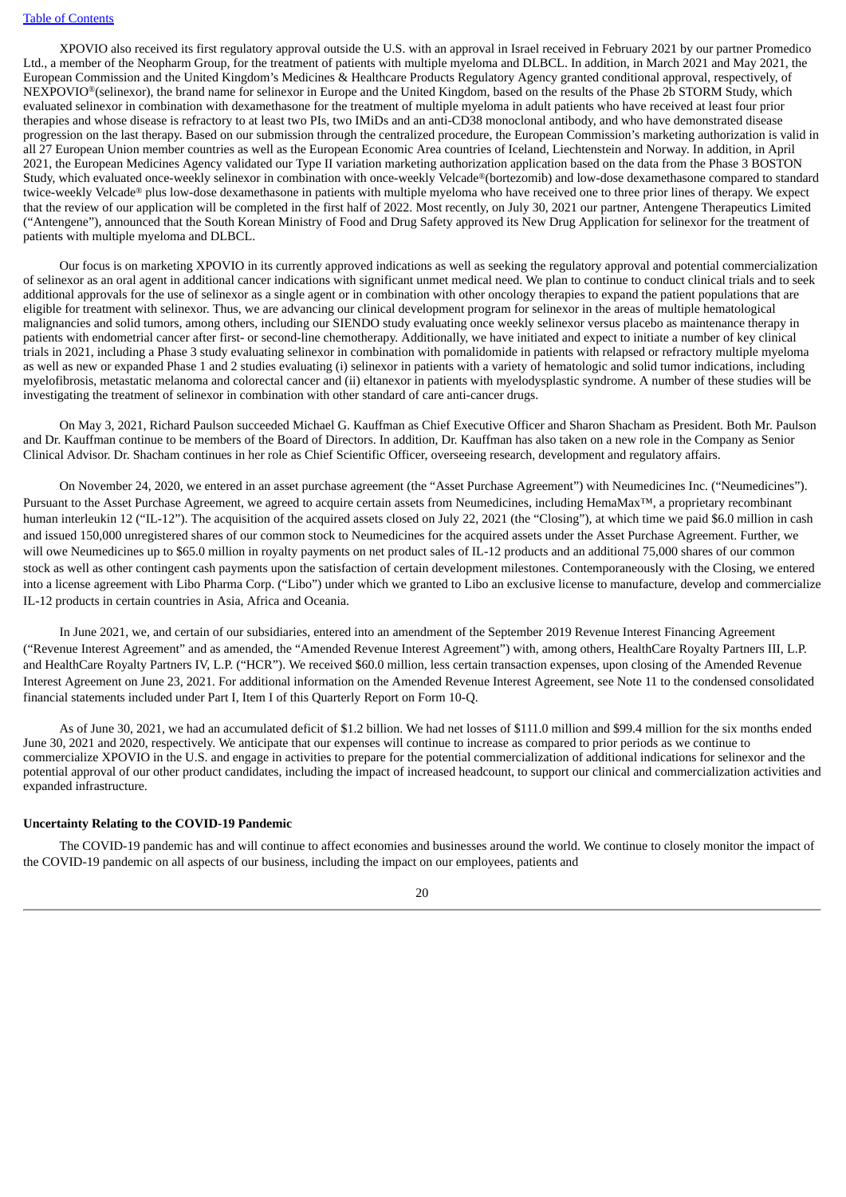XPOVIO also received its first regulatory approval outside the U.S. with an approval in Israel received in February 2021 by our partner Promedico Ltd., a member of the Neopharm Group, for the treatment of patients with multiple myeloma and DLBCL. In addition, in March 2021 and May 2021, the European Commission and the United Kingdom's Medicines & Healthcare Products Regulatory Agency granted conditional approval, respectively, of NEXPOVIO®(selinexor), the brand name for selinexor in Europe and the United Kingdom, based on the results of the Phase 2b STORM Study, which evaluated selinexor in combination with dexamethasone for the treatment of multiple myeloma in adult patients who have received at least four prior therapies and whose disease is refractory to at least two PIs, two IMiDs and an anti-CD38 monoclonal antibody, and who have demonstrated disease progression on the last therapy. Based on our submission through the centralized procedure, the European Commission's marketing authorization is valid in all 27 European Union member countries as well as the European Economic Area countries of Iceland, Liechtenstein and Norway. In addition, in April 2021, the European Medicines Agency validated our Type II variation marketing authorization application based on the data from the Phase 3 BOSTON Study, which evaluated once-weekly selinexor in combination with once-weekly Velcade®(bortezomib) and low-dose dexamethasone compared to standard twice-weekly Velcade® plus low-dose dexamethasone in patients with multiple myeloma who have received one to three prior lines of therapy. We expect that the review of our application will be completed in the first half of 2022. Most recently, on July 30, 2021 our partner, Antengene Therapeutics Limited ("Antengene"), announced that the South Korean Ministry of Food and Drug Safety approved its New Drug Application for selinexor for the treatment of patients with multiple myeloma and DLBCL.

Our focus is on marketing XPOVIO in its currently approved indications as well as seeking the regulatory approval and potential commercialization of selinexor as an oral agent in additional cancer indications with significant unmet medical need. We plan to continue to conduct clinical trials and to seek additional approvals for the use of selinexor as a single agent or in combination with other oncology therapies to expand the patient populations that are eligible for treatment with selinexor. Thus, we are advancing our clinical development program for selinexor in the areas of multiple hematological malignancies and solid tumors, among others, including our SIENDO study evaluating once weekly selinexor versus placebo as maintenance therapy in patients with endometrial cancer after first- or second-line chemotherapy. Additionally, we have initiated and expect to initiate a number of key clinical trials in 2021, including a Phase 3 study evaluating selinexor in combination with pomalidomide in patients with relapsed or refractory multiple myeloma as well as new or expanded Phase 1 and 2 studies evaluating (i) selinexor in patients with a variety of hematologic and solid tumor indications, including myelofibrosis, metastatic melanoma and colorectal cancer and (ii) eltanexor in patients with myelodysplastic syndrome. A number of these studies will be investigating the treatment of selinexor in combination with other standard of care anti-cancer drugs.

On May 3, 2021, Richard Paulson succeeded Michael G. Kauffman as Chief Executive Officer and Sharon Shacham as President. Both Mr. Paulson and Dr. Kauffman continue to be members of the Board of Directors. In addition, Dr. Kauffman has also taken on a new role in the Company as Senior Clinical Advisor. Dr. Shacham continues in her role as Chief Scientific Officer, overseeing research, development and regulatory affairs.

On November 24, 2020, we entered in an asset purchase agreement (the "Asset Purchase Agreement") with Neumedicines Inc. ("Neumedicines"). Pursuant to the Asset Purchase Agreement, we agreed to acquire certain assets from Neumedicines, including HemaMax™, a proprietary recombinant human interleukin 12 ("IL-12"). The acquisition of the acquired assets closed on July 22, 2021 (the "Closing"), at which time we paid $6.0 million in cash and issued 150,000 unregistered shares of our common stock to Neumedicines for the acquired assets under the Asset Purchase Agreement. Further, we will owe Neumedicines up to $65.0 million in royalty payments on net product sales of IL-12 products and an additional 75,000 shares of our common stock as well as other contingent cash payments upon the satisfaction of certain development milestones. Contemporaneously with the Closing, we entered into a license agreement with Libo Pharma Corp. ("Libo") under which we granted to Libo an exclusive license to manufacture, develop and commercialize IL-12 products in certain countries in Asia, Africa and Oceania.

In June 2021, we, and certain of our subsidiaries, entered into an amendment of the September 2019 Revenue Interest Financing Agreement ("Revenue Interest Agreement" and as amended, the "Amended Revenue Interest Agreement") with, among others, HealthCare Royalty Partners III, L.P. and HealthCare Royalty Partners IV, L.P. ("HCR"). We received $60.0 million, less certain transaction expenses, upon closing of the Amended Revenue Interest Agreement on June 23, 2021. For additional information on the Amended Revenue Interest Agreement, see Note 11 to the condensed consolidated financial statements included under Part I, Item I of this Quarterly Report on Form 10-Q.

As of June 30, 2021, we had an accumulated deficit of $1.2 billion. We had net losses of $111.0 million and $99.4 million for the six months ended June 30, 2021 and 2020, respectively. We anticipate that our expenses will continue to increase as compared to prior periods as we continue to commercialize XPOVIO in the U.S. and engage in activities to prepare for the potential commercialization of additional indications for selinexor and the potential approval of our other product candidates, including the impact of increased headcount, to support our clinical and commercialization activities and expanded infrastructure.

**Uncertainty Relating to the COVID-19 Pandemic**

The COVID-19 pandemic has and will continue to affect economies and businesses around the world. We continue to closely monitor the impact of the COVID-19 pandemic on all aspects of our business, including the impact on our employees, patients and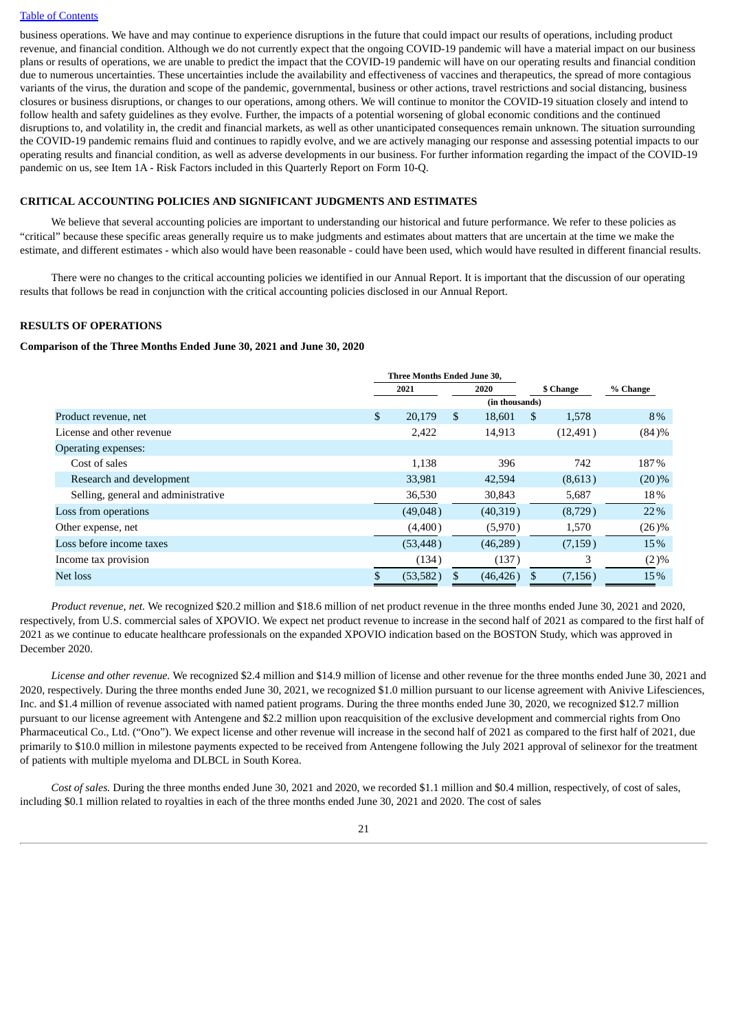business operations. We have and may continue to experience disruptions in the future that could impact our results of operations, including product revenue, and financial condition. Although we do not currently expect that the ongoing COVID-19 pandemic will have a material impact on our business plans or results of operations, we are unable to predict the impact that the COVID-19 pandemic will have on our operating results and financial condition due to numerous uncertainties. These uncertainties include the availability and effectiveness of vaccines and therapeutics, the spread of more contagious variants of the virus, the duration and scope of the pandemic, governmental, business or other actions, travel restrictions and social distancing, business closures or business disruptions, or changes to our operations, among others. We will continue to monitor the COVID-19 situation closely and intend to follow health and safety guidelines as they evolve. Further, the impacts of a potential worsening of global economic conditions and the continued disruptions to, and volatility in, the credit and financial markets, as well as other unanticipated consequences remain unknown. The situation surrounding the COVID-19 pandemic remains fluid and continues to rapidly evolve, and we are actively managing our response and assessing potential impacts to our operating results and financial condition, as well as adverse developments in our business. For further information regarding the impact of the COVID-19 pandemic on us, see Item 1A - Risk Factors included in this Quarterly Report on Form 10-Q.

## CRITICAL ACCOUNTING POLICIES AND SIGNIFICANT JUDGMENTS AND ESTIMATES

We believe that several accounting policies are important to understanding our historical and future performance. We refer to these policies as "critical" because these specific areas generally require us to make judgments and estimates about matters that are uncertain at the time we make the estimate, and different estimates - which also would have been reasonable - could have been used, which would have resulted in different financial results.

There were no changes to the critical accounting policies we identified in our Annual Report. It is important that the discussion of our operating results that follows be read in conjunction with the critical accounting policies disclosed in our Annual Report.

## RESULTS OF OPERATIONS

### Comparison of the Three Months Ended June 30, 2021 and June 30, 2020

| | Three Months Ended June 30, | | | |
|---|---|---|---|---|
| | 2021 | 2020 | $ Change | % Change |
| | (in thousands) | | | |
| Product revenue, net | $ 20,179 | $ 18,601 | $ 1,578 | 8% |
| License and other revenue | 2,422 | 14,913 | (12,491) | (84)% |
| Operating expenses: | | | | |
| Cost of sales | 1,138 | 396 | 742 | 187% |
| Research and development | 33,981 | 42,594 | (8,613) | (20)% |
| Selling, general and administrative | 36,530 | 30,843 | 5,687 | 18% |
| Loss from operations | (49,048) | (40,319) | (8,729) | 22% |
| Other expense, net | (4,400) | (5,970) | 1,570 | (26)% |
| Loss before income taxes | (53,448) | (46,289) | (7,159) | 15% |
| Income tax provision | (134) | (137) | 3 | (2)% |
| Net loss | $ (53,582) | $ (46,426) | $ (7,156) | 15% |

*Product revenue, net.* We recognized $20.2 million and $18.6 million of net product revenue in the three months ended June 30, 2021 and 2020, respectively, from U.S. commercial sales of XPOVIO. We expect net product revenue to increase in the second half of 2021 as compared to the first half of 2021 as we continue to educate healthcare professionals on the expanded XPOVIO indication based on the BOSTON Study, which was approved in December 2020.

*License and other revenue.* We recognized $2.4 million and $14.9 million of license and other revenue for the three months ended June 30, 2021 and 2020, respectively. During the three months ended June 30, 2021, we recognized $1.0 million pursuant to our license agreement with Anivive Lifesciences, Inc. and $1.4 million of revenue associated with named patient programs. During the three months ended June 30, 2020, we recognized $12.7 million pursuant to our license agreement with Antengene and $2.2 million upon reacquisition of the exclusive development and commercial rights from Ono Pharmaceutical Co., Ltd. ("Ono"). We expect license and other revenue will increase in the second half of 2021 as compared to the first half of 2021, due primarily to $10.0 million in milestone payments expected to be received from Antengene following the July 2021 approval of selinexor for the treatment of patients with multiple myeloma and DLBCL in South Korea.

*Cost of sales.* During the three months ended June 30, 2021 and 2020, we recorded $1.1 million and $0.4 million, respectively, of cost of sales, including $0.1 million related to royalties in each of the three months ended June 30, 2021 and 2020. The cost of sales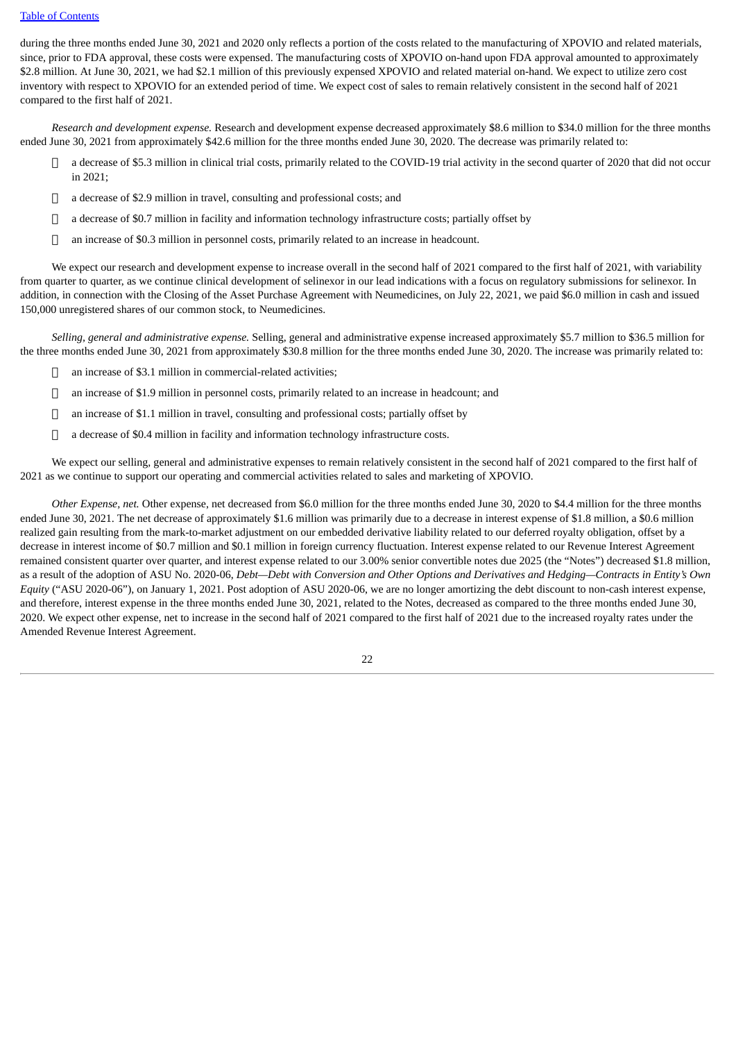during the three months ended June 30, 2021 and 2020 only reflects a portion of the costs related to the manufacturing of XPOVIO and related materials, since, prior to FDA approval, these costs were expensed. The manufacturing costs of XPOVIO on-hand upon FDA approval amounted to approximately $2.8 million. At June 30, 2021, we had $2.1 million of this previously expensed XPOVIO and related material on-hand. We expect to utilize zero cost inventory with respect to XPOVIO for an extended period of time. We expect cost of sales to remain relatively consistent in the second half of 2021 compared to the first half of 2021.

*Research and development expense.* Research and development expense decreased approximately $8.6 million to $34.0 million for the three months ended June 30, 2021 from approximately $42.6 million for the three months ended June 30, 2020. The decrease was primarily related to:

- a decrease of $5.3 million in clinical trial costs, primarily related to the COVID-19 trial activity in the second quarter of 2020 that did not occur in 2021;
- a decrease of $2.9 million in travel, consulting and professional costs; and
- a decrease of $0.7 million in facility and information technology infrastructure costs; partially offset by
- an increase of $0.3 million in personnel costs, primarily related to an increase in headcount.

We expect our research and development expense to increase overall in the second half of 2021 compared to the first half of 2021, with variability from quarter to quarter, as we continue clinical development of selinexor in our lead indications with a focus on regulatory submissions for selinexor. In addition, in connection with the Closing of the Asset Purchase Agreement with Neumedicines, on July 22, 2021, we paid $6.0 million in cash and issued 150,000 unregistered shares of our common stock, to Neumedicines.

*Selling, general and administrative expense.* Selling, general and administrative expense increased approximately $5.7 million to $36.5 million for the three months ended June 30, 2021 from approximately $30.8 million for the three months ended June 30, 2020. The increase was primarily related to:

- an increase of $3.1 million in commercial-related activities;
- an increase of $1.9 million in personnel costs, primarily related to an increase in headcount; and
- an increase of $1.1 million in travel, consulting and professional costs; partially offset by
- a decrease of $0.4 million in facility and information technology infrastructure costs.

We expect our selling, general and administrative expenses to remain relatively consistent in the second half of 2021 compared to the first half of 2021 as we continue to support our operating and commercial activities related to sales and marketing of XPOVIO.

*Other Expense, net.* Other expense, net decreased from $6.0 million for the three months ended June 30, 2020 to $4.4 million for the three months ended June 30, 2021. The net decrease of approximately $1.6 million was primarily due to a decrease in interest expense of $1.8 million, a $0.6 million realized gain resulting from the mark-to-market adjustment on our embedded derivative liability related to our deferred royalty obligation, offset by a decrease in interest income of $0.7 million and $0.1 million in foreign currency fluctuation. Interest expense related to our Revenue Interest Agreement remained consistent quarter over quarter, and interest expense related to our 3.00% senior convertible notes due 2025 (the "Notes") decreased $1.8 million, as a result of the adoption of ASU No. 2020-06, *Debt—Debt with Conversion and Other Options and Derivatives and Hedging—Contracts in Entity's Own Equity* ("ASU 2020-06"), on January 1, 2021. Post adoption of ASU 2020-06, we are no longer amortizing the debt discount to non-cash interest expense, and therefore, interest expense in the three months ended June 30, 2021, related to the Notes, decreased as compared to the three months ended June 30, 2020. We expect other expense, net to increase in the second half of 2021 compared to the first half of 2021 due to the increased royalty rates under the Amended Revenue Interest Agreement.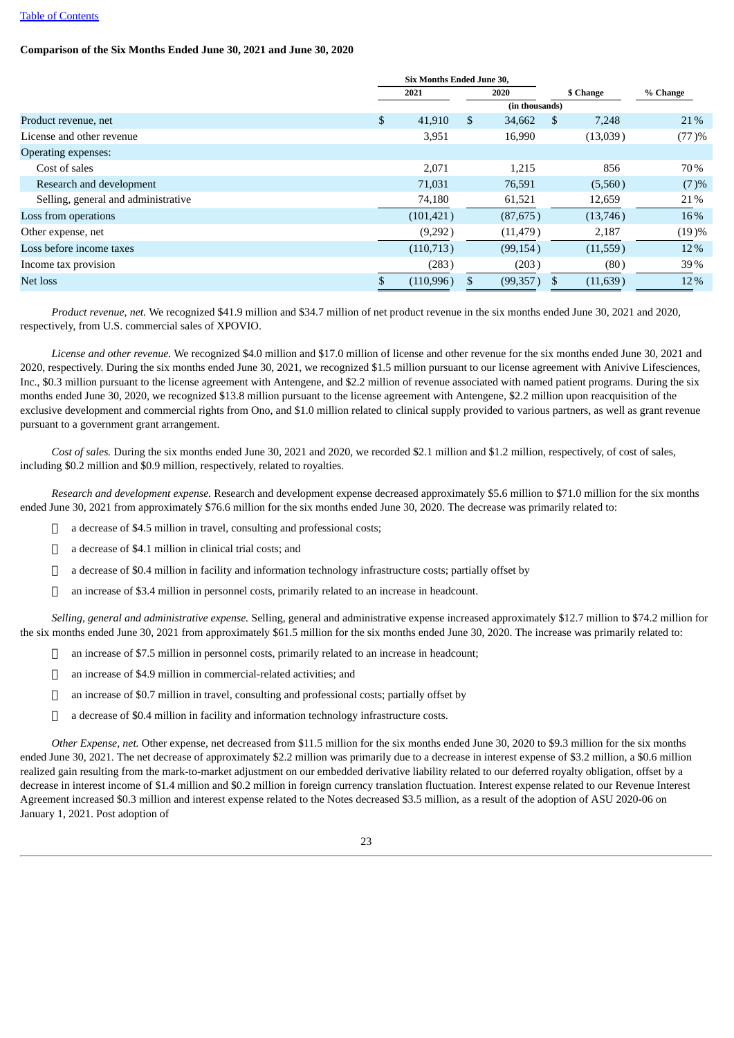[Table of Contents](#)

**Comparison of the Six Months Ended June 30, 2021 and June 30, 2020**

| | Six Months Ended June 30, | | | |
|---|---|---|---|---|
| | 2021 | 2020 | $ Change | % Change |
| | (in thousands) | | | |
| Product revenue, net | $ 41,910 | $ 34,662 | $ 7,248 | 21 % |
| License and other revenue | 3,951 | 16,990 | (13,039) | (77)% |
| Operating expenses: | | | | |
| Cost of sales | 2,071 | 1,215 | 856 | 70 % |
| Research and development | 71,031 | 76,591 | (5,560) | (7)% |
| Selling, general and administrative | 74,180 | 61,521 | 12,659 | 21 % |
| Loss from operations | (101,421) | (87,675) | (13,746) | 16 % |
| Other expense, net | (9,292) | (11,479) | 2,187 | (19)% |
| Loss before income taxes | (110,713) | (99,154) | (11,559) | 12 % |
| Income tax provision | (283) | (203) | (80) | 39 % |
| Net loss | $ (110,996) | $ (99,357) | $ (11,639) | 12 % |

*Product revenue, net.* We recognized $41.9 million and $34.7 million of net product revenue in the six months ended June 30, 2021 and 2020, respectively, from U.S. commercial sales of XPOVIO.

*License and other revenue.* We recognized $4.0 million and $17.0 million of license and other revenue for the six months ended June 30, 2021 and 2020, respectively. During the six months ended June 30, 2021, we recognized $1.5 million pursuant to our license agreement with Anivive Lifesciences, Inc., $0.3 million pursuant to the license agreement with Antengene, and $2.2 million of revenue associated with named patient programs. During the six months ended June 30, 2020, we recognized $13.8 million pursuant to the license agreement with Antengene, $2.2 million upon reacquisition of the exclusive development and commercial rights from Ono, and $1.0 million related to clinical supply provided to various partners, as well as grant revenue pursuant to a government grant arrangement.

*Cost of sales.* During the six months ended June 30, 2021 and 2020, we recorded $2.1 million and $1.2 million, respectively, of cost of sales, including $0.2 million and $0.9 million, respectively, related to royalties.

*Research and development expense.* Research and development expense decreased approximately $5.6 million to $71.0 million for the six months ended June 30, 2021 from approximately $76.6 million for the six months ended June 30, 2020. The decrease was primarily related to:

- a decrease of $4.5 million in travel, consulting and professional costs;
- a decrease of $4.1 million in clinical trial costs; and
- a decrease of $0.4 million in facility and information technology infrastructure costs; partially offset by
- an increase of $3.4 million in personnel costs, primarily related to an increase in headcount.

*Selling, general and administrative expense.* Selling, general and administrative expense increased approximately $12.7 million to $74.2 million for the six months ended June 30, 2021 from approximately $61.5 million for the six months ended June 30, 2020. The increase was primarily related to:

- an increase of $7.5 million in personnel costs, primarily related to an increase in headcount;
- an increase of $4.9 million in commercial-related activities; and
- an increase of $0.7 million in travel, consulting and professional costs; partially offset by
- a decrease of $0.4 million in facility and information technology infrastructure costs.

*Other Expense, net.* Other expense, net decreased from $11.5 million for the six months ended June 30, 2020 to $9.3 million for the six months ended June 30, 2021. The net decrease of approximately $2.2 million was primarily due to a decrease in interest expense of $3.2 million, a $0.6 million realized gain resulting from the mark-to-market adjustment on our embedded derivative liability related to our deferred royalty obligation, offset by a decrease in interest income of $1.4 million and $0.2 million in foreign currency translation fluctuation. Interest expense related to our Revenue Interest Agreement increased $0.3 million and interest expense related to the Notes decreased $3.5 million, as a result of the adoption of ASU 2020-06 on January 1, 2021. Post adoption of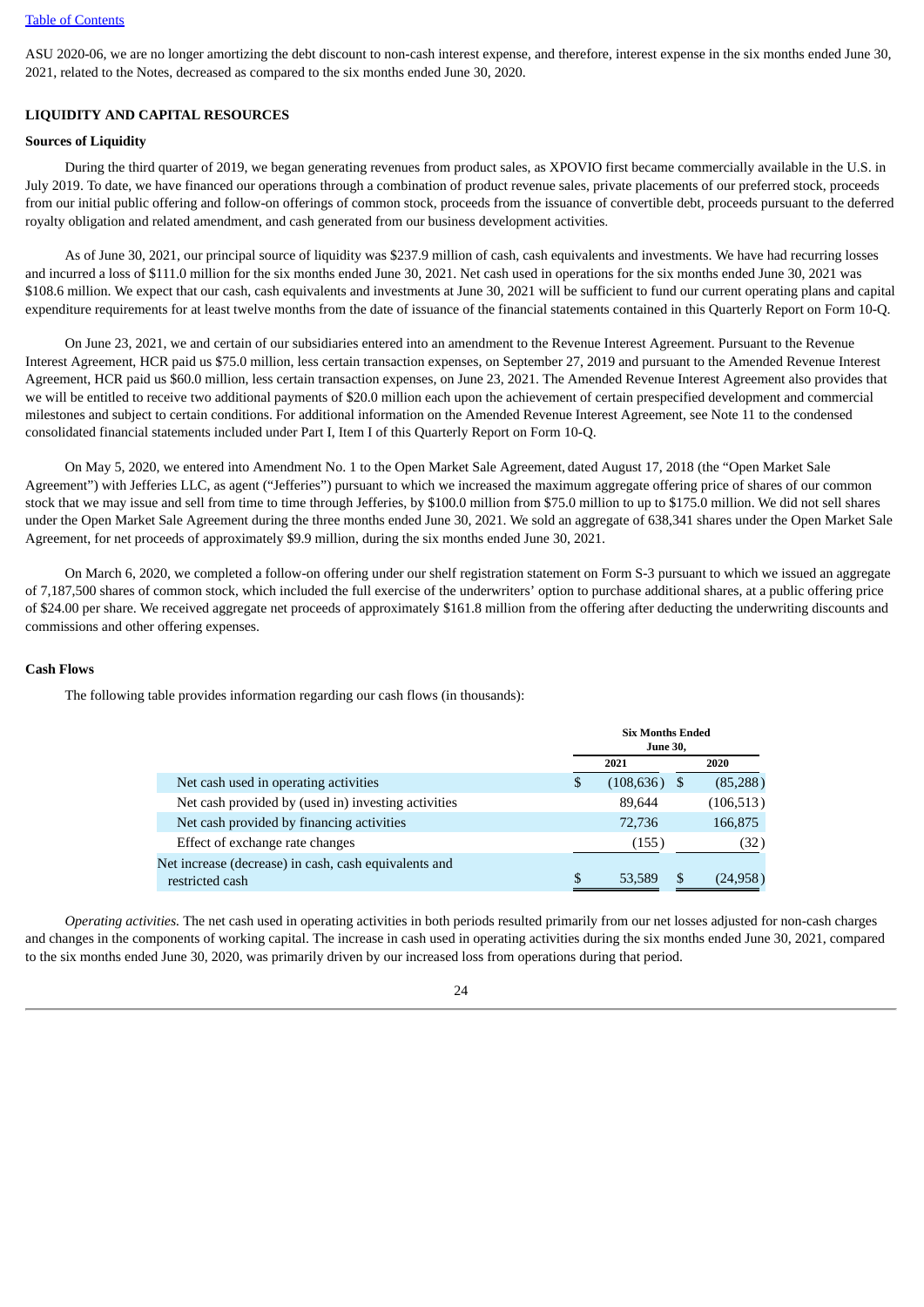ASU 2020-06, we are no longer amortizing the debt discount to non-cash interest expense, and therefore, interest expense in the six months ended June 30, 2021, related to the Notes, decreased as compared to the six months ended June 30, 2020.

## LIQUIDITY AND CAPITAL RESOURCES

### Sources of Liquidity

During the third quarter of 2019, we began generating revenues from product sales, as XPOVIO first became commercially available in the U.S. in July 2019. To date, we have financed our operations through a combination of product revenue sales, private placements of our preferred stock, proceeds from our initial public offering and follow-on offerings of common stock, proceeds from the issuance of convertible debt, proceeds pursuant to the deferred royalty obligation and related amendment, and cash generated from our business development activities.

As of June 30, 2021, our principal source of liquidity was $237.9 million of cash, cash equivalents and investments. We have had recurring losses and incurred a loss of $111.0 million for the six months ended June 30, 2021. Net cash used in operations for the six months ended June 30, 2021 was $108.6 million. We expect that our cash, cash equivalents and investments at June 30, 2021 will be sufficient to fund our current operating plans and capital expenditure requirements for at least twelve months from the date of issuance of the financial statements contained in this Quarterly Report on Form 10-Q.

On June 23, 2021, we and certain of our subsidiaries entered into an amendment to the Revenue Interest Agreement. Pursuant to the Revenue Interest Agreement, HCR paid us $75.0 million, less certain transaction expenses, on September 27, 2019 and pursuant to the Amended Revenue Interest Agreement, HCR paid us $60.0 million, less certain transaction expenses, on June 23, 2021. The Amended Revenue Interest Agreement also provides that we will be entitled to receive two additional payments of $20.0 million each upon the achievement of certain prespecified development and commercial milestones and subject to certain conditions. For additional information on the Amended Revenue Interest Agreement, see Note 11 to the condensed consolidated financial statements included under Part I, Item I of this Quarterly Report on Form 10-Q.

On May 5, 2020, we entered into Amendment No. 1 to the Open Market Sale Agreement, dated August 17, 2018 (the "Open Market Sale Agreement") with Jefferies LLC, as agent ("Jefferies") pursuant to which we increased the maximum aggregate offering price of shares of our common stock that we may issue and sell from time to time through Jefferies, by $100.0 million from $75.0 million to up to $175.0 million. We did not sell shares under the Open Market Sale Agreement during the three months ended June 30, 2021. We sold an aggregate of 638,341 shares under the Open Market Sale Agreement, for net proceeds of approximately $9.9 million, during the six months ended June 30, 2021.

On March 6, 2020, we completed a follow-on offering under our shelf registration statement on Form S-3 pursuant to which we issued an aggregate of 7,187,500 shares of common stock, which included the full exercise of the underwriters' option to purchase additional shares, at a public offering price of $24.00 per share. We received aggregate net proceeds of approximately $161.8 million from the offering after deducting the underwriting discounts and commissions and other offering expenses.

### Cash Flows

The following table provides information regarding our cash flows (in thousands):

| | Six Months Ended June 30, | |
|---|---|---|
| | 2021 | 2020 |
| Net cash used in operating activities | $ (108,636) | $ (85,288) |
| Net cash provided by (used in) investing activities | 89,644 | (106,513) |
| Net cash provided by financing activities | 72,736 | 166,875 |
| Effect of exchange rate changes | (155) | (32) |
| Net increase (decrease) in cash, cash equivalents and restricted cash | $ 53,589 | $ (24,958) |

*Operating activities.* The net cash used in operating activities in both periods resulted primarily from our net losses adjusted for non-cash charges and changes in the components of working capital. The increase in cash used in operating activities during the six months ended June 30, 2021, compared to the six months ended June 30, 2020, was primarily driven by our increased loss from operations during that period.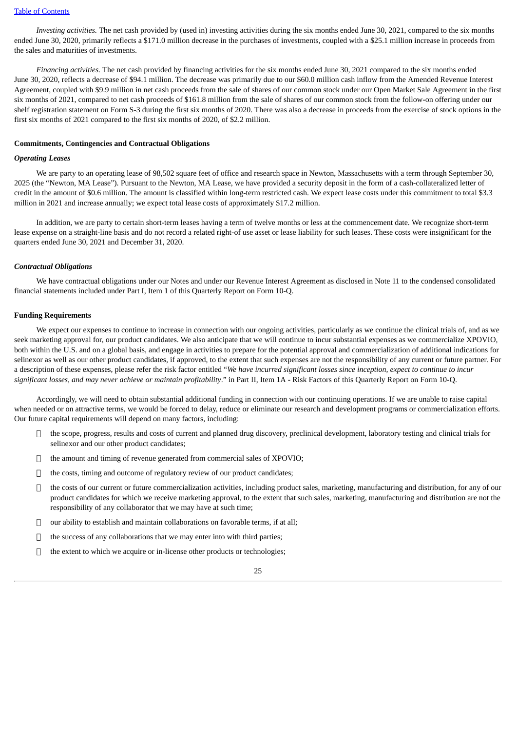*Investing activities.* The net cash provided by (used in) investing activities during the six months ended June 30, 2021, compared to the six months ended June 30, 2020, primarily reflects a $171.0 million decrease in the purchases of investments, coupled with a $25.1 million increase in proceeds from the sales and maturities of investments.

*Financing activities.* The net cash provided by financing activities for the six months ended June 30, 2021 compared to the six months ended June 30, 2020, reflects a decrease of $94.1 million. The decrease was primarily due to our $60.0 million cash inflow from the Amended Revenue Interest Agreement, coupled with $9.9 million in net cash proceeds from the sale of shares of our common stock under our Open Market Sale Agreement in the first six months of 2021, compared to net cash proceeds of $161.8 million from the sale of shares of our common stock from the follow-on offering under our shelf registration statement on Form S-3 during the first six months of 2020. There was also a decrease in proceeds from the exercise of stock options in the first six months of 2021 compared to the first six months of 2020, of $2.2 million.

**Commitments, Contingencies and Contractual Obligations**

***Operating Leases***

We are party to an operating lease of 98,502 square feet of office and research space in Newton, Massachusetts with a term through September 30, 2025 (the "Newton, MA Lease"). Pursuant to the Newton, MA Lease, we have provided a security deposit in the form of a cash-collateralized letter of credit in the amount of $0.6 million. The amount is classified within long-term restricted cash. We expect lease costs under this commitment to total $3.3 million in 2021 and increase annually; we expect total lease costs of approximately $17.2 million.

In addition, we are party to certain short-term leases having a term of twelve months or less at the commencement date. We recognize short-term lease expense on a straight-line basis and do not record a related right-of use asset or lease liability for such leases. These costs were insignificant for the quarters ended June 30, 2021 and December 31, 2020.

***Contractual Obligations***

We have contractual obligations under our Notes and under our Revenue Interest Agreement as disclosed in Note 11 to the condensed consolidated financial statements included under Part I, Item 1 of this Quarterly Report on Form 10-Q.

**Funding Requirements**

We expect our expenses to continue to increase in connection with our ongoing activities, particularly as we continue the clinical trials of, and as we seek marketing approval for, our product candidates. We also anticipate that we will continue to incur substantial expenses as we commercialize XPOVIO, both within the U.S. and on a global basis, and engage in activities to prepare for the potential approval and commercialization of additional indications for selinexor as well as our other product candidates, if approved, to the extent that such expenses are not the responsibility of any current or future partner. For a description of these expenses, please refer the risk factor entitled "*We have incurred significant losses since inception, expect to continue to incur significant losses, and may never achieve or maintain profitability*." in Part II, Item 1A - Risk Factors of this Quarterly Report on Form 10-Q.

Accordingly, we will need to obtain substantial additional funding in connection with our continuing operations. If we are unable to raise capital when needed or on attractive terms, we would be forced to delay, reduce or eliminate our research and development programs or commercialization efforts. Our future capital requirements will depend on many factors, including:

- the scope, progress, results and costs of current and planned drug discovery, preclinical development, laboratory testing and clinical trials for selinexor and our other product candidates;
- the amount and timing of revenue generated from commercial sales of XPOVIO;
- the costs, timing and outcome of regulatory review of our product candidates;
- the costs of our current or future commercialization activities, including product sales, marketing, manufacturing and distribution, for any of our product candidates for which we receive marketing approval, to the extent that such sales, marketing, manufacturing and distribution are not the responsibility of any collaborator that we may have at such time;
- our ability to establish and maintain collaborations on favorable terms, if at all;
- the success of any collaborations that we may enter into with third parties;
- the extent to which we acquire or in-license other products or technologies;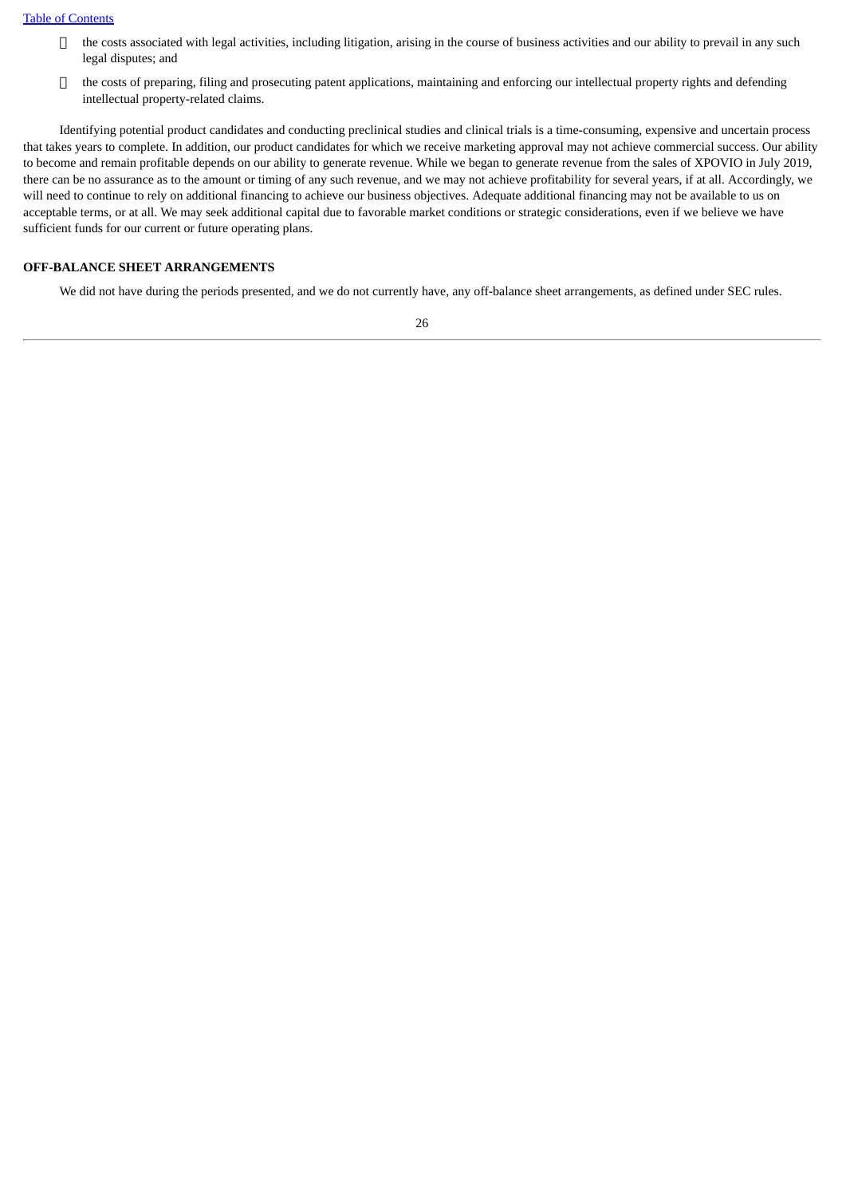- the costs associated with legal activities, including litigation, arising in the course of business activities and our ability to prevail in any such legal disputes; and
- the costs of preparing, filing and prosecuting patent applications, maintaining and enforcing our intellectual property rights and defending intellectual property-related claims.

Identifying potential product candidates and conducting preclinical studies and clinical trials is a time-consuming, expensive and uncertain process that takes years to complete. In addition, our product candidates for which we receive marketing approval may not achieve commercial success. Our ability to become and remain profitable depends on our ability to generate revenue. While we began to generate revenue from the sales of XPOVIO in July 2019, there can be no assurance as to the amount or timing of any such revenue, and we may not achieve profitability for several years, if at all. Accordingly, we will need to continue to rely on additional financing to achieve our business objectives. Adequate additional financing may not be available to us on acceptable terms, or at all. We may seek additional capital due to favorable market conditions or strategic considerations, even if we believe we have sufficient funds for our current or future operating plans.

**OFF-BALANCE SHEET ARRANGEMENTS**

We did not have during the periods presented, and we do not currently have, any off-balance sheet arrangements, as defined under SEC rules.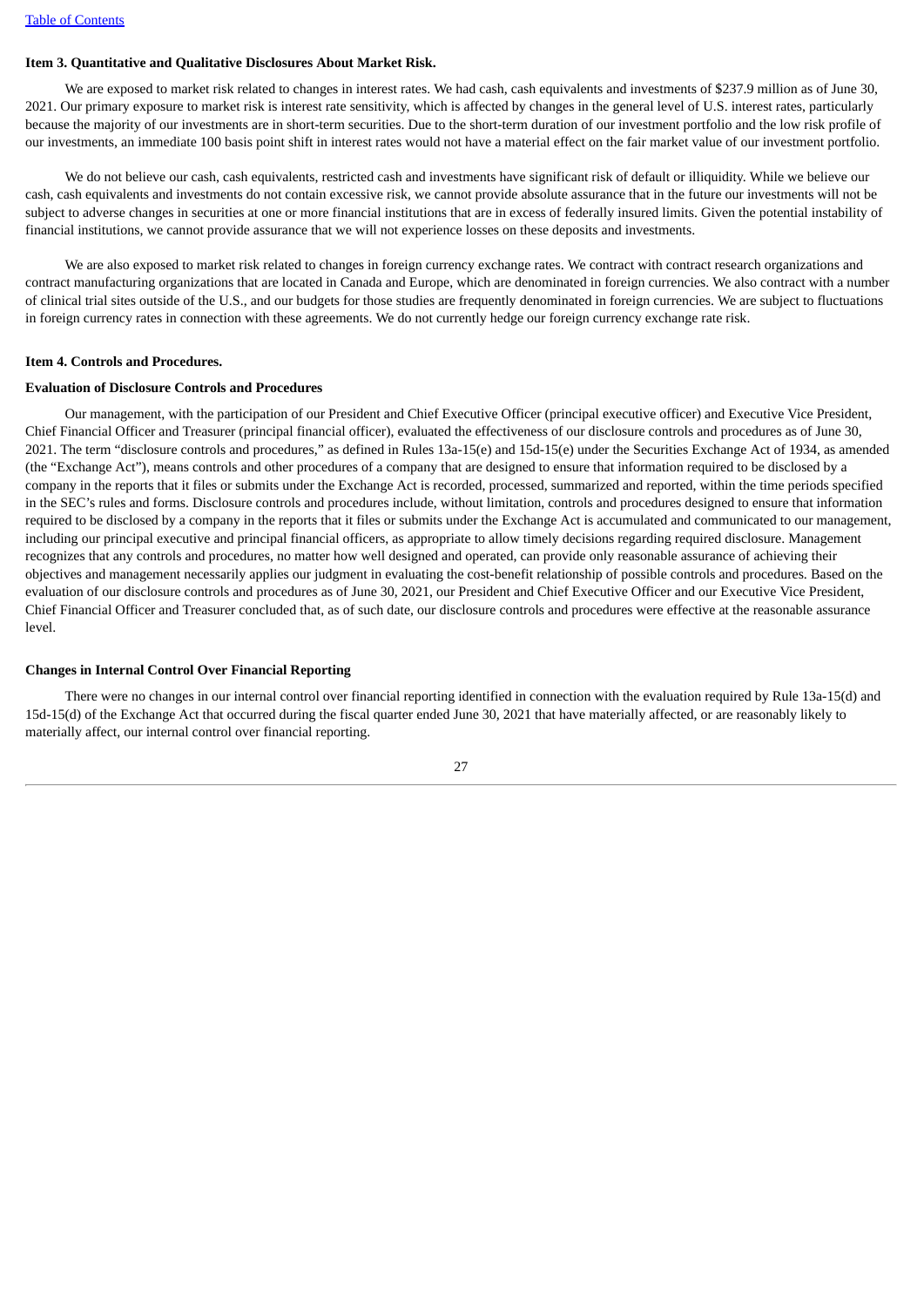**Item 3. Quantitative and Qualitative Disclosures About Market Risk.**

We are exposed to market risk related to changes in interest rates. We had cash, cash equivalents and investments of $237.9 million as of June 30, 2021. Our primary exposure to market risk is interest rate sensitivity, which is affected by changes in the general level of U.S. interest rates, particularly because the majority of our investments are in short-term securities. Due to the short-term duration of our investment portfolio and the low risk profile of our investments, an immediate 100 basis point shift in interest rates would not have a material effect on the fair market value of our investment portfolio.

We do not believe our cash, cash equivalents, restricted cash and investments have significant risk of default or illiquidity. While we believe our cash, cash equivalents and investments do not contain excessive risk, we cannot provide absolute assurance that in the future our investments will not be subject to adverse changes in securities at one or more financial institutions that are in excess of federally insured limits. Given the potential instability of financial institutions, we cannot provide assurance that we will not experience losses on these deposits and investments.

We are also exposed to market risk related to changes in foreign currency exchange rates. We contract with contract research organizations and contract manufacturing organizations that are located in Canada and Europe, which are denominated in foreign currencies. We also contract with a number of clinical trial sites outside of the U.S., and our budgets for those studies are frequently denominated in foreign currencies. We are subject to fluctuations in foreign currency rates in connection with these agreements. We do not currently hedge our foreign currency exchange rate risk.

**Item 4. Controls and Procedures.**

**Evaluation of Disclosure Controls and Procedures**

Our management, with the participation of our President and Chief Executive Officer (principal executive officer) and Executive Vice President, Chief Financial Officer and Treasurer (principal financial officer), evaluated the effectiveness of our disclosure controls and procedures as of June 30, 2021. The term "disclosure controls and procedures," as defined in Rules 13a-15(e) and 15d-15(e) under the Securities Exchange Act of 1934, as amended (the "Exchange Act"), means controls and other procedures of a company that are designed to ensure that information required to be disclosed by a company in the reports that it files or submits under the Exchange Act is recorded, processed, summarized and reported, within the time periods specified in the SEC's rules and forms. Disclosure controls and procedures include, without limitation, controls and procedures designed to ensure that information required to be disclosed by a company in the reports that it files or submits under the Exchange Act is accumulated and communicated to our management, including our principal executive and principal financial officers, as appropriate to allow timely decisions regarding required disclosure. Management recognizes that any controls and procedures, no matter how well designed and operated, can provide only reasonable assurance of achieving their objectives and management necessarily applies our judgment in evaluating the cost-benefit relationship of possible controls and procedures. Based on the evaluation of our disclosure controls and procedures as of June 30, 2021, our President and Chief Executive Officer and our Executive Vice President, Chief Financial Officer and Treasurer concluded that, as of such date, our disclosure controls and procedures were effective at the reasonable assurance level.

**Changes in Internal Control Over Financial Reporting**

There were no changes in our internal control over financial reporting identified in connection with the evaluation required by Rule 13a-15(d) and 15d-15(d) of the Exchange Act that occurred during the fiscal quarter ended June 30, 2021 that have materially affected, or are reasonably likely to materially affect, our internal control over financial reporting.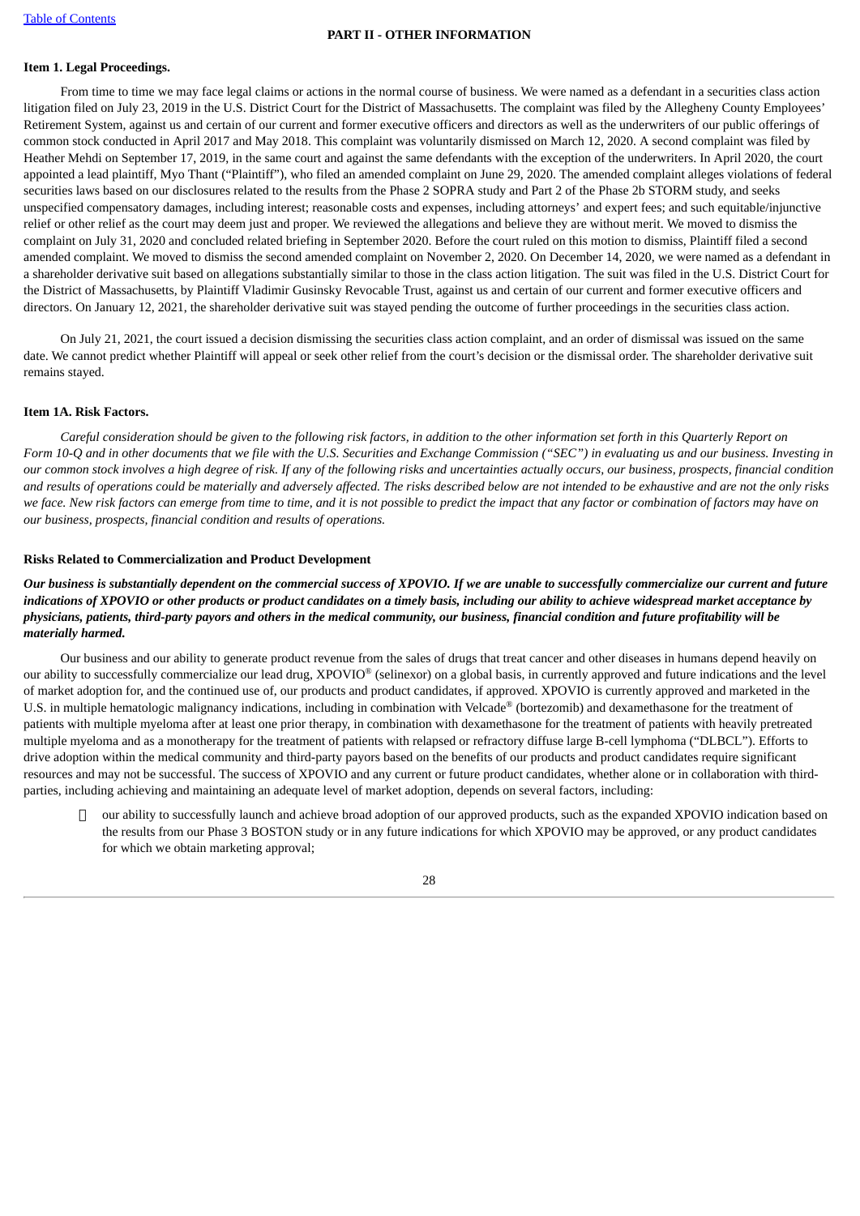## PART II - OTHER INFORMATION

### Item 1. Legal Proceedings.

From time to time we may face legal claims or actions in the normal course of business. We were named as a defendant in a securities class action litigation filed on July 23, 2019 in the U.S. District Court for the District of Massachusetts. The complaint was filed by the Allegheny County Employees' Retirement System, against us and certain of our current and former executive officers and directors as well as the underwriters of our public offerings of common stock conducted in April 2017 and May 2018. This complaint was voluntarily dismissed on March 12, 2020. A second complaint was filed by Heather Mehdi on September 17, 2019, in the same court and against the same defendants with the exception of the underwriters. In April 2020, the court appointed a lead plaintiff, Myo Thant ("Plaintiff"), who filed an amended complaint on June 29, 2020. The amended complaint alleges violations of federal securities laws based on our disclosures related to the results from the Phase 2 SOPRA study and Part 2 of the Phase 2b STORM study, and seeks unspecified compensatory damages, including interest; reasonable costs and expenses, including attorneys' and expert fees; and such equitable/injunctive relief or other relief as the court may deem just and proper. We reviewed the allegations and believe they are without merit. We moved to dismiss the complaint on July 31, 2020 and concluded related briefing in September 2020. Before the court ruled on this motion to dismiss, Plaintiff filed a second amended complaint. We moved to dismiss the second amended complaint on November 2, 2020. On December 14, 2020, we were named as a defendant in a shareholder derivative suit based on allegations substantially similar to those in the class action litigation. The suit was filed in the U.S. District Court for the District of Massachusetts, by Plaintiff Vladimir Gusinsky Revocable Trust, against us and certain of our current and former executive officers and directors. On January 12, 2021, the shareholder derivative suit was stayed pending the outcome of further proceedings in the securities class action.

On July 21, 2021, the court issued a decision dismissing the securities class action complaint, and an order of dismissal was issued on the same date. We cannot predict whether Plaintiff will appeal or seek other relief from the court's decision or the dismissal order. The shareholder derivative suit remains stayed.

### Item 1A. Risk Factors.

*Careful consideration should be given to the following risk factors, in addition to the other information set forth in this Quarterly Report on Form 10-Q and in other documents that we file with the U.S. Securities and Exchange Commission ("SEC") in evaluating us and our business. Investing in our common stock involves a high degree of risk. If any of the following risks and uncertainties actually occurs, our business, prospects, financial condition and results of operations could be materially and adversely affected. The risks described below are not intended to be exhaustive and are not the only risks we face. New risk factors can emerge from time to time, and it is not possible to predict the impact that any factor or combination of factors may have on our business, prospects, financial condition and results of operations.*

#### Risks Related to Commercialization and Product Development

***Our business is substantially dependent on the commercial success of XPOVIO. If we are unable to successfully commercialize our current and future indications of XPOVIO or other products or product candidates on a timely basis, including our ability to achieve widespread market acceptance by physicians, patients, third-party payors and others in the medical community, our business, financial condition and future profitability will be materially harmed.***

Our business and our ability to generate product revenue from the sales of drugs that treat cancer and other diseases in humans depend heavily on our ability to successfully commercialize our lead drug, XPOVIO® (selinexor) on a global basis, in currently approved and future indications and the level of market adoption for, and the continued use of, our products and product candidates, if approved. XPOVIO is currently approved and marketed in the U.S. in multiple hematologic malignancy indications, including in combination with Velcade® (bortezomib) and dexamethasone for the treatment of patients with multiple myeloma after at least one prior therapy, in combination with dexamethasone for the treatment of patients with heavily pretreated multiple myeloma and as a monotherapy for the treatment of patients with relapsed or refractory diffuse large B-cell lymphoma ("DLBCL"). Efforts to drive adoption within the medical community and third-party payors based on the benefits of our products and product candidates require significant resources and may not be successful. The success of XPOVIO and any current or future product candidates, whether alone or in collaboration with third-parties, including achieving and maintaining an adequate level of market adoption, depends on several factors, including:

- our ability to successfully launch and achieve broad adoption of our approved products, such as the expanded XPOVIO indication based on the results from our Phase 3 BOSTON study or in any future indications for which XPOVIO may be approved, or any product candidates for which we obtain marketing approval;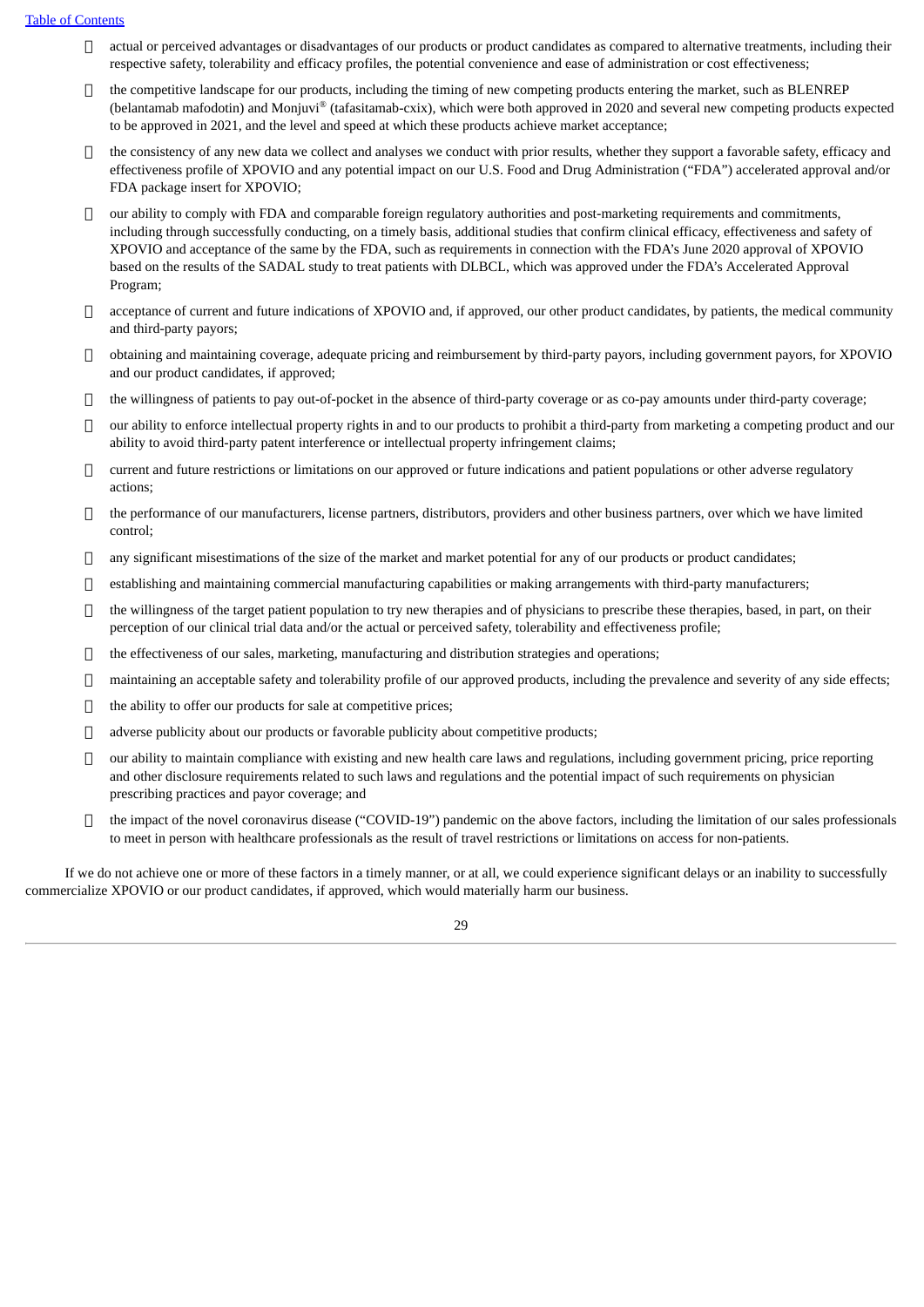- actual or perceived advantages or disadvantages of our products or product candidates as compared to alternative treatments, including their respective safety, tolerability and efficacy profiles, the potential convenience and ease of administration or cost effectiveness;
- the competitive landscape for our products, including the timing of new competing products entering the market, such as BLENREP (belantamab mafodotin) and Monjuvi® (tafasitamab-cxix), which were both approved in 2020 and several new competing products expected to be approved in 2021, and the level and speed at which these products achieve market acceptance;
- the consistency of any new data we collect and analyses we conduct with prior results, whether they support a favorable safety, efficacy and effectiveness profile of XPOVIO and any potential impact on our U.S. Food and Drug Administration ("FDA") accelerated approval and/or FDA package insert for XPOVIO;
- our ability to comply with FDA and comparable foreign regulatory authorities and post-marketing requirements and commitments, including through successfully conducting, on a timely basis, additional studies that confirm clinical efficacy, effectiveness and safety of XPOVIO and acceptance of the same by the FDA, such as requirements in connection with the FDA's June 2020 approval of XPOVIO based on the results of the SADAL study to treat patients with DLBCL, which was approved under the FDA's Accelerated Approval Program;
- acceptance of current and future indications of XPOVIO and, if approved, our other product candidates, by patients, the medical community and third-party payors;
- obtaining and maintaining coverage, adequate pricing and reimbursement by third-party payors, including government payors, for XPOVIO and our product candidates, if approved;
- the willingness of patients to pay out-of-pocket in the absence of third-party coverage or as co-pay amounts under third-party coverage;
- our ability to enforce intellectual property rights in and to our products to prohibit a third-party from marketing a competing product and our ability to avoid third-party patent interference or intellectual property infringement claims;
- current and future restrictions or limitations on our approved or future indications and patient populations or other adverse regulatory actions;
- the performance of our manufacturers, license partners, distributors, providers and other business partners, over which we have limited control;
- any significant misestimations of the size of the market and market potential for any of our products or product candidates;
- establishing and maintaining commercial manufacturing capabilities or making arrangements with third-party manufacturers;
- the willingness of the target patient population to try new therapies and of physicians to prescribe these therapies, based, in part, on their perception of our clinical trial data and/or the actual or perceived safety, tolerability and effectiveness profile;
- the effectiveness of our sales, marketing, manufacturing and distribution strategies and operations;
- maintaining an acceptable safety and tolerability profile of our approved products, including the prevalence and severity of any side effects;
- the ability to offer our products for sale at competitive prices;
- adverse publicity about our products or favorable publicity about competitive products;
- our ability to maintain compliance with existing and new health care laws and regulations, including government pricing, price reporting and other disclosure requirements related to such laws and regulations and the potential impact of such requirements on physician prescribing practices and payor coverage; and
- the impact of the novel coronavirus disease ("COVID-19") pandemic on the above factors, including the limitation of our sales professionals to meet in person with healthcare professionals as the result of travel restrictions or limitations on access for non-patients.

If we do not achieve one or more of these factors in a timely manner, or at all, we could experience significant delays or an inability to successfully commercialize XPOVIO or our product candidates, if approved, which would materially harm our business.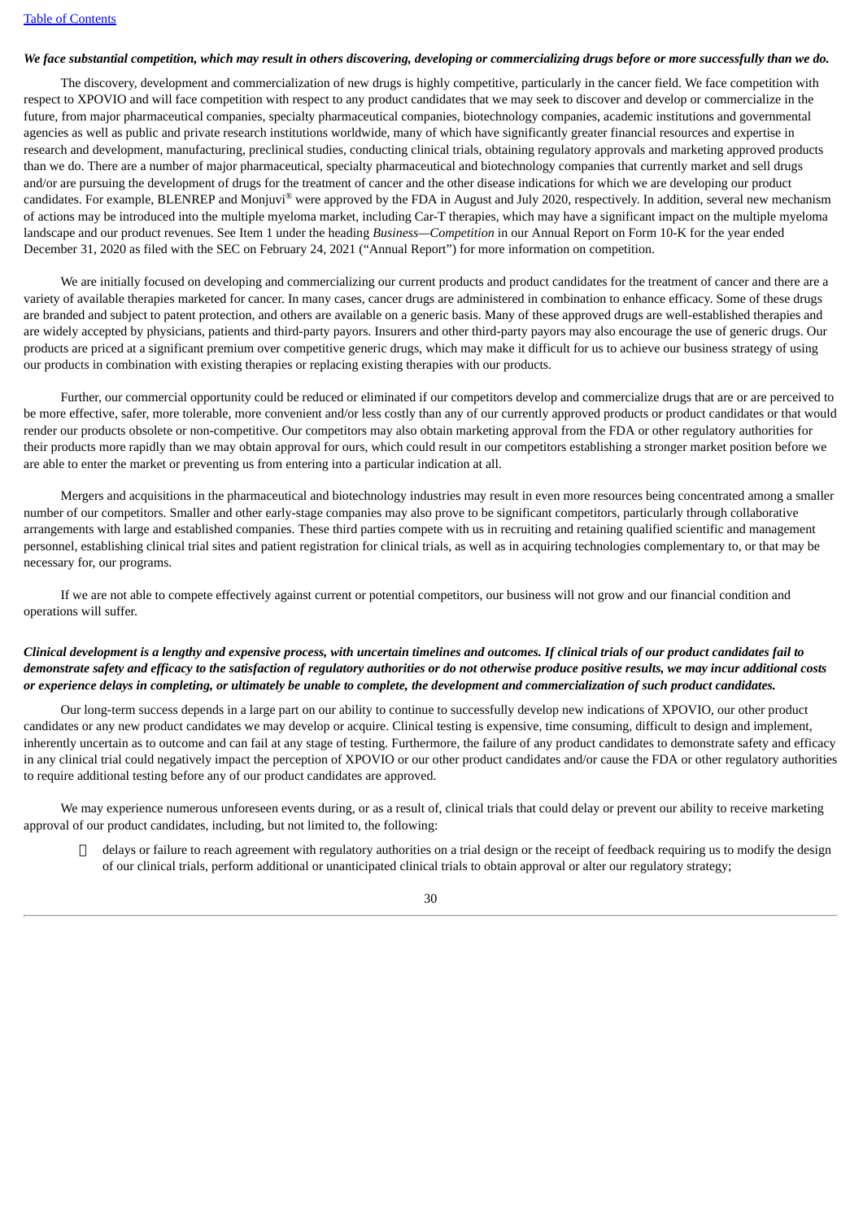***We face substantial competition, which may result in others discovering, developing or commercializing drugs before or more successfully than we do.***

The discovery, development and commercialization of new drugs is highly competitive, particularly in the cancer field. We face competition with respect to XPOVIO and will face competition with respect to any product candidates that we may seek to discover and develop or commercialize in the future, from major pharmaceutical companies, specialty pharmaceutical companies, biotechnology companies, academic institutions and governmental agencies as well as public and private research institutions worldwide, many of which have significantly greater financial resources and expertise in research and development, manufacturing, preclinical studies, conducting clinical trials, obtaining regulatory approvals and marketing approved products than we do. There are a number of major pharmaceutical, specialty pharmaceutical and biotechnology companies that currently market and sell drugs and/or are pursuing the development of drugs for the treatment of cancer and the other disease indications for which we are developing our product candidates. For example, BLENREP and Monjuvi® were approved by the FDA in August and July 2020, respectively. In addition, several new mechanism of actions may be introduced into the multiple myeloma market, including Car-T therapies, which may have a significant impact on the multiple myeloma landscape and our product revenues. See Item 1 under the heading *Business—Competition* in our Annual Report on Form 10-K for the year ended December 31, 2020 as filed with the SEC on February 24, 2021 ("Annual Report") for more information on competition.

We are initially focused on developing and commercializing our current products and product candidates for the treatment of cancer and there are a variety of available therapies marketed for cancer. In many cases, cancer drugs are administered in combination to enhance efficacy. Some of these drugs are branded and subject to patent protection, and others are available on a generic basis. Many of these approved drugs are well-established therapies and are widely accepted by physicians, patients and third-party payors. Insurers and other third-party payors may also encourage the use of generic drugs. Our products are priced at a significant premium over competitive generic drugs, which may make it difficult for us to achieve our business strategy of using our products in combination with existing therapies or replacing existing therapies with our products.

Further, our commercial opportunity could be reduced or eliminated if our competitors develop and commercialize drugs that are or are perceived to be more effective, safer, more tolerable, more convenient and/or less costly than any of our currently approved products or product candidates or that would render our products obsolete or non-competitive. Our competitors may also obtain marketing approval from the FDA or other regulatory authorities for their products more rapidly than we may obtain approval for ours, which could result in our competitors establishing a stronger market position before we are able to enter the market or preventing us from entering into a particular indication at all.

Mergers and acquisitions in the pharmaceutical and biotechnology industries may result in even more resources being concentrated among a smaller number of our competitors. Smaller and other early-stage companies may also prove to be significant competitors, particularly through collaborative arrangements with large and established companies. These third parties compete with us in recruiting and retaining qualified scientific and management personnel, establishing clinical trial sites and patient registration for clinical trials, as well as in acquiring technologies complementary to, or that may be necessary for, our programs.

If we are not able to compete effectively against current or potential competitors, our business will not grow and our financial condition and operations will suffer.

***Clinical development is a lengthy and expensive process, with uncertain timelines and outcomes. If clinical trials of our product candidates fail to demonstrate safety and efficacy to the satisfaction of regulatory authorities or do not otherwise produce positive results, we may incur additional costs or experience delays in completing, or ultimately be unable to complete, the development and commercialization of such product candidates.***

Our long-term success depends in a large part on our ability to continue to successfully develop new indications of XPOVIO, our other product candidates or any new product candidates we may develop or acquire. Clinical testing is expensive, time consuming, difficult to design and implement, inherently uncertain as to outcome and can fail at any stage of testing. Furthermore, the failure of any product candidates to demonstrate safety and efficacy in any clinical trial could negatively impact the perception of XPOVIO or our other product candidates and/or cause the FDA or other regulatory authorities to require additional testing before any of our product candidates are approved.

We may experience numerous unforeseen events during, or as a result of, clinical trials that could delay or prevent our ability to receive marketing approval of our product candidates, including, but not limited to, the following:

- delays or failure to reach agreement with regulatory authorities on a trial design or the receipt of feedback requiring us to modify the design of our clinical trials, perform additional or unanticipated clinical trials to obtain approval or alter our regulatory strategy;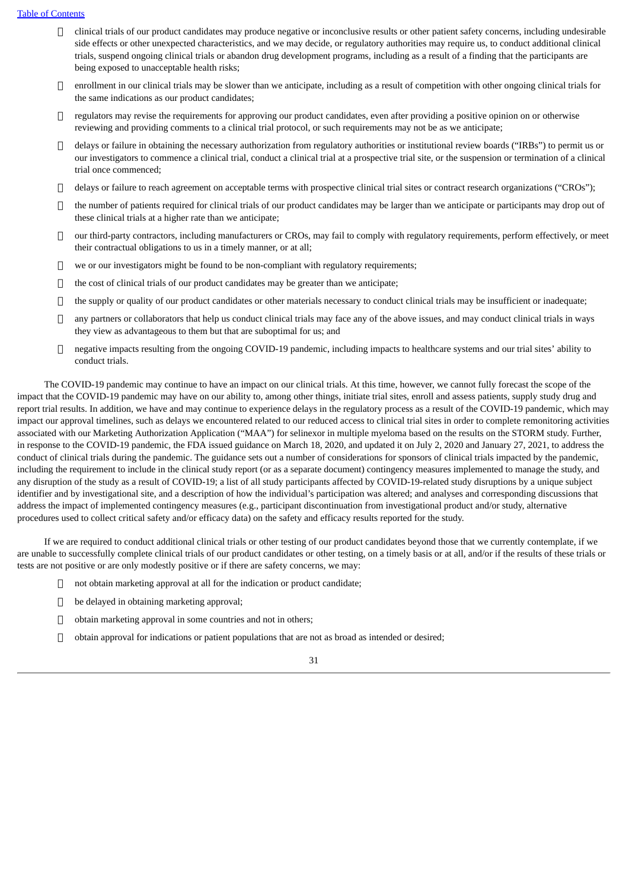- clinical trials of our product candidates may produce negative or inconclusive results or other patient safety concerns, including undesirable side effects or other unexpected characteristics, and we may decide, or regulatory authorities may require us, to conduct additional clinical trials, suspend ongoing clinical trials or abandon drug development programs, including as a result of a finding that the participants are being exposed to unacceptable health risks;
- enrollment in our clinical trials may be slower than we anticipate, including as a result of competition with other ongoing clinical trials for the same indications as our product candidates;
- regulators may revise the requirements for approving our product candidates, even after providing a positive opinion on or otherwise reviewing and providing comments to a clinical trial protocol, or such requirements may not be as we anticipate;
- delays or failure in obtaining the necessary authorization from regulatory authorities or institutional review boards ("IRBs") to permit us or our investigators to commence a clinical trial, conduct a clinical trial at a prospective trial site, or the suspension or termination of a clinical trial once commenced;
- delays or failure to reach agreement on acceptable terms with prospective clinical trial sites or contract research organizations ("CROs");
- the number of patients required for clinical trials of our product candidates may be larger than we anticipate or participants may drop out of these clinical trials at a higher rate than we anticipate;
- our third-party contractors, including manufacturers or CROs, may fail to comply with regulatory requirements, perform effectively, or meet their contractual obligations to us in a timely manner, or at all;
- we or our investigators might be found to be non-compliant with regulatory requirements;
- the cost of clinical trials of our product candidates may be greater than we anticipate;
- the supply or quality of our product candidates or other materials necessary to conduct clinical trials may be insufficient or inadequate;
- any partners or collaborators that help us conduct clinical trials may face any of the above issues, and may conduct clinical trials in ways they view as advantageous to them but that are suboptimal for us; and
- negative impacts resulting from the ongoing COVID-19 pandemic, including impacts to healthcare systems and our trial sites' ability to conduct trials.

The COVID-19 pandemic may continue to have an impact on our clinical trials. At this time, however, we cannot fully forecast the scope of the impact that the COVID-19 pandemic may have on our ability to, among other things, initiate trial sites, enroll and assess patients, supply study drug and report trial results. In addition, we have and may continue to experience delays in the regulatory process as a result of the COVID-19 pandemic, which may impact our approval timelines, such as delays we encountered related to our reduced access to clinical trial sites in order to complete remonitoring activities associated with our Marketing Authorization Application ("MAA") for selinexor in multiple myeloma based on the results on the STORM study. Further, in response to the COVID-19 pandemic, the FDA issued guidance on March 18, 2020, and updated it on July 2, 2020 and January 27, 2021, to address the conduct of clinical trials during the pandemic. The guidance sets out a number of considerations for sponsors of clinical trials impacted by the pandemic, including the requirement to include in the clinical study report (or as a separate document) contingency measures implemented to manage the study, and any disruption of the study as a result of COVID-19; a list of all study participants affected by COVID-19-related study disruptions by a unique subject identifier and by investigational site, and a description of how the individual's participation was altered; and analyses and corresponding discussions that address the impact of implemented contingency measures (e.g., participant discontinuation from investigational product and/or study, alternative procedures used to collect critical safety and/or efficacy data) on the safety and efficacy results reported for the study.

If we are required to conduct additional clinical trials or other testing of our product candidates beyond those that we currently contemplate, if we are unable to successfully complete clinical trials of our product candidates or other testing, on a timely basis or at all, and/or if the results of these trials or tests are not positive or are only modestly positive or if there are safety concerns, we may:

- not obtain marketing approval at all for the indication or product candidate;
- be delayed in obtaining marketing approval;
- obtain marketing approval in some countries and not in others;
- obtain approval for indications or patient populations that are not as broad as intended or desired;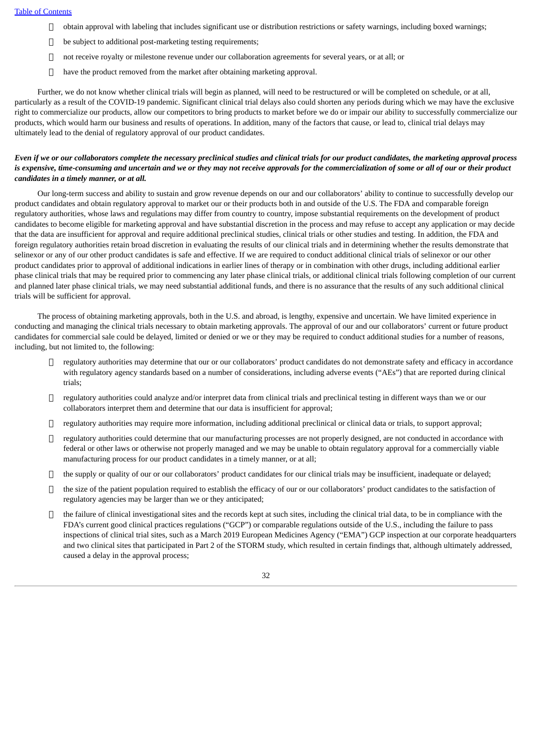- obtain approval with labeling that includes significant use or distribution restrictions or safety warnings, including boxed warnings;
- be subject to additional post-marketing testing requirements;
- not receive royalty or milestone revenue under our collaboration agreements for several years, or at all; or
- have the product removed from the market after obtaining marketing approval.

Further, we do not know whether clinical trials will begin as planned, will need to be restructured or will be completed on schedule, or at all, particularly as a result of the COVID-19 pandemic. Significant clinical trial delays also could shorten any periods during which we may have the exclusive right to commercialize our products, allow our competitors to bring products to market before we do or impair our ability to successfully commercialize our products, which would harm our business and results of operations. In addition, many of the factors that cause, or lead to, clinical trial delays may ultimately lead to the denial of regulatory approval of our product candidates.

***Even if we or our collaborators complete the necessary preclinical studies and clinical trials for our product candidates, the marketing approval process is expensive, time-consuming and uncertain and we or they may not receive approvals for the commercialization of some or all of our or their product candidates in a timely manner, or at all.***

Our long-term success and ability to sustain and grow revenue depends on our and our collaborators' ability to continue to successfully develop our product candidates and obtain regulatory approval to market our or their products both in and outside of the U.S. The FDA and comparable foreign regulatory authorities, whose laws and regulations may differ from country to country, impose substantial requirements on the development of product candidates to become eligible for marketing approval and have substantial discretion in the process and may refuse to accept any application or may decide that the data are insufficient for approval and require additional preclinical studies, clinical trials or other studies and testing. In addition, the FDA and foreign regulatory authorities retain broad discretion in evaluating the results of our clinical trials and in determining whether the results demonstrate that selinexor or any of our other product candidates is safe and effective. If we are required to conduct additional clinical trials of selinexor or our other product candidates prior to approval of additional indications in earlier lines of therapy or in combination with other drugs, including additional earlier phase clinical trials that may be required prior to commencing any later phase clinical trials, or additional clinical trials following completion of our current and planned later phase clinical trials, we may need substantial additional funds, and there is no assurance that the results of any such additional clinical trials will be sufficient for approval.

The process of obtaining marketing approvals, both in the U.S. and abroad, is lengthy, expensive and uncertain. We have limited experience in conducting and managing the clinical trials necessary to obtain marketing approvals. The approval of our and our collaborators' current or future product candidates for commercial sale could be delayed, limited or denied or we or they may be required to conduct additional studies for a number of reasons, including, but not limited to, the following:

- regulatory authorities may determine that our or our collaborators' product candidates do not demonstrate safety and efficacy in accordance with regulatory agency standards based on a number of considerations, including adverse events ("AEs") that are reported during clinical trials;
- regulatory authorities could analyze and/or interpret data from clinical trials and preclinical testing in different ways than we or our collaborators interpret them and determine that our data is insufficient for approval;
- regulatory authorities may require more information, including additional preclinical or clinical data or trials, to support approval;
- regulatory authorities could determine that our manufacturing processes are not properly designed, are not conducted in accordance with federal or other laws or otherwise not properly managed and we may be unable to obtain regulatory approval for a commercially viable manufacturing process for our product candidates in a timely manner, or at all;
- the supply or quality of our or our collaborators' product candidates for our clinical trials may be insufficient, inadequate or delayed;
- the size of the patient population required to establish the efficacy of our or our collaborators' product candidates to the satisfaction of regulatory agencies may be larger than we or they anticipated;
- the failure of clinical investigational sites and the records kept at such sites, including the clinical trial data, to be in compliance with the FDA's current good clinical practices regulations ("GCP") or comparable regulations outside of the U.S., including the failure to pass inspections of clinical trial sites, such as a March 2019 European Medicines Agency ("EMA") GCP inspection at our corporate headquarters and two clinical sites that participated in Part 2 of the STORM study, which resulted in certain findings that, although ultimately addressed, caused a delay in the approval process;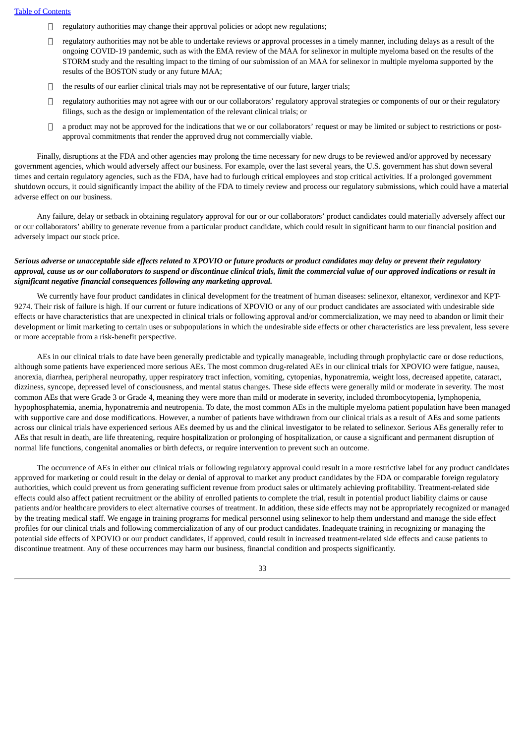- regulatory authorities may change their approval policies or adopt new regulations;
- regulatory authorities may not be able to undertake reviews or approval processes in a timely manner, including delays as a result of the ongoing COVID-19 pandemic, such as with the EMA review of the MAA for selinexor in multiple myeloma based on the results of the STORM study and the resulting impact to the timing of our submission of an MAA for selinexor in multiple myeloma supported by the results of the BOSTON study or any future MAA;
- the results of our earlier clinical trials may not be representative of our future, larger trials;
- regulatory authorities may not agree with our or our collaborators' regulatory approval strategies or components of our or their regulatory filings, such as the design or implementation of the relevant clinical trials; or
- a product may not be approved for the indications that we or our collaborators' request or may be limited or subject to restrictions or post-approval commitments that render the approved drug not commercially viable.

Finally, disruptions at the FDA and other agencies may prolong the time necessary for new drugs to be reviewed and/or approved by necessary government agencies, which would adversely affect our business. For example, over the last several years, the U.S. government has shut down several times and certain regulatory agencies, such as the FDA, have had to furlough critical employees and stop critical activities. If a prolonged government shutdown occurs, it could significantly impact the ability of the FDA to timely review and process our regulatory submissions, which could have a material adverse effect on our business.

Any failure, delay or setback in obtaining regulatory approval for our or our collaborators' product candidates could materially adversely affect our or our collaborators' ability to generate revenue from a particular product candidate, which could result in significant harm to our financial position and adversely impact our stock price.

***Serious adverse or unacceptable side effects related to XPOVIO or future products or product candidates may delay or prevent their regulatory approval, cause us or our collaborators to suspend or discontinue clinical trials, limit the commercial value of our approved indications or result in significant negative financial consequences following any marketing approval.***

We currently have four product candidates in clinical development for the treatment of human diseases: selinexor, eltanexor, verdinexor and KPT-9274. Their risk of failure is high. If our current or future indications of XPOVIO or any of our product candidates are associated with undesirable side effects or have characteristics that are unexpected in clinical trials or following approval and/or commercialization, we may need to abandon or limit their development or limit marketing to certain uses or subpopulations in which the undesirable side effects or other characteristics are less prevalent, less severe or more acceptable from a risk-benefit perspective.

AEs in our clinical trials to date have been generally predictable and typically manageable, including through prophylactic care or dose reductions, although some patients have experienced more serious AEs. The most common drug-related AEs in our clinical trials for XPOVIO were fatigue, nausea, anorexia, diarrhea, peripheral neuropathy, upper respiratory tract infection, vomiting, cytopenias, hyponatremia, weight loss, decreased appetite, cataract, dizziness, syncope, depressed level of consciousness, and mental status changes. These side effects were generally mild or moderate in severity. The most common AEs that were Grade 3 or Grade 4, meaning they were more than mild or moderate in severity, included thrombocytopenia, lymphopenia, hypophosphatemia, anemia, hyponatremia and neutropenia. To date, the most common AEs in the multiple myeloma patient population have been managed with supportive care and dose modifications. However, a number of patients have withdrawn from our clinical trials as a result of AEs and some patients across our clinical trials have experienced serious AEs deemed by us and the clinical investigator to be related to selinexor. Serious AEs generally refer to AEs that result in death, are life threatening, require hospitalization or prolonging of hospitalization, or cause a significant and permanent disruption of normal life functions, congenital anomalies or birth defects, or require intervention to prevent such an outcome.

The occurrence of AEs in either our clinical trials or following regulatory approval could result in a more restrictive label for any product candidates approved for marketing or could result in the delay or denial of approval to market any product candidates by the FDA or comparable foreign regulatory authorities, which could prevent us from generating sufficient revenue from product sales or ultimately achieving profitability. Treatment-related side effects could also affect patient recruitment or the ability of enrolled patients to complete the trial, result in potential product liability claims or cause patients and/or healthcare providers to elect alternative courses of treatment. In addition, these side effects may not be appropriately recognized or managed by the treating medical staff. We engage in training programs for medical personnel using selinexor to help them understand and manage the side effect profiles for our clinical trials and following commercialization of any of our product candidates. Inadequate training in recognizing or managing the potential side effects of XPOVIO or our product candidates, if approved, could result in increased treatment-related side effects and cause patients to discontinue treatment. Any of these occurrences may harm our business, financial condition and prospects significantly.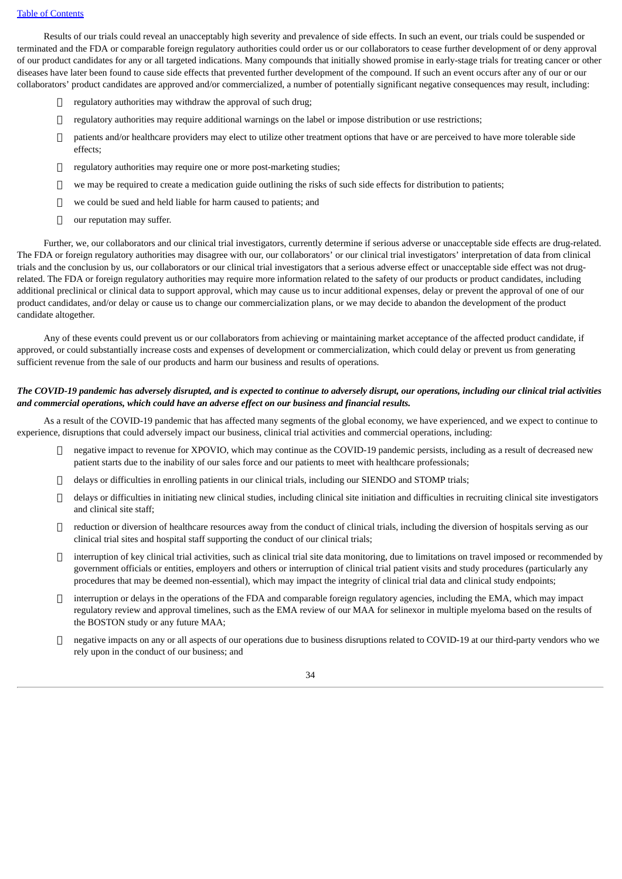Results of our trials could reveal an unacceptably high severity and prevalence of side effects. In such an event, our trials could be suspended or terminated and the FDA or comparable foreign regulatory authorities could order us or our collaborators to cease further development of or deny approval of our product candidates for any or all targeted indications. Many compounds that initially showed promise in early-stage trials for treating cancer or other diseases have later been found to cause side effects that prevented further development of the compound. If such an event occurs after any of our or our collaborators' product candidates are approved and/or commercialized, a number of potentially significant negative consequences may result, including:

- regulatory authorities may withdraw the approval of such drug;
- regulatory authorities may require additional warnings on the label or impose distribution or use restrictions;
- patients and/or healthcare providers may elect to utilize other treatment options that have or are perceived to have more tolerable side effects;
- regulatory authorities may require one or more post-marketing studies;
- we may be required to create a medication guide outlining the risks of such side effects for distribution to patients;
- we could be sued and held liable for harm caused to patients; and
- our reputation may suffer.

Further, we, our collaborators and our clinical trial investigators, currently determine if serious adverse or unacceptable side effects are drug-related. The FDA or foreign regulatory authorities may disagree with our, our collaborators' or our clinical trial investigators' interpretation of data from clinical trials and the conclusion by us, our collaborators or our clinical trial investigators that a serious adverse effect or unacceptable side effect was not drug-related. The FDA or foreign regulatory authorities may require more information related to the safety of our products or product candidates, including additional preclinical or clinical data to support approval, which may cause us to incur additional expenses, delay or prevent the approval of one of our product candidates, and/or delay or cause us to change our commercialization plans, or we may decide to abandon the development of the product candidate altogether.

Any of these events could prevent us or our collaborators from achieving or maintaining market acceptance of the affected product candidate, if approved, or could substantially increase costs and expenses of development or commercialization, which could delay or prevent us from generating sufficient revenue from the sale of our products and harm our business and results of operations.

***The COVID-19 pandemic has adversely disrupted, and is expected to continue to adversely disrupt, our operations, including our clinical trial activities and commercial operations, which could have an adverse effect on our business and financial results.***

As a result of the COVID-19 pandemic that has affected many segments of the global economy, we have experienced, and we expect to continue to experience, disruptions that could adversely impact our business, clinical trial activities and commercial operations, including:

- negative impact to revenue for XPOVIO, which may continue as the COVID-19 pandemic persists, including as a result of decreased new patient starts due to the inability of our sales force and our patients to meet with healthcare professionals;
- delays or difficulties in enrolling patients in our clinical trials, including our SIENDO and STOMP trials;
- delays or difficulties in initiating new clinical studies, including clinical site initiation and difficulties in recruiting clinical site investigators and clinical site staff;
- reduction or diversion of healthcare resources away from the conduct of clinical trials, including the diversion of hospitals serving as our clinical trial sites and hospital staff supporting the conduct of our clinical trials;
- interruption of key clinical trial activities, such as clinical trial site data monitoring, due to limitations on travel imposed or recommended by government officials or entities, employers and others or interruption of clinical trial patient visits and study procedures (particularly any procedures that may be deemed non-essential), which may impact the integrity of clinical trial data and clinical study endpoints;
- interruption or delays in the operations of the FDA and comparable foreign regulatory agencies, including the EMA, which may impact regulatory review and approval timelines, such as the EMA review of our MAA for selinexor in multiple myeloma based on the results of the BOSTON study or any future MAA;
- negative impacts on any or all aspects of our operations due to business disruptions related to COVID-19 at our third-party vendors who we rely upon in the conduct of our business; and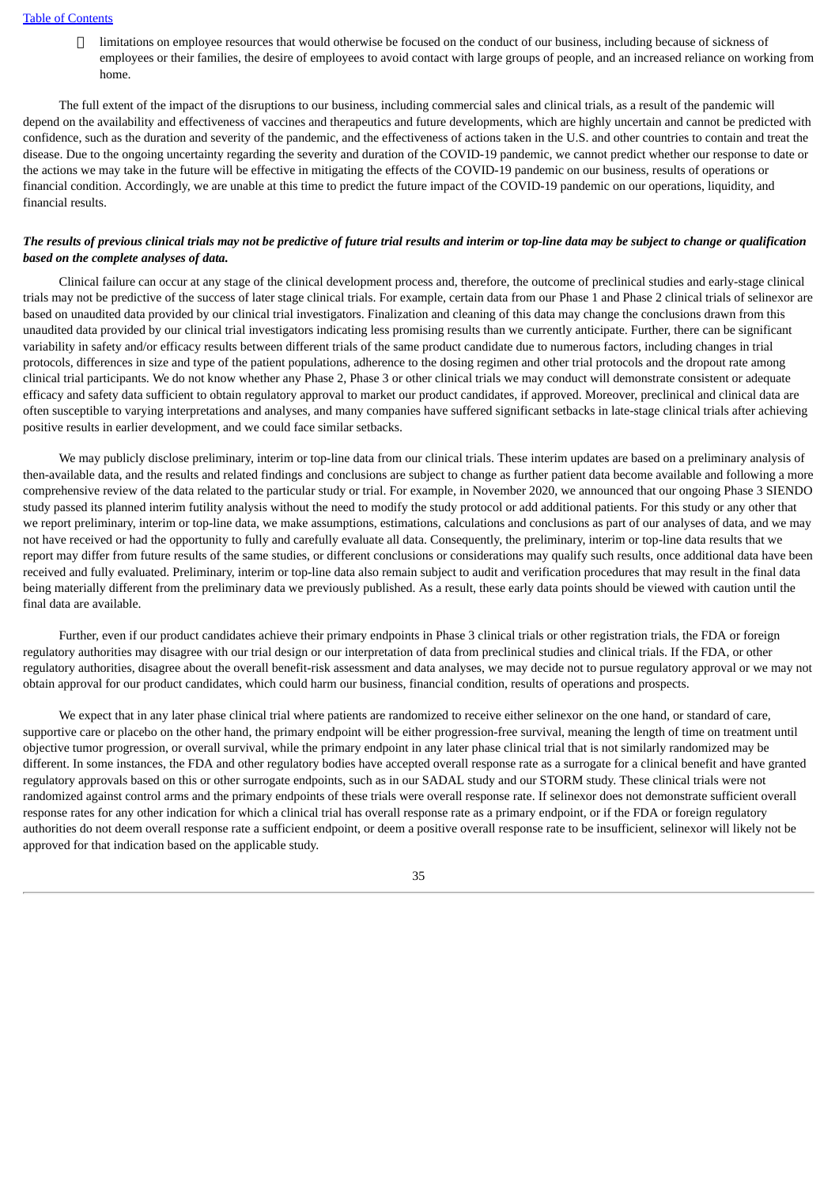- limitations on employee resources that would otherwise be focused on the conduct of our business, including because of sickness of employees or their families, the desire of employees to avoid contact with large groups of people, and an increased reliance on working from home.

The full extent of the impact of the disruptions to our business, including commercial sales and clinical trials, as a result of the pandemic will depend on the availability and effectiveness of vaccines and therapeutics and future developments, which are highly uncertain and cannot be predicted with confidence, such as the duration and severity of the pandemic, and the effectiveness of actions taken in the U.S. and other countries to contain and treat the disease. Due to the ongoing uncertainty regarding the severity and duration of the COVID-19 pandemic, we cannot predict whether our response to date or the actions we may take in the future will be effective in mitigating the effects of the COVID-19 pandemic on our business, results of operations or financial condition. Accordingly, we are unable at this time to predict the future impact of the COVID-19 pandemic on our operations, liquidity, and financial results.

***The results of previous clinical trials may not be predictive of future trial results and interim or top-line data may be subject to change or qualification based on the complete analyses of data.***

Clinical failure can occur at any stage of the clinical development process and, therefore, the outcome of preclinical studies and early-stage clinical trials may not be predictive of the success of later stage clinical trials. For example, certain data from our Phase 1 and Phase 2 clinical trials of selinexor are based on unaudited data provided by our clinical trial investigators. Finalization and cleaning of this data may change the conclusions drawn from this unaudited data provided by our clinical trial investigators indicating less promising results than we currently anticipate. Further, there can be significant variability in safety and/or efficacy results between different trials of the same product candidate due to numerous factors, including changes in trial protocols, differences in size and type of the patient populations, adherence to the dosing regimen and other trial protocols and the dropout rate among clinical trial participants. We do not know whether any Phase 2, Phase 3 or other clinical trials we may conduct will demonstrate consistent or adequate efficacy and safety data sufficient to obtain regulatory approval to market our product candidates, if approved. Moreover, preclinical and clinical data are often susceptible to varying interpretations and analyses, and many companies have suffered significant setbacks in late-stage clinical trials after achieving positive results in earlier development, and we could face similar setbacks.

We may publicly disclose preliminary, interim or top-line data from our clinical trials. These interim updates are based on a preliminary analysis of then-available data, and the results and related findings and conclusions are subject to change as further patient data become available and following a more comprehensive review of the data related to the particular study or trial. For example, in November 2020, we announced that our ongoing Phase 3 SIENDO study passed its planned interim futility analysis without the need to modify the study protocol or add additional patients. For this study or any other that we report preliminary, interim or top-line data, we make assumptions, estimations, calculations and conclusions as part of our analyses of data, and we may not have received or had the opportunity to fully and carefully evaluate all data. Consequently, the preliminary, interim or top-line data results that we report may differ from future results of the same studies, or different conclusions or considerations may qualify such results, once additional data have been received and fully evaluated. Preliminary, interim or top-line data also remain subject to audit and verification procedures that may result in the final data being materially different from the preliminary data we previously published. As a result, these early data points should be viewed with caution until the final data are available.

Further, even if our product candidates achieve their primary endpoints in Phase 3 clinical trials or other registration trials, the FDA or foreign regulatory authorities may disagree with our trial design or our interpretation of data from preclinical studies and clinical trials. If the FDA, or other regulatory authorities, disagree about the overall benefit-risk assessment and data analyses, we may decide not to pursue regulatory approval or we may not obtain approval for our product candidates, which could harm our business, financial condition, results of operations and prospects.

We expect that in any later phase clinical trial where patients are randomized to receive either selinexor on the one hand, or standard of care, supportive care or placebo on the other hand, the primary endpoint will be either progression-free survival, meaning the length of time on treatment until objective tumor progression, or overall survival, while the primary endpoint in any later phase clinical trial that is not similarly randomized may be different. In some instances, the FDA and other regulatory bodies have accepted overall response rate as a surrogate for a clinical benefit and have granted regulatory approvals based on this or other surrogate endpoints, such as in our SADAL study and our STORM study. These clinical trials were not randomized against control arms and the primary endpoints of these trials were overall response rate. If selinexor does not demonstrate sufficient overall response rates for any other indication for which a clinical trial has overall response rate as a primary endpoint, or if the FDA or foreign regulatory authorities do not deem overall response rate a sufficient endpoint, or deem a positive overall response rate to be insufficient, selinexor will likely not be approved for that indication based on the applicable study.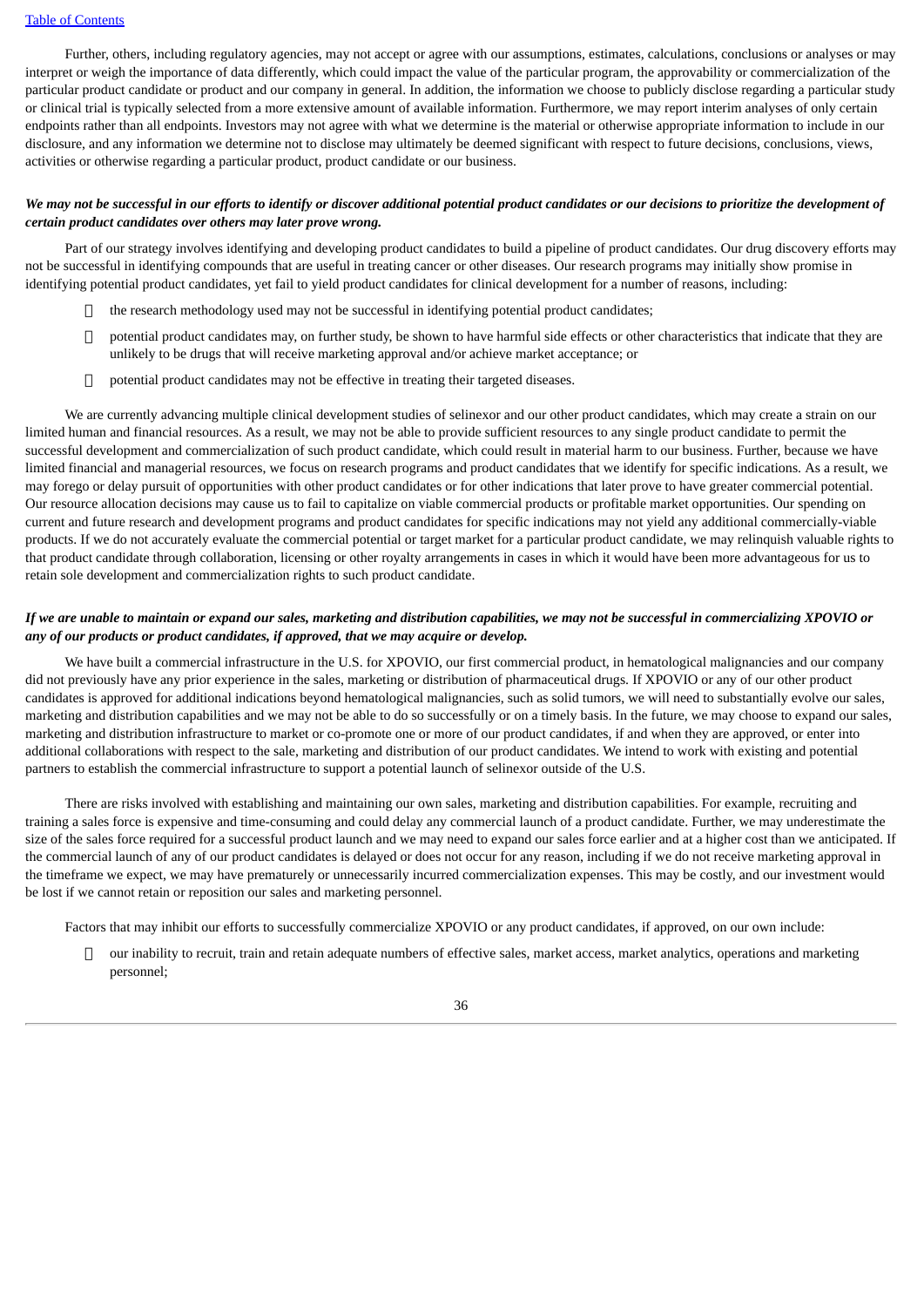Further, others, including regulatory agencies, may not accept or agree with our assumptions, estimates, calculations, conclusions or analyses or may interpret or weigh the importance of data differently, which could impact the value of the particular program, the approvability or commercialization of the particular product candidate or product and our company in general. In addition, the information we choose to publicly disclose regarding a particular study or clinical trial is typically selected from a more extensive amount of available information. Furthermore, we may report interim analyses of only certain endpoints rather than all endpoints. Investors may not agree with what we determine is the material or otherwise appropriate information to include in our disclosure, and any information we determine not to disclose may ultimately be deemed significant with respect to future decisions, conclusions, views, activities or otherwise regarding a particular product, product candidate or our business.

***We may not be successful in our efforts to identify or discover additional potential product candidates or our decisions to prioritize the development of certain product candidates over others may later prove wrong.***

Part of our strategy involves identifying and developing product candidates to build a pipeline of product candidates. Our drug discovery efforts may not be successful in identifying compounds that are useful in treating cancer or other diseases. Our research programs may initially show promise in identifying potential product candidates, yet fail to yield product candidates for clinical development for a number of reasons, including:

- the research methodology used may not be successful in identifying potential product candidates;
- potential product candidates may, on further study, be shown to have harmful side effects or other characteristics that indicate that they are unlikely to be drugs that will receive marketing approval and/or achieve market acceptance; or
- potential product candidates may not be effective in treating their targeted diseases.

We are currently advancing multiple clinical development studies of selinexor and our other product candidates, which may create a strain on our limited human and financial resources. As a result, we may not be able to provide sufficient resources to any single product candidate to permit the successful development and commercialization of such product candidate, which could result in material harm to our business. Further, because we have limited financial and managerial resources, we focus on research programs and product candidates that we identify for specific indications. As a result, we may forego or delay pursuit of opportunities with other product candidates or for other indications that later prove to have greater commercial potential. Our resource allocation decisions may cause us to fail to capitalize on viable commercial products or profitable market opportunities. Our spending on current and future research and development programs and product candidates for specific indications may not yield any additional commercially-viable products. If we do not accurately evaluate the commercial potential or target market for a particular product candidate, we may relinquish valuable rights to that product candidate through collaboration, licensing or other royalty arrangements in cases in which it would have been more advantageous for us to retain sole development and commercialization rights to such product candidate.

***If we are unable to maintain or expand our sales, marketing and distribution capabilities, we may not be successful in commercializing XPOVIO or any of our products or product candidates, if approved, that we may acquire or develop.***

We have built a commercial infrastructure in the U.S. for XPOVIO, our first commercial product, in hematological malignancies and our company did not previously have any prior experience in the sales, marketing or distribution of pharmaceutical drugs. If XPOVIO or any of our other product candidates is approved for additional indications beyond hematological malignancies, such as solid tumors, we will need to substantially evolve our sales, marketing and distribution capabilities and we may not be able to do so successfully or on a timely basis. In the future, we may choose to expand our sales, marketing and distribution infrastructure to market or co-promote one or more of our product candidates, if and when they are approved, or enter into additional collaborations with respect to the sale, marketing and distribution of our product candidates. We intend to work with existing and potential partners to establish the commercial infrastructure to support a potential launch of selinexor outside of the U.S.

There are risks involved with establishing and maintaining our own sales, marketing and distribution capabilities. For example, recruiting and training a sales force is expensive and time-consuming and could delay any commercial launch of a product candidate. Further, we may underestimate the size of the sales force required for a successful product launch and we may need to expand our sales force earlier and at a higher cost than we anticipated. If the commercial launch of any of our product candidates is delayed or does not occur for any reason, including if we do not receive marketing approval in the timeframe we expect, we may have prematurely or unnecessarily incurred commercialization expenses. This may be costly, and our investment would be lost if we cannot retain or reposition our sales and marketing personnel.

Factors that may inhibit our efforts to successfully commercialize XPOVIO or any product candidates, if approved, on our own include:

- our inability to recruit, train and retain adequate numbers of effective sales, market access, market analytics, operations and marketing personnel;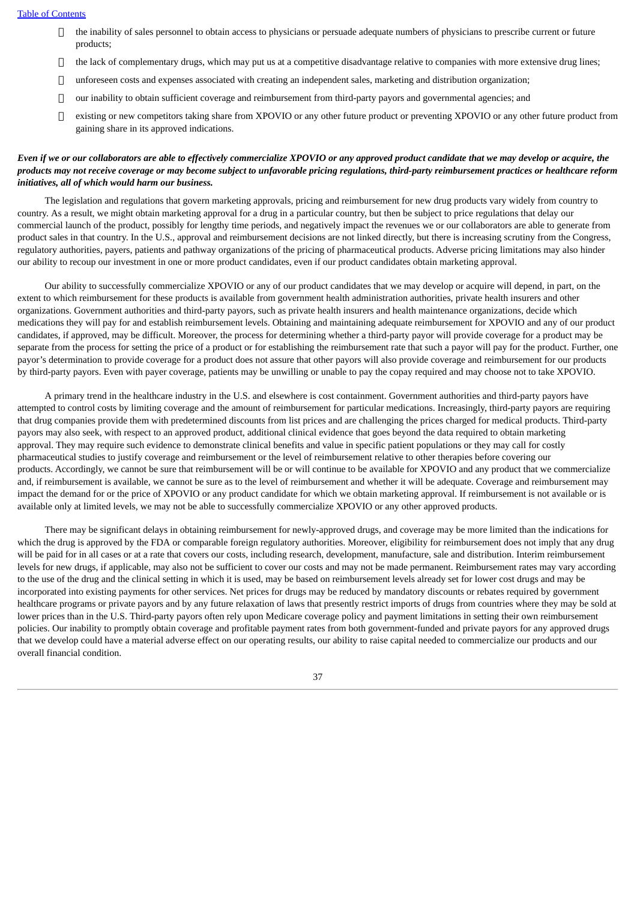- the inability of sales personnel to obtain access to physicians or persuade adequate numbers of physicians to prescribe current or future products;
- the lack of complementary drugs, which may put us at a competitive disadvantage relative to companies with more extensive drug lines;
- unforeseen costs and expenses associated with creating an independent sales, marketing and distribution organization;
- our inability to obtain sufficient coverage and reimbursement from third-party payors and governmental agencies; and
- existing or new competitors taking share from XPOVIO or any other future product or preventing XPOVIO or any other future product from gaining share in its approved indications.

***Even if we or our collaborators are able to effectively commercialize XPOVIO or any approved product candidate that we may develop or acquire, the products may not receive coverage or may become subject to unfavorable pricing regulations, third-party reimbursement practices or healthcare reform initiatives, all of which would harm our business.***

The legislation and regulations that govern marketing approvals, pricing and reimbursement for new drug products vary widely from country to country. As a result, we might obtain marketing approval for a drug in a particular country, but then be subject to price regulations that delay our commercial launch of the product, possibly for lengthy time periods, and negatively impact the revenues we or our collaborators are able to generate from product sales in that country. In the U.S., approval and reimbursement decisions are not linked directly, but there is increasing scrutiny from the Congress, regulatory authorities, payers, patients and pathway organizations of the pricing of pharmaceutical products. Adverse pricing limitations may also hinder our ability to recoup our investment in one or more product candidates, even if our product candidates obtain marketing approval.

Our ability to successfully commercialize XPOVIO or any of our product candidates that we may develop or acquire will depend, in part, on the extent to which reimbursement for these products is available from government health administration authorities, private health insurers and other organizations. Government authorities and third-party payors, such as private health insurers and health maintenance organizations, decide which medications they will pay for and establish reimbursement levels. Obtaining and maintaining adequate reimbursement for XPOVIO and any of our product candidates, if approved, may be difficult. Moreover, the process for determining whether a third-party payor will provide coverage for a product may be separate from the process for setting the price of a product or for establishing the reimbursement rate that such a payor will pay for the product. Further, one payor's determination to provide coverage for a product does not assure that other payors will also provide coverage and reimbursement for our products by third-party payors. Even with payer coverage, patients may be unwilling or unable to pay the copay required and may choose not to take XPOVIO.

A primary trend in the healthcare industry in the U.S. and elsewhere is cost containment. Government authorities and third-party payors have attempted to control costs by limiting coverage and the amount of reimbursement for particular medications. Increasingly, third-party payors are requiring that drug companies provide them with predetermined discounts from list prices and are challenging the prices charged for medical products. Third-party payors may also seek, with respect to an approved product, additional clinical evidence that goes beyond the data required to obtain marketing approval. They may require such evidence to demonstrate clinical benefits and value in specific patient populations or they may call for costly pharmaceutical studies to justify coverage and reimbursement or the level of reimbursement relative to other therapies before covering our products. Accordingly, we cannot be sure that reimbursement will be or will continue to be available for XPOVIO and any product that we commercialize and, if reimbursement is available, we cannot be sure as to the level of reimbursement and whether it will be adequate. Coverage and reimbursement may impact the demand for or the price of XPOVIO or any product candidate for which we obtain marketing approval. If reimbursement is not available or is available only at limited levels, we may not be able to successfully commercialize XPOVIO or any other approved products.

There may be significant delays in obtaining reimbursement for newly-approved drugs, and coverage may be more limited than the indications for which the drug is approved by the FDA or comparable foreign regulatory authorities. Moreover, eligibility for reimbursement does not imply that any drug will be paid for in all cases or at a rate that covers our costs, including research, development, manufacture, sale and distribution. Interim reimbursement levels for new drugs, if applicable, may also not be sufficient to cover our costs and may not be made permanent. Reimbursement rates may vary according to the use of the drug and the clinical setting in which it is used, may be based on reimbursement levels already set for lower cost drugs and may be incorporated into existing payments for other services. Net prices for drugs may be reduced by mandatory discounts or rebates required by government healthcare programs or private payors and by any future relaxation of laws that presently restrict imports of drugs from countries where they may be sold at lower prices than in the U.S. Third-party payors often rely upon Medicare coverage policy and payment limitations in setting their own reimbursement policies. Our inability to promptly obtain coverage and profitable payment rates from both government-funded and private payors for any approved drugs that we develop could have a material adverse effect on our operating results, our ability to raise capital needed to commercialize our products and our overall financial condition.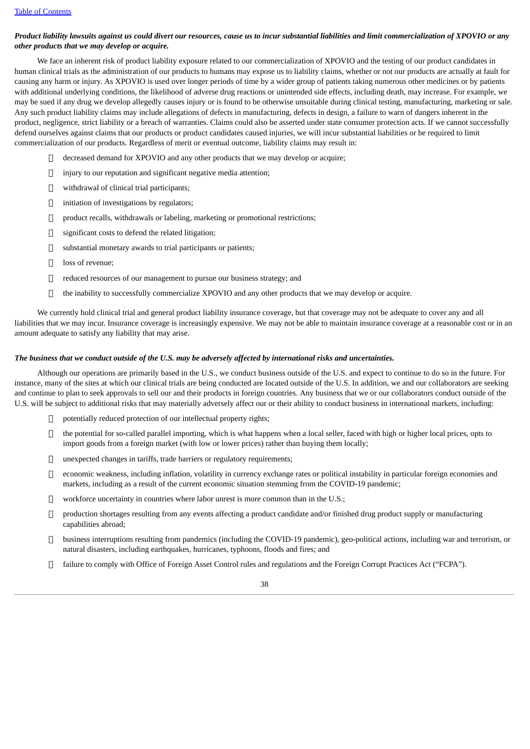***Product liability lawsuits against us could divert our resources, cause us to incur substantial liabilities and limit commercialization of XPOVIO or any other products that we may develop or acquire.***

We face an inherent risk of product liability exposure related to our commercialization of XPOVIO and the testing of our product candidates in human clinical trials as the administration of our products to humans may expose us to liability claims, whether or not our products are actually at fault for causing any harm or injury. As XPOVIO is used over longer periods of time by a wider group of patients taking numerous other medicines or by patients with additional underlying conditions, the likelihood of adverse drug reactions or unintended side effects, including death, may increase. For example, we may be sued if any drug we develop allegedly causes injury or is found to be otherwise unsuitable during clinical testing, manufacturing, marketing or sale. Any such product liability claims may include allegations of defects in manufacturing, defects in design, a failure to warn of dangers inherent in the product, negligence, strict liability or a breach of warranties. Claims could also be asserted under state consumer protection acts. If we cannot successfully defend ourselves against claims that our products or product candidates caused injuries, we will incur substantial liabilities or be required to limit commercialization of our products. Regardless of merit or eventual outcome, liability claims may result in:

- decreased demand for XPOVIO and any other products that we may develop or acquire;
- injury to our reputation and significant negative media attention;
- withdrawal of clinical trial participants;
- initiation of investigations by regulators;
- product recalls, withdrawals or labeling, marketing or promotional restrictions;
- significant costs to defend the related litigation;
- substantial monetary awards to trial participants or patients;
- loss of revenue;
- reduced resources of our management to pursue our business strategy; and
- the inability to successfully commercialize XPOVIO and any other products that we may develop or acquire.

We currently hold clinical trial and general product liability insurance coverage, but that coverage may not be adequate to cover any and all liabilities that we may incur. Insurance coverage is increasingly expensive. We may not be able to maintain insurance coverage at a reasonable cost or in an amount adequate to satisfy any liability that may arise.

***The business that we conduct outside of the U.S. may be adversely affected by international risks and uncertainties.***

Although our operations are primarily based in the U.S., we conduct business outside of the U.S. and expect to continue to do so in the future. For instance, many of the sites at which our clinical trials are being conducted are located outside of the U.S. In addition, we and our collaborators are seeking and continue to plan to seek approvals to sell our and their products in foreign countries. Any business that we or our collaborators conduct outside of the U.S. will be subject to additional risks that may materially adversely affect our or their ability to conduct business in international markets, including:

- potentially reduced protection of our intellectual property rights;
- the potential for so-called parallel importing, which is what happens when a local seller, faced with high or higher local prices, opts to import goods from a foreign market (with low or lower prices) rather than buying them locally;
- unexpected changes in tariffs, trade barriers or regulatory requirements;
- economic weakness, including inflation, volatility in currency exchange rates or political instability in particular foreign economies and markets, including as a result of the current economic situation stemming from the COVID-19 pandemic;
- workforce uncertainty in countries where labor unrest is more common than in the U.S.;
- production shortages resulting from any events affecting a product candidate and/or finished drug product supply or manufacturing capabilities abroad;
- business interruptions resulting from pandemics (including the COVID-19 pandemic), geo-political actions, including war and terrorism, or natural disasters, including earthquakes, hurricanes, typhoons, floods and fires; and
- failure to comply with Office of Foreign Asset Control rules and regulations and the Foreign Corrupt Practices Act ("FCPA").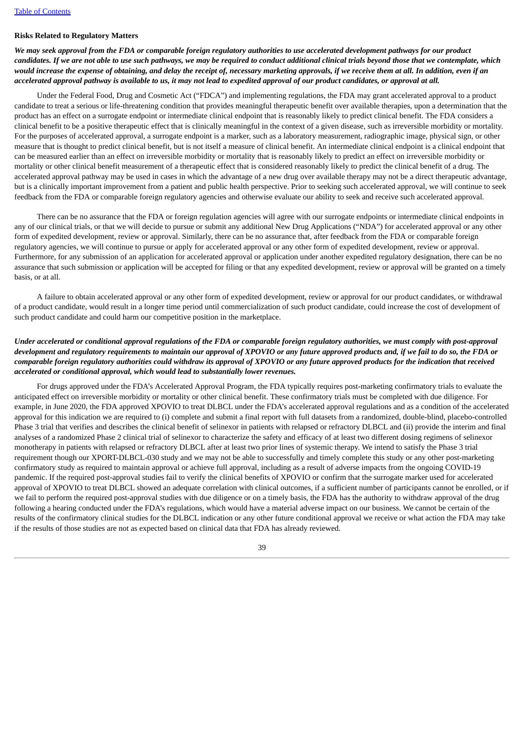**Risks Related to Regulatory Matters**

***We may seek approval from the FDA or comparable foreign regulatory authorities to use accelerated development pathways for our product candidates. If we are not able to use such pathways, we may be required to conduct additional clinical trials beyond those that we contemplate, which would increase the expense of obtaining, and delay the receipt of, necessary marketing approvals, if we receive them at all. In addition, even if an accelerated approval pathway is available to us, it may not lead to expedited approval of our product candidates, or approval at all.***

Under the Federal Food, Drug and Cosmetic Act ("FDCA") and implementing regulations, the FDA may grant accelerated approval to a product candidate to treat a serious or life-threatening condition that provides meaningful therapeutic benefit over available therapies, upon a determination that the product has an effect on a surrogate endpoint or intermediate clinical endpoint that is reasonably likely to predict clinical benefit. The FDA considers a clinical benefit to be a positive therapeutic effect that is clinically meaningful in the context of a given disease, such as irreversible morbidity or mortality. For the purposes of accelerated approval, a surrogate endpoint is a marker, such as a laboratory measurement, radiographic image, physical sign, or other measure that is thought to predict clinical benefit, but is not itself a measure of clinical benefit. An intermediate clinical endpoint is a clinical endpoint that can be measured earlier than an effect on irreversible morbidity or mortality that is reasonably likely to predict an effect on irreversible morbidity or mortality or other clinical benefit measurement of a therapeutic effect that is considered reasonably likely to predict the clinical benefit of a drug. The accelerated approval pathway may be used in cases in which the advantage of a new drug over available therapy may not be a direct therapeutic advantage, but is a clinically important improvement from a patient and public health perspective. Prior to seeking such accelerated approval, we will continue to seek feedback from the FDA or comparable foreign regulatory agencies and otherwise evaluate our ability to seek and receive such accelerated approval.

There can be no assurance that the FDA or foreign regulation agencies will agree with our surrogate endpoints or intermediate clinical endpoints in any of our clinical trials, or that we will decide to pursue or submit any additional New Drug Applications ("NDA") for accelerated approval or any other form of expedited development, review or approval. Similarly, there can be no assurance that, after feedback from the FDA or comparable foreign regulatory agencies, we will continue to pursue or apply for accelerated approval or any other form of expedited development, review or approval. Furthermore, for any submission of an application for accelerated approval or application under another expedited regulatory designation, there can be no assurance that such submission or application will be accepted for filing or that any expedited development, review or approval will be granted on a timely basis, or at all.

A failure to obtain accelerated approval or any other form of expedited development, review or approval for our product candidates, or withdrawal of a product candidate, would result in a longer time period until commercialization of such product candidate, could increase the cost of development of such product candidate and could harm our competitive position in the marketplace.

***Under accelerated or conditional approval regulations of the FDA or comparable foreign regulatory authorities, we must comply with post-approval development and regulatory requirements to maintain our approval of XPOVIO or any future approved products and, if we fail to do so, the FDA or comparable foreign regulatory authorities could withdraw its approval of XPOVIO or any future approved products for the indication that received accelerated or conditional approval, which would lead to substantially lower revenues.***

For drugs approved under the FDA's Accelerated Approval Program, the FDA typically requires post-marketing confirmatory trials to evaluate the anticipated effect on irreversible morbidity or mortality or other clinical benefit. These confirmatory trials must be completed with due diligence. For example, in June 2020, the FDA approved XPOVIO to treat DLBCL under the FDA's accelerated approval regulations and as a condition of the accelerated approval for this indication we are required to (i) complete and submit a final report with full datasets from a randomized, double-blind, placebo-controlled Phase 3 trial that verifies and describes the clinical benefit of selinexor in patients with relapsed or refractory DLBCL and (ii) provide the interim and final analyses of a randomized Phase 2 clinical trial of selinexor to characterize the safety and efficacy of at least two different dosing regimens of selinexor monotherapy in patients with relapsed or refractory DLBCL after at least two prior lines of systemic therapy. We intend to satisfy the Phase 3 trial requirement though our XPORT-DLBCL-030 study and we may not be able to successfully and timely complete this study or any other post-marketing confirmatory study as required to maintain approval or achieve full approval, including as a result of adverse impacts from the ongoing COVID-19 pandemic. If the required post-approval studies fail to verify the clinical benefits of XPOVIO or confirm that the surrogate marker used for accelerated approval of XPOVIO to treat DLBCL showed an adequate correlation with clinical outcomes, if a sufficient number of participants cannot be enrolled, or if we fail to perform the required post-approval studies with due diligence or on a timely basis, the FDA has the authority to withdraw approval of the drug following a hearing conducted under the FDA's regulations, which would have a material adverse impact on our business. We cannot be certain of the results of the confirmatory clinical studies for the DLBCL indication or any other future conditional approval we receive or what action the FDA may take if the results of those studies are not as expected based on clinical data that FDA has already reviewed.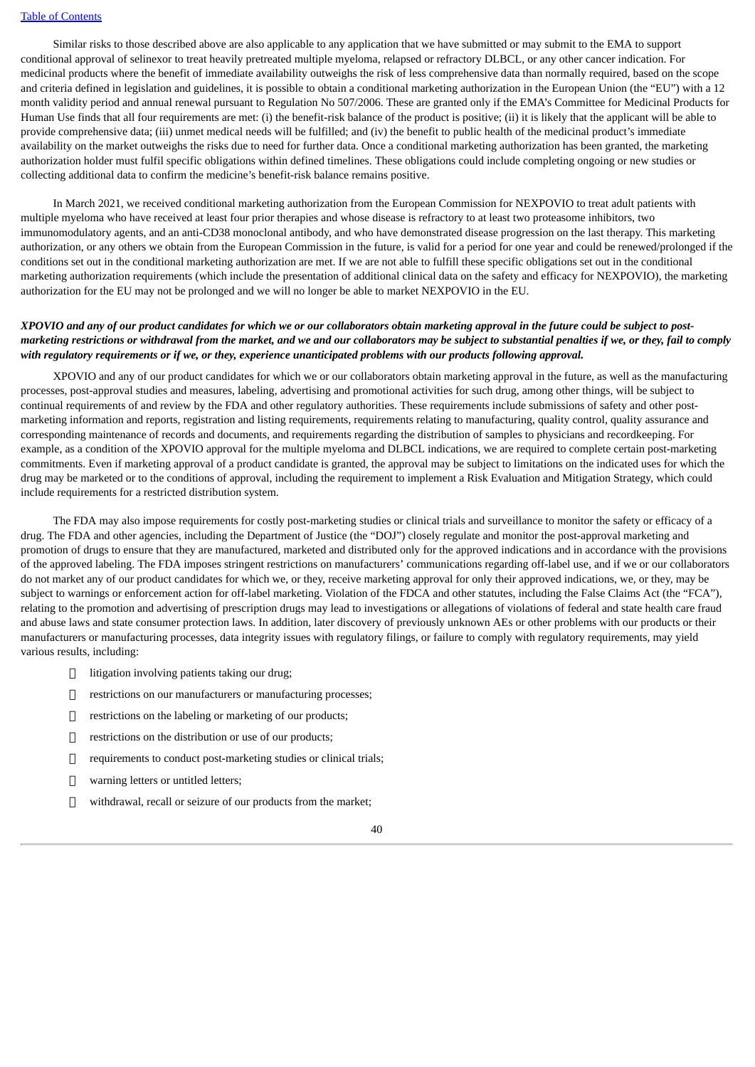Similar risks to those described above are also applicable to any application that we have submitted or may submit to the EMA to support conditional approval of selinexor to treat heavily pretreated multiple myeloma, relapsed or refractory DLBCL, or any other cancer indication. For medicinal products where the benefit of immediate availability outweighs the risk of less comprehensive data than normally required, based on the scope and criteria defined in legislation and guidelines, it is possible to obtain a conditional marketing authorization in the European Union (the "EU") with a 12 month validity period and annual renewal pursuant to Regulation No 507/2006. These are granted only if the EMA's Committee for Medicinal Products for Human Use finds that all four requirements are met: (i) the benefit-risk balance of the product is positive; (ii) it is likely that the applicant will be able to provide comprehensive data; (iii) unmet medical needs will be fulfilled; and (iv) the benefit to public health of the medicinal product's immediate availability on the market outweighs the risks due to need for further data. Once a conditional marketing authorization has been granted, the marketing authorization holder must fulfil specific obligations within defined timelines. These obligations could include completing ongoing or new studies or collecting additional data to confirm the medicine's benefit-risk balance remains positive.

In March 2021, we received conditional marketing authorization from the European Commission for NEXPOVIO to treat adult patients with multiple myeloma who have received at least four prior therapies and whose disease is refractory to at least two proteasome inhibitors, two immunomodulatory agents, and an anti-CD38 monoclonal antibody, and who have demonstrated disease progression on the last therapy. This marketing authorization, or any others we obtain from the European Commission in the future, is valid for a period for one year and could be renewed/prolonged if the conditions set out in the conditional marketing authorization are met. If we are not able to fulfill these specific obligations set out in the conditional marketing authorization requirements (which include the presentation of additional clinical data on the safety and efficacy for NEXPOVIO), the marketing authorization for the EU may not be prolonged and we will no longer be able to market NEXPOVIO in the EU.

***XPOVIO and any of our product candidates for which we or our collaborators obtain marketing approval in the future could be subject to post-marketing restrictions or withdrawal from the market, and we and our collaborators may be subject to substantial penalties if we, or they, fail to comply with regulatory requirements or if we, or they, experience unanticipated problems with our products following approval.***

XPOVIO and any of our product candidates for which we or our collaborators obtain marketing approval in the future, as well as the manufacturing processes, post-approval studies and measures, labeling, advertising and promotional activities for such drug, among other things, will be subject to continual requirements of and review by the FDA and other regulatory authorities. These requirements include submissions of safety and other post-marketing information and reports, registration and listing requirements, requirements relating to manufacturing, quality control, quality assurance and corresponding maintenance of records and documents, and requirements regarding the distribution of samples to physicians and recordkeeping. For example, as a condition of the XPOVIO approval for the multiple myeloma and DLBCL indications, we are required to complete certain post-marketing commitments. Even if marketing approval of a product candidate is granted, the approval may be subject to limitations on the indicated uses for which the drug may be marketed or to the conditions of approval, including the requirement to implement a Risk Evaluation and Mitigation Strategy, which could include requirements for a restricted distribution system.

The FDA may also impose requirements for costly post-marketing studies or clinical trials and surveillance to monitor the safety or efficacy of a drug. The FDA and other agencies, including the Department of Justice (the "DOJ") closely regulate and monitor the post-approval marketing and promotion of drugs to ensure that they are manufactured, marketed and distributed only for the approved indications and in accordance with the provisions of the approved labeling. The FDA imposes stringent restrictions on manufacturers' communications regarding off-label use, and if we or our collaborators do not market any of our product candidates for which we, or they, receive marketing approval for only their approved indications, we, or they, may be subject to warnings or enforcement action for off-label marketing. Violation of the FDCA and other statutes, including the False Claims Act (the "FCA"), relating to the promotion and advertising of prescription drugs may lead to investigations or allegations of violations of federal and state health care fraud and abuse laws and state consumer protection laws. In addition, later discovery of previously unknown AEs or other problems with our products or their manufacturers or manufacturing processes, data integrity issues with regulatory filings, or failure to comply with regulatory requirements, may yield various results, including:

- litigation involving patients taking our drug;
- restrictions on our manufacturers or manufacturing processes;
- restrictions on the labeling or marketing of our products;
- restrictions on the distribution or use of our products;
- requirements to conduct post-marketing studies or clinical trials;
- warning letters or untitled letters;
- withdrawal, recall or seizure of our products from the market;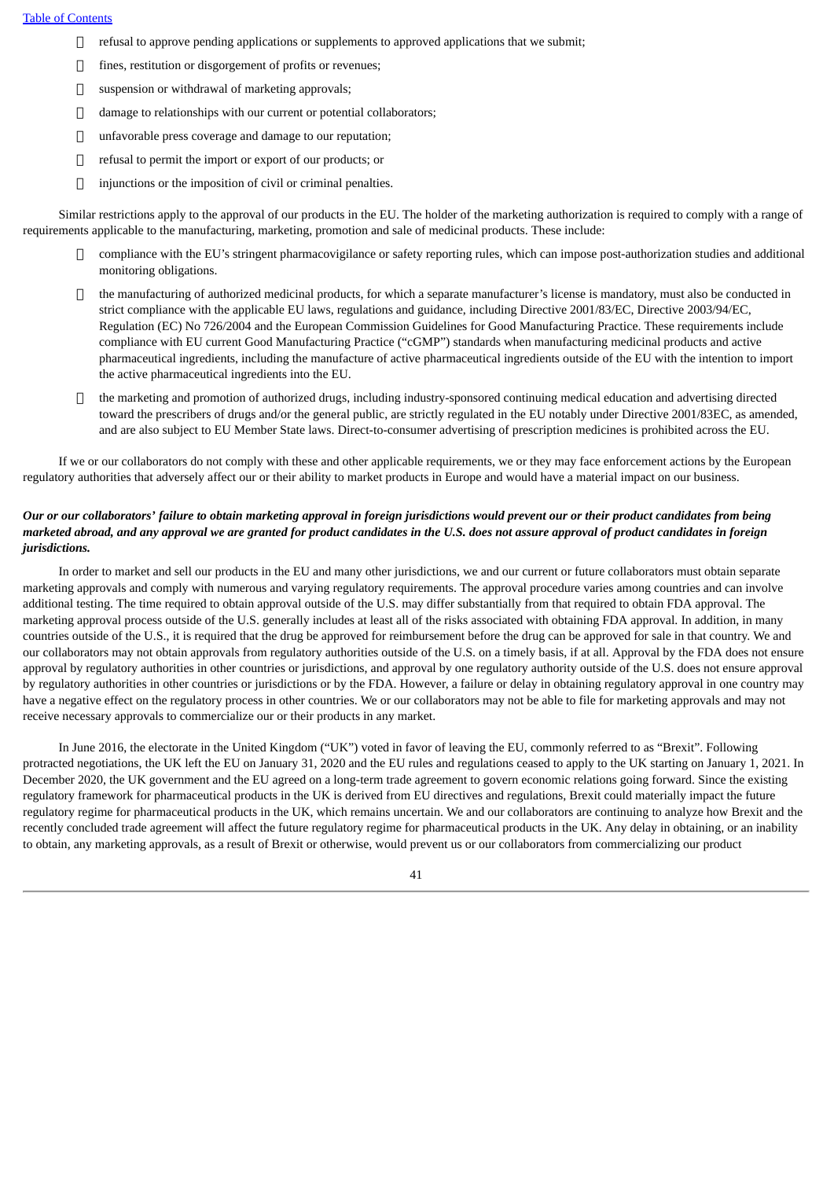- refusal to approve pending applications or supplements to approved applications that we submit;
- fines, restitution or disgorgement of profits or revenues;
- suspension or withdrawal of marketing approvals;
- damage to relationships with our current or potential collaborators;
- unfavorable press coverage and damage to our reputation;
- refusal to permit the import or export of our products; or
- injunctions or the imposition of civil or criminal penalties.

Similar restrictions apply to the approval of our products in the EU. The holder of the marketing authorization is required to comply with a range of requirements applicable to the manufacturing, marketing, promotion and sale of medicinal products. These include:

- compliance with the EU's stringent pharmacovigilance or safety reporting rules, which can impose post-authorization studies and additional monitoring obligations.
- the manufacturing of authorized medicinal products, for which a separate manufacturer's license is mandatory, must also be conducted in strict compliance with the applicable EU laws, regulations and guidance, including Directive 2001/83/EC, Directive 2003/94/EC, Regulation (EC) No 726/2004 and the European Commission Guidelines for Good Manufacturing Practice. These requirements include compliance with EU current Good Manufacturing Practice ("cGMP") standards when manufacturing medicinal products and active pharmaceutical ingredients, including the manufacture of active pharmaceutical ingredients outside of the EU with the intention to import the active pharmaceutical ingredients into the EU.
- the marketing and promotion of authorized drugs, including industry-sponsored continuing medical education and advertising directed toward the prescribers of drugs and/or the general public, are strictly regulated in the EU notably under Directive 2001/83EC, as amended, and are also subject to EU Member State laws. Direct-to-consumer advertising of prescription medicines is prohibited across the EU.

If we or our collaborators do not comply with these and other applicable requirements, we or they may face enforcement actions by the European regulatory authorities that adversely affect our or their ability to market products in Europe and would have a material impact on our business.

***Our or our collaborators' failure to obtain marketing approval in foreign jurisdictions would prevent our or their product candidates from being marketed abroad, and any approval we are granted for product candidates in the U.S. does not assure approval of product candidates in foreign jurisdictions.***

In order to market and sell our products in the EU and many other jurisdictions, we and our current or future collaborators must obtain separate marketing approvals and comply with numerous and varying regulatory requirements. The approval procedure varies among countries and can involve additional testing. The time required to obtain approval outside of the U.S. may differ substantially from that required to obtain FDA approval. The marketing approval process outside of the U.S. generally includes at least all of the risks associated with obtaining FDA approval. In addition, in many countries outside of the U.S., it is required that the drug be approved for reimbursement before the drug can be approved for sale in that country. We and our collaborators may not obtain approvals from regulatory authorities outside of the U.S. on a timely basis, if at all. Approval by the FDA does not ensure approval by regulatory authorities in other countries or jurisdictions, and approval by one regulatory authority outside of the U.S. does not ensure approval by regulatory authorities in other countries or jurisdictions or by the FDA. However, a failure or delay in obtaining regulatory approval in one country may have a negative effect on the regulatory process in other countries. We or our collaborators may not be able to file for marketing approvals and may not receive necessary approvals to commercialize our or their products in any market.

In June 2016, the electorate in the United Kingdom ("UK") voted in favor of leaving the EU, commonly referred to as "Brexit". Following protracted negotiations, the UK left the EU on January 31, 2020 and the EU rules and regulations ceased to apply to the UK starting on January 1, 2021. In December 2020, the UK government and the EU agreed on a long-term trade agreement to govern economic relations going forward. Since the existing regulatory framework for pharmaceutical products in the UK is derived from EU directives and regulations, Brexit could materially impact the future regulatory regime for pharmaceutical products in the UK, which remains uncertain. We and our collaborators are continuing to analyze how Brexit and the recently concluded trade agreement will affect the future regulatory regime for pharmaceutical products in the UK. Any delay in obtaining, or an inability to obtain, any marketing approvals, as a result of Brexit or otherwise, would prevent us or our collaborators from commercializing our product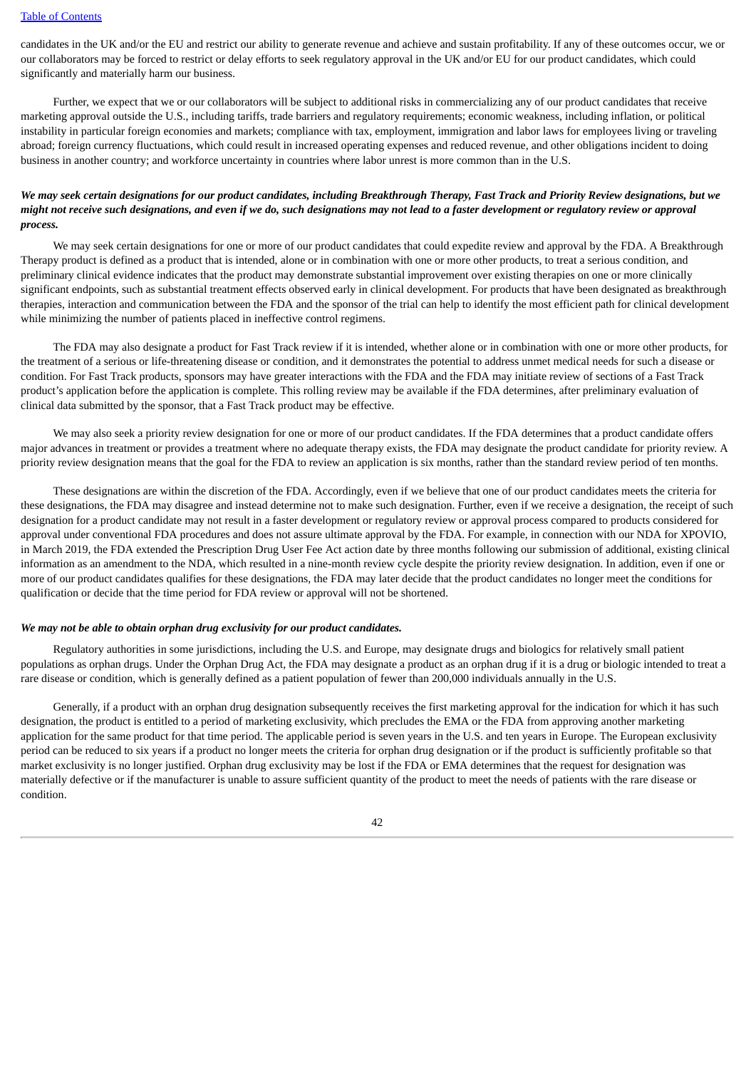candidates in the UK and/or the EU and restrict our ability to generate revenue and achieve and sustain profitability. If any of these outcomes occur, we or our collaborators may be forced to restrict or delay efforts to seek regulatory approval in the UK and/or EU for our product candidates, which could significantly and materially harm our business.

Further, we expect that we or our collaborators will be subject to additional risks in commercializing any of our product candidates that receive marketing approval outside the U.S., including tariffs, trade barriers and regulatory requirements; economic weakness, including inflation, or political instability in particular foreign economies and markets; compliance with tax, employment, immigration and labor laws for employees living or traveling abroad; foreign currency fluctuations, which could result in increased operating expenses and reduced revenue, and other obligations incident to doing business in another country; and workforce uncertainty in countries where labor unrest is more common than in the U.S.

***We may seek certain designations for our product candidates, including Breakthrough Therapy, Fast Track and Priority Review designations, but we might not receive such designations, and even if we do, such designations may not lead to a faster development or regulatory review or approval process.***

We may seek certain designations for one or more of our product candidates that could expedite review and approval by the FDA. A Breakthrough Therapy product is defined as a product that is intended, alone or in combination with one or more other products, to treat a serious condition, and preliminary clinical evidence indicates that the product may demonstrate substantial improvement over existing therapies on one or more clinically significant endpoints, such as substantial treatment effects observed early in clinical development. For products that have been designated as breakthrough therapies, interaction and communication between the FDA and the sponsor of the trial can help to identify the most efficient path for clinical development while minimizing the number of patients placed in ineffective control regimens.

The FDA may also designate a product for Fast Track review if it is intended, whether alone or in combination with one or more other products, for the treatment of a serious or life-threatening disease or condition, and it demonstrates the potential to address unmet medical needs for such a disease or condition. For Fast Track products, sponsors may have greater interactions with the FDA and the FDA may initiate review of sections of a Fast Track product's application before the application is complete. This rolling review may be available if the FDA determines, after preliminary evaluation of clinical data submitted by the sponsor, that a Fast Track product may be effective.

We may also seek a priority review designation for one or more of our product candidates. If the FDA determines that a product candidate offers major advances in treatment or provides a treatment where no adequate therapy exists, the FDA may designate the product candidate for priority review. A priority review designation means that the goal for the FDA to review an application is six months, rather than the standard review period of ten months.

These designations are within the discretion of the FDA. Accordingly, even if we believe that one of our product candidates meets the criteria for these designations, the FDA may disagree and instead determine not to make such designation. Further, even if we receive a designation, the receipt of such designation for a product candidate may not result in a faster development or regulatory review or approval process compared to products considered for approval under conventional FDA procedures and does not assure ultimate approval by the FDA. For example, in connection with our NDA for XPOVIO, in March 2019, the FDA extended the Prescription Drug User Fee Act action date by three months following our submission of additional, existing clinical information as an amendment to the NDA, which resulted in a nine-month review cycle despite the priority review designation. In addition, even if one or more of our product candidates qualifies for these designations, the FDA may later decide that the product candidates no longer meet the conditions for qualification or decide that the time period for FDA review or approval will not be shortened.

***We may not be able to obtain orphan drug exclusivity for our product candidates.***

Regulatory authorities in some jurisdictions, including the U.S. and Europe, may designate drugs and biologics for relatively small patient populations as orphan drugs. Under the Orphan Drug Act, the FDA may designate a product as an orphan drug if it is a drug or biologic intended to treat a rare disease or condition, which is generally defined as a patient population of fewer than 200,000 individuals annually in the U.S.

Generally, if a product with an orphan drug designation subsequently receives the first marketing approval for the indication for which it has such designation, the product is entitled to a period of marketing exclusivity, which precludes the EMA or the FDA from approving another marketing application for the same product for that time period. The applicable period is seven years in the U.S. and ten years in Europe. The European exclusivity period can be reduced to six years if a product no longer meets the criteria for orphan drug designation or if the product is sufficiently profitable so that market exclusivity is no longer justified. Orphan drug exclusivity may be lost if the FDA or EMA determines that the request for designation was materially defective or if the manufacturer is unable to assure sufficient quantity of the product to meet the needs of patients with the rare disease or condition.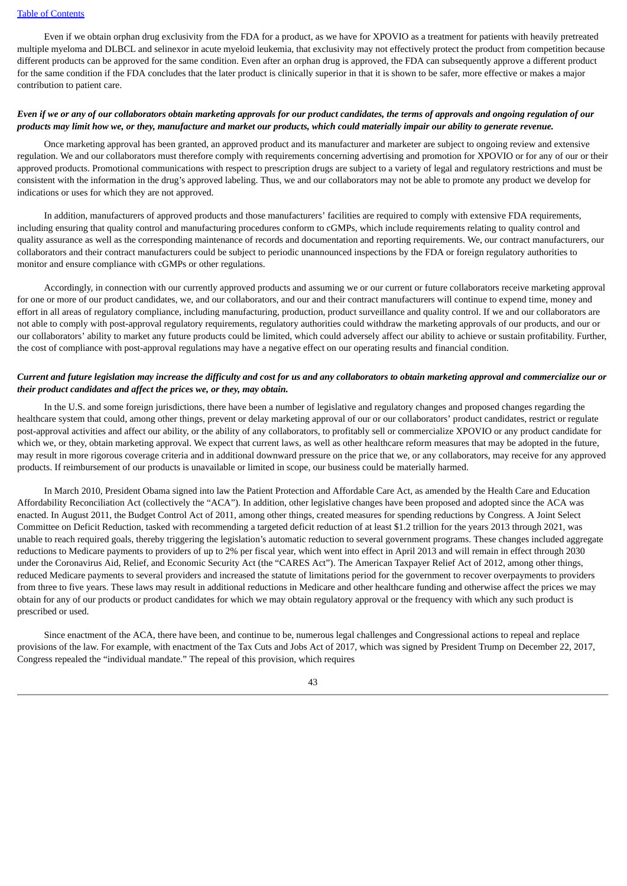Even if we obtain orphan drug exclusivity from the FDA for a product, as we have for XPOVIO as a treatment for patients with heavily pretreated multiple myeloma and DLBCL and selinexor in acute myeloid leukemia, that exclusivity may not effectively protect the product from competition because different products can be approved for the same condition. Even after an orphan drug is approved, the FDA can subsequently approve a different product for the same condition if the FDA concludes that the later product is clinically superior in that it is shown to be safer, more effective or makes a major contribution to patient care.

***Even if we or any of our collaborators obtain marketing approvals for our product candidates, the terms of approvals and ongoing regulation of our products may limit how we, or they, manufacture and market our products, which could materially impair our ability to generate revenue.***

Once marketing approval has been granted, an approved product and its manufacturer and marketer are subject to ongoing review and extensive regulation. We and our collaborators must therefore comply with requirements concerning advertising and promotion for XPOVIO or for any of our or their approved products. Promotional communications with respect to prescription drugs are subject to a variety of legal and regulatory restrictions and must be consistent with the information in the drug's approved labeling. Thus, we and our collaborators may not be able to promote any product we develop for indications or uses for which they are not approved.

In addition, manufacturers of approved products and those manufacturers' facilities are required to comply with extensive FDA requirements, including ensuring that quality control and manufacturing procedures conform to cGMPs, which include requirements relating to quality control and quality assurance as well as the corresponding maintenance of records and documentation and reporting requirements. We, our contract manufacturers, our collaborators and their contract manufacturers could be subject to periodic unannounced inspections by the FDA or foreign regulatory authorities to monitor and ensure compliance with cGMPs or other regulations.

Accordingly, in connection with our currently approved products and assuming we or our current or future collaborators receive marketing approval for one or more of our product candidates, we, and our collaborators, and our and their contract manufacturers will continue to expend time, money and effort in all areas of regulatory compliance, including manufacturing, production, product surveillance and quality control. If we and our collaborators are not able to comply with post-approval regulatory requirements, regulatory authorities could withdraw the marketing approvals of our products, and our or our collaborators' ability to market any future products could be limited, which could adversely affect our ability to achieve or sustain profitability. Further, the cost of compliance with post-approval regulations may have a negative effect on our operating results and financial condition.

***Current and future legislation may increase the difficulty and cost for us and any collaborators to obtain marketing approval and commercialize our or their product candidates and affect the prices we, or they, may obtain.***

In the U.S. and some foreign jurisdictions, there have been a number of legislative and regulatory changes and proposed changes regarding the healthcare system that could, among other things, prevent or delay marketing approval of our or our collaborators' product candidates, restrict or regulate post-approval activities and affect our ability, or the ability of any collaborators, to profitably sell or commercialize XPOVIO or any product candidate for which we, or they, obtain marketing approval. We expect that current laws, as well as other healthcare reform measures that may be adopted in the future, may result in more rigorous coverage criteria and in additional downward pressure on the price that we, or any collaborators, may receive for any approved products. If reimbursement of our products is unavailable or limited in scope, our business could be materially harmed.

In March 2010, President Obama signed into law the Patient Protection and Affordable Care Act, as amended by the Health Care and Education Affordability Reconciliation Act (collectively the "ACA"). In addition, other legislative changes have been proposed and adopted since the ACA was enacted. In August 2011, the Budget Control Act of 2011, among other things, created measures for spending reductions by Congress. A Joint Select Committee on Deficit Reduction, tasked with recommending a targeted deficit reduction of at least $1.2 trillion for the years 2013 through 2021, was unable to reach required goals, thereby triggering the legislation's automatic reduction to several government programs. These changes included aggregate reductions to Medicare payments to providers of up to 2% per fiscal year, which went into effect in April 2013 and will remain in effect through 2030 under the Coronavirus Aid, Relief, and Economic Security Act (the "CARES Act"). The American Taxpayer Relief Act of 2012, among other things, reduced Medicare payments to several providers and increased the statute of limitations period for the government to recover overpayments to providers from three to five years. These laws may result in additional reductions in Medicare and other healthcare funding and otherwise affect the prices we may obtain for any of our products or product candidates for which we may obtain regulatory approval or the frequency with which any such product is prescribed or used.

Since enactment of the ACA, there have been, and continue to be, numerous legal challenges and Congressional actions to repeal and replace provisions of the law. For example, with enactment of the Tax Cuts and Jobs Act of 2017, which was signed by President Trump on December 22, 2017, Congress repealed the "individual mandate." The repeal of this provision, which requires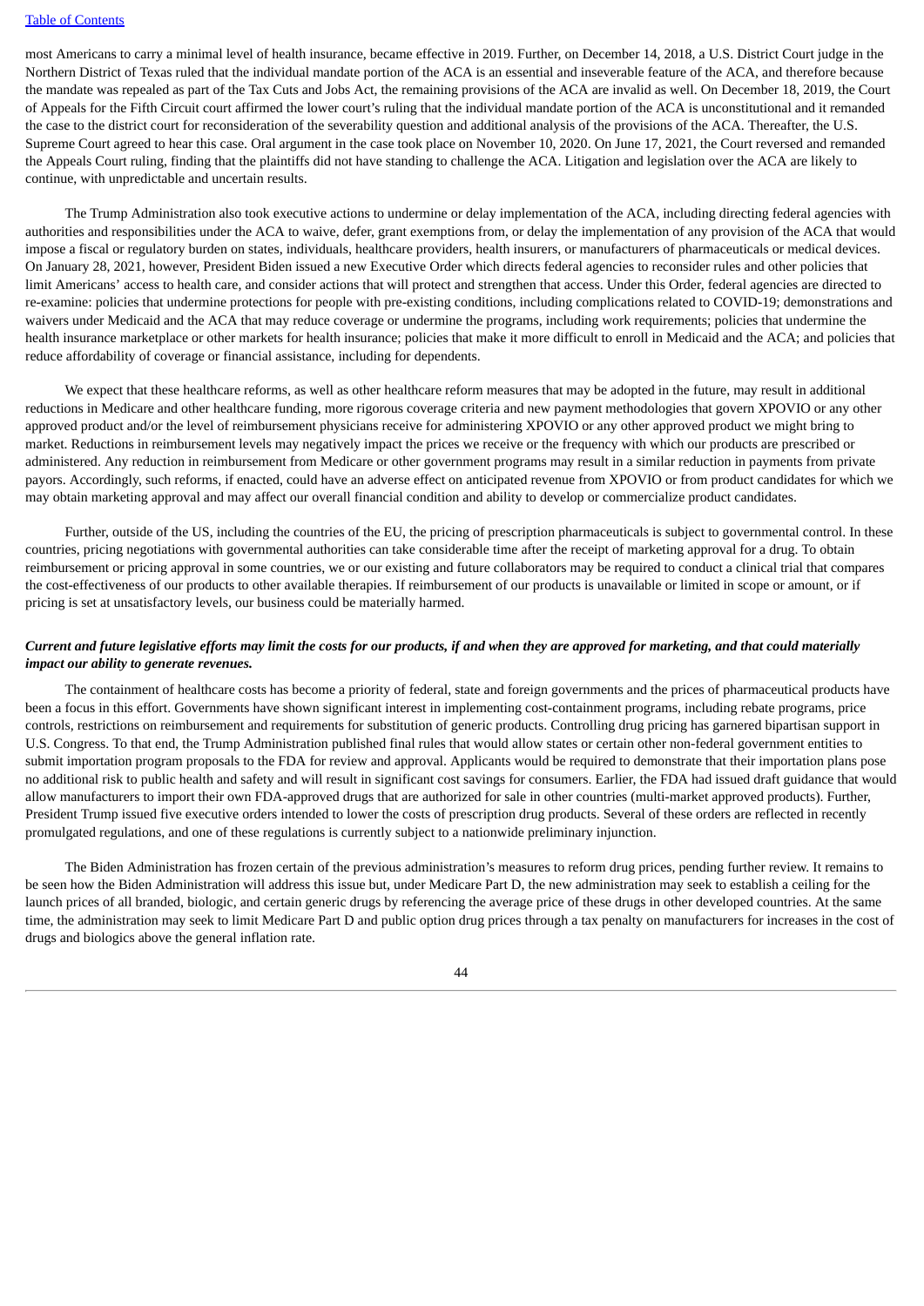most Americans to carry a minimal level of health insurance, became effective in 2019. Further, on December 14, 2018, a U.S. District Court judge in the Northern District of Texas ruled that the individual mandate portion of the ACA is an essential and inseverable feature of the ACA, and therefore because the mandate was repealed as part of the Tax Cuts and Jobs Act, the remaining provisions of the ACA are invalid as well. On December 18, 2019, the Court of Appeals for the Fifth Circuit court affirmed the lower court's ruling that the individual mandate portion of the ACA is unconstitutional and it remanded the case to the district court for reconsideration of the severability question and additional analysis of the provisions of the ACA. Thereafter, the U.S. Supreme Court agreed to hear this case. Oral argument in the case took place on November 10, 2020. On June 17, 2021, the Court reversed and remanded the Appeals Court ruling, finding that the plaintiffs did not have standing to challenge the ACA. Litigation and legislation over the ACA are likely to continue, with unpredictable and uncertain results.

The Trump Administration also took executive actions to undermine or delay implementation of the ACA, including directing federal agencies with authorities and responsibilities under the ACA to waive, defer, grant exemptions from, or delay the implementation of any provision of the ACA that would impose a fiscal or regulatory burden on states, individuals, healthcare providers, health insurers, or manufacturers of pharmaceuticals or medical devices. On January 28, 2021, however, President Biden issued a new Executive Order which directs federal agencies to reconsider rules and other policies that limit Americans' access to health care, and consider actions that will protect and strengthen that access. Under this Order, federal agencies are directed to re-examine: policies that undermine protections for people with pre-existing conditions, including complications related to COVID-19; demonstrations and waivers under Medicaid and the ACA that may reduce coverage or undermine the programs, including work requirements; policies that undermine the health insurance marketplace or other markets for health insurance; policies that make it more difficult to enroll in Medicaid and the ACA; and policies that reduce affordability of coverage or financial assistance, including for dependents.

We expect that these healthcare reforms, as well as other healthcare reform measures that may be adopted in the future, may result in additional reductions in Medicare and other healthcare funding, more rigorous coverage criteria and new payment methodologies that govern XPOVIO or any other approved product and/or the level of reimbursement physicians receive for administering XPOVIO or any other approved product we might bring to market. Reductions in reimbursement levels may negatively impact the prices we receive or the frequency with which our products are prescribed or administered. Any reduction in reimbursement from Medicare or other government programs may result in a similar reduction in payments from private payors. Accordingly, such reforms, if enacted, could have an adverse effect on anticipated revenue from XPOVIO or from product candidates for which we may obtain marketing approval and may affect our overall financial condition and ability to develop or commercialize product candidates.

Further, outside of the US, including the countries of the EU, the pricing of prescription pharmaceuticals is subject to governmental control. In these countries, pricing negotiations with governmental authorities can take considerable time after the receipt of marketing approval for a drug. To obtain reimbursement or pricing approval in some countries, we or our existing and future collaborators may be required to conduct a clinical trial that compares the cost-effectiveness of our products to other available therapies. If reimbursement of our products is unavailable or limited in scope or amount, or if pricing is set at unsatisfactory levels, our business could be materially harmed.

***Current and future legislative efforts may limit the costs for our products, if and when they are approved for marketing, and that could materially impact our ability to generate revenues.***

The containment of healthcare costs has become a priority of federal, state and foreign governments and the prices of pharmaceutical products have been a focus in this effort. Governments have shown significant interest in implementing cost-containment programs, including rebate programs, price controls, restrictions on reimbursement and requirements for substitution of generic products. Controlling drug pricing has garnered bipartisan support in U.S. Congress. To that end, the Trump Administration published final rules that would allow states or certain other non-federal government entities to submit importation program proposals to the FDA for review and approval. Applicants would be required to demonstrate that their importation plans pose no additional risk to public health and safety and will result in significant cost savings for consumers. Earlier, the FDA had issued draft guidance that would allow manufacturers to import their own FDA-approved drugs that are authorized for sale in other countries (multi-market approved products). Further, President Trump issued five executive orders intended to lower the costs of prescription drug products. Several of these orders are reflected in recently promulgated regulations, and one of these regulations is currently subject to a nationwide preliminary injunction.

The Biden Administration has frozen certain of the previous administration's measures to reform drug prices, pending further review. It remains to be seen how the Biden Administration will address this issue but, under Medicare Part D, the new administration may seek to establish a ceiling for the launch prices of all branded, biologic, and certain generic drugs by referencing the average price of these drugs in other developed countries. At the same time, the administration may seek to limit Medicare Part D and public option drug prices through a tax penalty on manufacturers for increases in the cost of drugs and biologics above the general inflation rate.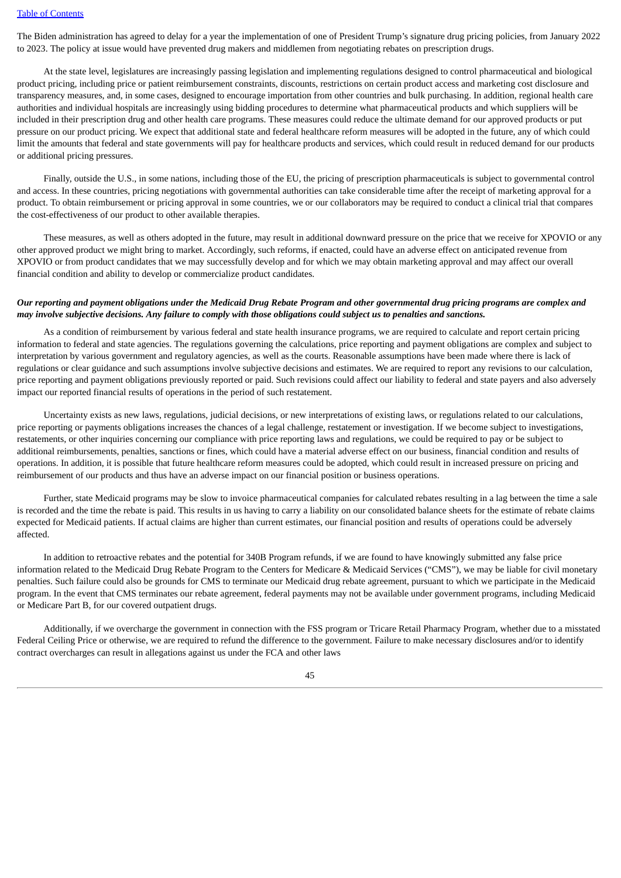The Biden administration has agreed to delay for a year the implementation of one of President Trump's signature drug pricing policies, from January 2022 to 2023. The policy at issue would have prevented drug makers and middlemen from negotiating rebates on prescription drugs.

At the state level, legislatures are increasingly passing legislation and implementing regulations designed to control pharmaceutical and biological product pricing, including price or patient reimbursement constraints, discounts, restrictions on certain product access and marketing cost disclosure and transparency measures, and, in some cases, designed to encourage importation from other countries and bulk purchasing. In addition, regional health care authorities and individual hospitals are increasingly using bidding procedures to determine what pharmaceutical products and which suppliers will be included in their prescription drug and other health care programs. These measures could reduce the ultimate demand for our approved products or put pressure on our product pricing. We expect that additional state and federal healthcare reform measures will be adopted in the future, any of which could limit the amounts that federal and state governments will pay for healthcare products and services, which could result in reduced demand for our products or additional pricing pressures.

Finally, outside the U.S., in some nations, including those of the EU, the pricing of prescription pharmaceuticals is subject to governmental control and access. In these countries, pricing negotiations with governmental authorities can take considerable time after the receipt of marketing approval for a product. To obtain reimbursement or pricing approval in some countries, we or our collaborators may be required to conduct a clinical trial that compares the cost-effectiveness of our product to other available therapies.

These measures, as well as others adopted in the future, may result in additional downward pressure on the price that we receive for XPOVIO or any other approved product we might bring to market. Accordingly, such reforms, if enacted, could have an adverse effect on anticipated revenue from XPOVIO or from product candidates that we may successfully develop and for which we may obtain marketing approval and may affect our overall financial condition and ability to develop or commercialize product candidates.

***Our reporting and payment obligations under the Medicaid Drug Rebate Program and other governmental drug pricing programs are complex and may involve subjective decisions. Any failure to comply with those obligations could subject us to penalties and sanctions.***

As a condition of reimbursement by various federal and state health insurance programs, we are required to calculate and report certain pricing information to federal and state agencies. The regulations governing the calculations, price reporting and payment obligations are complex and subject to interpretation by various government and regulatory agencies, as well as the courts. Reasonable assumptions have been made where there is lack of regulations or clear guidance and such assumptions involve subjective decisions and estimates. We are required to report any revisions to our calculation, price reporting and payment obligations previously reported or paid. Such revisions could affect our liability to federal and state payers and also adversely impact our reported financial results of operations in the period of such restatement.

Uncertainty exists as new laws, regulations, judicial decisions, or new interpretations of existing laws, or regulations related to our calculations, price reporting or payments obligations increases the chances of a legal challenge, restatement or investigation. If we become subject to investigations, restatements, or other inquiries concerning our compliance with price reporting laws and regulations, we could be required to pay or be subject to additional reimbursements, penalties, sanctions or fines, which could have a material adverse effect on our business, financial condition and results of operations. In addition, it is possible that future healthcare reform measures could be adopted, which could result in increased pressure on pricing and reimbursement of our products and thus have an adverse impact on our financial position or business operations.

Further, state Medicaid programs may be slow to invoice pharmaceutical companies for calculated rebates resulting in a lag between the time a sale is recorded and the time the rebate is paid. This results in us having to carry a liability on our consolidated balance sheets for the estimate of rebate claims expected for Medicaid patients. If actual claims are higher than current estimates, our financial position and results of operations could be adversely affected.

In addition to retroactive rebates and the potential for 340B Program refunds, if we are found to have knowingly submitted any false price information related to the Medicaid Drug Rebate Program to the Centers for Medicare & Medicaid Services ("CMS"), we may be liable for civil monetary penalties. Such failure could also be grounds for CMS to terminate our Medicaid drug rebate agreement, pursuant to which we participate in the Medicaid program. In the event that CMS terminates our rebate agreement, federal payments may not be available under government programs, including Medicaid or Medicare Part B, for our covered outpatient drugs.

Additionally, if we overcharge the government in connection with the FSS program or Tricare Retail Pharmacy Program, whether due to a misstated Federal Ceiling Price or otherwise, we are required to refund the difference to the government. Failure to make necessary disclosures and/or to identify contract overcharges can result in allegations against us under the FCA and other laws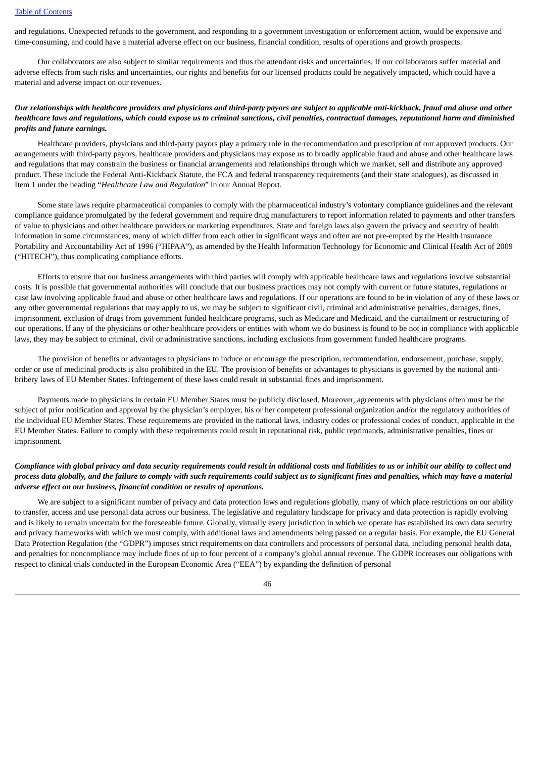and regulations. Unexpected refunds to the government, and responding to a government investigation or enforcement action, would be expensive and time-consuming, and could have a material adverse effect on our business, financial condition, results of operations and growth prospects.

Our collaborators are also subject to similar requirements and thus the attendant risks and uncertainties. If our collaborators suffer material and adverse effects from such risks and uncertainties, our rights and benefits for our licensed products could be negatively impacted, which could have a material and adverse impact on our revenues.

***Our relationships with healthcare providers and physicians and third-party payors are subject to applicable anti-kickback, fraud and abuse and other healthcare laws and regulations, which could expose us to criminal sanctions, civil penalties, contractual damages, reputational harm and diminished profits and future earnings.***

Healthcare providers, physicians and third-party payors play a primary role in the recommendation and prescription of our approved products. Our arrangements with third-party payors, healthcare providers and physicians may expose us to broadly applicable fraud and abuse and other healthcare laws and regulations that may constrain the business or financial arrangements and relationships through which we market, sell and distribute any approved product. These include the Federal Anti-Kickback Statute, the FCA and federal transparency requirements (and their state analogues), as discussed in Item 1 under the heading "*Healthcare Law and Regulation*" in our Annual Report.

Some state laws require pharmaceutical companies to comply with the pharmaceutical industry's voluntary compliance guidelines and the relevant compliance guidance promulgated by the federal government and require drug manufacturers to report information related to payments and other transfers of value to physicians and other healthcare providers or marketing expenditures. State and foreign laws also govern the privacy and security of health information in some circumstances, many of which differ from each other in significant ways and often are not pre-empted by the Health Insurance Portability and Accountability Act of 1996 ("HIPAA"), as amended by the Health Information Technology for Economic and Clinical Health Act of 2009 ("HITECH"), thus complicating compliance efforts.

Efforts to ensure that our business arrangements with third parties will comply with applicable healthcare laws and regulations involve substantial costs. It is possible that governmental authorities will conclude that our business practices may not comply with current or future statutes, regulations or case law involving applicable fraud and abuse or other healthcare laws and regulations. If our operations are found to be in violation of any of these laws or any other governmental regulations that may apply to us, we may be subject to significant civil, criminal and administrative penalties, damages, fines, imprisonment, exclusion of drugs from government funded healthcare programs, such as Medicare and Medicaid, and the curtailment or restructuring of our operations. If any of the physicians or other healthcare providers or entities with whom we do business is found to be not in compliance with applicable laws, they may be subject to criminal, civil or administrative sanctions, including exclusions from government funded healthcare programs.

The provision of benefits or advantages to physicians to induce or encourage the prescription, recommendation, endorsement, purchase, supply, order or use of medicinal products is also prohibited in the EU. The provision of benefits or advantages to physicians is governed by the national anti-bribery laws of EU Member States. Infringement of these laws could result in substantial fines and imprisonment.

Payments made to physicians in certain EU Member States must be publicly disclosed. Moreover, agreements with physicians often must be the subject of prior notification and approval by the physician's employer, his or her competent professional organization and/or the regulatory authorities of the individual EU Member States. These requirements are provided in the national laws, industry codes or professional codes of conduct, applicable in the EU Member States. Failure to comply with these requirements could result in reputational risk, public reprimands, administrative penalties, fines or imprisonment.

***Compliance with global privacy and data security requirements could result in additional costs and liabilities to us or inhibit our ability to collect and process data globally, and the failure to comply with such requirements could subject us to significant fines and penalties, which may have a material adverse effect on our business, financial condition or results of operations.***

We are subject to a significant number of privacy and data protection laws and regulations globally, many of which place restrictions on our ability to transfer, access and use personal data across our business. The legislative and regulatory landscape for privacy and data protection is rapidly evolving and is likely to remain uncertain for the foreseeable future. Globally, virtually every jurisdiction in which we operate has established its own data security and privacy frameworks with which we must comply, with additional laws and amendments being passed on a regular basis. For example, the EU General Data Protection Regulation (the "GDPR") imposes strict requirements on data controllers and processors of personal data, including personal health data, and penalties for noncompliance may include fines of up to four percent of a company's global annual revenue. The GDPR increases our obligations with respect to clinical trials conducted in the European Economic Area ("EEA") by expanding the definition of personal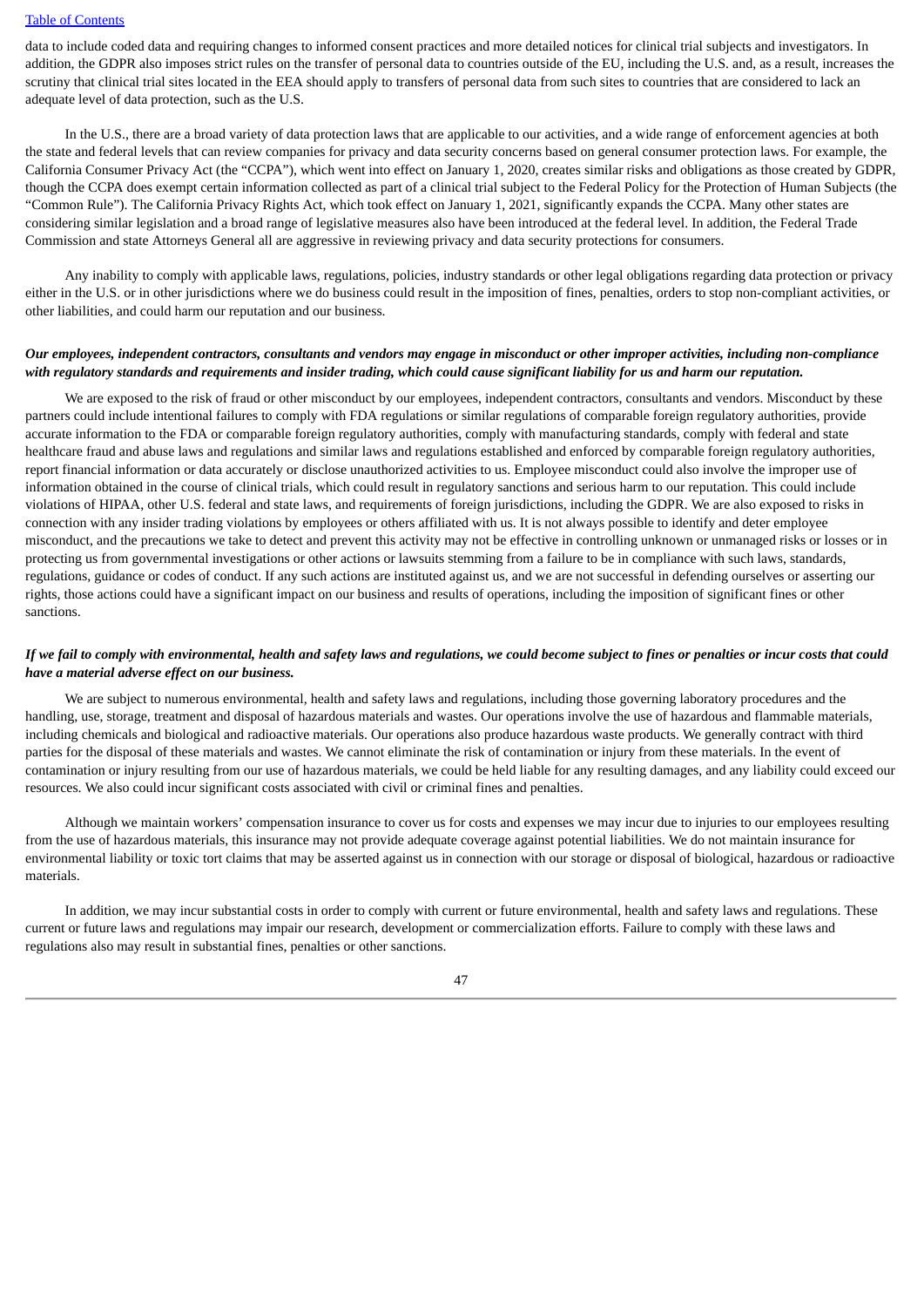data to include coded data and requiring changes to informed consent practices and more detailed notices for clinical trial subjects and investigators. In addition, the GDPR also imposes strict rules on the transfer of personal data to countries outside of the EU, including the U.S. and, as a result, increases the scrutiny that clinical trial sites located in the EEA should apply to transfers of personal data from such sites to countries that are considered to lack an adequate level of data protection, such as the U.S.

In the U.S., there are a broad variety of data protection laws that are applicable to our activities, and a wide range of enforcement agencies at both the state and federal levels that can review companies for privacy and data security concerns based on general consumer protection laws. For example, the California Consumer Privacy Act (the "CCPA"), which went into effect on January 1, 2020, creates similar risks and obligations as those created by GDPR, though the CCPA does exempt certain information collected as part of a clinical trial subject to the Federal Policy for the Protection of Human Subjects (the "Common Rule"). The California Privacy Rights Act, which took effect on January 1, 2021, significantly expands the CCPA. Many other states are considering similar legislation and a broad range of legislative measures also have been introduced at the federal level. In addition, the Federal Trade Commission and state Attorneys General all are aggressive in reviewing privacy and data security protections for consumers.

Any inability to comply with applicable laws, regulations, policies, industry standards or other legal obligations regarding data protection or privacy either in the U.S. or in other jurisdictions where we do business could result in the imposition of fines, penalties, orders to stop non-compliant activities, or other liabilities, and could harm our reputation and our business.

***Our employees, independent contractors, consultants and vendors may engage in misconduct or other improper activities, including non-compliance with regulatory standards and requirements and insider trading, which could cause significant liability for us and harm our reputation.***

We are exposed to the risk of fraud or other misconduct by our employees, independent contractors, consultants and vendors. Misconduct by these partners could include intentional failures to comply with FDA regulations or similar regulations of comparable foreign regulatory authorities, provide accurate information to the FDA or comparable foreign regulatory authorities, comply with manufacturing standards, comply with federal and state healthcare fraud and abuse laws and regulations and similar laws and regulations established and enforced by comparable foreign regulatory authorities, report financial information or data accurately or disclose unauthorized activities to us. Employee misconduct could also involve the improper use of information obtained in the course of clinical trials, which could result in regulatory sanctions and serious harm to our reputation. This could include violations of HIPAA, other U.S. federal and state laws, and requirements of foreign jurisdictions, including the GDPR. We are also exposed to risks in connection with any insider trading violations by employees or others affiliated with us. It is not always possible to identify and deter employee misconduct, and the precautions we take to detect and prevent this activity may not be effective in controlling unknown or unmanaged risks or losses or in protecting us from governmental investigations or other actions or lawsuits stemming from a failure to be in compliance with such laws, standards, regulations, guidance or codes of conduct. If any such actions are instituted against us, and we are not successful in defending ourselves or asserting our rights, those actions could have a significant impact on our business and results of operations, including the imposition of significant fines or other sanctions.

***If we fail to comply with environmental, health and safety laws and regulations, we could become subject to fines or penalties or incur costs that could have a material adverse effect on our business.***

We are subject to numerous environmental, health and safety laws and regulations, including those governing laboratory procedures and the handling, use, storage, treatment and disposal of hazardous materials and wastes. Our operations involve the use of hazardous and flammable materials, including chemicals and biological and radioactive materials. Our operations also produce hazardous waste products. We generally contract with third parties for the disposal of these materials and wastes. We cannot eliminate the risk of contamination or injury from these materials. In the event of contamination or injury resulting from our use of hazardous materials, we could be held liable for any resulting damages, and any liability could exceed our resources. We also could incur significant costs associated with civil or criminal fines and penalties.

Although we maintain workers' compensation insurance to cover us for costs and expenses we may incur due to injuries to our employees resulting from the use of hazardous materials, this insurance may not provide adequate coverage against potential liabilities. We do not maintain insurance for environmental liability or toxic tort claims that may be asserted against us in connection with our storage or disposal of biological, hazardous or radioactive materials.

In addition, we may incur substantial costs in order to comply with current or future environmental, health and safety laws and regulations. These current or future laws and regulations may impair our research, development or commercialization efforts. Failure to comply with these laws and regulations also may result in substantial fines, penalties or other sanctions.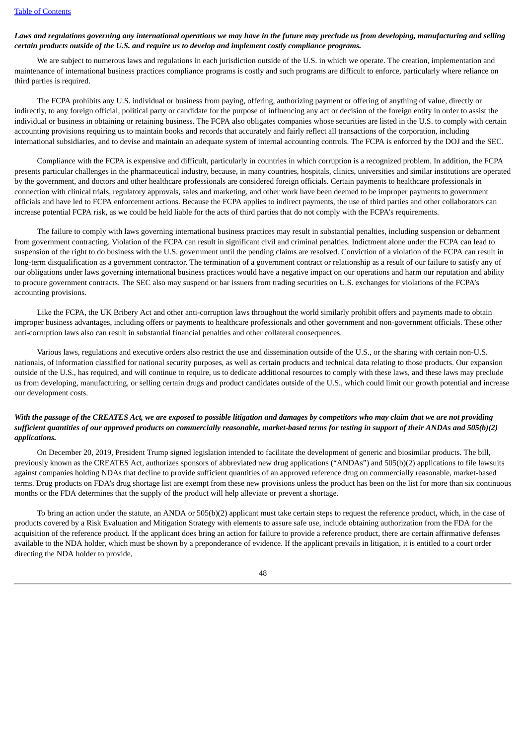***Laws and regulations governing any international operations we may have in the future may preclude us from developing, manufacturing and selling certain products outside of the U.S. and require us to develop and implement costly compliance programs.***

We are subject to numerous laws and regulations in each jurisdiction outside of the U.S. in which we operate. The creation, implementation and maintenance of international business practices compliance programs is costly and such programs are difficult to enforce, particularly where reliance on third parties is required.

The FCPA prohibits any U.S. individual or business from paying, offering, authorizing payment or offering of anything of value, directly or indirectly, to any foreign official, political party or candidate for the purpose of influencing any act or decision of the foreign entity in order to assist the individual or business in obtaining or retaining business. The FCPA also obligates companies whose securities are listed in the U.S. to comply with certain accounting provisions requiring us to maintain books and records that accurately and fairly reflect all transactions of the corporation, including international subsidiaries, and to devise and maintain an adequate system of internal accounting controls. The FCPA is enforced by the DOJ and the SEC.

Compliance with the FCPA is expensive and difficult, particularly in countries in which corruption is a recognized problem. In addition, the FCPA presents particular challenges in the pharmaceutical industry, because, in many countries, hospitals, clinics, universities and similar institutions are operated by the government, and doctors and other healthcare professionals are considered foreign officials. Certain payments to healthcare professionals in connection with clinical trials, regulatory approvals, sales and marketing, and other work have been deemed to be improper payments to government officials and have led to FCPA enforcement actions. Because the FCPA applies to indirect payments, the use of third parties and other collaborators can increase potential FCPA risk, as we could be held liable for the acts of third parties that do not comply with the FCPA's requirements.

The failure to comply with laws governing international business practices may result in substantial penalties, including suspension or debarment from government contracting. Violation of the FCPA can result in significant civil and criminal penalties. Indictment alone under the FCPA can lead to suspension of the right to do business with the U.S. government until the pending claims are resolved. Conviction of a violation of the FCPA can result in long-term disqualification as a government contractor. The termination of a government contract or relationship as a result of our failure to satisfy any of our obligations under laws governing international business practices would have a negative impact on our operations and harm our reputation and ability to procure government contracts. The SEC also may suspend or bar issuers from trading securities on U.S. exchanges for violations of the FCPA's accounting provisions.

Like the FCPA, the UK Bribery Act and other anti-corruption laws throughout the world similarly prohibit offers and payments made to obtain improper business advantages, including offers or payments to healthcare professionals and other government and non-government officials. These other anti-corruption laws also can result in substantial financial penalties and other collateral consequences.

Various laws, regulations and executive orders also restrict the use and dissemination outside of the U.S., or the sharing with certain non-U.S. nationals, of information classified for national security purposes, as well as certain products and technical data relating to those products. Our expansion outside of the U.S., has required, and will continue to require, us to dedicate additional resources to comply with these laws, and these laws may preclude us from developing, manufacturing, or selling certain drugs and product candidates outside of the U.S., which could limit our growth potential and increase our development costs.

***With the passage of the CREATES Act, we are exposed to possible litigation and damages by competitors who may claim that we are not providing sufficient quantities of our approved products on commercially reasonable, market-based terms for testing in support of their ANDAs and 505(b)(2) applications.***

On December 20, 2019, President Trump signed legislation intended to facilitate the development of generic and biosimilar products. The bill, previously known as the CREATES Act, authorizes sponsors of abbreviated new drug applications ("ANDAs") and 505(b)(2) applications to file lawsuits against companies holding NDAs that decline to provide sufficient quantities of an approved reference drug on commercially reasonable, market-based terms. Drug products on FDA's drug shortage list are exempt from these new provisions unless the product has been on the list for more than six continuous months or the FDA determines that the supply of the product will help alleviate or prevent a shortage.

To bring an action under the statute, an ANDA or 505(b)(2) applicant must take certain steps to request the reference product, which, in the case of products covered by a Risk Evaluation and Mitigation Strategy with elements to assure safe use, include obtaining authorization from the FDA for the acquisition of the reference product. If the applicant does bring an action for failure to provide a reference product, there are certain affirmative defenses available to the NDA holder, which must be shown by a preponderance of evidence. If the applicant prevails in litigation, it is entitled to a court order directing the NDA holder to provide,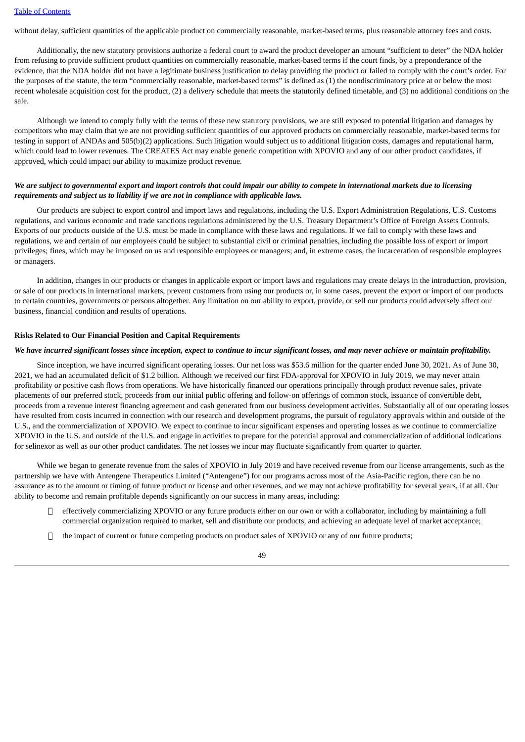without delay, sufficient quantities of the applicable product on commercially reasonable, market-based terms, plus reasonable attorney fees and costs.

Additionally, the new statutory provisions authorize a federal court to award the product developer an amount "sufficient to deter" the NDA holder from refusing to provide sufficient product quantities on commercially reasonable, market-based terms if the court finds, by a preponderance of the evidence, that the NDA holder did not have a legitimate business justification to delay providing the product or failed to comply with the court's order. For the purposes of the statute, the term "commercially reasonable, market-based terms" is defined as (1) the nondiscriminatory price at or below the most recent wholesale acquisition cost for the product, (2) a delivery schedule that meets the statutorily defined timetable, and (3) no additional conditions on the sale.

Although we intend to comply fully with the terms of these new statutory provisions, we are still exposed to potential litigation and damages by competitors who may claim that we are not providing sufficient quantities of our approved products on commercially reasonable, market-based terms for testing in support of ANDAs and 505(b)(2) applications. Such litigation would subject us to additional litigation costs, damages and reputational harm, which could lead to lower revenues. The CREATES Act may enable generic competition with XPOVIO and any of our other product candidates, if approved, which could impact our ability to maximize product revenue.

***We are subject to governmental export and import controls that could impair our ability to compete in international markets due to licensing requirements and subject us to liability if we are not in compliance with applicable laws.***

Our products are subject to export control and import laws and regulations, including the U.S. Export Administration Regulations, U.S. Customs regulations, and various economic and trade sanctions regulations administered by the U.S. Treasury Department's Office of Foreign Assets Controls. Exports of our products outside of the U.S. must be made in compliance with these laws and regulations. If we fail to comply with these laws and regulations, we and certain of our employees could be subject to substantial civil or criminal penalties, including the possible loss of export or import privileges; fines, which may be imposed on us and responsible employees or managers; and, in extreme cases, the incarceration of responsible employees or managers.

In addition, changes in our products or changes in applicable export or import laws and regulations may create delays in the introduction, provision, or sale of our products in international markets, prevent customers from using our products or, in some cases, prevent the export or import of our products to certain countries, governments or persons altogether. Any limitation on our ability to export, provide, or sell our products could adversely affect our business, financial condition and results of operations.

**Risks Related to Our Financial Position and Capital Requirements**

***We have incurred significant losses since inception, expect to continue to incur significant losses, and may never achieve or maintain profitability.***

Since inception, we have incurred significant operating losses. Our net loss was $53.6 million for the quarter ended June 30, 2021. As of June 30, 2021, we had an accumulated deficit of $1.2 billion. Although we received our first FDA-approval for XPOVIO in July 2019, we may never attain profitability or positive cash flows from operations. We have historically financed our operations principally through product revenue sales, private placements of our preferred stock, proceeds from our initial public offering and follow-on offerings of common stock, issuance of convertible debt, proceeds from a revenue interest financing agreement and cash generated from our business development activities. Substantially all of our operating losses have resulted from costs incurred in connection with our research and development programs, the pursuit of regulatory approvals within and outside of the U.S., and the commercialization of XPOVIO. We expect to continue to incur significant expenses and operating losses as we continue to commercialize XPOVIO in the U.S. and outside of the U.S. and engage in activities to prepare for the potential approval and commercialization of additional indications for selinexor as well as our other product candidates. The net losses we incur may fluctuate significantly from quarter to quarter.

While we began to generate revenue from the sales of XPOVIO in July 2019 and have received revenue from our license arrangements, such as the partnership we have with Antengene Therapeutics Limited ("Antengene") for our programs across most of the Asia-Pacific region, there can be no assurance as to the amount or timing of future product or license and other revenues, and we may not achieve profitability for several years, if at all. Our ability to become and remain profitable depends significantly on our success in many areas, including:

- effectively commercializing XPOVIO or any future products either on our own or with a collaborator, including by maintaining a full commercial organization required to market, sell and distribute our products, and achieving an adequate level of market acceptance;
- the impact of current or future competing products on product sales of XPOVIO or any of our future products;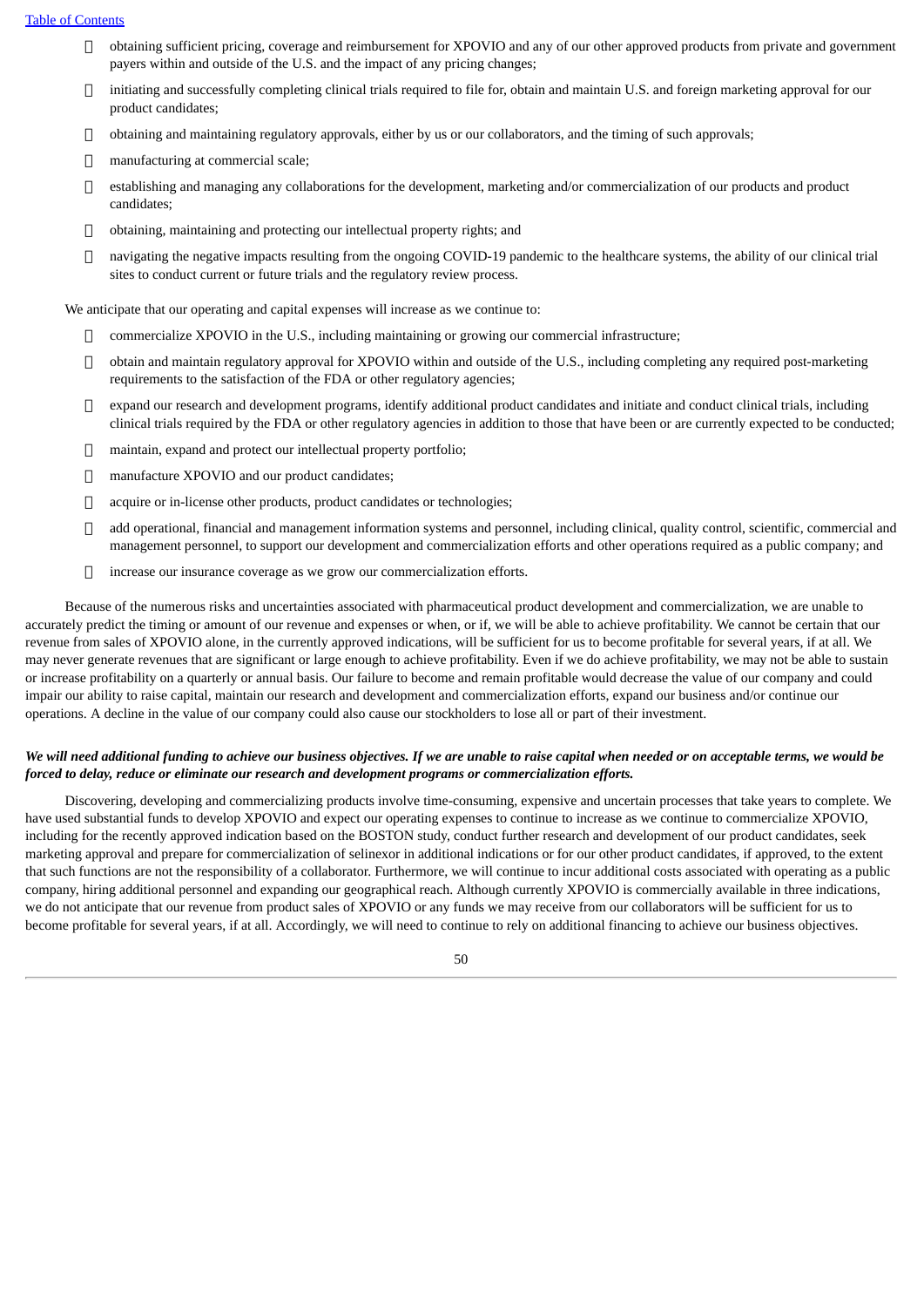- obtaining sufficient pricing, coverage and reimbursement for XPOVIO and any of our other approved products from private and government payers within and outside of the U.S. and the impact of any pricing changes;
- initiating and successfully completing clinical trials required to file for, obtain and maintain U.S. and foreign marketing approval for our product candidates;
- obtaining and maintaining regulatory approvals, either by us or our collaborators, and the timing of such approvals;
- manufacturing at commercial scale;
- establishing and managing any collaborations for the development, marketing and/or commercialization of our products and product candidates;
- obtaining, maintaining and protecting our intellectual property rights; and
- navigating the negative impacts resulting from the ongoing COVID-19 pandemic to the healthcare systems, the ability of our clinical trial sites to conduct current or future trials and the regulatory review process.

We anticipate that our operating and capital expenses will increase as we continue to:

- commercialize XPOVIO in the U.S., including maintaining or growing our commercial infrastructure;
- obtain and maintain regulatory approval for XPOVIO within and outside of the U.S., including completing any required post-marketing requirements to the satisfaction of the FDA or other regulatory agencies;
- expand our research and development programs, identify additional product candidates and initiate and conduct clinical trials, including clinical trials required by the FDA or other regulatory agencies in addition to those that have been or are currently expected to be conducted;
- maintain, expand and protect our intellectual property portfolio;
- manufacture XPOVIO and our product candidates;
- acquire or in-license other products, product candidates or technologies;
- add operational, financial and management information systems and personnel, including clinical, quality control, scientific, commercial and management personnel, to support our development and commercialization efforts and other operations required as a public company; and
- increase our insurance coverage as we grow our commercialization efforts.

Because of the numerous risks and uncertainties associated with pharmaceutical product development and commercialization, we are unable to accurately predict the timing or amount of our revenue and expenses or when, or if, we will be able to achieve profitability. We cannot be certain that our revenue from sales of XPOVIO alone, in the currently approved indications, will be sufficient for us to become profitable for several years, if at all. We may never generate revenues that are significant or large enough to achieve profitability. Even if we do achieve profitability, we may not be able to sustain or increase profitability on a quarterly or annual basis. Our failure to become and remain profitable would decrease the value of our company and could impair our ability to raise capital, maintain our research and development and commercialization efforts, expand our business and/or continue our operations. A decline in the value of our company could also cause our stockholders to lose all or part of their investment.

***We will need additional funding to achieve our business objectives. If we are unable to raise capital when needed or on acceptable terms, we would be forced to delay, reduce or eliminate our research and development programs or commercialization efforts.***

Discovering, developing and commercializing products involve time-consuming, expensive and uncertain processes that take years to complete. We have used substantial funds to develop XPOVIO and expect our operating expenses to continue to increase as we continue to commercialize XPOVIO, including for the recently approved indication based on the BOSTON study, conduct further research and development of our product candidates, seek marketing approval and prepare for commercialization of selinexor in additional indications or for our other product candidates, if approved, to the extent that such functions are not the responsibility of a collaborator. Furthermore, we will continue to incur additional costs associated with operating as a public company, hiring additional personnel and expanding our geographical reach. Although currently XPOVIO is commercially available in three indications, we do not anticipate that our revenue from product sales of XPOVIO or any funds we may receive from our collaborators will be sufficient for us to become profitable for several years, if at all. Accordingly, we will need to continue to rely on additional financing to achieve our business objectives.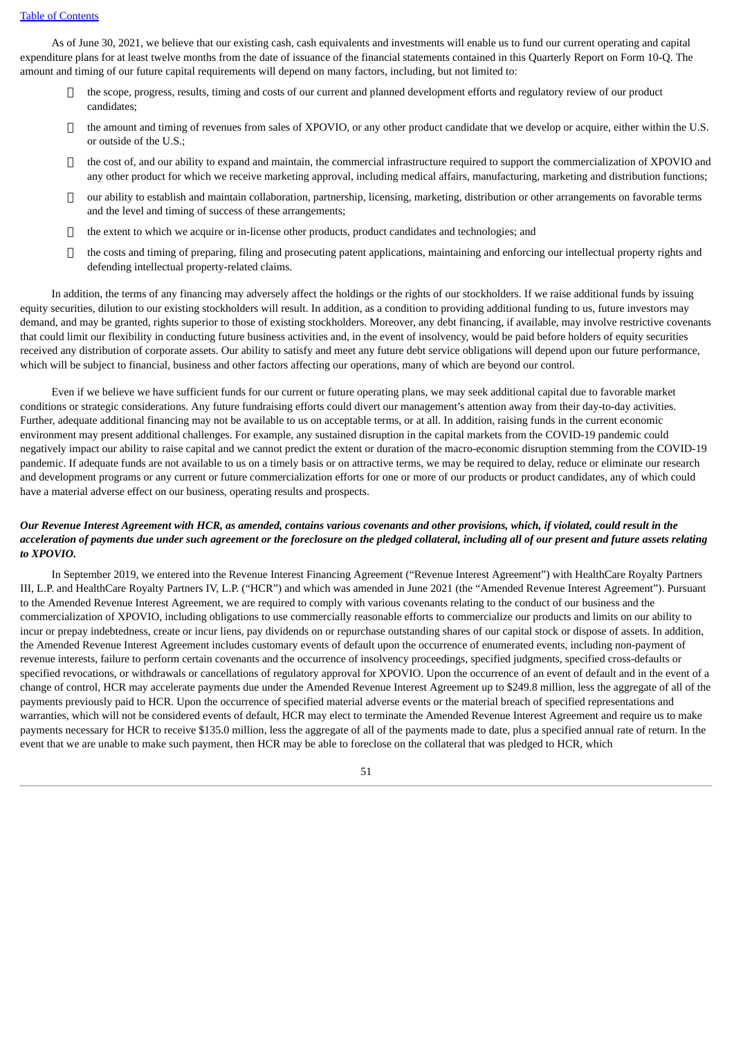As of June 30, 2021, we believe that our existing cash, cash equivalents and investments will enable us to fund our current operating and capital expenditure plans for at least twelve months from the date of issuance of the financial statements contained in this Quarterly Report on Form 10-Q. The amount and timing of our future capital requirements will depend on many factors, including, but not limited to:

- the scope, progress, results, timing and costs of our current and planned development efforts and regulatory review of our product candidates;
- the amount and timing of revenues from sales of XPOVIO, or any other product candidate that we develop or acquire, either within the U.S. or outside of the U.S.;
- the cost of, and our ability to expand and maintain, the commercial infrastructure required to support the commercialization of XPOVIO and any other product for which we receive marketing approval, including medical affairs, manufacturing, marketing and distribution functions;
- our ability to establish and maintain collaboration, partnership, licensing, marketing, distribution or other arrangements on favorable terms and the level and timing of success of these arrangements;
- the extent to which we acquire or in-license other products, product candidates and technologies; and
- the costs and timing of preparing, filing and prosecuting patent applications, maintaining and enforcing our intellectual property rights and defending intellectual property-related claims.

In addition, the terms of any financing may adversely affect the holdings or the rights of our stockholders. If we raise additional funds by issuing equity securities, dilution to our existing stockholders will result. In addition, as a condition to providing additional funding to us, future investors may demand, and may be granted, rights superior to those of existing stockholders. Moreover, any debt financing, if available, may involve restrictive covenants that could limit our flexibility in conducting future business activities and, in the event of insolvency, would be paid before holders of equity securities received any distribution of corporate assets. Our ability to satisfy and meet any future debt service obligations will depend upon our future performance, which will be subject to financial, business and other factors affecting our operations, many of which are beyond our control.

Even if we believe we have sufficient funds for our current or future operating plans, we may seek additional capital due to favorable market conditions or strategic considerations. Any future fundraising efforts could divert our management's attention away from their day-to-day activities. Further, adequate additional financing may not be available to us on acceptable terms, or at all. In addition, raising funds in the current economic environment may present additional challenges. For example, any sustained disruption in the capital markets from the COVID-19 pandemic could negatively impact our ability to raise capital and we cannot predict the extent or duration of the macro-economic disruption stemming from the COVID-19 pandemic. If adequate funds are not available to us on a timely basis or on attractive terms, we may be required to delay, reduce or eliminate our research and development programs or any current or future commercialization efforts for one or more of our products or product candidates, any of which could have a material adverse effect on our business, operating results and prospects.

***Our Revenue Interest Agreement with HCR, as amended, contains various covenants and other provisions, which, if violated, could result in the acceleration of payments due under such agreement or the foreclosure on the pledged collateral, including all of our present and future assets relating to XPOVIO.***

In September 2019, we entered into the Revenue Interest Financing Agreement ("Revenue Interest Agreement") with HealthCare Royalty Partners III, L.P. and HealthCare Royalty Partners IV, L.P. ("HCR") and which was amended in June 2021 (the "Amended Revenue Interest Agreement"). Pursuant to the Amended Revenue Interest Agreement, we are required to comply with various covenants relating to the conduct of our business and the commercialization of XPOVIO, including obligations to use commercially reasonable efforts to commercialize our products and limits on our ability to incur or prepay indebtedness, create or incur liens, pay dividends on or repurchase outstanding shares of our capital stock or dispose of assets. In addition, the Amended Revenue Interest Agreement includes customary events of default upon the occurrence of enumerated events, including non-payment of revenue interests, failure to perform certain covenants and the occurrence of insolvency proceedings, specified judgments, specified cross-defaults or specified revocations, or withdrawals or cancellations of regulatory approval for XPOVIO. Upon the occurrence of an event of default and in the event of a change of control, HCR may accelerate payments due under the Amended Revenue Interest Agreement up to $249.8 million, less the aggregate of all of the payments previously paid to HCR. Upon the occurrence of specified material adverse events or the material breach of specified representations and warranties, which will not be considered events of default, HCR may elect to terminate the Amended Revenue Interest Agreement and require us to make payments necessary for HCR to receive $135.0 million, less the aggregate of all of the payments made to date, plus a specified annual rate of return. In the event that we are unable to make such payment, then HCR may be able to foreclose on the collateral that was pledged to HCR, which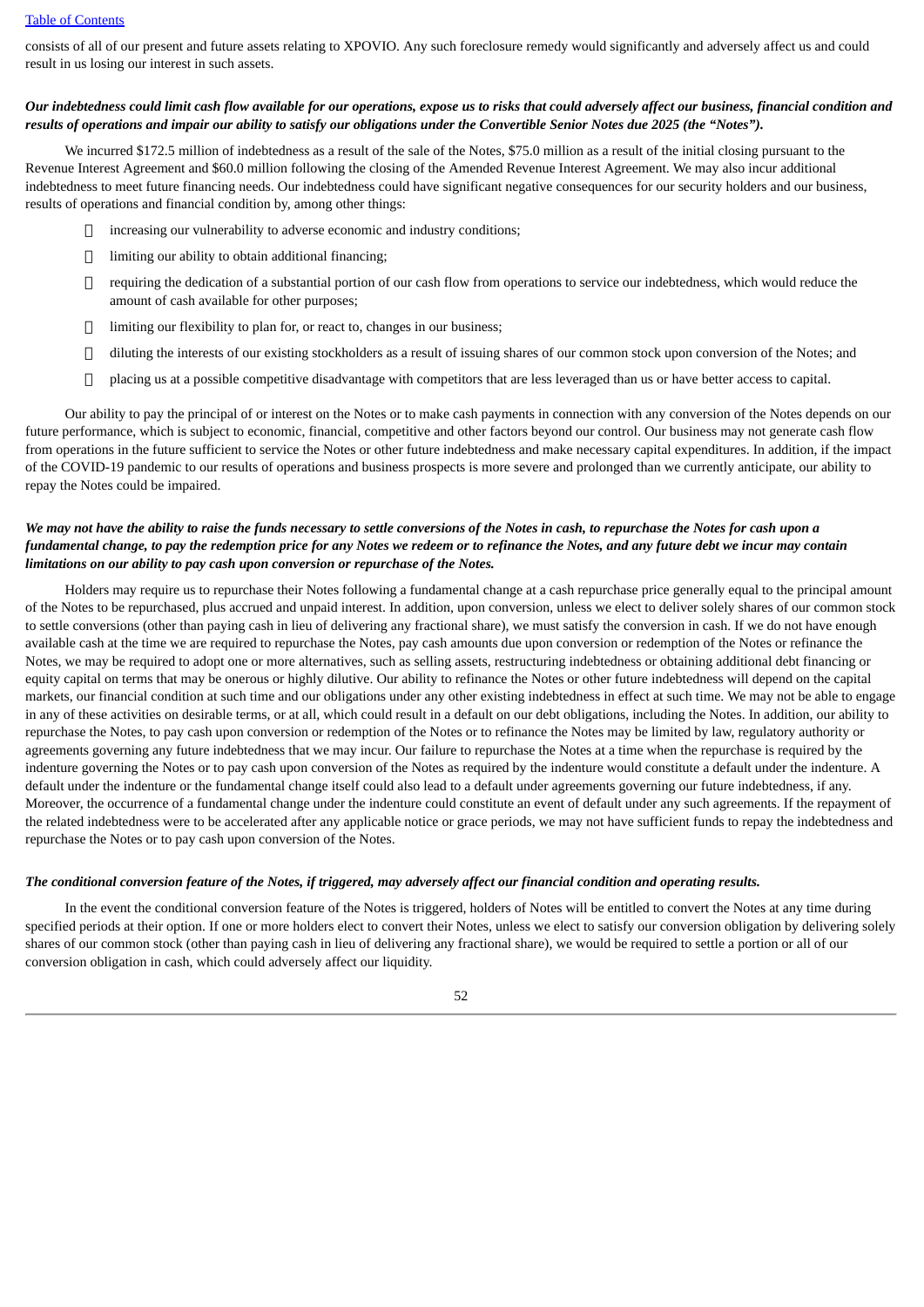consists of all of our present and future assets relating to XPOVIO. Any such foreclosure remedy would significantly and adversely affect us and could result in us losing our interest in such assets.

***Our indebtedness could limit cash flow available for our operations, expose us to risks that could adversely affect our business, financial condition and results of operations and impair our ability to satisfy our obligations under the Convertible Senior Notes due 2025 (the "Notes").***

We incurred $172.5 million of indebtedness as a result of the sale of the Notes, $75.0 million as a result of the initial closing pursuant to the Revenue Interest Agreement and $60.0 million following the closing of the Amended Revenue Interest Agreement. We may also incur additional indebtedness to meet future financing needs. Our indebtedness could have significant negative consequences for our security holders and our business, results of operations and financial condition by, among other things:

- increasing our vulnerability to adverse economic and industry conditions;
- limiting our ability to obtain additional financing;
- requiring the dedication of a substantial portion of our cash flow from operations to service our indebtedness, which would reduce the amount of cash available for other purposes;
- limiting our flexibility to plan for, or react to, changes in our business;
- diluting the interests of our existing stockholders as a result of issuing shares of our common stock upon conversion of the Notes; and
- placing us at a possible competitive disadvantage with competitors that are less leveraged than us or have better access to capital.

Our ability to pay the principal of or interest on the Notes or to make cash payments in connection with any conversion of the Notes depends on our future performance, which is subject to economic, financial, competitive and other factors beyond our control. Our business may not generate cash flow from operations in the future sufficient to service the Notes or other future indebtedness and make necessary capital expenditures. In addition, if the impact of the COVID-19 pandemic to our results of operations and business prospects is more severe and prolonged than we currently anticipate, our ability to repay the Notes could be impaired.

***We may not have the ability to raise the funds necessary to settle conversions of the Notes in cash, to repurchase the Notes for cash upon a fundamental change, to pay the redemption price for any Notes we redeem or to refinance the Notes, and any future debt we incur may contain limitations on our ability to pay cash upon conversion or repurchase of the Notes.***

Holders may require us to repurchase their Notes following a fundamental change at a cash repurchase price generally equal to the principal amount of the Notes to be repurchased, plus accrued and unpaid interest. In addition, upon conversion, unless we elect to deliver solely shares of our common stock to settle conversions (other than paying cash in lieu of delivering any fractional share), we must satisfy the conversion in cash. If we do not have enough available cash at the time we are required to repurchase the Notes, pay cash amounts due upon conversion or redemption of the Notes or refinance the Notes, we may be required to adopt one or more alternatives, such as selling assets, restructuring indebtedness or obtaining additional debt financing or equity capital on terms that may be onerous or highly dilutive. Our ability to refinance the Notes or other future indebtedness will depend on the capital markets, our financial condition at such time and our obligations under any other existing indebtedness in effect at such time. We may not be able to engage in any of these activities on desirable terms, or at all, which could result in a default on our debt obligations, including the Notes. In addition, our ability to repurchase the Notes, to pay cash upon conversion or redemption of the Notes or to refinance the Notes may be limited by law, regulatory authority or agreements governing any future indebtedness that we may incur. Our failure to repurchase the Notes at a time when the repurchase is required by the indenture governing the Notes or to pay cash upon conversion of the Notes as required by the indenture would constitute a default under the indenture. A default under the indenture or the fundamental change itself could also lead to a default under agreements governing our future indebtedness, if any. Moreover, the occurrence of a fundamental change under the indenture could constitute an event of default under any such agreements. If the repayment of the related indebtedness were to be accelerated after any applicable notice or grace periods, we may not have sufficient funds to repay the indebtedness and repurchase the Notes or to pay cash upon conversion of the Notes.

***The conditional conversion feature of the Notes, if triggered, may adversely affect our financial condition and operating results.***

In the event the conditional conversion feature of the Notes is triggered, holders of Notes will be entitled to convert the Notes at any time during specified periods at their option. If one or more holders elect to convert their Notes, unless we elect to satisfy our conversion obligation by delivering solely shares of our common stock (other than paying cash in lieu of delivering any fractional share), we would be required to settle a portion or all of our conversion obligation in cash, which could adversely affect our liquidity.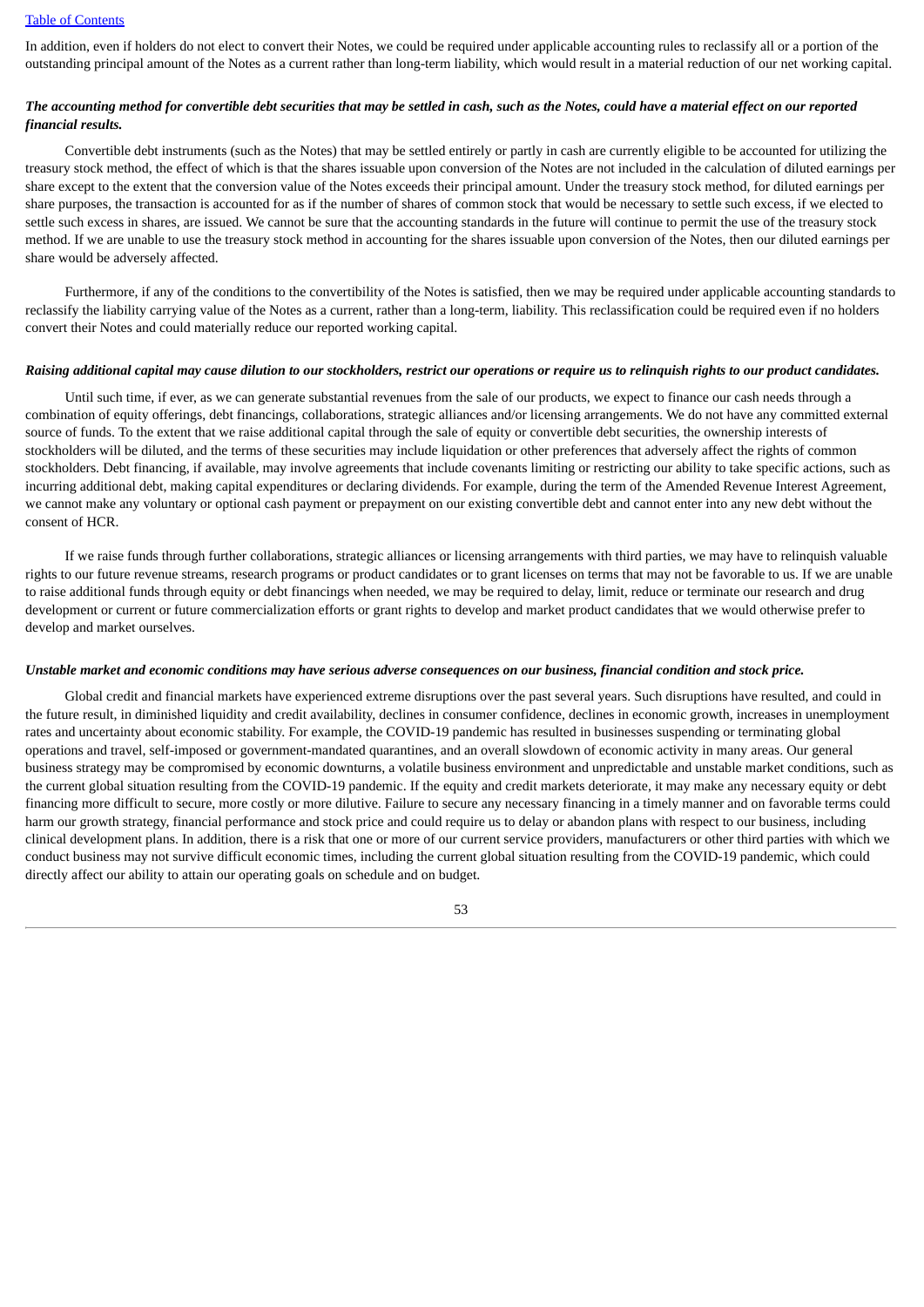In addition, even if holders do not elect to convert their Notes, we could be required under applicable accounting rules to reclassify all or a portion of the outstanding principal amount of the Notes as a current rather than long-term liability, which would result in a material reduction of our net working capital.

***The accounting method for convertible debt securities that may be settled in cash, such as the Notes, could have a material effect on our reported financial results.***

Convertible debt instruments (such as the Notes) that may be settled entirely or partly in cash are currently eligible to be accounted for utilizing the treasury stock method, the effect of which is that the shares issuable upon conversion of the Notes are not included in the calculation of diluted earnings per share except to the extent that the conversion value of the Notes exceeds their principal amount. Under the treasury stock method, for diluted earnings per share purposes, the transaction is accounted for as if the number of shares of common stock that would be necessary to settle such excess, if we elected to settle such excess in shares, are issued. We cannot be sure that the accounting standards in the future will continue to permit the use of the treasury stock method. If we are unable to use the treasury stock method in accounting for the shares issuable upon conversion of the Notes, then our diluted earnings per share would be adversely affected.

Furthermore, if any of the conditions to the convertibility of the Notes is satisfied, then we may be required under applicable accounting standards to reclassify the liability carrying value of the Notes as a current, rather than a long-term, liability. This reclassification could be required even if no holders convert their Notes and could materially reduce our reported working capital.

***Raising additional capital may cause dilution to our stockholders, restrict our operations or require us to relinquish rights to our product candidates.***

Until such time, if ever, as we can generate substantial revenues from the sale of our products, we expect to finance our cash needs through a combination of equity offerings, debt financings, collaborations, strategic alliances and/or licensing arrangements. We do not have any committed external source of funds. To the extent that we raise additional capital through the sale of equity or convertible debt securities, the ownership interests of stockholders will be diluted, and the terms of these securities may include liquidation or other preferences that adversely affect the rights of common stockholders. Debt financing, if available, may involve agreements that include covenants limiting or restricting our ability to take specific actions, such as incurring additional debt, making capital expenditures or declaring dividends. For example, during the term of the Amended Revenue Interest Agreement, we cannot make any voluntary or optional cash payment or prepayment on our existing convertible debt and cannot enter into any new debt without the consent of HCR.

If we raise funds through further collaborations, strategic alliances or licensing arrangements with third parties, we may have to relinquish valuable rights to our future revenue streams, research programs or product candidates or to grant licenses on terms that may not be favorable to us. If we are unable to raise additional funds through equity or debt financings when needed, we may be required to delay, limit, reduce or terminate our research and drug development or current or future commercialization efforts or grant rights to develop and market product candidates that we would otherwise prefer to develop and market ourselves.

***Unstable market and economic conditions may have serious adverse consequences on our business, financial condition and stock price.***

Global credit and financial markets have experienced extreme disruptions over the past several years. Such disruptions have resulted, and could in the future result, in diminished liquidity and credit availability, declines in consumer confidence, declines in economic growth, increases in unemployment rates and uncertainty about economic stability. For example, the COVID-19 pandemic has resulted in businesses suspending or terminating global operations and travel, self-imposed or government-mandated quarantines, and an overall slowdown of economic activity in many areas. Our general business strategy may be compromised by economic downturns, a volatile business environment and unpredictable and unstable market conditions, such as the current global situation resulting from the COVID-19 pandemic. If the equity and credit markets deteriorate, it may make any necessary equity or debt financing more difficult to secure, more costly or more dilutive. Failure to secure any necessary financing in a timely manner and on favorable terms could harm our growth strategy, financial performance and stock price and could require us to delay or abandon plans with respect to our business, including clinical development plans. In addition, there is a risk that one or more of our current service providers, manufacturers or other third parties with which we conduct business may not survive difficult economic times, including the current global situation resulting from the COVID-19 pandemic, which could directly affect our ability to attain our operating goals on schedule and on budget.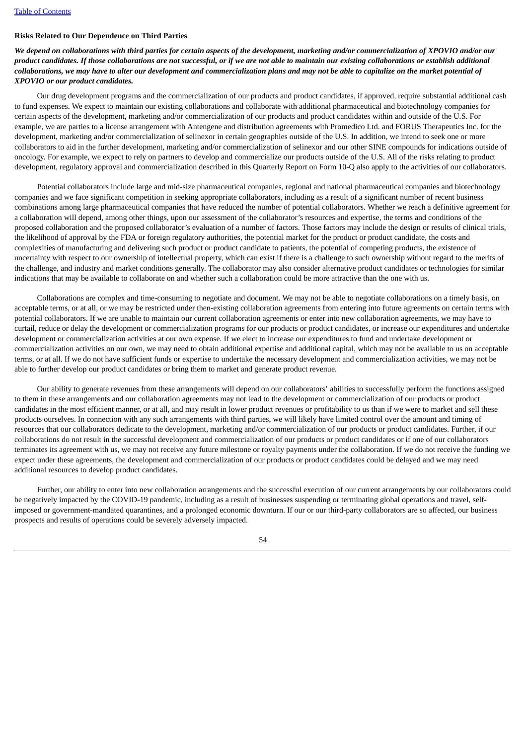**Risks Related to Our Dependence on Third Parties**

***We depend on collaborations with third parties for certain aspects of the development, marketing and/or commercialization of XPOVIO and/or our product candidates. If those collaborations are not successful, or if we are not able to maintain our existing collaborations or establish additional collaborations, we may have to alter our development and commercialization plans and may not be able to capitalize on the market potential of XPOVIO or our product candidates.***

Our drug development programs and the commercialization of our products and product candidates, if approved, require substantial additional cash to fund expenses. We expect to maintain our existing collaborations and collaborate with additional pharmaceutical and biotechnology companies for certain aspects of the development, marketing and/or commercialization of our products and product candidates within and outside of the U.S. For example, we are parties to a license arrangement with Antengene and distribution agreements with Promedico Ltd. and FORUS Therapeutics Inc. for the development, marketing and/or commercialization of selinexor in certain geographies outside of the U.S. In addition, we intend to seek one or more collaborators to aid in the further development, marketing and/or commercialization of selinexor and our other SINE compounds for indications outside of oncology. For example, we expect to rely on partners to develop and commercialize our products outside of the U.S. All of the risks relating to product development, regulatory approval and commercialization described in this Quarterly Report on Form 10-Q also apply to the activities of our collaborators.

Potential collaborators include large and mid-size pharmaceutical companies, regional and national pharmaceutical companies and biotechnology companies and we face significant competition in seeking appropriate collaborators, including as a result of a significant number of recent business combinations among large pharmaceutical companies that have reduced the number of potential collaborators. Whether we reach a definitive agreement for a collaboration will depend, among other things, upon our assessment of the collaborator's resources and expertise, the terms and conditions of the proposed collaboration and the proposed collaborator's evaluation of a number of factors. Those factors may include the design or results of clinical trials, the likelihood of approval by the FDA or foreign regulatory authorities, the potential market for the product or product candidate, the costs and complexities of manufacturing and delivering such product or product candidate to patients, the potential of competing products, the existence of uncertainty with respect to our ownership of intellectual property, which can exist if there is a challenge to such ownership without regard to the merits of the challenge, and industry and market conditions generally. The collaborator may also consider alternative product candidates or technologies for similar indications that may be available to collaborate on and whether such a collaboration could be more attractive than the one with us.

Collaborations are complex and time-consuming to negotiate and document. We may not be able to negotiate collaborations on a timely basis, on acceptable terms, or at all, or we may be restricted under then-existing collaboration agreements from entering into future agreements on certain terms with potential collaborators. If we are unable to maintain our current collaboration agreements or enter into new collaboration agreements, we may have to curtail, reduce or delay the development or commercialization programs for our products or product candidates, or increase our expenditures and undertake development or commercialization activities at our own expense. If we elect to increase our expenditures to fund and undertake development or commercialization activities on our own, we may need to obtain additional expertise and additional capital, which may not be available to us on acceptable terms, or at all. If we do not have sufficient funds or expertise to undertake the necessary development and commercialization activities, we may not be able to further develop our product candidates or bring them to market and generate product revenue.

Our ability to generate revenues from these arrangements will depend on our collaborators' abilities to successfully perform the functions assigned to them in these arrangements and our collaboration agreements may not lead to the development or commercialization of our products or product candidates in the most efficient manner, or at all, and may result in lower product revenues or profitability to us than if we were to market and sell these products ourselves. In connection with any such arrangements with third parties, we will likely have limited control over the amount and timing of resources that our collaborators dedicate to the development, marketing and/or commercialization of our products or product candidates. Further, if our collaborations do not result in the successful development and commercialization of our products or product candidates or if one of our collaborators terminates its agreement with us, we may not receive any future milestone or royalty payments under the collaboration. If we do not receive the funding we expect under these agreements, the development and commercialization of our products or product candidates could be delayed and we may need additional resources to develop product candidates.

Further, our ability to enter into new collaboration arrangements and the successful execution of our current arrangements by our collaborators could be negatively impacted by the COVID-19 pandemic, including as a result of businesses suspending or terminating global operations and travel, self-imposed or government-mandated quarantines, and a prolonged economic downturn. If our or our third-party collaborators are so affected, our business prospects and results of operations could be severely adversely impacted.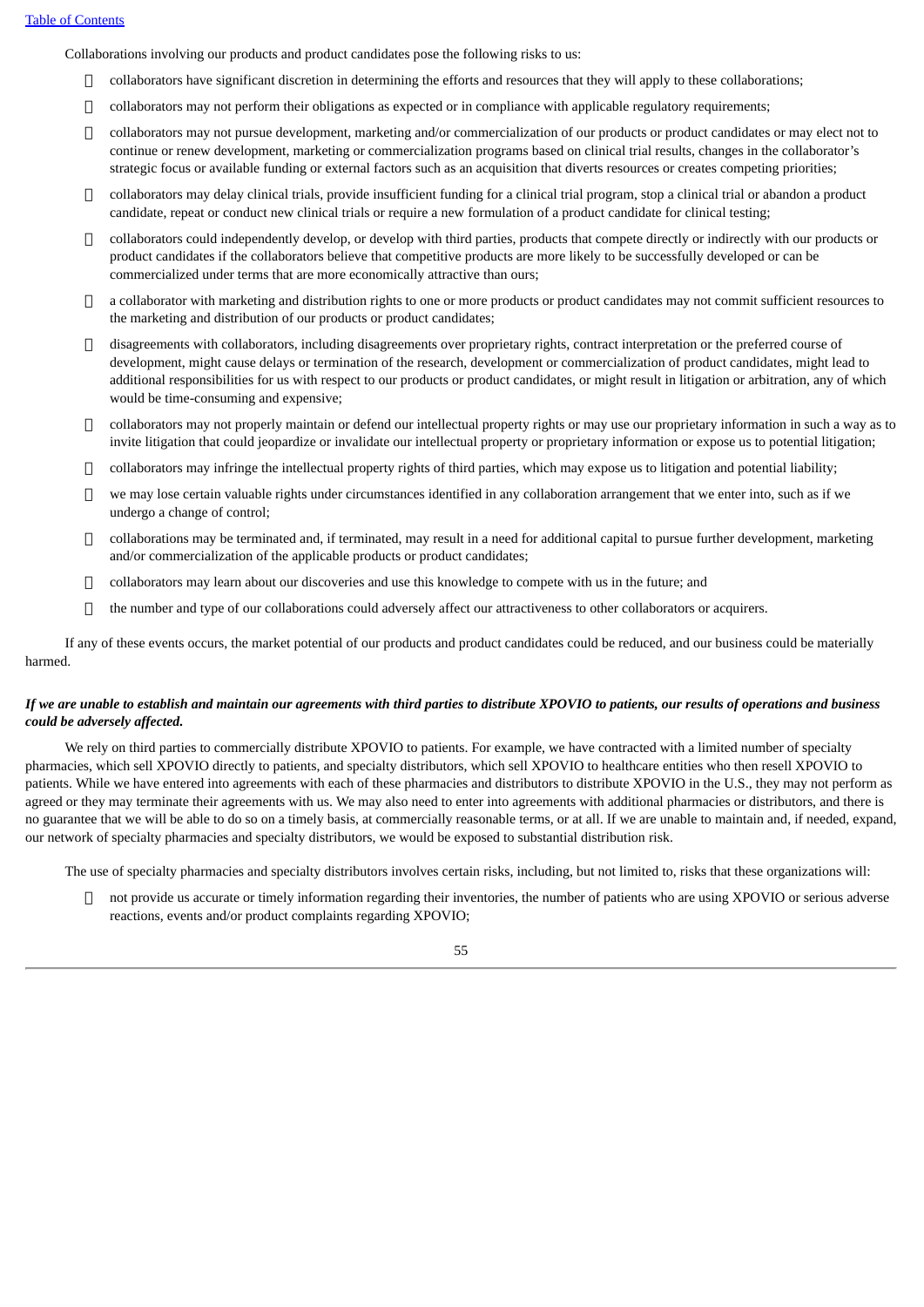Collaborations involving our products and product candidates pose the following risks to us:

- collaborators have significant discretion in determining the efforts and resources that they will apply to these collaborations;
- collaborators may not perform their obligations as expected or in compliance with applicable regulatory requirements;
- collaborators may not pursue development, marketing and/or commercialization of our products or product candidates or may elect not to continue or renew development, marketing or commercialization programs based on clinical trial results, changes in the collaborator's strategic focus or available funding or external factors such as an acquisition that diverts resources or creates competing priorities;
- collaborators may delay clinical trials, provide insufficient funding for a clinical trial program, stop a clinical trial or abandon a product candidate, repeat or conduct new clinical trials or require a new formulation of a product candidate for clinical testing;
- collaborators could independently develop, or develop with third parties, products that compete directly or indirectly with our products or product candidates if the collaborators believe that competitive products are more likely to be successfully developed or can be commercialized under terms that are more economically attractive than ours;
- a collaborator with marketing and distribution rights to one or more products or product candidates may not commit sufficient resources to the marketing and distribution of our products or product candidates;
- disagreements with collaborators, including disagreements over proprietary rights, contract interpretation or the preferred course of development, might cause delays or termination of the research, development or commercialization of product candidates, might lead to additional responsibilities for us with respect to our products or product candidates, or might result in litigation or arbitration, any of which would be time-consuming and expensive;
- collaborators may not properly maintain or defend our intellectual property rights or may use our proprietary information in such a way as to invite litigation that could jeopardize or invalidate our intellectual property or proprietary information or expose us to potential litigation;
- collaborators may infringe the intellectual property rights of third parties, which may expose us to litigation and potential liability;
- we may lose certain valuable rights under circumstances identified in any collaboration arrangement that we enter into, such as if we undergo a change of control;
- collaborations may be terminated and, if terminated, may result in a need for additional capital to pursue further development, marketing and/or commercialization of the applicable products or product candidates;
- collaborators may learn about our discoveries and use this knowledge to compete with us in the future; and
- the number and type of our collaborations could adversely affect our attractiveness to other collaborators or acquirers.

If any of these events occurs, the market potential of our products and product candidates could be reduced, and our business could be materially harmed.

***If we are unable to establish and maintain our agreements with third parties to distribute XPOVIO to patients, our results of operations and business could be adversely affected.***

We rely on third parties to commercially distribute XPOVIO to patients. For example, we have contracted with a limited number of specialty pharmacies, which sell XPOVIO directly to patients, and specialty distributors, which sell XPOVIO to healthcare entities who then resell XPOVIO to patients. While we have entered into agreements with each of these pharmacies and distributors to distribute XPOVIO in the U.S., they may not perform as agreed or they may terminate their agreements with us. We may also need to enter into agreements with additional pharmacies or distributors, and there is no guarantee that we will be able to do so on a timely basis, at commercially reasonable terms, or at all. If we are unable to maintain and, if needed, expand, our network of specialty pharmacies and specialty distributors, we would be exposed to substantial distribution risk.

The use of specialty pharmacies and specialty distributors involves certain risks, including, but not limited to, risks that these organizations will:

- not provide us accurate or timely information regarding their inventories, the number of patients who are using XPOVIO or serious adverse reactions, events and/or product complaints regarding XPOVIO;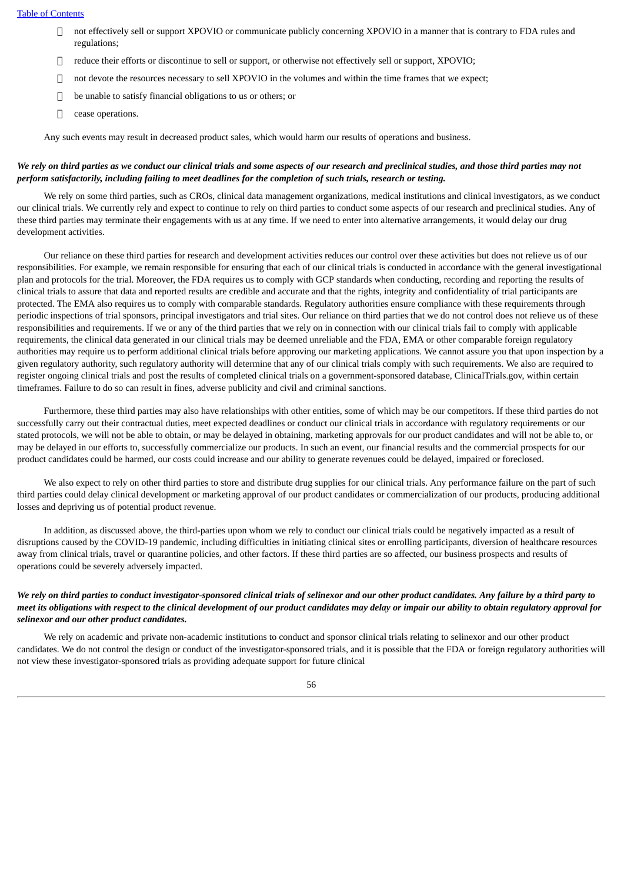- not effectively sell or support XPOVIO or communicate publicly concerning XPOVIO in a manner that is contrary to FDA rules and regulations;
- reduce their efforts or discontinue to sell or support, or otherwise not effectively sell or support, XPOVIO;
- not devote the resources necessary to sell XPOVIO in the volumes and within the time frames that we expect;
- be unable to satisfy financial obligations to us or others; or
- cease operations.

Any such events may result in decreased product sales, which would harm our results of operations and business.

***We rely on third parties as we conduct our clinical trials and some aspects of our research and preclinical studies, and those third parties may not perform satisfactorily, including failing to meet deadlines for the completion of such trials, research or testing.***

We rely on some third parties, such as CROs, clinical data management organizations, medical institutions and clinical investigators, as we conduct our clinical trials. We currently rely and expect to continue to rely on third parties to conduct some aspects of our research and preclinical studies. Any of these third parties may terminate their engagements with us at any time. If we need to enter into alternative arrangements, it would delay our drug development activities.

Our reliance on these third parties for research and development activities reduces our control over these activities but does not relieve us of our responsibilities. For example, we remain responsible for ensuring that each of our clinical trials is conducted in accordance with the general investigational plan and protocols for the trial. Moreover, the FDA requires us to comply with GCP standards when conducting, recording and reporting the results of clinical trials to assure that data and reported results are credible and accurate and that the rights, integrity and confidentiality of trial participants are protected. The EMA also requires us to comply with comparable standards. Regulatory authorities ensure compliance with these requirements through periodic inspections of trial sponsors, principal investigators and trial sites. Our reliance on third parties that we do not control does not relieve us of these responsibilities and requirements. If we or any of the third parties that we rely on in connection with our clinical trials fail to comply with applicable requirements, the clinical data generated in our clinical trials may be deemed unreliable and the FDA, EMA or other comparable foreign regulatory authorities may require us to perform additional clinical trials before approving our marketing applications. We cannot assure you that upon inspection by a given regulatory authority, such regulatory authority will determine that any of our clinical trials comply with such requirements. We also are required to register ongoing clinical trials and post the results of completed clinical trials on a government-sponsored database, ClinicalTrials.gov, within certain timeframes. Failure to do so can result in fines, adverse publicity and civil and criminal sanctions.

Furthermore, these third parties may also have relationships with other entities, some of which may be our competitors. If these third parties do not successfully carry out their contractual duties, meet expected deadlines or conduct our clinical trials in accordance with regulatory requirements or our stated protocols, we will not be able to obtain, or may be delayed in obtaining, marketing approvals for our product candidates and will not be able to, or may be delayed in our efforts to, successfully commercialize our products. In such an event, our financial results and the commercial prospects for our product candidates could be harmed, our costs could increase and our ability to generate revenues could be delayed, impaired or foreclosed.

We also expect to rely on other third parties to store and distribute drug supplies for our clinical trials. Any performance failure on the part of such third parties could delay clinical development or marketing approval of our product candidates or commercialization of our products, producing additional losses and depriving us of potential product revenue.

In addition, as discussed above, the third-parties upon whom we rely to conduct our clinical trials could be negatively impacted as a result of disruptions caused by the COVID-19 pandemic, including difficulties in initiating clinical sites or enrolling participants, diversion of healthcare resources away from clinical trials, travel or quarantine policies, and other factors. If these third parties are so affected, our business prospects and results of operations could be severely adversely impacted.

***We rely on third parties to conduct investigator-sponsored clinical trials of selinexor and our other product candidates. Any failure by a third party to meet its obligations with respect to the clinical development of our product candidates may delay or impair our ability to obtain regulatory approval for selinexor and our other product candidates.***

We rely on academic and private non-academic institutions to conduct and sponsor clinical trials relating to selinexor and our other product candidates. We do not control the design or conduct of the investigator-sponsored trials, and it is possible that the FDA or foreign regulatory authorities will not view these investigator-sponsored trials as providing adequate support for future clinical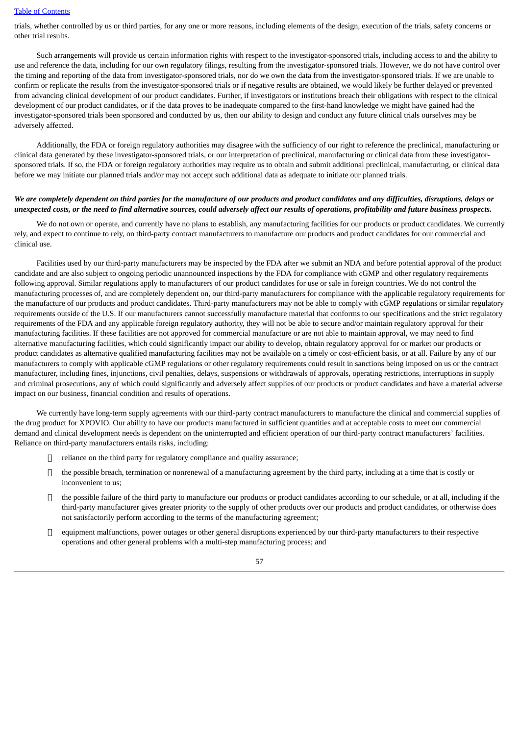trials, whether controlled by us or third parties, for any one or more reasons, including elements of the design, execution of the trials, safety concerns or other trial results.

Such arrangements will provide us certain information rights with respect to the investigator-sponsored trials, including access to and the ability to use and reference the data, including for our own regulatory filings, resulting from the investigator-sponsored trials. However, we do not have control over the timing and reporting of the data from investigator-sponsored trials, nor do we own the data from the investigator-sponsored trials. If we are unable to confirm or replicate the results from the investigator-sponsored trials or if negative results are obtained, we would likely be further delayed or prevented from advancing clinical development of our product candidates. Further, if investigators or institutions breach their obligations with respect to the clinical development of our product candidates, or if the data proves to be inadequate compared to the first-hand knowledge we might have gained had the investigator-sponsored trials been sponsored and conducted by us, then our ability to design and conduct any future clinical trials ourselves may be adversely affected.

Additionally, the FDA or foreign regulatory authorities may disagree with the sufficiency of our right to reference the preclinical, manufacturing or clinical data generated by these investigator-sponsored trials, or our interpretation of preclinical, manufacturing or clinical data from these investigator-sponsored trials. If so, the FDA or foreign regulatory authorities may require us to obtain and submit additional preclinical, manufacturing, or clinical data before we may initiate our planned trials and/or may not accept such additional data as adequate to initiate our planned trials.

***We are completely dependent on third parties for the manufacture of our products and product candidates and any difficulties, disruptions, delays or unexpected costs, or the need to find alternative sources, could adversely affect our results of operations, profitability and future business prospects.***

We do not own or operate, and currently have no plans to establish, any manufacturing facilities for our products or product candidates. We currently rely, and expect to continue to rely, on third-party contract manufacturers to manufacture our products and product candidates for our commercial and clinical use.

Facilities used by our third-party manufacturers may be inspected by the FDA after we submit an NDA and before potential approval of the product candidate and are also subject to ongoing periodic unannounced inspections by the FDA for compliance with cGMP and other regulatory requirements following approval. Similar regulations apply to manufacturers of our product candidates for use or sale in foreign countries. We do not control the manufacturing processes of, and are completely dependent on, our third-party manufacturers for compliance with the applicable regulatory requirements for the manufacture of our products and product candidates. Third-party manufacturers may not be able to comply with cGMP regulations or similar regulatory requirements outside of the U.S. If our manufacturers cannot successfully manufacture material that conforms to our specifications and the strict regulatory requirements of the FDA and any applicable foreign regulatory authority, they will not be able to secure and/or maintain regulatory approval for their manufacturing facilities. If these facilities are not approved for commercial manufacture or are not able to maintain approval, we may need to find alternative manufacturing facilities, which could significantly impact our ability to develop, obtain regulatory approval for or market our products or product candidates as alternative qualified manufacturing facilities may not be available on a timely or cost-efficient basis, or at all. Failure by any of our manufacturers to comply with applicable cGMP regulations or other regulatory requirements could result in sanctions being imposed on us or the contract manufacturer, including fines, injunctions, civil penalties, delays, suspensions or withdrawals of approvals, operating restrictions, interruptions in supply and criminal prosecutions, any of which could significantly and adversely affect supplies of our products or product candidates and have a material adverse impact on our business, financial condition and results of operations.

We currently have long-term supply agreements with our third-party contract manufacturers to manufacture the clinical and commercial supplies of the drug product for XPOVIO. Our ability to have our products manufactured in sufficient quantities and at acceptable costs to meet our commercial demand and clinical development needs is dependent on the uninterrupted and efficient operation of our third-party contract manufacturers' facilities. Reliance on third-party manufacturers entails risks, including:

- reliance on the third party for regulatory compliance and quality assurance;
- the possible breach, termination or nonrenewal of a manufacturing agreement by the third party, including at a time that is costly or inconvenient to us;
- the possible failure of the third party to manufacture our products or product candidates according to our schedule, or at all, including if the third-party manufacturer gives greater priority to the supply of other products over our products and product candidates, or otherwise does not satisfactorily perform according to the terms of the manufacturing agreement;
- equipment malfunctions, power outages or other general disruptions experienced by our third-party manufacturers to their respective operations and other general problems with a multi-step manufacturing process; and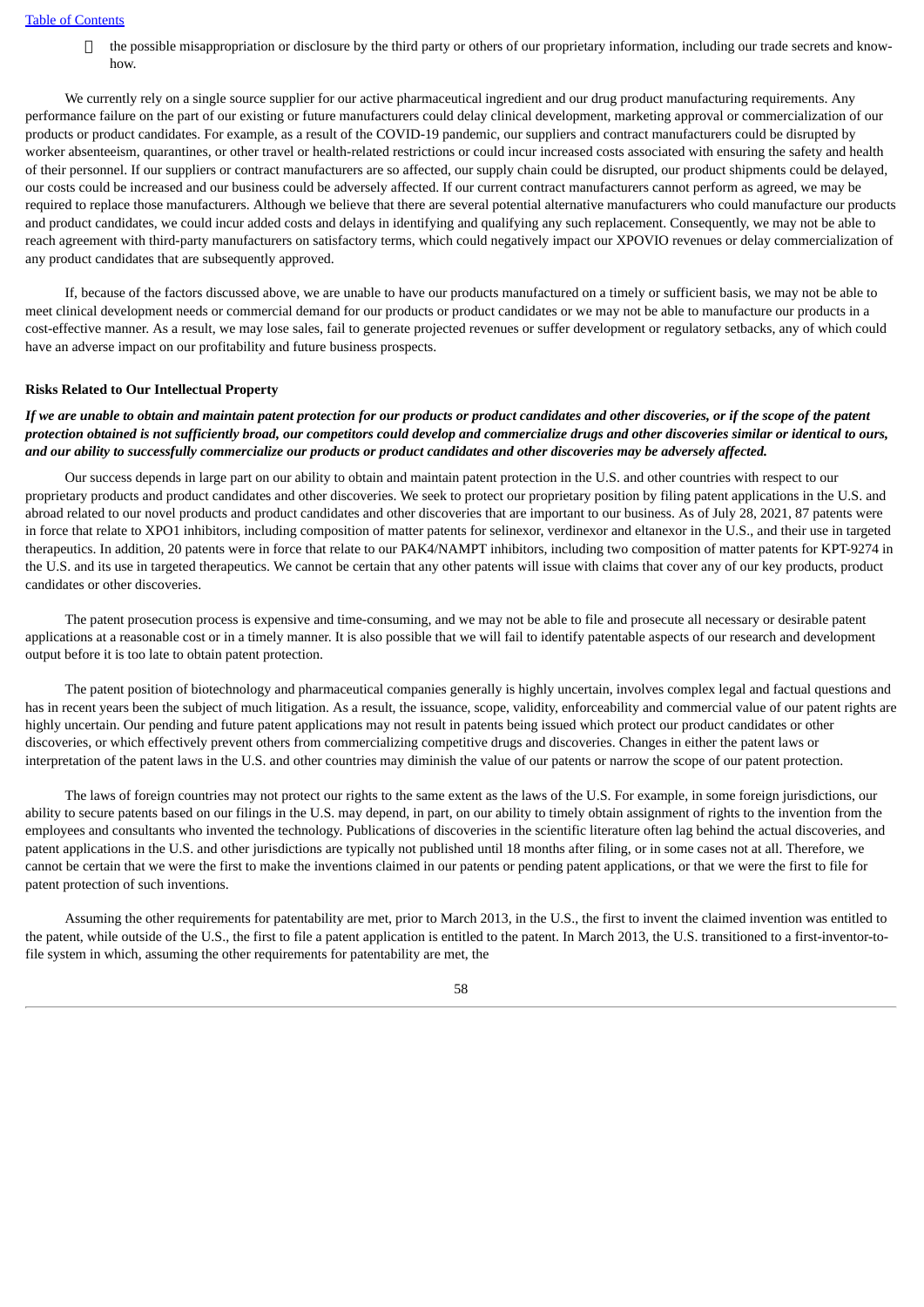- the possible misappropriation or disclosure by the third party or others of our proprietary information, including our trade secrets and know-how.

We currently rely on a single source supplier for our active pharmaceutical ingredient and our drug product manufacturing requirements. Any performance failure on the part of our existing or future manufacturers could delay clinical development, marketing approval or commercialization of our products or product candidates. For example, as a result of the COVID-19 pandemic, our suppliers and contract manufacturers could be disrupted by worker absenteeism, quarantines, or other travel or health-related restrictions or could incur increased costs associated with ensuring the safety and health of their personnel. If our suppliers or contract manufacturers are so affected, our supply chain could be disrupted, our product shipments could be delayed, our costs could be increased and our business could be adversely affected. If our current contract manufacturers cannot perform as agreed, we may be required to replace those manufacturers. Although we believe that there are several potential alternative manufacturers who could manufacture our products and product candidates, we could incur added costs and delays in identifying and qualifying any such replacement. Consequently, we may not be able to reach agreement with third-party manufacturers on satisfactory terms, which could negatively impact our XPOVIO revenues or delay commercialization of any product candidates that are subsequently approved.

If, because of the factors discussed above, we are unable to have our products manufactured on a timely or sufficient basis, we may not be able to meet clinical development needs or commercial demand for our products or product candidates or we may not be able to manufacture our products in a cost-effective manner. As a result, we may lose sales, fail to generate projected revenues or suffer development or regulatory setbacks, any of which could have an adverse impact on our profitability and future business prospects.

**Risks Related to Our Intellectual Property**

***If we are unable to obtain and maintain patent protection for our products or product candidates and other discoveries, or if the scope of the patent protection obtained is not sufficiently broad, our competitors could develop and commercialize drugs and other discoveries similar or identical to ours, and our ability to successfully commercialize our products or product candidates and other discoveries may be adversely affected.***

Our success depends in large part on our ability to obtain and maintain patent protection in the U.S. and other countries with respect to our proprietary products and product candidates and other discoveries. We seek to protect our proprietary position by filing patent applications in the U.S. and abroad related to our novel products and product candidates and other discoveries that are important to our business. As of July 28, 2021, 87 patents were in force that relate to XPO1 inhibitors, including composition of matter patents for selinexor, verdinexor and eltanexor in the U.S., and their use in targeted therapeutics. In addition, 20 patents were in force that relate to our PAK4/NAMPT inhibitors, including two composition of matter patents for KPT-9274 in the U.S. and its use in targeted therapeutics. We cannot be certain that any other patents will issue with claims that cover any of our key products, product candidates or other discoveries.

The patent prosecution process is expensive and time-consuming, and we may not be able to file and prosecute all necessary or desirable patent applications at a reasonable cost or in a timely manner. It is also possible that we will fail to identify patentable aspects of our research and development output before it is too late to obtain patent protection.

The patent position of biotechnology and pharmaceutical companies generally is highly uncertain, involves complex legal and factual questions and has in recent years been the subject of much litigation. As a result, the issuance, scope, validity, enforceability and commercial value of our patent rights are highly uncertain. Our pending and future patent applications may not result in patents being issued which protect our product candidates or other discoveries, or which effectively prevent others from commercializing competitive drugs and discoveries. Changes in either the patent laws or interpretation of the patent laws in the U.S. and other countries may diminish the value of our patents or narrow the scope of our patent protection.

The laws of foreign countries may not protect our rights to the same extent as the laws of the U.S. For example, in some foreign jurisdictions, our ability to secure patents based on our filings in the U.S. may depend, in part, on our ability to timely obtain assignment of rights to the invention from the employees and consultants who invented the technology. Publications of discoveries in the scientific literature often lag behind the actual discoveries, and patent applications in the U.S. and other jurisdictions are typically not published until 18 months after filing, or in some cases not at all. Therefore, we cannot be certain that we were the first to make the inventions claimed in our patents or pending patent applications, or that we were the first to file for patent protection of such inventions.

Assuming the other requirements for patentability are met, prior to March 2013, in the U.S., the first to invent the claimed invention was entitled to the patent, while outside of the U.S., the first to file a patent application is entitled to the patent. In March 2013, the U.S. transitioned to a first-inventor-to-file system in which, assuming the other requirements for patentability are met, the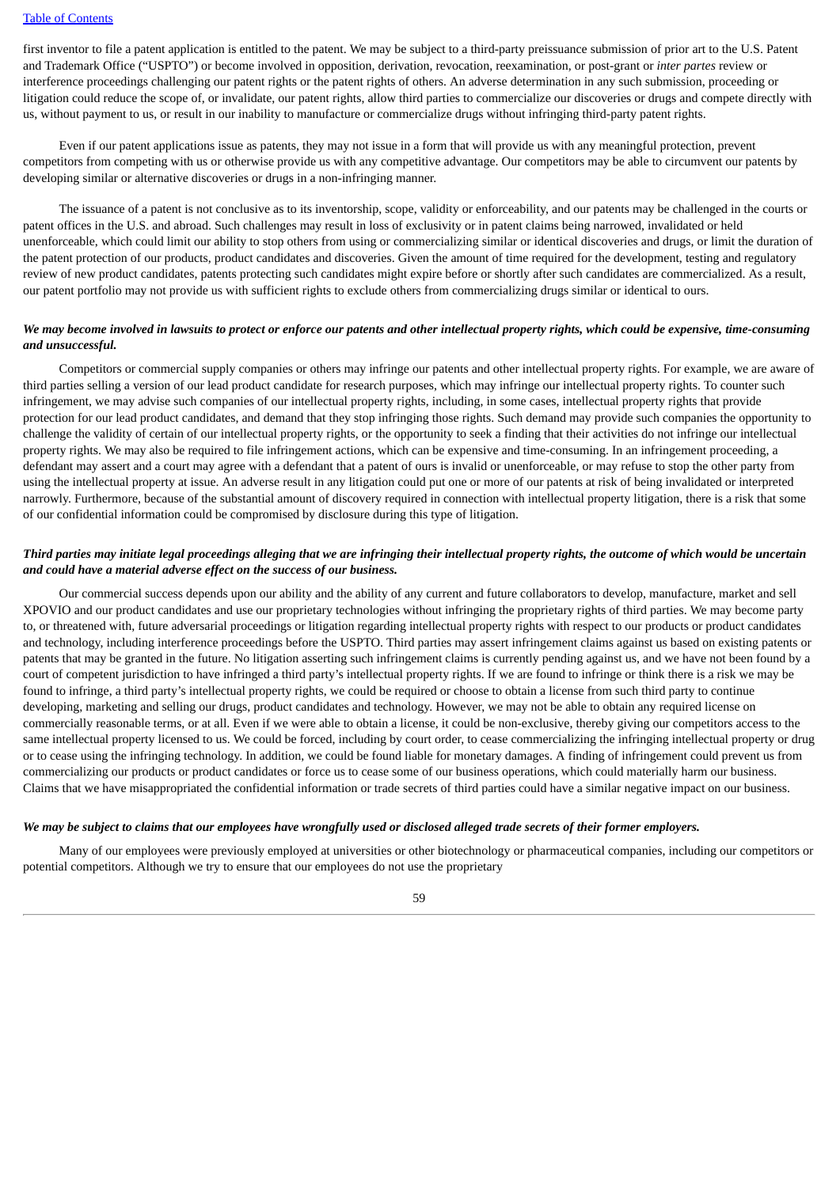first inventor to file a patent application is entitled to the patent. We may be subject to a third-party preissuance submission of prior art to the U.S. Patent and Trademark Office ("USPTO") or become involved in opposition, derivation, revocation, reexamination, or post-grant or *inter partes* review or interference proceedings challenging our patent rights or the patent rights of others. An adverse determination in any such submission, proceeding or litigation could reduce the scope of, or invalidate, our patent rights, allow third parties to commercialize our discoveries or drugs and compete directly with us, without payment to us, or result in our inability to manufacture or commercialize drugs without infringing third-party patent rights.

Even if our patent applications issue as patents, they may not issue in a form that will provide us with any meaningful protection, prevent competitors from competing with us or otherwise provide us with any competitive advantage. Our competitors may be able to circumvent our patents by developing similar or alternative discoveries or drugs in a non-infringing manner.

The issuance of a patent is not conclusive as to its inventorship, scope, validity or enforceability, and our patents may be challenged in the courts or patent offices in the U.S. and abroad. Such challenges may result in loss of exclusivity or in patent claims being narrowed, invalidated or held unenforceable, which could limit our ability to stop others from using or commercializing similar or identical discoveries and drugs, or limit the duration of the patent protection of our products, product candidates and discoveries. Given the amount of time required for the development, testing and regulatory review of new product candidates, patents protecting such candidates might expire before or shortly after such candidates are commercialized. As a result, our patent portfolio may not provide us with sufficient rights to exclude others from commercializing drugs similar or identical to ours.

***We may become involved in lawsuits to protect or enforce our patents and other intellectual property rights, which could be expensive, time-consuming and unsuccessful.***

Competitors or commercial supply companies or others may infringe our patents and other intellectual property rights. For example, we are aware of third parties selling a version of our lead product candidate for research purposes, which may infringe our intellectual property rights. To counter such infringement, we may advise such companies of our intellectual property rights, including, in some cases, intellectual property rights that provide protection for our lead product candidates, and demand that they stop infringing those rights. Such demand may provide such companies the opportunity to challenge the validity of certain of our intellectual property rights, or the opportunity to seek a finding that their activities do not infringe our intellectual property rights. We may also be required to file infringement actions, which can be expensive and time-consuming. In an infringement proceeding, a defendant may assert and a court may agree with a defendant that a patent of ours is invalid or unenforceable, or may refuse to stop the other party from using the intellectual property at issue. An adverse result in any litigation could put one or more of our patents at risk of being invalidated or interpreted narrowly. Furthermore, because of the substantial amount of discovery required in connection with intellectual property litigation, there is a risk that some of our confidential information could be compromised by disclosure during this type of litigation.

***Third parties may initiate legal proceedings alleging that we are infringing their intellectual property rights, the outcome of which would be uncertain and could have a material adverse effect on the success of our business.***

Our commercial success depends upon our ability and the ability of any current and future collaborators to develop, manufacture, market and sell XPOVIO and our product candidates and use our proprietary technologies without infringing the proprietary rights of third parties. We may become party to, or threatened with, future adversarial proceedings or litigation regarding intellectual property rights with respect to our products or product candidates and technology, including interference proceedings before the USPTO. Third parties may assert infringement claims against us based on existing patents or patents that may be granted in the future. No litigation asserting such infringement claims is currently pending against us, and we have not been found by a court of competent jurisdiction to have infringed a third party's intellectual property rights. If we are found to infringe or think there is a risk we may be found to infringe, a third party's intellectual property rights, we could be required or choose to obtain a license from such third party to continue developing, marketing and selling our drugs, product candidates and technology. However, we may not be able to obtain any required license on commercially reasonable terms, or at all. Even if we were able to obtain a license, it could be non-exclusive, thereby giving our competitors access to the same intellectual property licensed to us. We could be forced, including by court order, to cease commercializing the infringing intellectual property or drug or to cease using the infringing technology. In addition, we could be found liable for monetary damages. A finding of infringement could prevent us from commercializing our products or product candidates or force us to cease some of our business operations, which could materially harm our business. Claims that we have misappropriated the confidential information or trade secrets of third parties could have a similar negative impact on our business.

***We may be subject to claims that our employees have wrongfully used or disclosed alleged trade secrets of their former employers.***

Many of our employees were previously employed at universities or other biotechnology or pharmaceutical companies, including our competitors or potential competitors. Although we try to ensure that our employees do not use the proprietary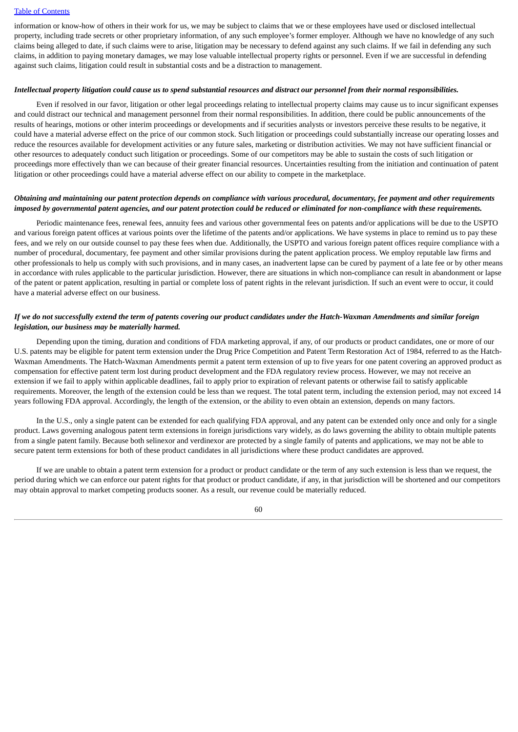information or know-how of others in their work for us, we may be subject to claims that we or these employees have used or disclosed intellectual property, including trade secrets or other proprietary information, of any such employee's former employer. Although we have no knowledge of any such claims being alleged to date, if such claims were to arise, litigation may be necessary to defend against any such claims. If we fail in defending any such claims, in addition to paying monetary damages, we may lose valuable intellectual property rights or personnel. Even if we are successful in defending against such claims, litigation could result in substantial costs and be a distraction to management.

***Intellectual property litigation could cause us to spend substantial resources and distract our personnel from their normal responsibilities.***

Even if resolved in our favor, litigation or other legal proceedings relating to intellectual property claims may cause us to incur significant expenses and could distract our technical and management personnel from their normal responsibilities. In addition, there could be public announcements of the results of hearings, motions or other interim proceedings or developments and if securities analysts or investors perceive these results to be negative, it could have a material adverse effect on the price of our common stock. Such litigation or proceedings could substantially increase our operating losses and reduce the resources available for development activities or any future sales, marketing or distribution activities. We may not have sufficient financial or other resources to adequately conduct such litigation or proceedings. Some of our competitors may be able to sustain the costs of such litigation or proceedings more effectively than we can because of their greater financial resources. Uncertainties resulting from the initiation and continuation of patent litigation or other proceedings could have a material adverse effect on our ability to compete in the marketplace.

***Obtaining and maintaining our patent protection depends on compliance with various procedural, documentary, fee payment and other requirements imposed by governmental patent agencies, and our patent protection could be reduced or eliminated for non-compliance with these requirements.***

Periodic maintenance fees, renewal fees, annuity fees and various other governmental fees on patents and/or applications will be due to the USPTO and various foreign patent offices at various points over the lifetime of the patents and/or applications. We have systems in place to remind us to pay these fees, and we rely on our outside counsel to pay these fees when due. Additionally, the USPTO and various foreign patent offices require compliance with a number of procedural, documentary, fee payment and other similar provisions during the patent application process. We employ reputable law firms and other professionals to help us comply with such provisions, and in many cases, an inadvertent lapse can be cured by payment of a late fee or by other means in accordance with rules applicable to the particular jurisdiction. However, there are situations in which non-compliance can result in abandonment or lapse of the patent or patent application, resulting in partial or complete loss of patent rights in the relevant jurisdiction. If such an event were to occur, it could have a material adverse effect on our business.

***If we do not successfully extend the term of patents covering our product candidates under the Hatch-Waxman Amendments and similar foreign legislation, our business may be materially harmed.***

Depending upon the timing, duration and conditions of FDA marketing approval, if any, of our products or product candidates, one or more of our U.S. patents may be eligible for patent term extension under the Drug Price Competition and Patent Term Restoration Act of 1984, referred to as the Hatch-Waxman Amendments. The Hatch-Waxman Amendments permit a patent term extension of up to five years for one patent covering an approved product as compensation for effective patent term lost during product development and the FDA regulatory review process. However, we may not receive an extension if we fail to apply within applicable deadlines, fail to apply prior to expiration of relevant patents or otherwise fail to satisfy applicable requirements. Moreover, the length of the extension could be less than we request. The total patent term, including the extension period, may not exceed 14 years following FDA approval. Accordingly, the length of the extension, or the ability to even obtain an extension, depends on many factors.

In the U.S., only a single patent can be extended for each qualifying FDA approval, and any patent can be extended only once and only for a single product. Laws governing analogous patent term extensions in foreign jurisdictions vary widely, as do laws governing the ability to obtain multiple patents from a single patent family. Because both selinexor and verdinexor are protected by a single family of patents and applications, we may not be able to secure patent term extensions for both of these product candidates in all jurisdictions where these product candidates are approved.

If we are unable to obtain a patent term extension for a product or product candidate or the term of any such extension is less than we request, the period during which we can enforce our patent rights for that product or product candidate, if any, in that jurisdiction will be shortened and our competitors may obtain approval to market competing products sooner. As a result, our revenue could be materially reduced.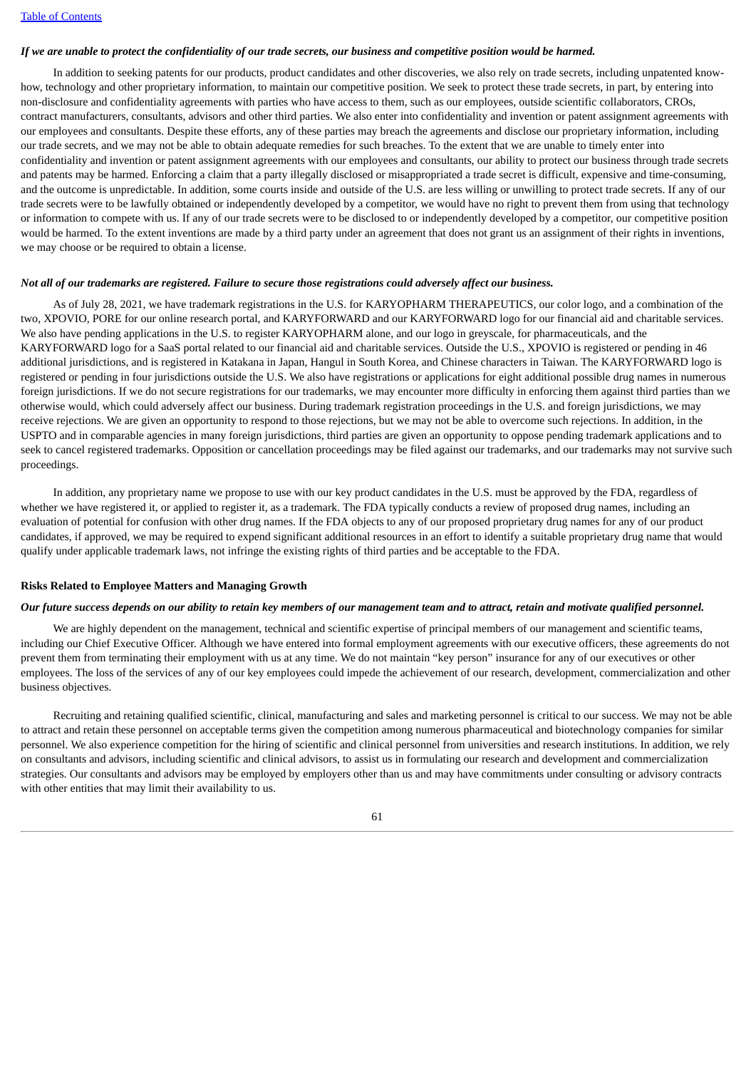***If we are unable to protect the confidentiality of our trade secrets, our business and competitive position would be harmed.***

In addition to seeking patents for our products, product candidates and other discoveries, we also rely on trade secrets, including unpatented know-how, technology and other proprietary information, to maintain our competitive position. We seek to protect these trade secrets, in part, by entering into non-disclosure and confidentiality agreements with parties who have access to them, such as our employees, outside scientific collaborators, CROs, contract manufacturers, consultants, advisors and other third parties. We also enter into confidentiality and invention or patent assignment agreements with our employees and consultants. Despite these efforts, any of these parties may breach the agreements and disclose our proprietary information, including our trade secrets, and we may not be able to obtain adequate remedies for such breaches. To the extent that we are unable to timely enter into confidentiality and invention or patent assignment agreements with our employees and consultants, our ability to protect our business through trade secrets and patents may be harmed. Enforcing a claim that a party illegally disclosed or misappropriated a trade secret is difficult, expensive and time-consuming, and the outcome is unpredictable. In addition, some courts inside and outside of the U.S. are less willing or unwilling to protect trade secrets. If any of our trade secrets were to be lawfully obtained or independently developed by a competitor, we would have no right to prevent them from using that technology or information to compete with us. If any of our trade secrets were to be disclosed to or independently developed by a competitor, our competitive position would be harmed. To the extent inventions are made by a third party under an agreement that does not grant us an assignment of their rights in inventions, we may choose or be required to obtain a license.

***Not all of our trademarks are registered. Failure to secure those registrations could adversely affect our business.***

As of July 28, 2021, we have trademark registrations in the U.S. for KARYOPHARM THERAPEUTICS, our color logo, and a combination of the two, XPOVIO, PORE for our online research portal, and KARYFORWARD and our KARYFORWARD logo for our financial aid and charitable services. We also have pending applications in the U.S. to register KARYOPHARM alone, and our logo in greyscale, for pharmaceuticals, and the KARYFORWARD logo for a SaaS portal related to our financial aid and charitable services. Outside the U.S., XPOVIO is registered or pending in 46 additional jurisdictions, and is registered in Katakana in Japan, Hangul in South Korea, and Chinese characters in Taiwan. The KARYFORWARD logo is registered or pending in four jurisdictions outside the U.S. We also have registrations or applications for eight additional possible drug names in numerous foreign jurisdictions. If we do not secure registrations for our trademarks, we may encounter more difficulty in enforcing them against third parties than we otherwise would, which could adversely affect our business. During trademark registration proceedings in the U.S. and foreign jurisdictions, we may receive rejections. We are given an opportunity to respond to those rejections, but we may not be able to overcome such rejections. In addition, in the USPTO and in comparable agencies in many foreign jurisdictions, third parties are given an opportunity to oppose pending trademark applications and to seek to cancel registered trademarks. Opposition or cancellation proceedings may be filed against our trademarks, and our trademarks may not survive such proceedings.

In addition, any proprietary name we propose to use with our key product candidates in the U.S. must be approved by the FDA, regardless of whether we have registered it, or applied to register it, as a trademark. The FDA typically conducts a review of proposed drug names, including an evaluation of potential for confusion with other drug names. If the FDA objects to any of our proposed proprietary drug names for any of our product candidates, if approved, we may be required to expend significant additional resources in an effort to identify a suitable proprietary drug name that would qualify under applicable trademark laws, not infringe the existing rights of third parties and be acceptable to the FDA.

**Risks Related to Employee Matters and Managing Growth**

***Our future success depends on our ability to retain key members of our management team and to attract, retain and motivate qualified personnel.***

We are highly dependent on the management, technical and scientific expertise of principal members of our management and scientific teams, including our Chief Executive Officer. Although we have entered into formal employment agreements with our executive officers, these agreements do not prevent them from terminating their employment with us at any time. We do not maintain "key person" insurance for any of our executives or other employees. The loss of the services of any of our key employees could impede the achievement of our research, development, commercialization and other business objectives.

Recruiting and retaining qualified scientific, clinical, manufacturing and sales and marketing personnel is critical to our success. We may not be able to attract and retain these personnel on acceptable terms given the competition among numerous pharmaceutical and biotechnology companies for similar personnel. We also experience competition for the hiring of scientific and clinical personnel from universities and research institutions. In addition, we rely on consultants and advisors, including scientific and clinical advisors, to assist us in formulating our research and development and commercialization strategies. Our consultants and advisors may be employed by employers other than us and may have commitments under consulting or advisory contracts with other entities that may limit their availability to us.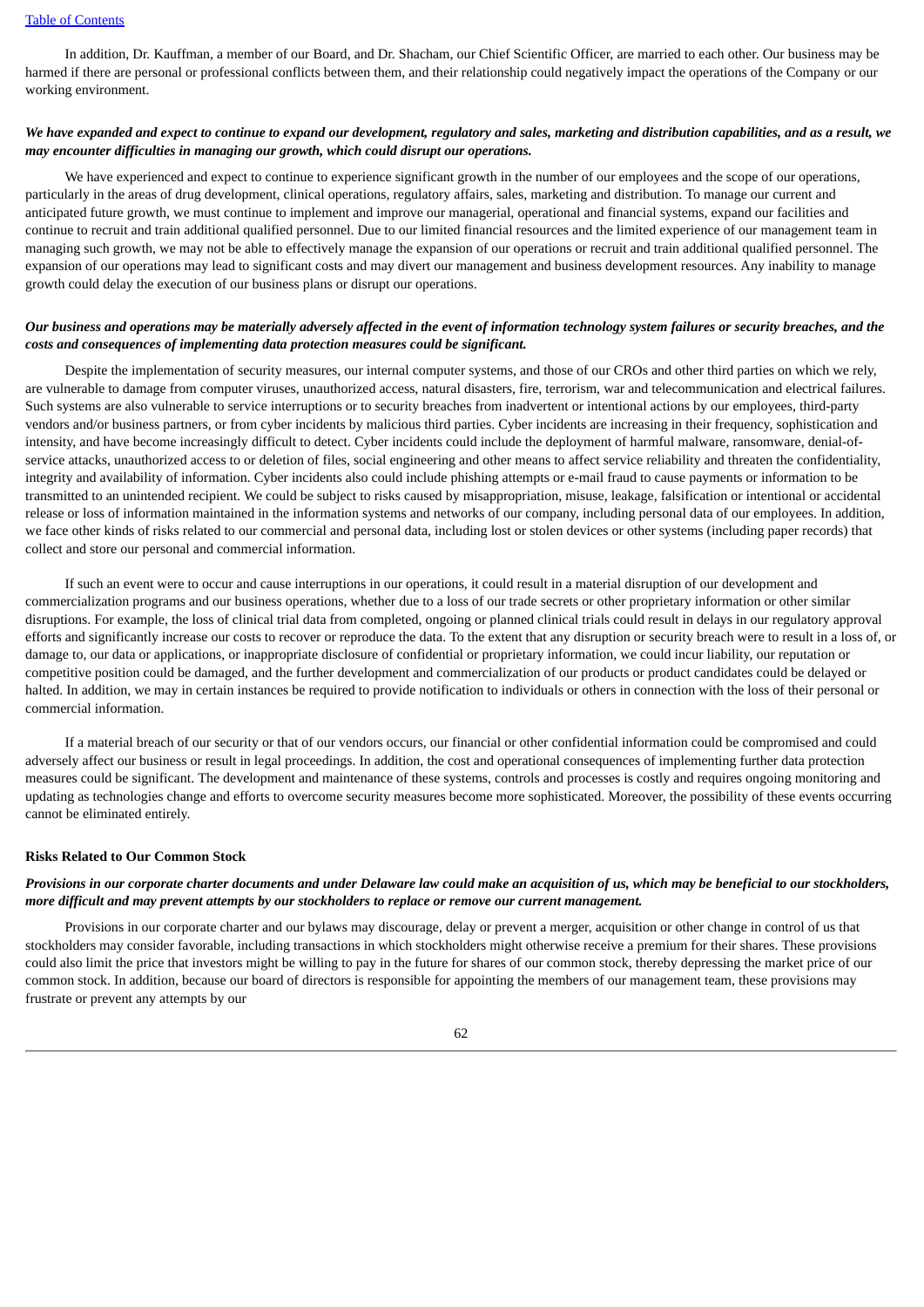In addition, Dr. Kauffman, a member of our Board, and Dr. Shacham, our Chief Scientific Officer, are married to each other. Our business may be harmed if there are personal or professional conflicts between them, and their relationship could negatively impact the operations of the Company or our working environment.

***We have expanded and expect to continue to expand our development, regulatory and sales, marketing and distribution capabilities, and as a result, we may encounter difficulties in managing our growth, which could disrupt our operations.***

We have experienced and expect to continue to experience significant growth in the number of our employees and the scope of our operations, particularly in the areas of drug development, clinical operations, regulatory affairs, sales, marketing and distribution. To manage our current and anticipated future growth, we must continue to implement and improve our managerial, operational and financial systems, expand our facilities and continue to recruit and train additional qualified personnel. Due to our limited financial resources and the limited experience of our management team in managing such growth, we may not be able to effectively manage the expansion of our operations or recruit and train additional qualified personnel. The expansion of our operations may lead to significant costs and may divert our management and business development resources. Any inability to manage growth could delay the execution of our business plans or disrupt our operations.

***Our business and operations may be materially adversely affected in the event of information technology system failures or security breaches, and the costs and consequences of implementing data protection measures could be significant.***

Despite the implementation of security measures, our internal computer systems, and those of our CROs and other third parties on which we rely, are vulnerable to damage from computer viruses, unauthorized access, natural disasters, fire, terrorism, war and telecommunication and electrical failures. Such systems are also vulnerable to service interruptions or to security breaches from inadvertent or intentional actions by our employees, third-party vendors and/or business partners, or from cyber incidents by malicious third parties. Cyber incidents are increasing in their frequency, sophistication and intensity, and have become increasingly difficult to detect. Cyber incidents could include the deployment of harmful malware, ransomware, denial-of-service attacks, unauthorized access to or deletion of files, social engineering and other means to affect service reliability and threaten the confidentiality, integrity and availability of information. Cyber incidents also could include phishing attempts or e-mail fraud to cause payments or information to be transmitted to an unintended recipient. We could be subject to risks caused by misappropriation, misuse, leakage, falsification or intentional or accidental release or loss of information maintained in the information systems and networks of our company, including personal data of our employees. In addition, we face other kinds of risks related to our commercial and personal data, including lost or stolen devices or other systems (including paper records) that collect and store our personal and commercial information.

If such an event were to occur and cause interruptions in our operations, it could result in a material disruption of our development and commercialization programs and our business operations, whether due to a loss of our trade secrets or other proprietary information or other similar disruptions. For example, the loss of clinical trial data from completed, ongoing or planned clinical trials could result in delays in our regulatory approval efforts and significantly increase our costs to recover or reproduce the data. To the extent that any disruption or security breach were to result in a loss of, or damage to, our data or applications, or inappropriate disclosure of confidential or proprietary information, we could incur liability, our reputation or competitive position could be damaged, and the further development and commercialization of our products or product candidates could be delayed or halted. In addition, we may in certain instances be required to provide notification to individuals or others in connection with the loss of their personal or commercial information.

If a material breach of our security or that of our vendors occurs, our financial or other confidential information could be compromised and could adversely affect our business or result in legal proceedings. In addition, the cost and operational consequences of implementing further data protection measures could be significant. The development and maintenance of these systems, controls and processes is costly and requires ongoing monitoring and updating as technologies change and efforts to overcome security measures become more sophisticated. Moreover, the possibility of these events occurring cannot be eliminated entirely.

**Risks Related to Our Common Stock**

***Provisions in our corporate charter documents and under Delaware law could make an acquisition of us, which may be beneficial to our stockholders, more difficult and may prevent attempts by our stockholders to replace or remove our current management.***

Provisions in our corporate charter and our bylaws may discourage, delay or prevent a merger, acquisition or other change in control of us that stockholders may consider favorable, including transactions in which stockholders might otherwise receive a premium for their shares. These provisions could also limit the price that investors might be willing to pay in the future for shares of our common stock, thereby depressing the market price of our common stock. In addition, because our board of directors is responsible for appointing the members of our management team, these provisions may frustrate or prevent any attempts by our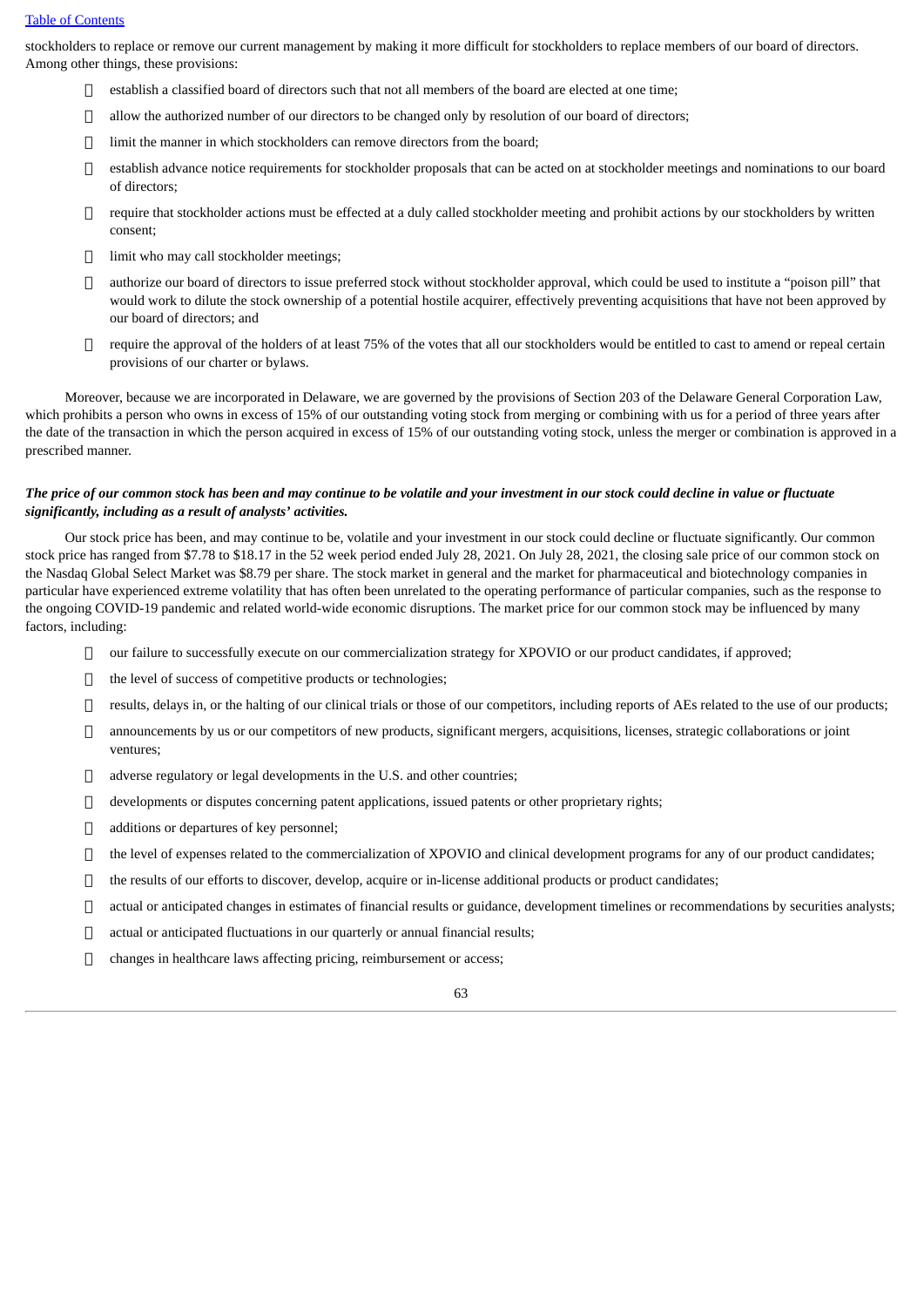stockholders to replace or remove our current management by making it more difficult for stockholders to replace members of our board of directors. Among other things, these provisions:

- establish a classified board of directors such that not all members of the board are elected at one time;
- allow the authorized number of our directors to be changed only by resolution of our board of directors;
- limit the manner in which stockholders can remove directors from the board;
- establish advance notice requirements for stockholder proposals that can be acted on at stockholder meetings and nominations to our board of directors;
- require that stockholder actions must be effected at a duly called stockholder meeting and prohibit actions by our stockholders by written consent;
- limit who may call stockholder meetings;
- authorize our board of directors to issue preferred stock without stockholder approval, which could be used to institute a "poison pill" that would work to dilute the stock ownership of a potential hostile acquirer, effectively preventing acquisitions that have not been approved by our board of directors; and
- require the approval of the holders of at least 75% of the votes that all our stockholders would be entitled to cast to amend or repeal certain provisions of our charter or bylaws.

Moreover, because we are incorporated in Delaware, we are governed by the provisions of Section 203 of the Delaware General Corporation Law, which prohibits a person who owns in excess of 15% of our outstanding voting stock from merging or combining with us for a period of three years after the date of the transaction in which the person acquired in excess of 15% of our outstanding voting stock, unless the merger or combination is approved in a prescribed manner.

***The price of our common stock has been and may continue to be volatile and your investment in our stock could decline in value or fluctuate significantly, including as a result of analysts' activities.***

Our stock price has been, and may continue to be, volatile and your investment in our stock could decline or fluctuate significantly. Our common stock price has ranged from $7.78 to $18.17 in the 52 week period ended July 28, 2021. On July 28, 2021, the closing sale price of our common stock on the Nasdaq Global Select Market was $8.79 per share. The stock market in general and the market for pharmaceutical and biotechnology companies in particular have experienced extreme volatility that has often been unrelated to the operating performance of particular companies, such as the response to the ongoing COVID-19 pandemic and related world-wide economic disruptions. The market price for our common stock may be influenced by many factors, including:

- our failure to successfully execute on our commercialization strategy for XPOVIO or our product candidates, if approved;
- the level of success of competitive products or technologies;
- results, delays in, or the halting of our clinical trials or those of our competitors, including reports of AEs related to the use of our products;
- announcements by us or our competitors of new products, significant mergers, acquisitions, licenses, strategic collaborations or joint ventures;
- adverse regulatory or legal developments in the U.S. and other countries;
- developments or disputes concerning patent applications, issued patents or other proprietary rights;
- additions or departures of key personnel;
- the level of expenses related to the commercialization of XPOVIO and clinical development programs for any of our product candidates;
- the results of our efforts to discover, develop, acquire or in-license additional products or product candidates;
- actual or anticipated changes in estimates of financial results or guidance, development timelines or recommendations by securities analysts;
- actual or anticipated fluctuations in our quarterly or annual financial results;
- changes in healthcare laws affecting pricing, reimbursement or access;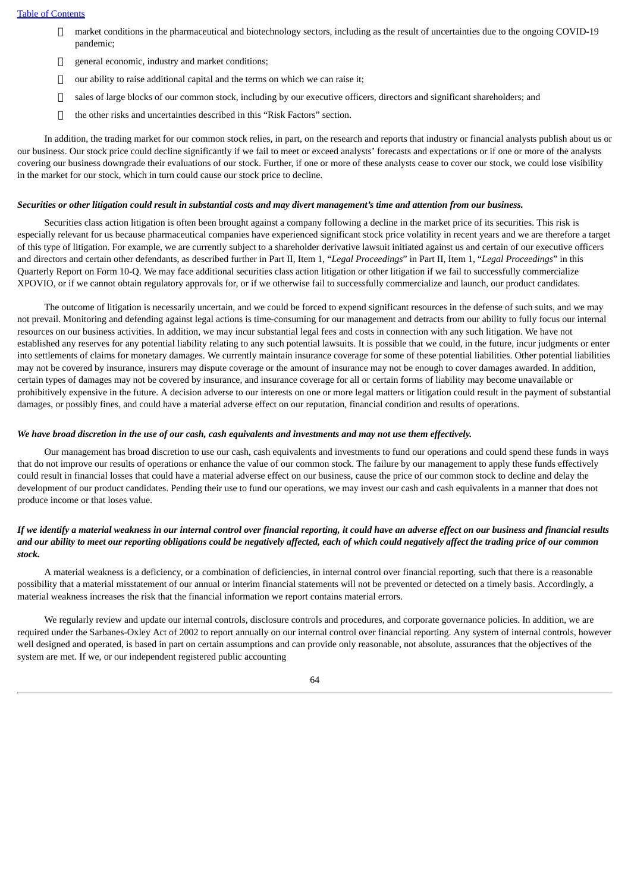- market conditions in the pharmaceutical and biotechnology sectors, including as the result of uncertainties due to the ongoing COVID-19 pandemic;
- general economic, industry and market conditions;
- our ability to raise additional capital and the terms on which we can raise it;
- sales of large blocks of our common stock, including by our executive officers, directors and significant shareholders; and
- the other risks and uncertainties described in this "Risk Factors" section.

In addition, the trading market for our common stock relies, in part, on the research and reports that industry or financial analysts publish about us or our business. Our stock price could decline significantly if we fail to meet or exceed analysts' forecasts and expectations or if one or more of the analysts covering our business downgrade their evaluations of our stock. Further, if one or more of these analysts cease to cover our stock, we could lose visibility in the market for our stock, which in turn could cause our stock price to decline.

***Securities or other litigation could result in substantial costs and may divert management's time and attention from our business.***

Securities class action litigation is often been brought against a company following a decline in the market price of its securities. This risk is especially relevant for us because pharmaceutical companies have experienced significant stock price volatility in recent years and we are therefore a target of this type of litigation. For example, we are currently subject to a shareholder derivative lawsuit initiated against us and certain of our executive officers and directors and certain other defendants, as described further in Part II, Item 1, "*Legal Proceedings*" in Part II, Item 1, "*Legal Proceedings*" in this Quarterly Report on Form 10-Q. We may face additional securities class action litigation or other litigation if we fail to successfully commercialize XPOVIO, or if we cannot obtain regulatory approvals for, or if we otherwise fail to successfully commercialize and launch, our product candidates.

The outcome of litigation is necessarily uncertain, and we could be forced to expend significant resources in the defense of such suits, and we may not prevail. Monitoring and defending against legal actions is time-consuming for our management and detracts from our ability to fully focus our internal resources on our business activities. In addition, we may incur substantial legal fees and costs in connection with any such litigation. We have not established any reserves for any potential liability relating to any such potential lawsuits. It is possible that we could, in the future, incur judgments or enter into settlements of claims for monetary damages. We currently maintain insurance coverage for some of these potential liabilities. Other potential liabilities may not be covered by insurance, insurers may dispute coverage or the amount of insurance may not be enough to cover damages awarded. In addition, certain types of damages may not be covered by insurance, and insurance coverage for all or certain forms of liability may become unavailable or prohibitively expensive in the future. A decision adverse to our interests on one or more legal matters or litigation could result in the payment of substantial damages, or possibly fines, and could have a material adverse effect on our reputation, financial condition and results of operations.

***We have broad discretion in the use of our cash, cash equivalents and investments and may not use them effectively.***

Our management has broad discretion to use our cash, cash equivalents and investments to fund our operations and could spend these funds in ways that do not improve our results of operations or enhance the value of our common stock. The failure by our management to apply these funds effectively could result in financial losses that could have a material adverse effect on our business, cause the price of our common stock to decline and delay the development of our product candidates. Pending their use to fund our operations, we may invest our cash and cash equivalents in a manner that does not produce income or that loses value.

***If we identify a material weakness in our internal control over financial reporting, it could have an adverse effect on our business and financial results and our ability to meet our reporting obligations could be negatively affected, each of which could negatively affect the trading price of our common stock.***

A material weakness is a deficiency, or a combination of deficiencies, in internal control over financial reporting, such that there is a reasonable possibility that a material misstatement of our annual or interim financial statements will not be prevented or detected on a timely basis. Accordingly, a material weakness increases the risk that the financial information we report contains material errors.

We regularly review and update our internal controls, disclosure controls and procedures, and corporate governance policies. In addition, we are required under the Sarbanes-Oxley Act of 2002 to report annually on our internal control over financial reporting. Any system of internal controls, however well designed and operated, is based in part on certain assumptions and can provide only reasonable, not absolute, assurances that the objectives of the system are met. If we, or our independent registered public accounting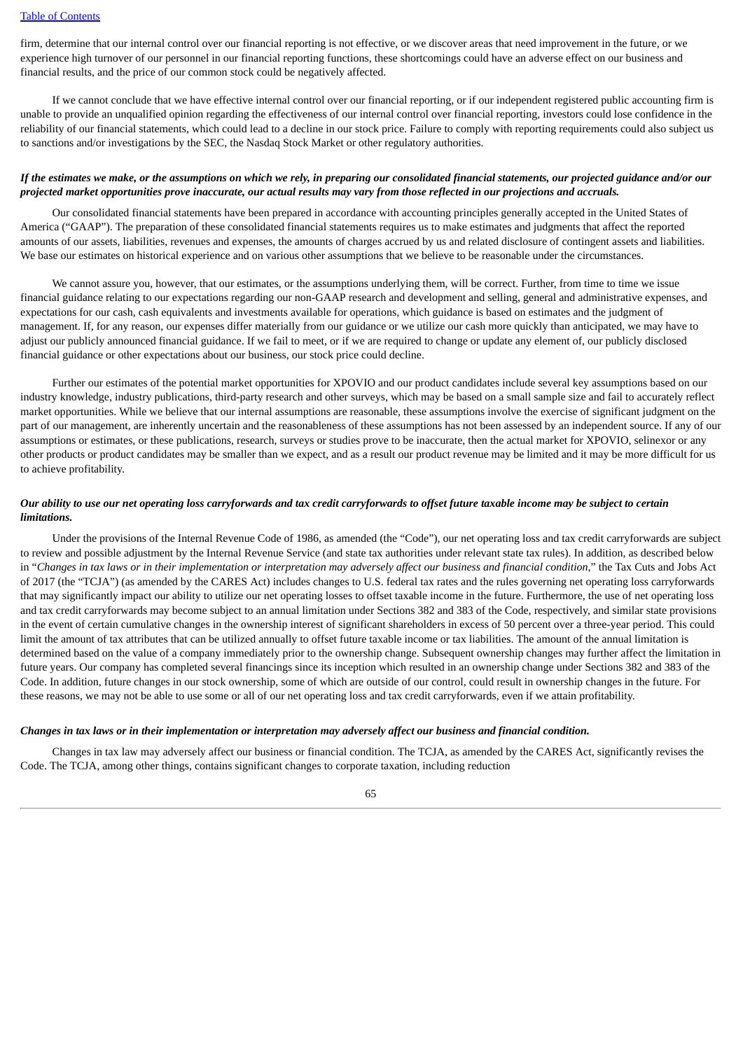firm, determine that our internal control over our financial reporting is not effective, or we discover areas that need improvement in the future, or we experience high turnover of our personnel in our financial reporting functions, these shortcomings could have an adverse effect on our business and financial results, and the price of our common stock could be negatively affected.

If we cannot conclude that we have effective internal control over our financial reporting, or if our independent registered public accounting firm is unable to provide an unqualified opinion regarding the effectiveness of our internal control over financial reporting, investors could lose confidence in the reliability of our financial statements, which could lead to a decline in our stock price. Failure to comply with reporting requirements could also subject us to sanctions and/or investigations by the SEC, the Nasdaq Stock Market or other regulatory authorities.

***If the estimates we make, or the assumptions on which we rely, in preparing our consolidated financial statements, our projected guidance and/or our projected market opportunities prove inaccurate, our actual results may vary from those reflected in our projections and accruals.***

Our consolidated financial statements have been prepared in accordance with accounting principles generally accepted in the United States of America ("GAAP"). The preparation of these consolidated financial statements requires us to make estimates and judgments that affect the reported amounts of our assets, liabilities, revenues and expenses, the amounts of charges accrued by us and related disclosure of contingent assets and liabilities. We base our estimates on historical experience and on various other assumptions that we believe to be reasonable under the circumstances.

We cannot assure you, however, that our estimates, or the assumptions underlying them, will be correct. Further, from time to time we issue financial guidance relating to our expectations regarding our non-GAAP research and development and selling, general and administrative expenses, and expectations for our cash, cash equivalents and investments available for operations, which guidance is based on estimates and the judgment of management. If, for any reason, our expenses differ materially from our guidance or we utilize our cash more quickly than anticipated, we may have to adjust our publicly announced financial guidance. If we fail to meet, or if we are required to change or update any element of, our publicly disclosed financial guidance or other expectations about our business, our stock price could decline.

Further our estimates of the potential market opportunities for XPOVIO and our product candidates include several key assumptions based on our industry knowledge, industry publications, third-party research and other surveys, which may be based on a small sample size and fail to accurately reflect market opportunities. While we believe that our internal assumptions are reasonable, these assumptions involve the exercise of significant judgment on the part of our management, are inherently uncertain and the reasonableness of these assumptions has not been assessed by an independent source. If any of our assumptions or estimates, or these publications, research, surveys or studies prove to be inaccurate, then the actual market for XPOVIO, selinexor or any other products or product candidates may be smaller than we expect, and as a result our product revenue may be limited and it may be more difficult for us to achieve profitability.

***Our ability to use our net operating loss carryforwards and tax credit carryforwards to offset future taxable income may be subject to certain limitations.***

Under the provisions of the Internal Revenue Code of 1986, as amended (the "Code"), our net operating loss and tax credit carryforwards are subject to review and possible adjustment by the Internal Revenue Service (and state tax authorities under relevant state tax rules). In addition, as described below in "*Changes in tax laws or in their implementation or interpretation may adversely affect our business and financial condition*," the Tax Cuts and Jobs Act of 2017 (the "TCJA") (as amended by the CARES Act) includes changes to U.S. federal tax rates and the rules governing net operating loss carryforwards that may significantly impact our ability to utilize our net operating losses to offset taxable income in the future. Furthermore, the use of net operating loss and tax credit carryforwards may become subject to an annual limitation under Sections 382 and 383 of the Code, respectively, and similar state provisions in the event of certain cumulative changes in the ownership interest of significant shareholders in excess of 50 percent over a three-year period. This could limit the amount of tax attributes that can be utilized annually to offset future taxable income or tax liabilities. The amount of the annual limitation is determined based on the value of a company immediately prior to the ownership change. Subsequent ownership changes may further affect the limitation in future years. Our company has completed several financings since its inception which resulted in an ownership change under Sections 382 and 383 of the Code. In addition, future changes in our stock ownership, some of which are outside of our control, could result in ownership changes in the future. For these reasons, we may not be able to use some or all of our net operating loss and tax credit carryforwards, even if we attain profitability.

***Changes in tax laws or in their implementation or interpretation may adversely affect our business and financial condition.***

Changes in tax law may adversely affect our business or financial condition. The TCJA, as amended by the CARES Act, significantly revises the Code. The TCJA, among other things, contains significant changes to corporate taxation, including reduction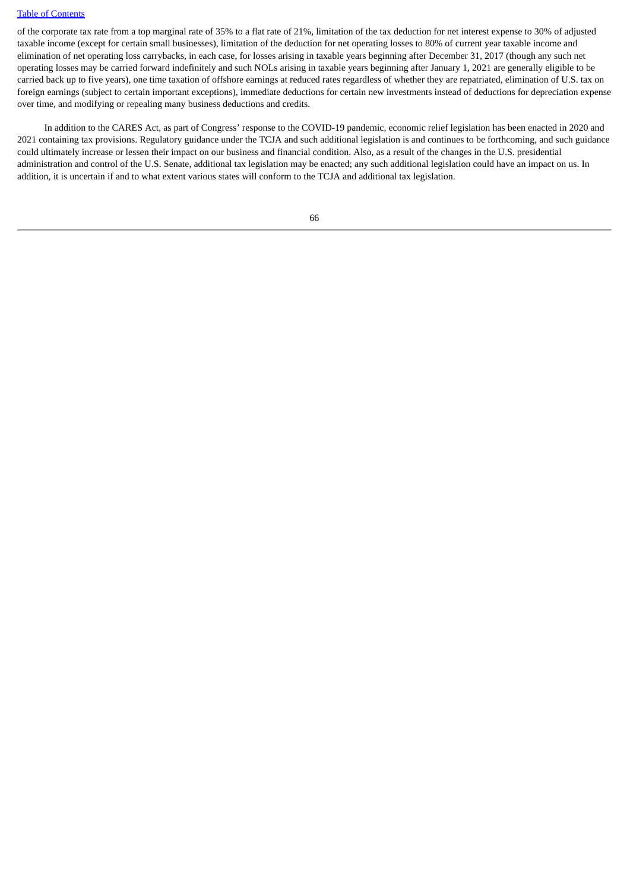of the corporate tax rate from a top marginal rate of 35% to a flat rate of 21%, limitation of the tax deduction for net interest expense to 30% of adjusted taxable income (except for certain small businesses), limitation of the deduction for net operating losses to 80% of current year taxable income and elimination of net operating loss carrybacks, in each case, for losses arising in taxable years beginning after December 31, 2017 (though any such net operating losses may be carried forward indefinitely and such NOLs arising in taxable years beginning after January 1, 2021 are generally eligible to be carried back up to five years), one time taxation of offshore earnings at reduced rates regardless of whether they are repatriated, elimination of U.S. tax on foreign earnings (subject to certain important exceptions), immediate deductions for certain new investments instead of deductions for depreciation expense over time, and modifying or repealing many business deductions and credits.

In addition to the CARES Act, as part of Congress' response to the COVID-19 pandemic, economic relief legislation has been enacted in 2020 and 2021 containing tax provisions. Regulatory guidance under the TCJA and such additional legislation is and continues to be forthcoming, and such guidance could ultimately increase or lessen their impact on our business and financial condition. Also, as a result of the changes in the U.S. presidential administration and control of the U.S. Senate, additional tax legislation may be enacted; any such additional legislation could have an impact on us. In addition, it is uncertain if and to what extent various states will conform to the TCJA and additional tax legislation.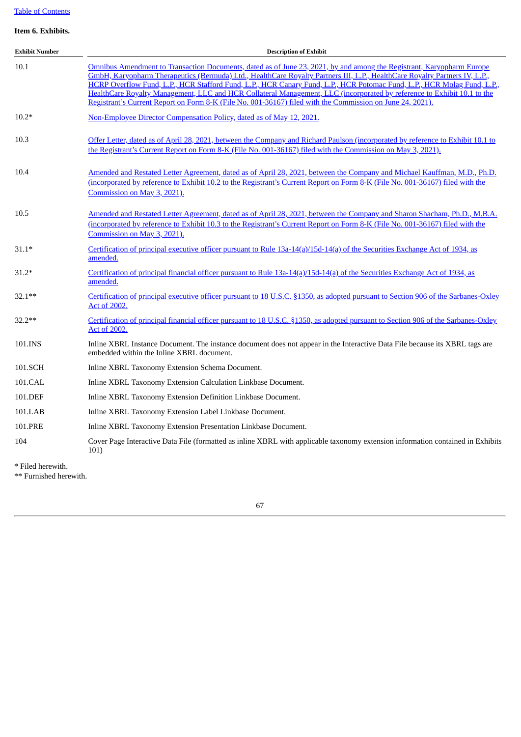Table of Contents

**Item 6. Exhibits.**

| Exhibit Number | Description of Exhibit |
| --- | --- |
| 10.1 | Omnibus Amendment to Transaction Documents, dated as of June 23, 2021, by and among the Registrant, Karyopharm Europe GmbH, Karyopharm Therapeutics (Bermuda) Ltd., HealthCare Royalty Partners III, L.P., HealthCare Royalty Partners IV, L.P., HCRP Overflow Fund, L.P., HCR Stafford Fund, L.P., HCR Canary Fund, L.P., HCR Potomac Fund, L.P., HCR Molag Fund, L.P., HealthCare Royalty Management, LLC and HCR Collateral Management, LLC (incorporated by reference to Exhibit 10.1 to the Registrant's Current Report on Form 8-K (File No. 001-36167) filed with the Commission on June 24, 2021). |
| 10.2* | Non-Employee Director Compensation Policy, dated as of May 12, 2021. |
| 10.3 | Offer Letter, dated as of April 28, 2021, between the Company and Richard Paulson (incorporated by reference to Exhibit 10.1 to the Registrant's Current Report on Form 8-K (File No. 001-36167) filed with the Commission on May 3, 2021). |
| 10.4 | Amended and Restated Letter Agreement, dated as of April 28, 2021, between the Company and Michael Kauffman, M.D., Ph.D. (incorporated by reference to Exhibit 10.2 to the Registrant's Current Report on Form 8-K (File No. 001-36167) filed with the Commission on May 3, 2021). |
| 10.5 | Amended and Restated Letter Agreement, dated as of April 28, 2021, between the Company and Sharon Shacham, Ph.D., M.B.A. (incorporated by reference to Exhibit 10.3 to the Registrant's Current Report on Form 8-K (File No. 001-36167) filed with the Commission on May 3, 2021). |
| 31.1* | Certification of principal executive officer pursuant to Rule 13a-14(a)/15d-14(a) of the Securities Exchange Act of 1934, as amended. |
| 31.2* | Certification of principal financial officer pursuant to Rule 13a-14(a)/15d-14(a) of the Securities Exchange Act of 1934, as amended. |
| 32.1** | Certification of principal executive officer pursuant to 18 U.S.C. §1350, as adopted pursuant to Section 906 of the Sarbanes-Oxley Act of 2002. |
| 32.2** | Certification of principal financial officer pursuant to 18 U.S.C. §1350, as adopted pursuant to Section 906 of the Sarbanes-Oxley Act of 2002. |
| 101.INS | Inline XBRL Instance Document. The instance document does not appear in the Interactive Data File because its XBRL tags are embedded within the Inline XBRL document. |
| 101.SCH | Inline XBRL Taxonomy Extension Schema Document. |
| 101.CAL | Inline XBRL Taxonomy Extension Calculation Linkbase Document. |
| 101.DEF | Inline XBRL Taxonomy Extension Definition Linkbase Document. |
| 101.LAB | Inline XBRL Taxonomy Extension Label Linkbase Document. |
| 101.PRE | Inline XBRL Taxonomy Extension Presentation Linkbase Document. |
| 104 | Cover Page Interactive Data File (formatted as inline XBRL with applicable taxonomy extension information contained in Exhibits 101) |

\* Filed herewith.
\*\* Furnished herewith.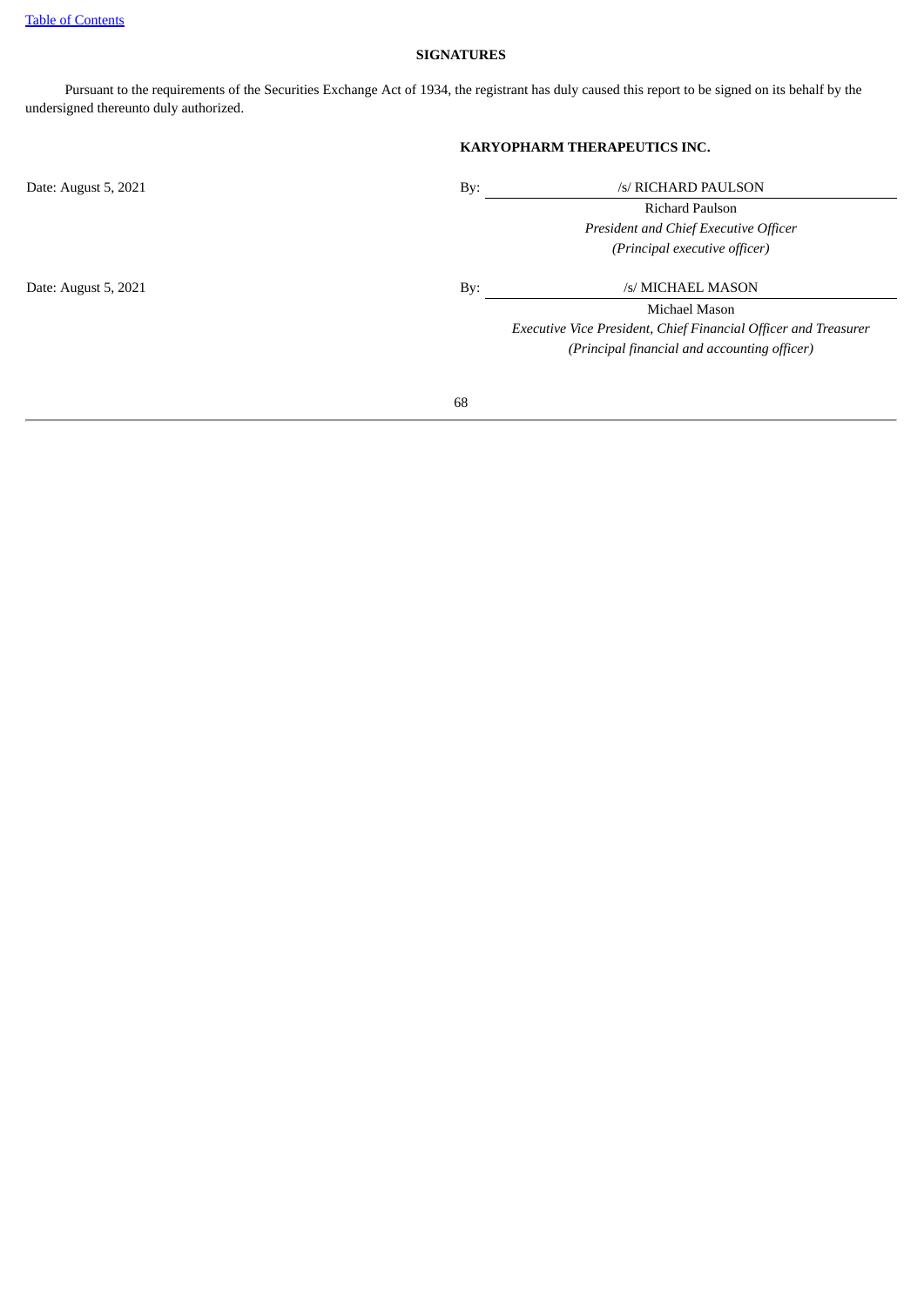## SIGNATURES

Pursuant to the requirements of the Securities Exchange Act of 1934, the registrant has duly caused this report to be signed on its behalf by the undersigned thereunto duly authorized.

**KARYOPHARM THERAPEUTICS INC.**

| | | |
|---|---|---|
| Date: August 5, 2021 | By: | /s/ RICHARD PAULSON |
| | | Richard Paulson |
| | | *President and Chief Executive Officer* |
| | | *(Principal executive officer)* |
| Date: August 5, 2021 | By: | /s/ MICHAEL MASON |
| | | Michael Mason |
| | | *Executive Vice President, Chief Financial Officer and Treasurer* |
| | | *(Principal financial and accounting officer)* |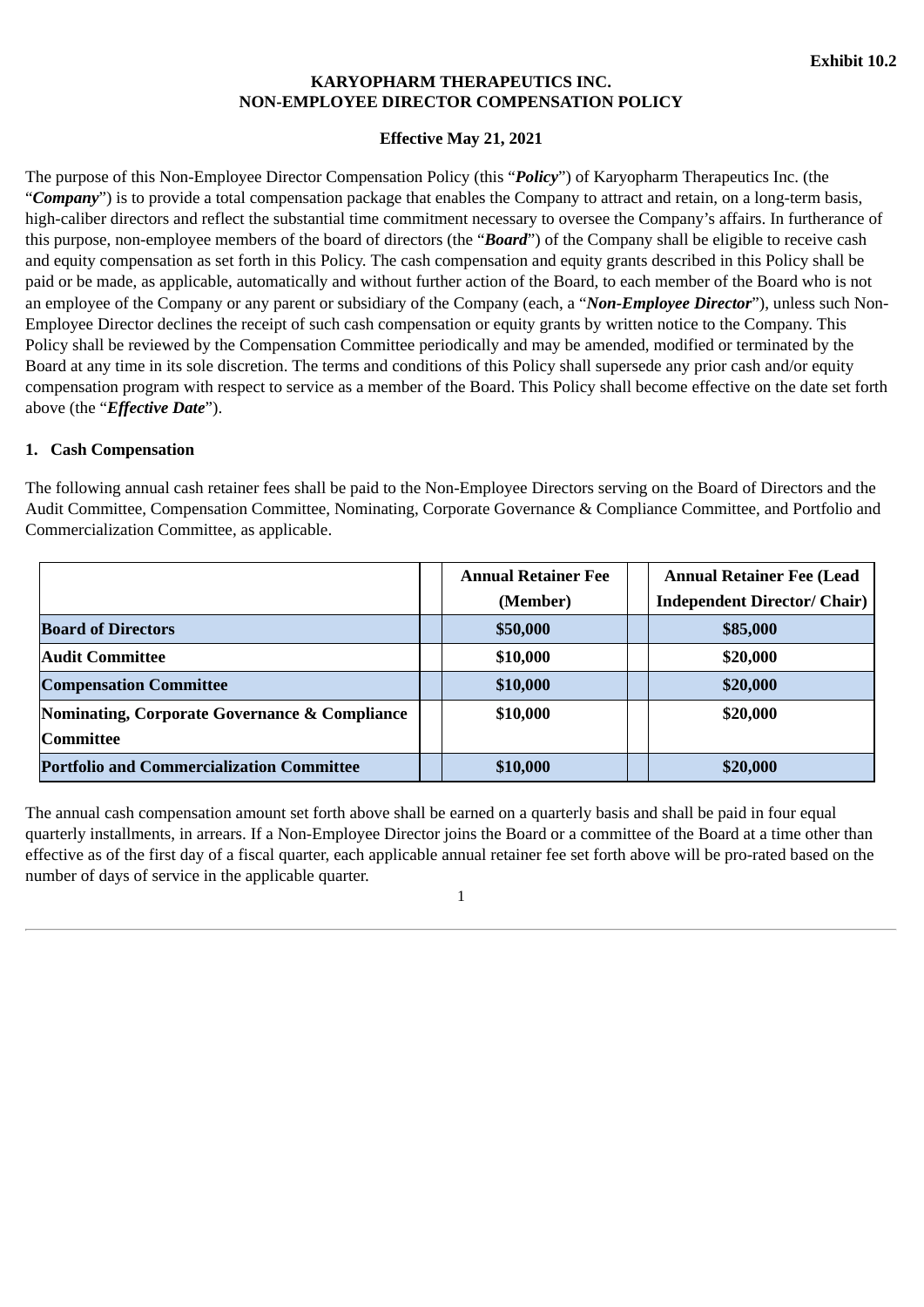**Exhibit 10.2**

**KARYOPHARM THERAPEUTICS INC.**
**NON-EMPLOYEE DIRECTOR COMPENSATION POLICY**

**Effective May 21, 2021**

The purpose of this Non-Employee Director Compensation Policy (this "***Policy***") of Karyopharm Therapeutics Inc. (the "***Company***") is to provide a total compensation package that enables the Company to attract and retain, on a long-term basis, high-caliber directors and reflect the substantial time commitment necessary to oversee the Company's affairs. In furtherance of this purpose, non-employee members of the board of directors (the "***Board***") of the Company shall be eligible to receive cash and equity compensation as set forth in this Policy. The cash compensation and equity grants described in this Policy shall be paid or be made, as applicable, automatically and without further action of the Board, to each member of the Board who is not an employee of the Company or any parent or subsidiary of the Company (each, a "***Non-Employee Director***"), unless such Non-Employee Director declines the receipt of such cash compensation or equity grants by written notice to the Company. This Policy shall be reviewed by the Compensation Committee periodically and may be amended, modified or terminated by the Board at any time in its sole discretion. The terms and conditions of this Policy shall supersede any prior cash and/or equity compensation program with respect to service as a member of the Board. This Policy shall become effective on the date set forth above (the "***Effective Date***").

**1. Cash Compensation**

The following annual cash retainer fees shall be paid to the Non-Employee Directors serving on the Board of Directors and the Audit Committee, Compensation Committee, Nominating, Corporate Governance & Compliance Committee, and Portfolio and Commercialization Committee, as applicable.

| | Annual Retainer Fee (Member) | Annual Retainer Fee (Lead Independent Director/ Chair) |
|---|---|---|
| **Board of Directors** | **$50,000** | **$85,000** |
| **Audit Committee** | **$10,000** | **$20,000** |
| **Compensation Committee** | **$10,000** | **$20,000** |
| **Nominating, Corporate Governance & Compliance Committee** | **$10,000** | **$20,000** |
| **Portfolio and Commercialization Committee** | **$10,000** | **$20,000** |

The annual cash compensation amount set forth above shall be earned on a quarterly basis and shall be paid in four equal quarterly installments, in arrears. If a Non-Employee Director joins the Board or a committee of the Board at a time other than effective as of the first day of a fiscal quarter, each applicable annual retainer fee set forth above will be pro-rated based on the number of days of service in the applicable quarter.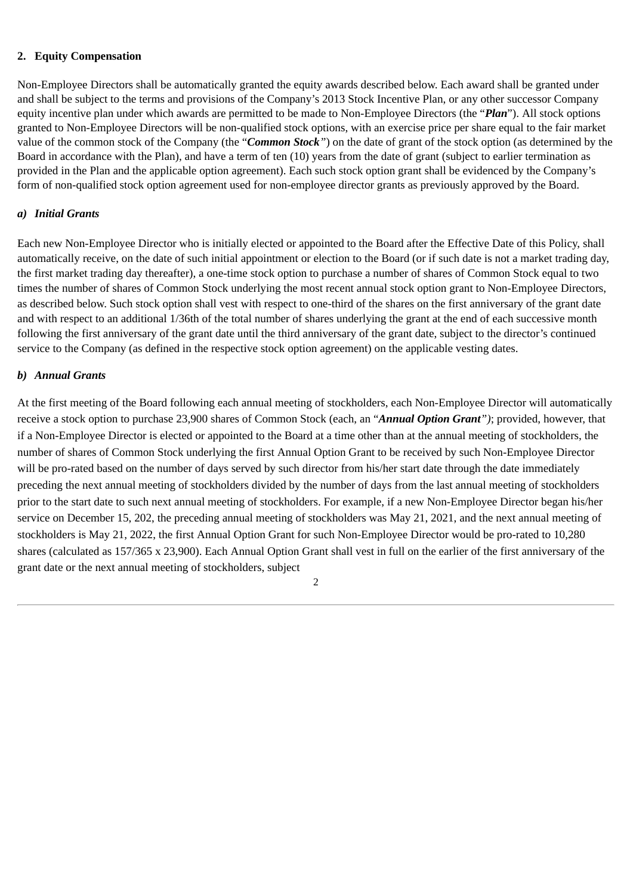## 2. Equity Compensation

Non-Employee Directors shall be automatically granted the equity awards described below. Each award shall be granted under and shall be subject to the terms and provisions of the Company's 2013 Stock Incentive Plan, or any other successor Company equity incentive plan under which awards are permitted to be made to Non-Employee Directors (the "***Plan***"). All stock options granted to Non-Employee Directors will be non-qualified stock options, with an exercise price per share equal to the fair market value of the common stock of the Company (the "***Common Stock***") on the date of grant of the stock option (as determined by the Board in accordance with the Plan), and have a term of ten (10) years from the date of grant (subject to earlier termination as provided in the Plan and the applicable option agreement). Each such stock option grant shall be evidenced by the Company's form of non-qualified stock option agreement used for non-employee director grants as previously approved by the Board.

### *a) Initial Grants*

Each new Non-Employee Director who is initially elected or appointed to the Board after the Effective Date of this Policy, shall automatically receive, on the date of such initial appointment or election to the Board (or if such date is not a market trading day, the first market trading day thereafter), a one-time stock option to purchase a number of shares of Common Stock equal to two times the number of shares of Common Stock underlying the most recent annual stock option grant to Non-Employee Directors, as described below. Such stock option shall vest with respect to one-third of the shares on the first anniversary of the grant date and with respect to an additional 1/36th of the total number of shares underlying the grant at the end of each successive month following the first anniversary of the grant date until the third anniversary of the grant date, subject to the director's continued service to the Company (as defined in the respective stock option agreement) on the applicable vesting dates.

### *b) Annual Grants*

At the first meeting of the Board following each annual meeting of stockholders, each Non-Employee Director will automatically receive a stock option to purchase 23,900 shares of Common Stock (each, an "***Annual Option Grant***"); provided, however, that if a Non-Employee Director is elected or appointed to the Board at a time other than at the annual meeting of stockholders, the number of shares of Common Stock underlying the first Annual Option Grant to be received by such Non-Employee Director will be pro-rated based on the number of days served by such director from his/her start date through the date immediately preceding the next annual meeting of stockholders divided by the number of days from the last annual meeting of stockholders prior to the start date to such next annual meeting of stockholders. For example, if a new Non-Employee Director began his/her service on December 15, 202, the preceding annual meeting of stockholders was May 21, 2021, and the next annual meeting of stockholders is May 21, 2022, the first Annual Option Grant for such Non-Employee Director would be pro-rated to 10,280 shares (calculated as 157/365 x 23,900). Each Annual Option Grant shall vest in full on the earlier of the first anniversary of the grant date or the next annual meeting of stockholders, subject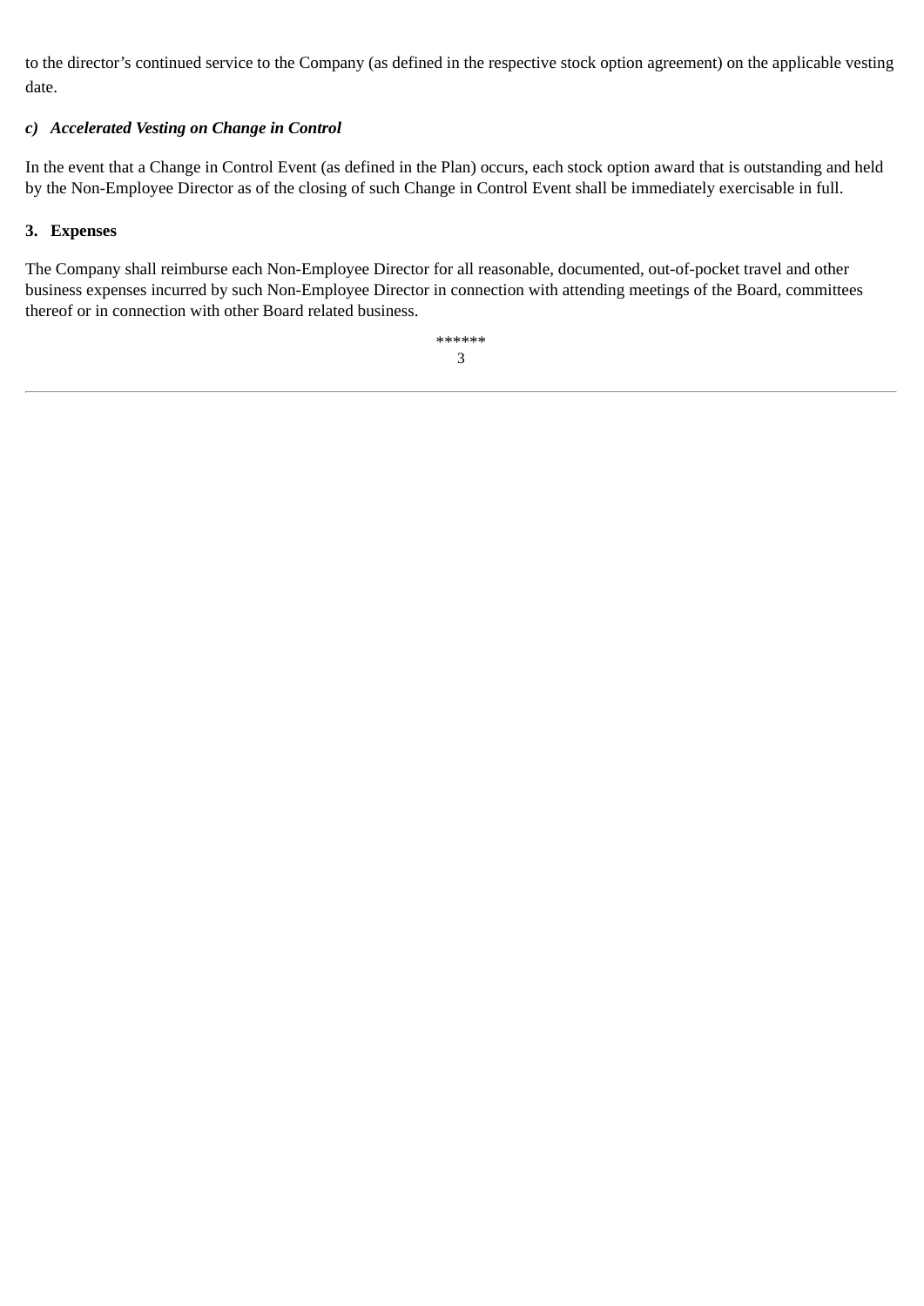to the director's continued service to the Company (as defined in the respective stock option agreement) on the applicable vesting date.

### *c) Accelerated Vesting on Change in Control*

In the event that a Change in Control Event (as defined in the Plan) occurs, each stock option award that is outstanding and held by the Non-Employee Director as of the closing of such Change in Control Event shall be immediately exercisable in full.

## 3. Expenses

The Company shall reimburse each Non-Employee Director for all reasonable, documented, out-of-pocket travel and other business expenses incurred by such Non-Employee Director in connection with attending meetings of the Board, committees thereof or in connection with other Board related business.

******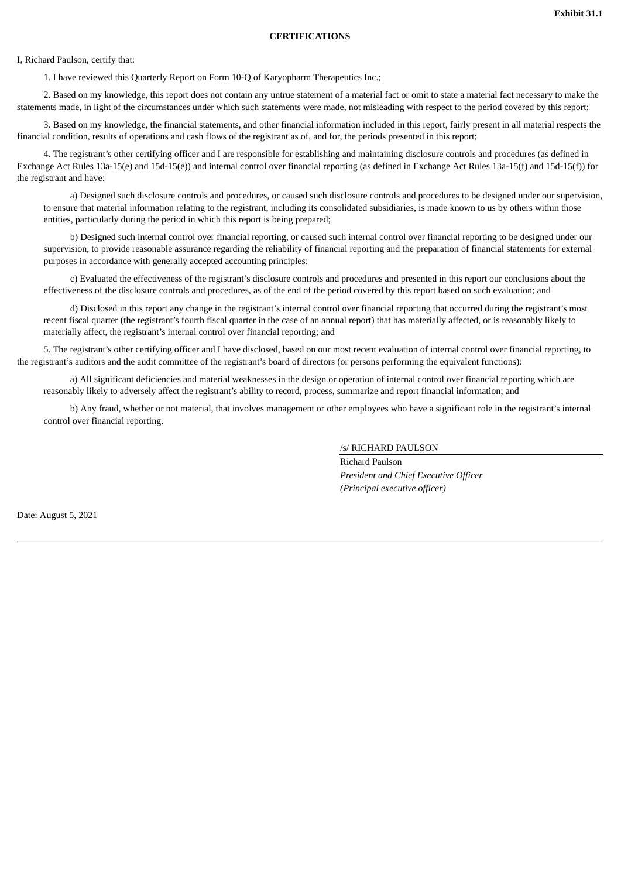**Exhibit 31.1**

**CERTIFICATIONS**

I, Richard Paulson, certify that:

1. I have reviewed this Quarterly Report on Form 10-Q of Karyopharm Therapeutics Inc.;

2. Based on my knowledge, this report does not contain any untrue statement of a material fact or omit to state a material fact necessary to make the statements made, in light of the circumstances under which such statements were made, not misleading with respect to the period covered by this report;

3. Based on my knowledge, the financial statements, and other financial information included in this report, fairly present in all material respects the financial condition, results of operations and cash flows of the registrant as of, and for, the periods presented in this report;

4. The registrant's other certifying officer and I are responsible for establishing and maintaining disclosure controls and procedures (as defined in Exchange Act Rules 13a-15(e) and 15d-15(e)) and internal control over financial reporting (as defined in Exchange Act Rules 13a-15(f) and 15d-15(f)) for the registrant and have:

a) Designed such disclosure controls and procedures, or caused such disclosure controls and procedures to be designed under our supervision, to ensure that material information relating to the registrant, including its consolidated subsidiaries, is made known to us by others within those entities, particularly during the period in which this report is being prepared;

b) Designed such internal control over financial reporting, or caused such internal control over financial reporting to be designed under our supervision, to provide reasonable assurance regarding the reliability of financial reporting and the preparation of financial statements for external purposes in accordance with generally accepted accounting principles;

c) Evaluated the effectiveness of the registrant's disclosure controls and procedures and presented in this report our conclusions about the effectiveness of the disclosure controls and procedures, as of the end of the period covered by this report based on such evaluation; and

d) Disclosed in this report any change in the registrant's internal control over financial reporting that occurred during the registrant's most recent fiscal quarter (the registrant's fourth fiscal quarter in the case of an annual report) that has materially affected, or is reasonably likely to materially affect, the registrant's internal control over financial reporting; and

5. The registrant's other certifying officer and I have disclosed, based on our most recent evaluation of internal control over financial reporting, to the registrant's auditors and the audit committee of the registrant's board of directors (or persons performing the equivalent functions):

a) All significant deficiencies and material weaknesses in the design or operation of internal control over financial reporting which are reasonably likely to adversely affect the registrant's ability to record, process, summarize and report financial information; and

b) Any fraud, whether or not material, that involves management or other employees who have a significant role in the registrant's internal control over financial reporting.

/s/ RICHARD PAULSON

Richard Paulson
*President and Chief Executive Officer*
*(Principal executive officer)*

Date: August 5, 2021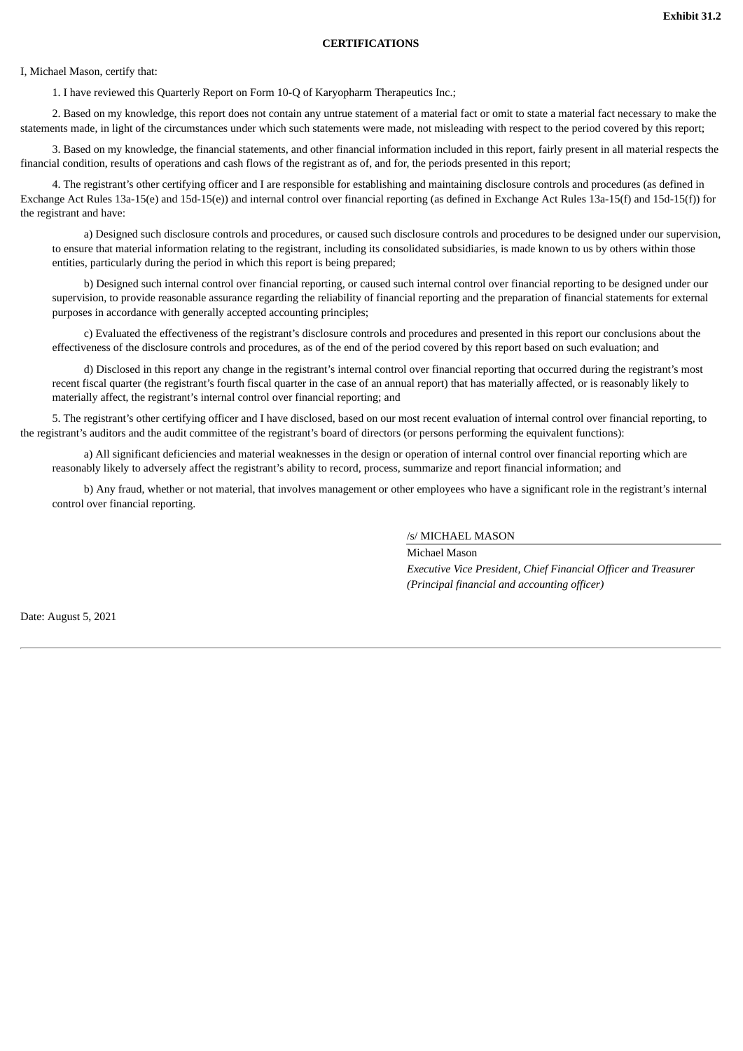**Exhibit 31.2**

**CERTIFICATIONS**

I, Michael Mason, certify that:

1. I have reviewed this Quarterly Report on Form 10-Q of Karyopharm Therapeutics Inc.;

2. Based on my knowledge, this report does not contain any untrue statement of a material fact or omit to state a material fact necessary to make the statements made, in light of the circumstances under which such statements were made, not misleading with respect to the period covered by this report;

3. Based on my knowledge, the financial statements, and other financial information included in this report, fairly present in all material respects the financial condition, results of operations and cash flows of the registrant as of, and for, the periods presented in this report;

4. The registrant's other certifying officer and I are responsible for establishing and maintaining disclosure controls and procedures (as defined in Exchange Act Rules 13a-15(e) and 15d-15(e)) and internal control over financial reporting (as defined in Exchange Act Rules 13a-15(f) and 15d-15(f)) for the registrant and have:

a) Designed such disclosure controls and procedures, or caused such disclosure controls and procedures to be designed under our supervision, to ensure that material information relating to the registrant, including its consolidated subsidiaries, is made known to us by others within those entities, particularly during the period in which this report is being prepared;

b) Designed such internal control over financial reporting, or caused such internal control over financial reporting to be designed under our supervision, to provide reasonable assurance regarding the reliability of financial reporting and the preparation of financial statements for external purposes in accordance with generally accepted accounting principles;

c) Evaluated the effectiveness of the registrant's disclosure controls and procedures and presented in this report our conclusions about the effectiveness of the disclosure controls and procedures, as of the end of the period covered by this report based on such evaluation; and

d) Disclosed in this report any change in the registrant's internal control over financial reporting that occurred during the registrant's most recent fiscal quarter (the registrant's fourth fiscal quarter in the case of an annual report) that has materially affected, or is reasonably likely to materially affect, the registrant's internal control over financial reporting; and

5. The registrant's other certifying officer and I have disclosed, based on our most recent evaluation of internal control over financial reporting, to the registrant's auditors and the audit committee of the registrant's board of directors (or persons performing the equivalent functions):

a) All significant deficiencies and material weaknesses in the design or operation of internal control over financial reporting which are reasonably likely to adversely affect the registrant's ability to record, process, summarize and report financial information; and

b) Any fraud, whether or not material, that involves management or other employees who have a significant role in the registrant's internal control over financial reporting.

/s/ MICHAEL MASON

Michael Mason
*Executive Vice President, Chief Financial Officer and Treasurer*
*(Principal financial and accounting officer)*

Date: August 5, 2021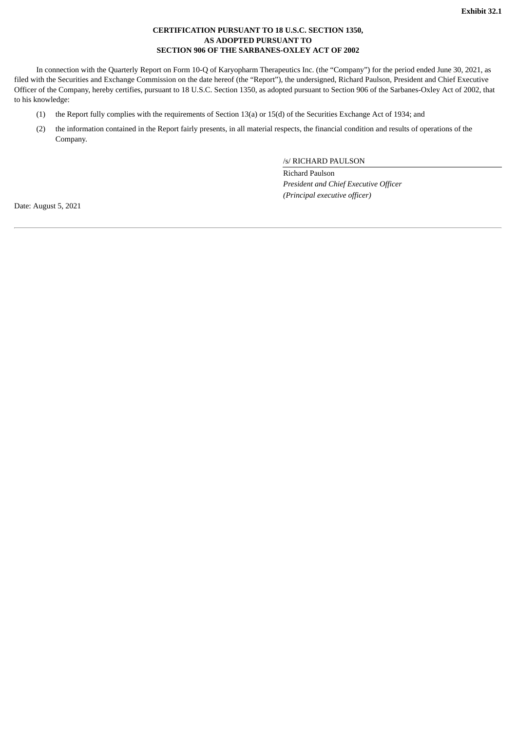**Exhibit 32.1**

**CERTIFICATION PURSUANT TO 18 U.S.C. SECTION 1350,**
**AS ADOPTED PURSUANT TO**
**SECTION 906 OF THE SARBANES-OXLEY ACT OF 2002**

In connection with the Quarterly Report on Form 10-Q of Karyopharm Therapeutics Inc. (the "Company") for the period ended June 30, 2021, as filed with the Securities and Exchange Commission on the date hereof (the "Report"), the undersigned, Richard Paulson, President and Chief Executive Officer of the Company, hereby certifies, pursuant to 18 U.S.C. Section 1350, as adopted pursuant to Section 906 of the Sarbanes-Oxley Act of 2002, that to his knowledge:

(1) the Report fully complies with the requirements of Section 13(a) or 15(d) of the Securities Exchange Act of 1934; and

(2) the information contained in the Report fairly presents, in all material respects, the financial condition and results of operations of the Company.

/s/ RICHARD PAULSON

Richard Paulson
*President and Chief Executive Officer*
*(Principal executive officer)*

Date: August 5, 2021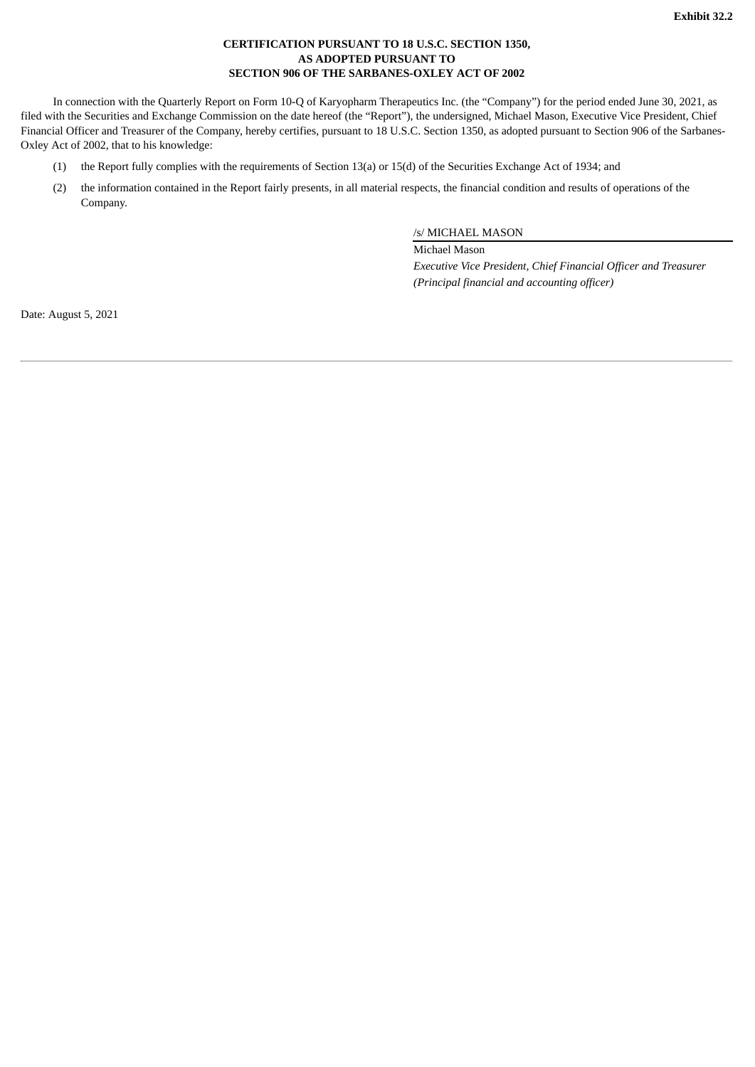**Exhibit 32.2**

**CERTIFICATION PURSUANT TO 18 U.S.C. SECTION 1350,
AS ADOPTED PURSUANT TO
SECTION 906 OF THE SARBANES-OXLEY ACT OF 2002**

In connection with the Quarterly Report on Form 10-Q of Karyopharm Therapeutics Inc. (the "Company") for the period ended June 30, 2021, as filed with the Securities and Exchange Commission on the date hereof (the "Report"), the undersigned, Michael Mason, Executive Vice President, Chief Financial Officer and Treasurer of the Company, hereby certifies, pursuant to 18 U.S.C. Section 1350, as adopted pursuant to Section 906 of the Sarbanes-Oxley Act of 2002, that to his knowledge:

(1) the Report fully complies with the requirements of Section 13(a) or 15(d) of the Securities Exchange Act of 1934; and

(2) the information contained in the Report fairly presents, in all material respects, the financial condition and results of operations of the Company.

/s/ MICHAEL MASON

Michael Mason
*Executive Vice President, Chief Financial Officer and Treasurer*
*(Principal financial and accounting officer)*

Date: August 5, 2021